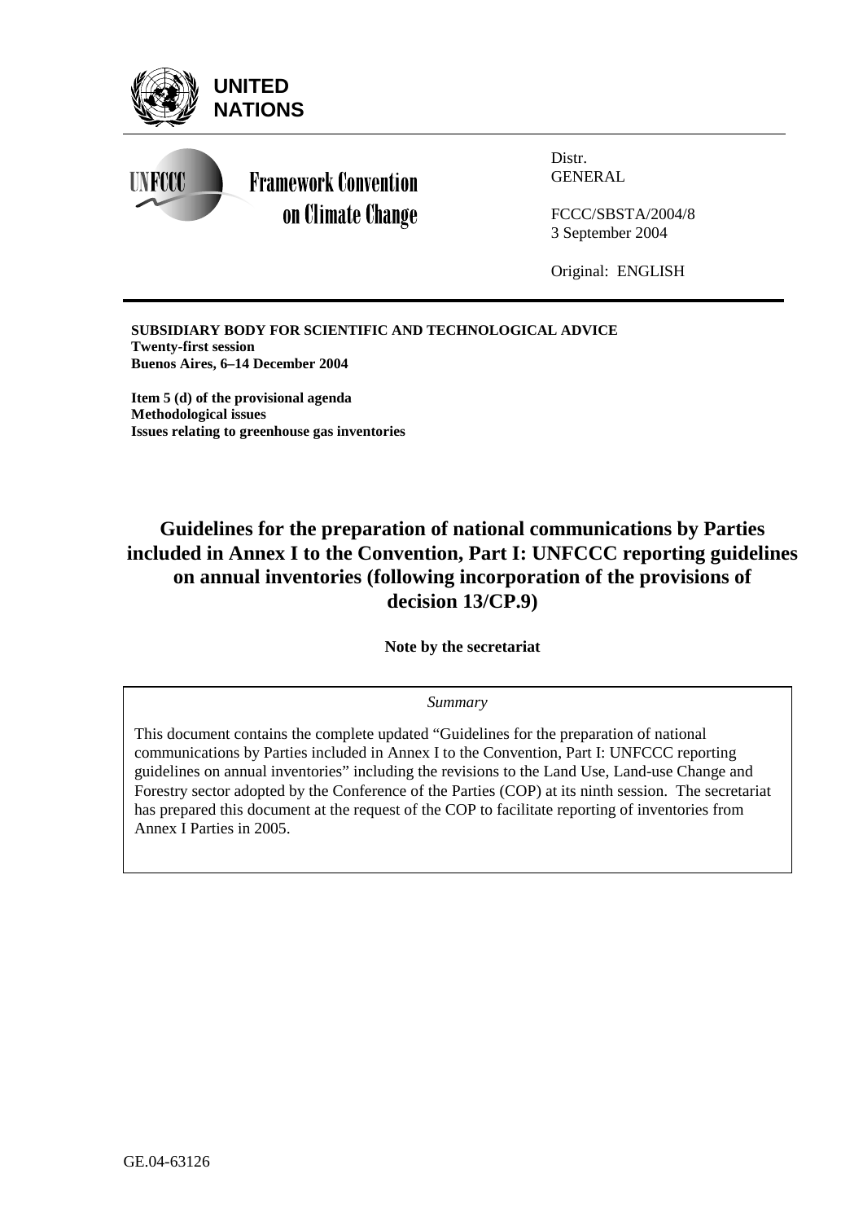UNITED NATIONS

Framework Convention on Climate Change

Distr.
GENERAL

FCCC/SBSTA/2004/8
3 September 2004

Original: ENGLISH

**SUBSIDIARY BODY FOR SCIENTIFIC AND TECHNOLOGICAL ADVICE**
**Twenty-first session**
**Buenos Aires, 6–14 December 2004**

**Item 5 (d) of the provisional agenda**
**Methodological issues**
**Issues relating to greenhouse gas inventories**

# Guidelines for the preparation of national communications by Parties included in Annex I to the Convention, Part I: UNFCCC reporting guidelines on annual inventories (following incorporation of the provisions of decision 13/CP.9)

**Note by the secretariat**

*Summary*

This document contains the complete updated "Guidelines for the preparation of national communications by Parties included in Annex I to the Convention, Part I: UNFCCC reporting guidelines on annual inventories" including the revisions to the Land Use, Land-use Change and Forestry sector adopted by the Conference of the Parties (COP) at its ninth session. The secretariat has prepared this document at the request of the COP to facilitate reporting of inventories from Annex I Parties in 2005.

GE.04-63126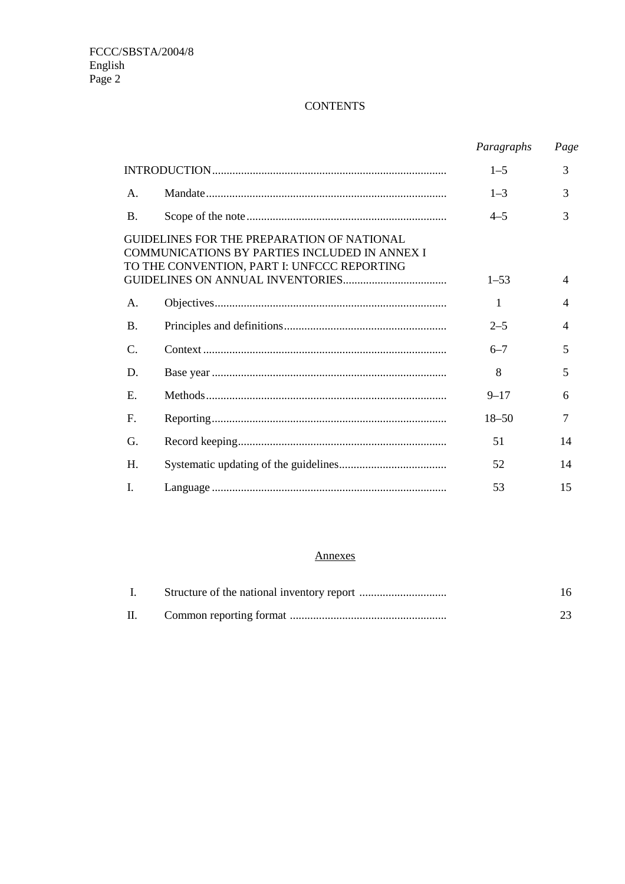# CONTENTS

| | | *Paragraphs* | *Page* |
|---|---|---|---|
| INTRODUCTION | | 1–5 | 3 |
| A. | Mandate | 1–3 | 3 |
| B. | Scope of the note | 4–5 | 3 |
| GUIDELINES FOR THE PREPARATION OF NATIONAL COMMUNICATIONS BY PARTIES INCLUDED IN ANNEX I TO THE CONVENTION, PART I: UNFCCC REPORTING GUIDELINES ON ANNUAL INVENTORIES | | 1–53 | 4 |
| A. | Objectives | 1 | 4 |
| B. | Principles and definitions | 2–5 | 4 |
| C. | Context | 6–7 | 5 |
| D. | Base year | 8 | 5 |
| E. | Methods | 9–17 | 6 |
| F. | Reporting | 18–50 | 7 |
| G. | Record keeping | 51 | 14 |
| H. | Systematic updating of the guidelines | 52 | 14 |
| I. | Language | 53 | 15 |

## Annexes

| | | Page |
|---|---|---|
| I. | Structure of the national inventory report | 16 |
| II. | Common reporting format | 23 |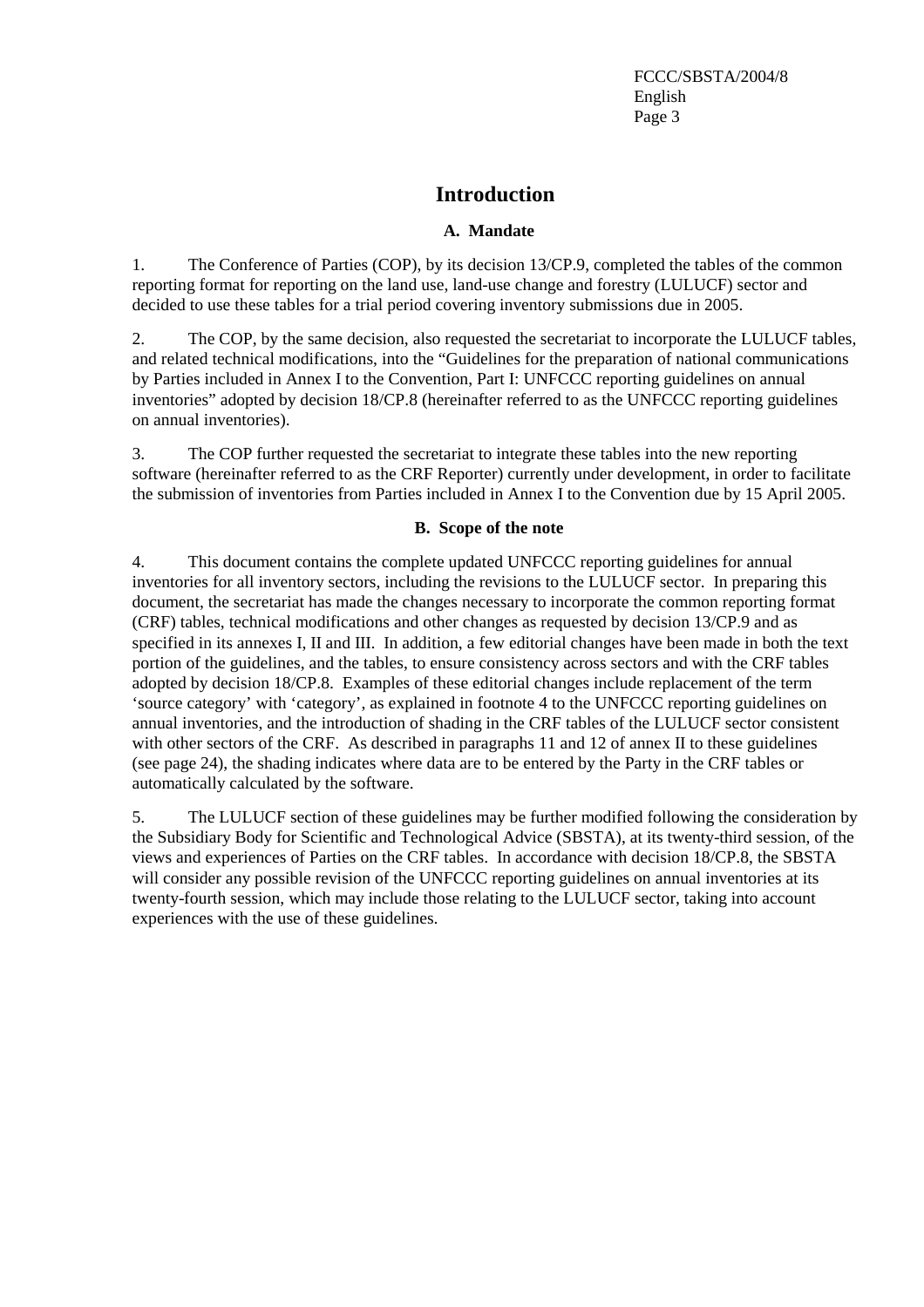# Introduction

### A. Mandate

1. The Conference of Parties (COP), by its decision 13/CP.9, completed the tables of the common reporting format for reporting on the land use, land-use change and forestry (LULUCF) sector and decided to use these tables for a trial period covering inventory submissions due in 2005.

2. The COP, by the same decision, also requested the secretariat to incorporate the LULUCF tables, and related technical modifications, into the "Guidelines for the preparation of national communications by Parties included in Annex I to the Convention, Part I: UNFCCC reporting guidelines on annual inventories" adopted by decision 18/CP.8 (hereinafter referred to as the UNFCCC reporting guidelines on annual inventories).

3. The COP further requested the secretariat to integrate these tables into the new reporting software (hereinafter referred to as the CRF Reporter) currently under development, in order to facilitate the submission of inventories from Parties included in Annex I to the Convention due by 15 April 2005.

### B. Scope of the note

4. This document contains the complete updated UNFCCC reporting guidelines for annual inventories for all inventory sectors, including the revisions to the LULUCF sector. In preparing this document, the secretariat has made the changes necessary to incorporate the common reporting format (CRF) tables, technical modifications and other changes as requested by decision 13/CP.9 and as specified in its annexes I, II and III. In addition, a few editorial changes have been made in both the text portion of the guidelines, and the tables, to ensure consistency across sectors and with the CRF tables adopted by decision 18/CP.8. Examples of these editorial changes include replacement of the term 'source category' with 'category', as explained in footnote 4 to the UNFCCC reporting guidelines on annual inventories, and the introduction of shading in the CRF tables of the LULUCF sector consistent with other sectors of the CRF. As described in paragraphs 11 and 12 of annex II to these guidelines (see page 24), the shading indicates where data are to be entered by the Party in the CRF tables or automatically calculated by the software.

5. The LULUCF section of these guidelines may be further modified following the consideration by the Subsidiary Body for Scientific and Technological Advice (SBSTA), at its twenty-third session, of the views and experiences of Parties on the CRF tables. In accordance with decision 18/CP.8, the SBSTA will consider any possible revision of the UNFCCC reporting guidelines on annual inventories at its twenty-fourth session, which may include those relating to the LULUCF sector, taking into account experiences with the use of these guidelines.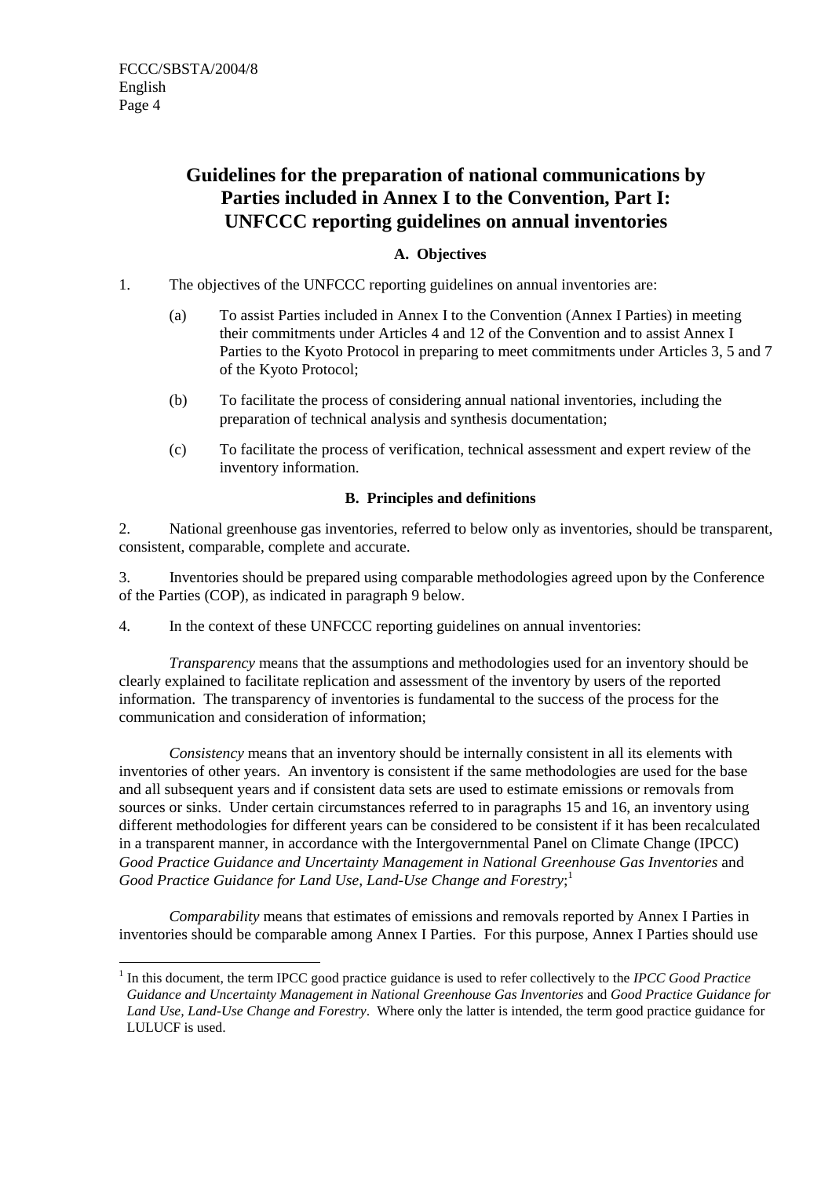# Guidelines for the preparation of national communications by Parties included in Annex I to the Convention, Part I: UNFCCC reporting guidelines on annual inventories

## A. Objectives

1. The objectives of the UNFCCC reporting guidelines on annual inventories are:

   (a) To assist Parties included in Annex I to the Convention (Annex I Parties) in meeting their commitments under Articles 4 and 12 of the Convention and to assist Annex I Parties to the Kyoto Protocol in preparing to meet commitments under Articles 3, 5 and 7 of the Kyoto Protocol;

   (b) To facilitate the process of considering annual national inventories, including the preparation of technical analysis and synthesis documentation;

   (c) To facilitate the process of verification, technical assessment and expert review of the inventory information.

## B. Principles and definitions

2. National greenhouse gas inventories, referred to below only as inventories, should be transparent, consistent, comparable, complete and accurate.

3. Inventories should be prepared using comparable methodologies agreed upon by the Conference of the Parties (COP), as indicated in paragraph 9 below.

4. In the context of these UNFCCC reporting guidelines on annual inventories:

*Transparency* means that the assumptions and methodologies used for an inventory should be clearly explained to facilitate replication and assessment of the inventory by users of the reported information. The transparency of inventories is fundamental to the success of the process for the communication and consideration of information;

*Consistency* means that an inventory should be internally consistent in all its elements with inventories of other years. An inventory is consistent if the same methodologies are used for the base and all subsequent years and if consistent data sets are used to estimate emissions or removals from sources or sinks. Under certain circumstances referred to in paragraphs 15 and 16, an inventory using different methodologies for different years can be considered to be consistent if it has been recalculated in a transparent manner, in accordance with the Intergovernmental Panel on Climate Change (IPCC) *Good Practice Guidance and Uncertainty Management in National Greenhouse Gas Inventories* and *Good Practice Guidance for Land Use, Land-Use Change and Forestry*;[1]

*Comparability* means that estimates of emissions and removals reported by Annex I Parties in inventories should be comparable among Annex I Parties. For this purpose, Annex I Parties should use

---

[1] In this document, the term IPCC good practice guidance is used to refer collectively to the *IPCC Good Practice Guidance and Uncertainty Management in National Greenhouse Gas Inventories* and *Good Practice Guidance for Land Use, Land-Use Change and Forestry*. Where only the latter is intended, the term good practice guidance for LULUCF is used.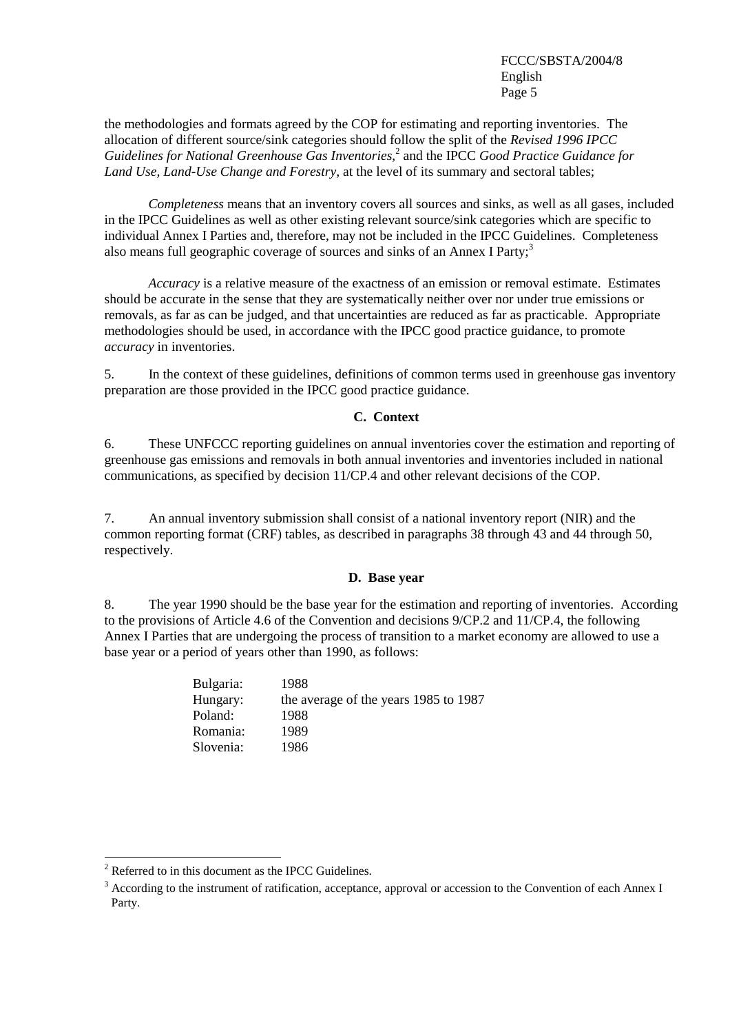the methodologies and formats agreed by the COP for estimating and reporting inventories. The allocation of different source/sink categories should follow the split of the *Revised 1996 IPCC Guidelines for National Greenhouse Gas Inventories*,[2] and the IPCC *Good Practice Guidance for Land Use, Land-Use Change and Forestry*, at the level of its summary and sectoral tables;

*Completeness* means that an inventory covers all sources and sinks, as well as all gases, included in the IPCC Guidelines as well as other existing relevant source/sink categories which are specific to individual Annex I Parties and, therefore, may not be included in the IPCC Guidelines. Completeness also means full geographic coverage of sources and sinks of an Annex I Party;[3]

*Accuracy* is a relative measure of the exactness of an emission or removal estimate. Estimates should be accurate in the sense that they are systematically neither over nor under true emissions or removals, as far as can be judged, and that uncertainties are reduced as far as practicable. Appropriate methodologies should be used, in accordance with the IPCC good practice guidance, to promote *accuracy* in inventories.

5. In the context of these guidelines, definitions of common terms used in greenhouse gas inventory preparation are those provided in the IPCC good practice guidance.

### C. Context

6. These UNFCCC reporting guidelines on annual inventories cover the estimation and reporting of greenhouse gas emissions and removals in both annual inventories and inventories included in national communications, as specified by decision 11/CP.4 and other relevant decisions of the COP.

7. An annual inventory submission shall consist of a national inventory report (NIR) and the common reporting format (CRF) tables, as described in paragraphs 38 through 43 and 44 through 50, respectively.

### D. Base year

8. The year 1990 should be the base year for the estimation and reporting of inventories. According to the provisions of Article 4.6 of the Convention and decisions 9/CP.2 and 11/CP.4, the following Annex I Parties that are undergoing the process of transition to a market economy are allowed to use a base year or a period of years other than 1990, as follows:

| | |
|---|---|
| Bulgaria: | 1988 |
| Hungary: | the average of the years 1985 to 1987 |
| Poland: | 1988 |
| Romania: | 1989 |
| Slovenia: | 1986 |

---

[2] Referred to in this document as the IPCC Guidelines.

[3] According to the instrument of ratification, acceptance, approval or accession to the Convention of each Annex I Party.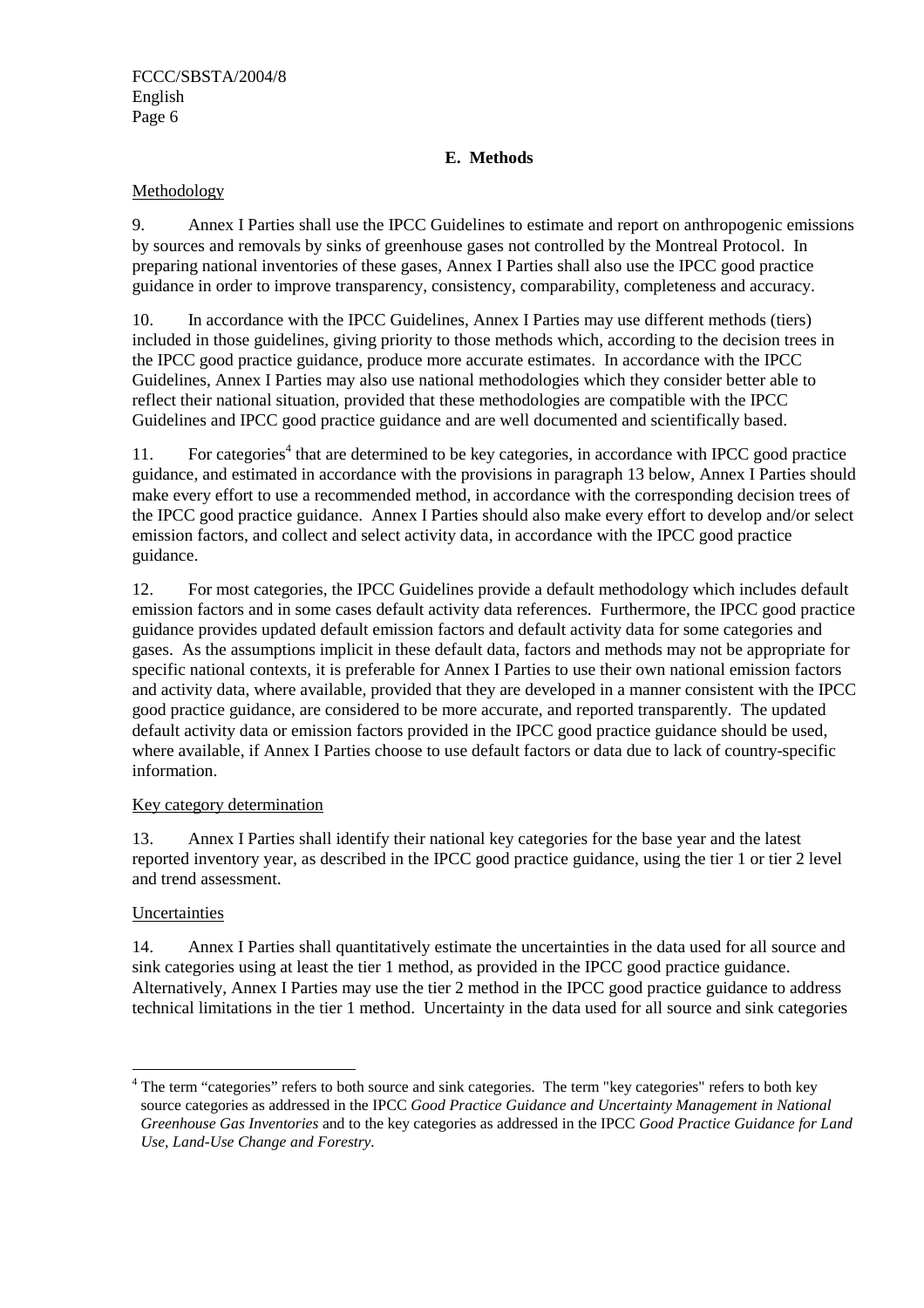## E. Methods

Methodology

9. Annex I Parties shall use the IPCC Guidelines to estimate and report on anthropogenic emissions by sources and removals by sinks of greenhouse gases not controlled by the Montreal Protocol. In preparing national inventories of these gases, Annex I Parties shall also use the IPCC good practice guidance in order to improve transparency, consistency, comparability, completeness and accuracy.

10. In accordance with the IPCC Guidelines, Annex I Parties may use different methods (tiers) included in those guidelines, giving priority to those methods which, according to the decision trees in the IPCC good practice guidance, produce more accurate estimates. In accordance with the IPCC Guidelines, Annex I Parties may also use national methodologies which they consider better able to reflect their national situation, provided that these methodologies are compatible with the IPCC Guidelines and IPCC good practice guidance and are well documented and scientifically based.

11. For categories[4] that are determined to be key categories, in accordance with IPCC good practice guidance, and estimated in accordance with the provisions in paragraph 13 below, Annex I Parties should make every effort to use a recommended method, in accordance with the corresponding decision trees of the IPCC good practice guidance. Annex I Parties should also make every effort to develop and/or select emission factors, and collect and select activity data, in accordance with the IPCC good practice guidance.

12. For most categories, the IPCC Guidelines provide a default methodology which includes default emission factors and in some cases default activity data references. Furthermore, the IPCC good practice guidance provides updated default emission factors and default activity data for some categories and gases. As the assumptions implicit in these default data, factors and methods may not be appropriate for specific national contexts, it is preferable for Annex I Parties to use their own national emission factors and activity data, where available, provided that they are developed in a manner consistent with the IPCC good practice guidance, are considered to be more accurate, and reported transparently. The updated default activity data or emission factors provided in the IPCC good practice guidance should be used, where available, if Annex I Parties choose to use default factors or data due to lack of country-specific information.

Key category determination

13. Annex I Parties shall identify their national key categories for the base year and the latest reported inventory year, as described in the IPCC good practice guidance, using the tier 1 or tier 2 level and trend assessment.

Uncertainties

14. Annex I Parties shall quantitatively estimate the uncertainties in the data used for all source and sink categories using at least the tier 1 method, as provided in the IPCC good practice guidance. Alternatively, Annex I Parties may use the tier 2 method in the IPCC good practice guidance to address technical limitations in the tier 1 method. Uncertainty in the data used for all source and sink categories

---

[4] The term "categories" refers to both source and sink categories. The term "key categories" refers to both key source categories as addressed in the IPCC *Good Practice Guidance and Uncertainty Management in National Greenhouse Gas Inventories* and to the key categories as addressed in the IPCC *Good Practice Guidance for Land Use, Land-Use Change and Forestry.*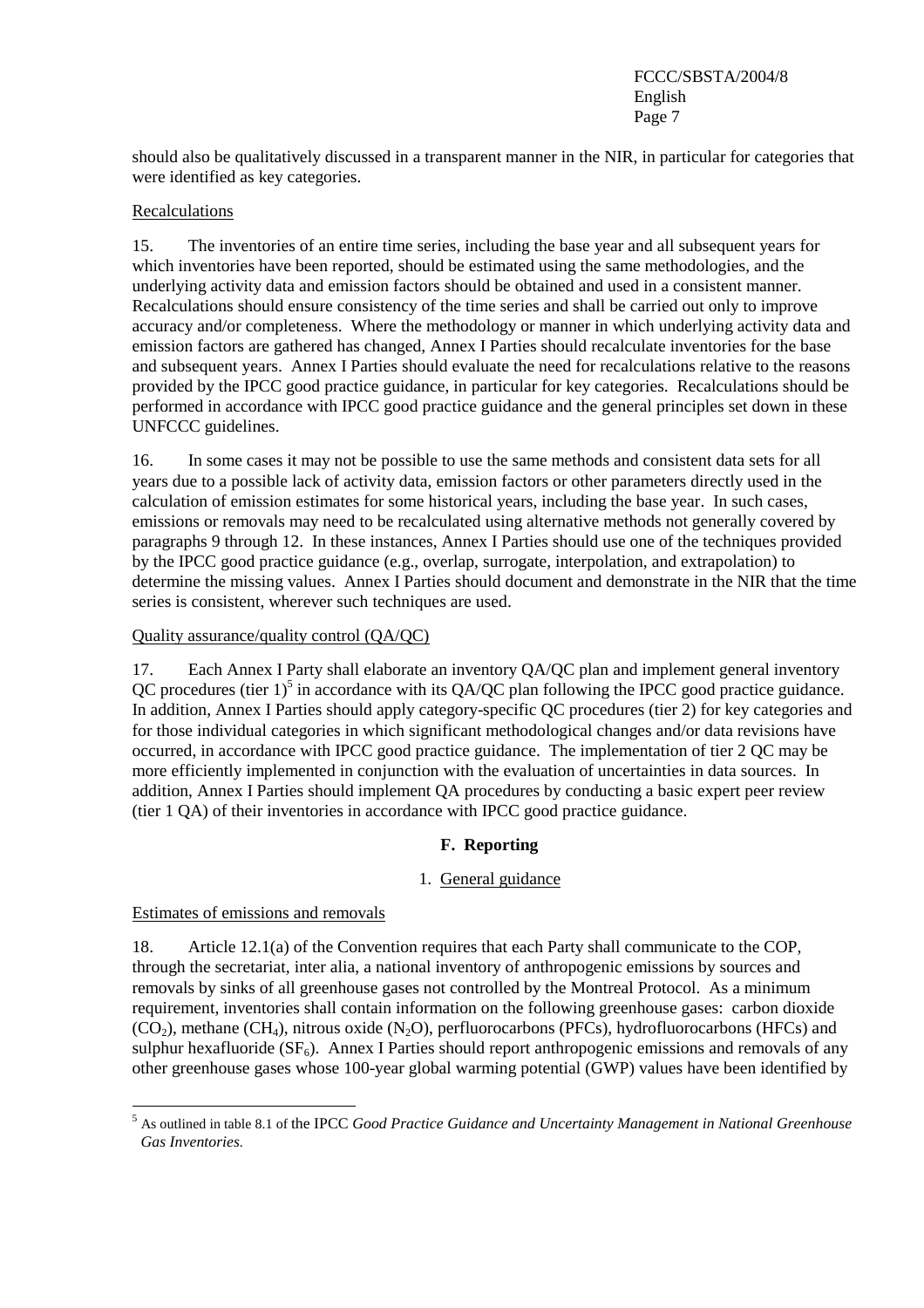should also be qualitatively discussed in a transparent manner in the NIR, in particular for categories that were identified as key categories.

Recalculations

15. The inventories of an entire time series, including the base year and all subsequent years for which inventories have been reported, should be estimated using the same methodologies, and the underlying activity data and emission factors should be obtained and used in a consistent manner. Recalculations should ensure consistency of the time series and shall be carried out only to improve accuracy and/or completeness. Where the methodology or manner in which underlying activity data and emission factors are gathered has changed, Annex I Parties should recalculate inventories for the base and subsequent years. Annex I Parties should evaluate the need for recalculations relative to the reasons provided by the IPCC good practice guidance, in particular for key categories. Recalculations should be performed in accordance with IPCC good practice guidance and the general principles set down in these UNFCCC guidelines.

16. In some cases it may not be possible to use the same methods and consistent data sets for all years due to a possible lack of activity data, emission factors or other parameters directly used in the calculation of emission estimates for some historical years, including the base year. In such cases, emissions or removals may need to be recalculated using alternative methods not generally covered by paragraphs 9 through 12. In these instances, Annex I Parties should use one of the techniques provided by the IPCC good practice guidance (e.g., overlap, surrogate, interpolation, and extrapolation) to determine the missing values. Annex I Parties should document and demonstrate in the NIR that the time series is consistent, wherever such techniques are used.

Quality assurance/quality control (QA/QC)

17. Each Annex I Party shall elaborate an inventory QA/QC plan and implement general inventory QC procedures (tier 1)[5] in accordance with its QA/QC plan following the IPCC good practice guidance. In addition, Annex I Parties should apply category-specific QC procedures (tier 2) for key categories and for those individual categories in which significant methodological changes and/or data revisions have occurred, in accordance with IPCC good practice guidance. The implementation of tier 2 QC may be more efficiently implemented in conjunction with the evaluation of uncertainties in data sources. In addition, Annex I Parties should implement QA procedures by conducting a basic expert peer review (tier 1 QA) of their inventories in accordance with IPCC good practice guidance.

## F. Reporting

### 1. General guidance

Estimates of emissions and removals

18. Article 12.1(a) of the Convention requires that each Party shall communicate to the COP, through the secretariat, inter alia, a national inventory of anthropogenic emissions by sources and removals by sinks of all greenhouse gases not controlled by the Montreal Protocol. As a minimum requirement, inventories shall contain information on the following greenhouse gases: carbon dioxide ($CO_2$), methane ($CH_4$), nitrous oxide ($N_2O$), perfluorocarbons (PFCs), hydrofluorocarbons (HFCs) and sulphur hexafluoride ($SF_6$). Annex I Parties should report anthropogenic emissions and removals of any other greenhouse gases whose 100-year global warming potential (GWP) values have been identified by

[5] As outlined in table 8.1 of the IPCC *Good Practice Guidance and Uncertainty Management in National Greenhouse Gas Inventories.*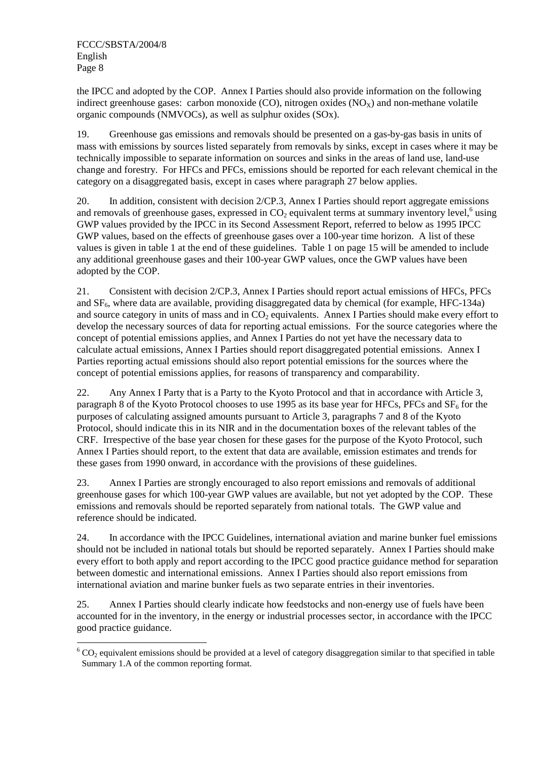the IPCC and adopted by the COP. Annex I Parties should also provide information on the following indirect greenhouse gases: carbon monoxide (CO), nitrogen oxides ($NO_X$) and non-methane volatile organic compounds (NMVOCs), as well as sulphur oxides (SOx).

19. Greenhouse gas emissions and removals should be presented on a gas-by-gas basis in units of mass with emissions by sources listed separately from removals by sinks, except in cases where it may be technically impossible to separate information on sources and sinks in the areas of land use, land-use change and forestry. For HFCs and PFCs, emissions should be reported for each relevant chemical in the category on a disaggregated basis, except in cases where paragraph 27 below applies.

20. In addition, consistent with decision 2/CP.3, Annex I Parties should report aggregate emissions and removals of greenhouse gases, expressed in $CO_2$ equivalent terms at summary inventory level,[6] using GWP values provided by the IPCC in its Second Assessment Report, referred to below as 1995 IPCC GWP values, based on the effects of greenhouse gases over a 100-year time horizon. A list of these values is given in table 1 at the end of these guidelines. Table 1 on page 15 will be amended to include any additional greenhouse gases and their 100-year GWP values, once the GWP values have been adopted by the COP.

21. Consistent with decision 2/CP.3, Annex I Parties should report actual emissions of HFCs, PFCs and $SF_6$, where data are available, providing disaggregated data by chemical (for example, HFC-134a) and source category in units of mass and in $CO_2$ equivalents. Annex I Parties should make every effort to develop the necessary sources of data for reporting actual emissions. For the source categories where the concept of potential emissions applies, and Annex I Parties do not yet have the necessary data to calculate actual emissions, Annex I Parties should report disaggregated potential emissions. Annex I Parties reporting actual emissions should also report potential emissions for the sources where the concept of potential emissions applies, for reasons of transparency and comparability.

22. Any Annex I Party that is a Party to the Kyoto Protocol and that in accordance with Article 3, paragraph 8 of the Kyoto Protocol chooses to use 1995 as its base year for HFCs, PFCs and $SF_6$ for the purposes of calculating assigned amounts pursuant to Article 3, paragraphs 7 and 8 of the Kyoto Protocol, should indicate this in its NIR and in the documentation boxes of the relevant tables of the CRF. Irrespective of the base year chosen for these gases for the purpose of the Kyoto Protocol, such Annex I Parties should report, to the extent that data are available, emission estimates and trends for these gases from 1990 onward, in accordance with the provisions of these guidelines.

23. Annex I Parties are strongly encouraged to also report emissions and removals of additional greenhouse gases for which 100-year GWP values are available, but not yet adopted by the COP. These emissions and removals should be reported separately from national totals. The GWP value and reference should be indicated.

24. In accordance with the IPCC Guidelines, international aviation and marine bunker fuel emissions should not be included in national totals but should be reported separately. Annex I Parties should make every effort to both apply and report according to the IPCC good practice guidance method for separation between domestic and international emissions. Annex I Parties should also report emissions from international aviation and marine bunker fuels as two separate entries in their inventories.

25. Annex I Parties should clearly indicate how feedstocks and non-energy use of fuels have been accounted for in the inventory, in the energy or industrial processes sector, in accordance with the IPCC good practice guidance.

---

[6] $CO_2$ equivalent emissions should be provided at a level of category disaggregation similar to that specified in table Summary 1.A of the common reporting format.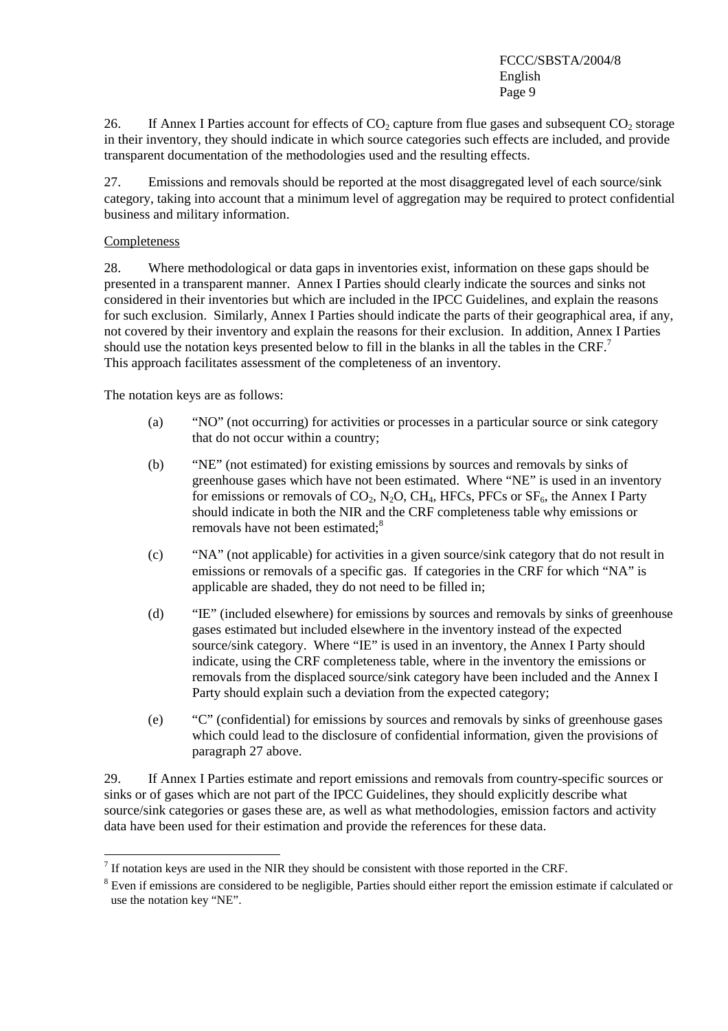26. If Annex I Parties account for effects of $CO_2$ capture from flue gases and subsequent $CO_2$ storage in their inventory, they should indicate in which source categories such effects are included, and provide transparent documentation of the methodologies used and the resulting effects.

27. Emissions and removals should be reported at the most disaggregated level of each source/sink category, taking into account that a minimum level of aggregation may be required to protect confidential business and military information.

<u>Completeness</u>

28. Where methodological or data gaps in inventories exist, information on these gaps should be presented in a transparent manner. Annex I Parties should clearly indicate the sources and sinks not considered in their inventories but which are included in the IPCC Guidelines, and explain the reasons for such exclusion. Similarly, Annex I Parties should indicate the parts of their geographical area, if any, not covered by their inventory and explain the reasons for their exclusion. In addition, Annex I Parties should use the notation keys presented below to fill in the blanks in all the tables in the CRF.[7] This approach facilitates assessment of the completeness of an inventory.

The notation keys are as follows:

(a) "NO" (not occurring) for activities or processes in a particular source or sink category that do not occur within a country;

(b) "NE" (not estimated) for existing emissions by sources and removals by sinks of greenhouse gases which have not been estimated. Where "NE" is used in an inventory for emissions or removals of $CO_2$, $N_2O$, $CH_4$, HFCs, PFCs or $SF_6$, the Annex I Party should indicate in both the NIR and the CRF completeness table why emissions or removals have not been estimated;[8]

(c) "NA" (not applicable) for activities in a given source/sink category that do not result in emissions or removals of a specific gas. If categories in the CRF for which "NA" is applicable are shaded, they do not need to be filled in;

(d) "IE" (included elsewhere) for emissions by sources and removals by sinks of greenhouse gases estimated but included elsewhere in the inventory instead of the expected source/sink category. Where "IE" is used in an inventory, the Annex I Party should indicate, using the CRF completeness table, where in the inventory the emissions or removals from the displaced source/sink category have been included and the Annex I Party should explain such a deviation from the expected category;

(e) "C" (confidential) for emissions by sources and removals by sinks of greenhouse gases which could lead to the disclosure of confidential information, given the provisions of paragraph 27 above.

29. If Annex I Parties estimate and report emissions and removals from country-specific sources or sinks or of gases which are not part of the IPCC Guidelines, they should explicitly describe what source/sink categories or gases these are, as well as what methodologies, emission factors and activity data have been used for their estimation and provide the references for these data.

---

[7] If notation keys are used in the NIR they should be consistent with those reported in the CRF.

[8] Even if emissions are considered to be negligible, Parties should either report the emission estimate if calculated or use the notation key "NE".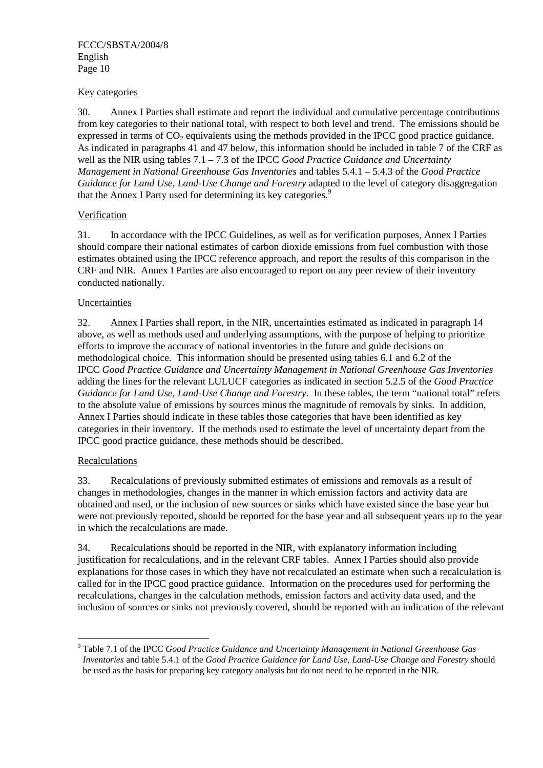Key categories

30. Annex I Parties shall estimate and report the individual and cumulative percentage contributions from key categories to their national total, with respect to both level and trend. The emissions should be expressed in terms of $CO_2$ equivalents using the methods provided in the IPCC good practice guidance. As indicated in paragraphs 41 and 47 below, this information should be included in table 7 of the CRF as well as the NIR using tables 7.1 – 7.3 of the IPCC *Good Practice Guidance and Uncertainty Management in National Greenhouse Gas Inventories* and tables 5.4.1 – 5.4.3 of the *Good Practice Guidance for Land Use, Land-Use Change and Forestry* adapted to the level of category disaggregation that the Annex I Party used for determining its key categories.[9]

Verification

31. In accordance with the IPCC Guidelines, as well as for verification purposes, Annex I Parties should compare their national estimates of carbon dioxide emissions from fuel combustion with those estimates obtained using the IPCC reference approach, and report the results of this comparison in the CRF and NIR. Annex I Parties are also encouraged to report on any peer review of their inventory conducted nationally.

Uncertainties

32. Annex I Parties shall report, in the NIR, uncertainties estimated as indicated in paragraph 14 above, as well as methods used and underlying assumptions, with the purpose of helping to prioritize efforts to improve the accuracy of national inventories in the future and guide decisions on methodological choice. This information should be presented using tables 6.1 and 6.2 of the IPCC *Good Practice Guidance and Uncertainty Management in National Greenhouse Gas Inventories* adding the lines for the relevant LULUCF categories as indicated in section 5.2.5 of the *Good Practice Guidance for Land Use, Land-Use Change and Forestry*. In these tables, the term "national total" refers to the absolute value of emissions by sources minus the magnitude of removals by sinks. In addition, Annex I Parties should indicate in these tables those categories that have been identified as key categories in their inventory. If the methods used to estimate the level of uncertainty depart from the IPCC good practice guidance, these methods should be described.

Recalculations

33. Recalculations of previously submitted estimates of emissions and removals as a result of changes in methodologies, changes in the manner in which emission factors and activity data are obtained and used, or the inclusion of new sources or sinks which have existed since the base year but were not previously reported, should be reported for the base year and all subsequent years up to the year in which the recalculations are made.

34. Recalculations should be reported in the NIR, with explanatory information including justification for recalculations, and in the relevant CRF tables. Annex I Parties should also provide explanations for those cases in which they have not recalculated an estimate when such a recalculation is called for in the IPCC good practice guidance. Information on the procedures used for performing the recalculations, changes in the calculation methods, emission factors and activity data used, and the inclusion of sources or sinks not previously covered, should be reported with an indication of the relevant

---

[9] Table 7.1 of the IPCC *Good Practice Guidance and Uncertainty Management in National Greenhouse Gas Inventories* and table 5.4.1 of the *Good Practice Guidance for Land Use, Land-Use Change and Forestry* should be used as the basis for preparing key category analysis but do not need to be reported in the NIR.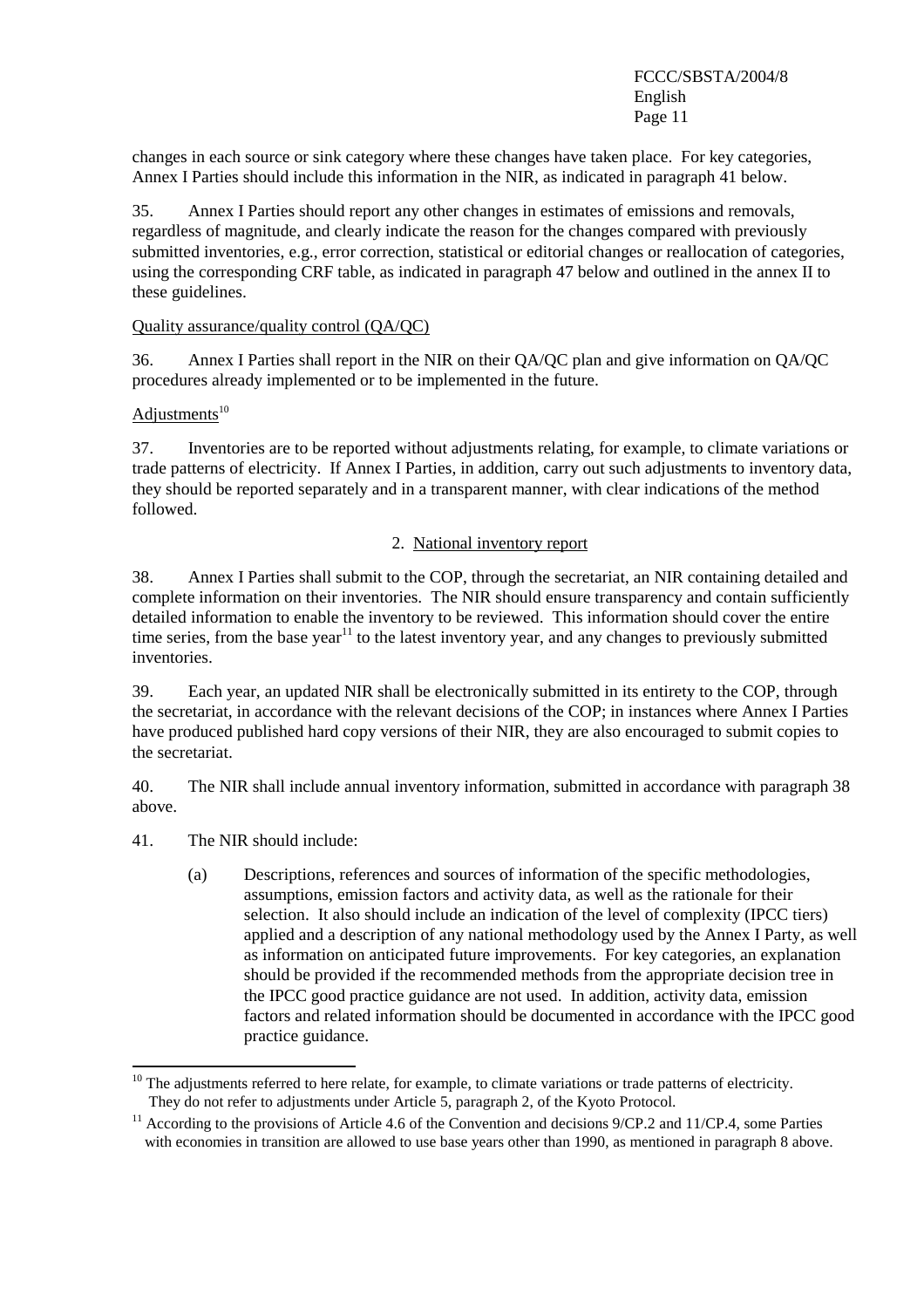changes in each source or sink category where these changes have taken place. For key categories, Annex I Parties should include this information in the NIR, as indicated in paragraph 41 below.

35. Annex I Parties should report any other changes in estimates of emissions and removals, regardless of magnitude, and clearly indicate the reason for the changes compared with previously submitted inventories, e.g., error correction, statistical or editorial changes or reallocation of categories, using the corresponding CRF table, as indicated in paragraph 47 below and outlined in the annex II to these guidelines.

Quality assurance/quality control (QA/QC)

36. Annex I Parties shall report in the NIR on their QA/QC plan and give information on QA/QC procedures already implemented or to be implemented in the future.

Adjustments[10]

37. Inventories are to be reported without adjustments relating, for example, to climate variations or trade patterns of electricity. If Annex I Parties, in addition, carry out such adjustments to inventory data, they should be reported separately and in a transparent manner, with clear indications of the method followed.

## 2. National inventory report

38. Annex I Parties shall submit to the COP, through the secretariat, an NIR containing detailed and complete information on their inventories. The NIR should ensure transparency and contain sufficiently detailed information to enable the inventory to be reviewed. This information should cover the entire time series, from the base year[11] to the latest inventory year, and any changes to previously submitted inventories.

39. Each year, an updated NIR shall be electronically submitted in its entirety to the COP, through the secretariat, in accordance with the relevant decisions of the COP; in instances where Annex I Parties have produced published hard copy versions of their NIR, they are also encouraged to submit copies to the secretariat.

40. The NIR shall include annual inventory information, submitted in accordance with paragraph 38 above.

41. The NIR should include:

(a) Descriptions, references and sources of information of the specific methodologies, assumptions, emission factors and activity data, as well as the rationale for their selection. It also should include an indication of the level of complexity (IPCC tiers) applied and a description of any national methodology used by the Annex I Party, as well as information on anticipated future improvements. For key categories, an explanation should be provided if the recommended methods from the appropriate decision tree in the IPCC good practice guidance are not used. In addition, activity data, emission factors and related information should be documented in accordance with the IPCC good practice guidance.

---

[10] The adjustments referred to here relate, for example, to climate variations or trade patterns of electricity. They do not refer to adjustments under Article 5, paragraph 2, of the Kyoto Protocol.

[11] According to the provisions of Article 4.6 of the Convention and decisions 9/CP.2 and 11/CP.4, some Parties with economies in transition are allowed to use base years other than 1990, as mentioned in paragraph 8 above.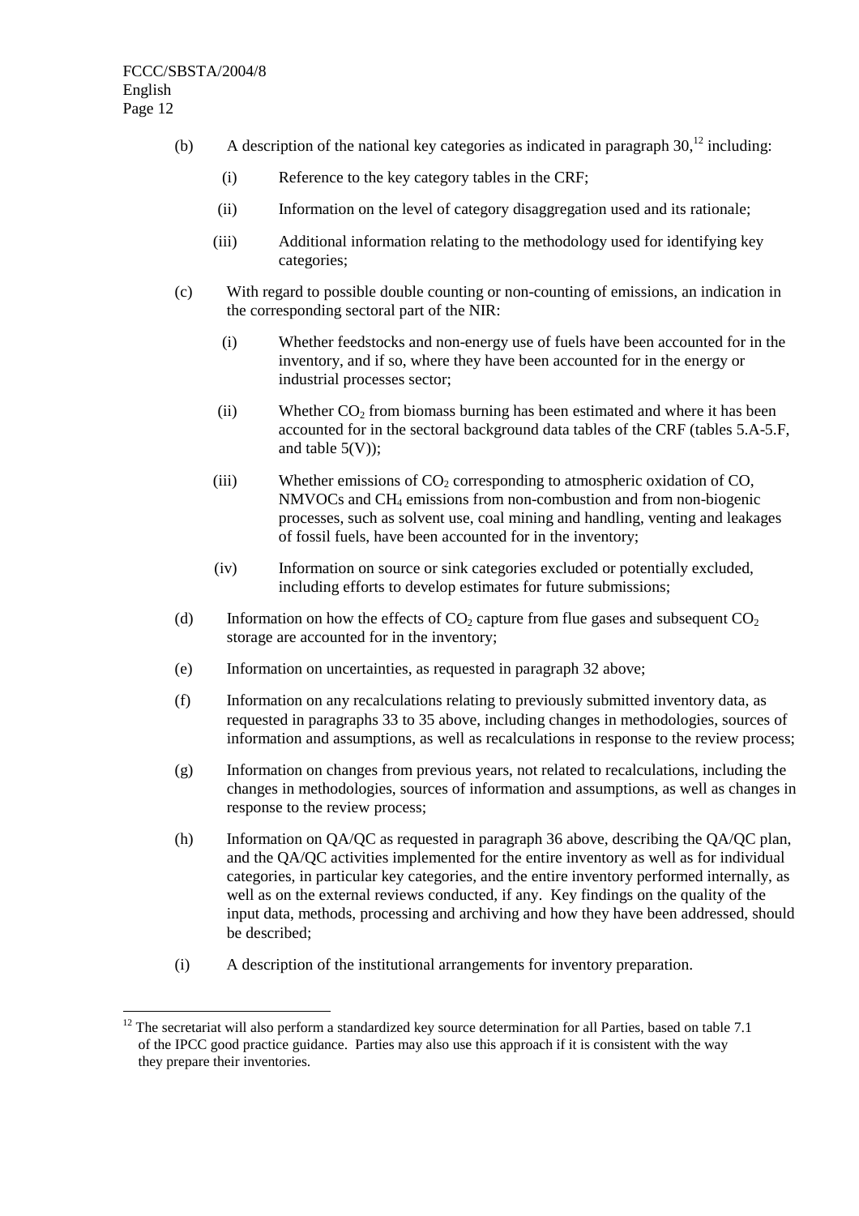(b) A description of the national key categories as indicated in paragraph 30,[12] including:

(i) Reference to the key category tables in the CRF;

(ii) Information on the level of category disaggregation used and its rationale;

(iii) Additional information relating to the methodology used for identifying key categories;

(c) With regard to possible double counting or non-counting of emissions, an indication in the corresponding sectoral part of the NIR:

(i) Whether feedstocks and non-energy use of fuels have been accounted for in the inventory, and if so, where they have been accounted for in the energy or industrial processes sector;

(ii) Whether $CO_2$ from biomass burning has been estimated and where it has been accounted for in the sectoral background data tables of the CRF (tables 5.A-5.F, and table 5(V));

(iii) Whether emissions of $CO_2$ corresponding to atmospheric oxidation of CO, NMVOCs and $CH_4$ emissions from non-combustion and from non-biogenic processes, such as solvent use, coal mining and handling, venting and leakages of fossil fuels, have been accounted for in the inventory;

(iv) Information on source or sink categories excluded or potentially excluded, including efforts to develop estimates for future submissions;

(d) Information on how the effects of $CO_2$ capture from flue gases and subsequent $CO_2$ storage are accounted for in the inventory;

(e) Information on uncertainties, as requested in paragraph 32 above;

(f) Information on any recalculations relating to previously submitted inventory data, as requested in paragraphs 33 to 35 above, including changes in methodologies, sources of information and assumptions, as well as recalculations in response to the review process;

(g) Information on changes from previous years, not related to recalculations, including the changes in methodologies, sources of information and assumptions, as well as changes in response to the review process;

(h) Information on QA/QC as requested in paragraph 36 above, describing the QA/QC plan, and the QA/QC activities implemented for the entire inventory as well as for individual categories, in particular key categories, and the entire inventory performed internally, as well as on the external reviews conducted, if any. Key findings on the quality of the input data, methods, processing and archiving and how they have been addressed, should be described;

(i) A description of the institutional arrangements for inventory preparation.

---

[12] The secretariat will also perform a standardized key source determination for all Parties, based on table 7.1 of the IPCC good practice guidance. Parties may also use this approach if it is consistent with the way they prepare their inventories.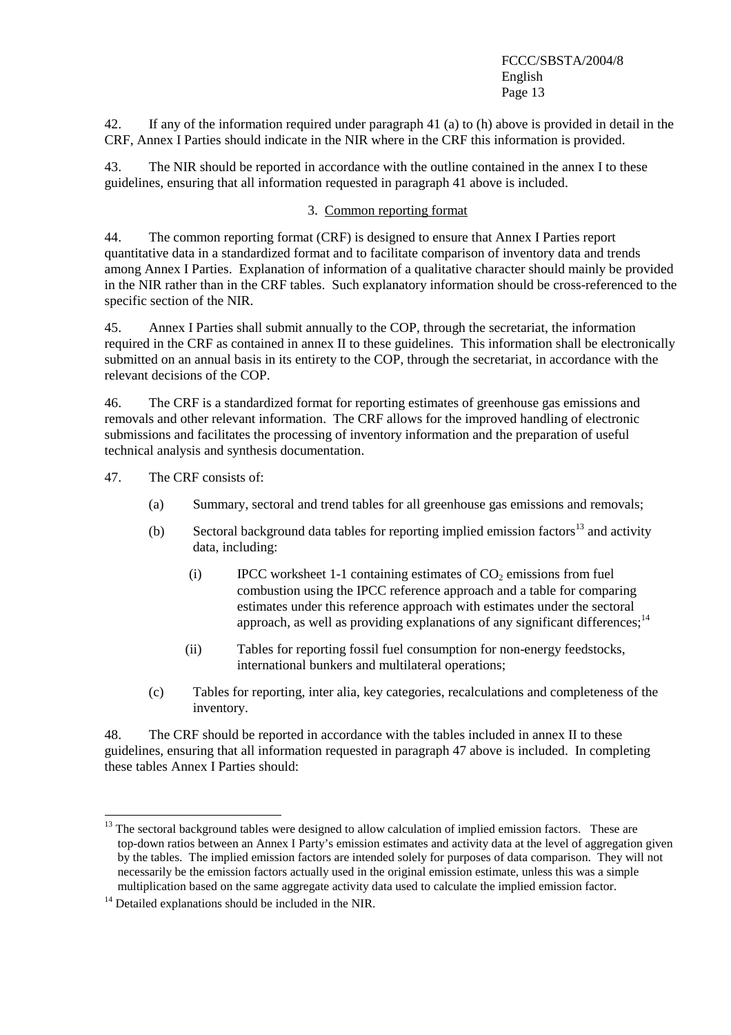42. If any of the information required under paragraph 41 (a) to (h) above is provided in detail in the CRF, Annex I Parties should indicate in the NIR where in the CRF this information is provided.

43. The NIR should be reported in accordance with the outline contained in the annex I to these guidelines, ensuring that all information requested in paragraph 41 above is included.

### 3. Common reporting format

44. The common reporting format (CRF) is designed to ensure that Annex I Parties report quantitative data in a standardized format and to facilitate comparison of inventory data and trends among Annex I Parties. Explanation of information of a qualitative character should mainly be provided in the NIR rather than in the CRF tables. Such explanatory information should be cross-referenced to the specific section of the NIR.

45. Annex I Parties shall submit annually to the COP, through the secretariat, the information required in the CRF as contained in annex II to these guidelines. This information shall be electronically submitted on an annual basis in its entirety to the COP, through the secretariat, in accordance with the relevant decisions of the COP.

46. The CRF is a standardized format for reporting estimates of greenhouse gas emissions and removals and other relevant information. The CRF allows for the improved handling of electronic submissions and facilitates the processing of inventory information and the preparation of useful technical analysis and synthesis documentation.

47. The CRF consists of:

(a) Summary, sectoral and trend tables for all greenhouse gas emissions and removals;

(b) Sectoral background data tables for reporting implied emission factors[13] and activity data, including:

(i) IPCC worksheet 1-1 containing estimates of $CO_2$ emissions from fuel combustion using the IPCC reference approach and a table for comparing estimates under this reference approach with estimates under the sectoral approach, as well as providing explanations of any significant differences;[14]

(ii) Tables for reporting fossil fuel consumption for non-energy feedstocks, international bunkers and multilateral operations;

(c) Tables for reporting, inter alia, key categories, recalculations and completeness of the inventory.

48. The CRF should be reported in accordance with the tables included in annex II to these guidelines, ensuring that all information requested in paragraph 47 above is included. In completing these tables Annex I Parties should:

---

[13] The sectoral background tables were designed to allow calculation of implied emission factors. These are top-down ratios between an Annex I Party's emission estimates and activity data at the level of aggregation given by the tables. The implied emission factors are intended solely for purposes of data comparison. They will not necessarily be the emission factors actually used in the original emission estimate, unless this was a simple multiplication based on the same aggregate activity data used to calculate the implied emission factor.

[14] Detailed explanations should be included in the NIR.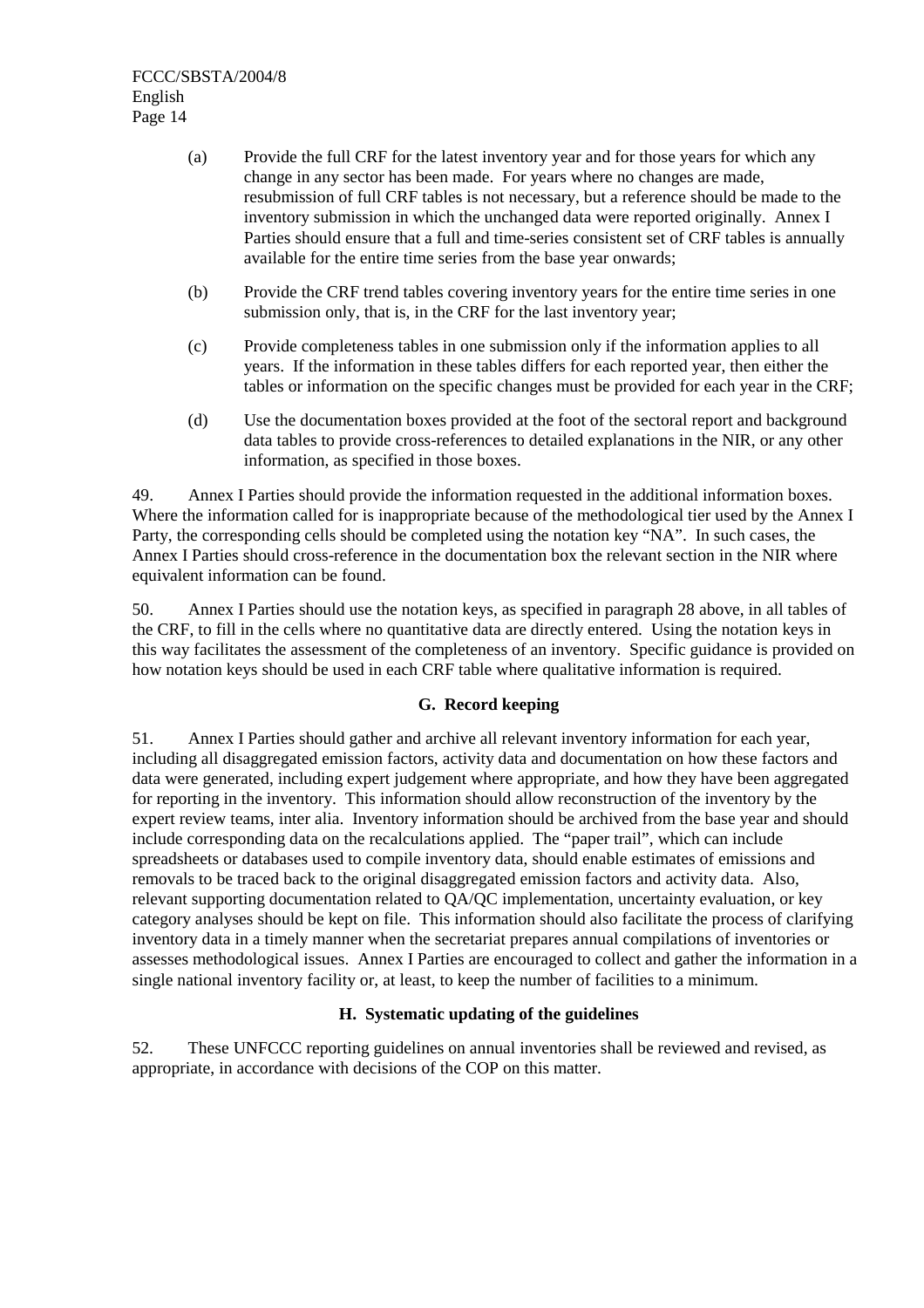(a) Provide the full CRF for the latest inventory year and for those years for which any change in any sector has been made. For years where no changes are made, resubmission of full CRF tables is not necessary, but a reference should be made to the inventory submission in which the unchanged data were reported originally. Annex I Parties should ensure that a full and time-series consistent set of CRF tables is annually available for the entire time series from the base year onwards;

(b) Provide the CRF trend tables covering inventory years for the entire time series in one submission only, that is, in the CRF for the last inventory year;

(c) Provide completeness tables in one submission only if the information applies to all years. If the information in these tables differs for each reported year, then either the tables or information on the specific changes must be provided for each year in the CRF;

(d) Use the documentation boxes provided at the foot of the sectoral report and background data tables to provide cross-references to detailed explanations in the NIR, or any other information, as specified in those boxes.

49. Annex I Parties should provide the information requested in the additional information boxes. Where the information called for is inappropriate because of the methodological tier used by the Annex I Party, the corresponding cells should be completed using the notation key "NA". In such cases, the Annex I Parties should cross-reference in the documentation box the relevant section in the NIR where equivalent information can be found.

50. Annex I Parties should use the notation keys, as specified in paragraph 28 above, in all tables of the CRF, to fill in the cells where no quantitative data are directly entered. Using the notation keys in this way facilitates the assessment of the completeness of an inventory. Specific guidance is provided on how notation keys should be used in each CRF table where qualitative information is required.

### G. Record keeping

51. Annex I Parties should gather and archive all relevant inventory information for each year, including all disaggregated emission factors, activity data and documentation on how these factors and data were generated, including expert judgement where appropriate, and how they have been aggregated for reporting in the inventory. This information should allow reconstruction of the inventory by the expert review teams, inter alia. Inventory information should be archived from the base year and should include corresponding data on the recalculations applied. The "paper trail", which can include spreadsheets or databases used to compile inventory data, should enable estimates of emissions and removals to be traced back to the original disaggregated emission factors and activity data. Also, relevant supporting documentation related to QA/QC implementation, uncertainty evaluation, or key category analyses should be kept on file. This information should also facilitate the process of clarifying inventory data in a timely manner when the secretariat prepares annual compilations of inventories or assesses methodological issues. Annex I Parties are encouraged to collect and gather the information in a single national inventory facility or, at least, to keep the number of facilities to a minimum.

### H. Systematic updating of the guidelines

52. These UNFCCC reporting guidelines on annual inventories shall be reviewed and revised, as appropriate, in accordance with decisions of the COP on this matter.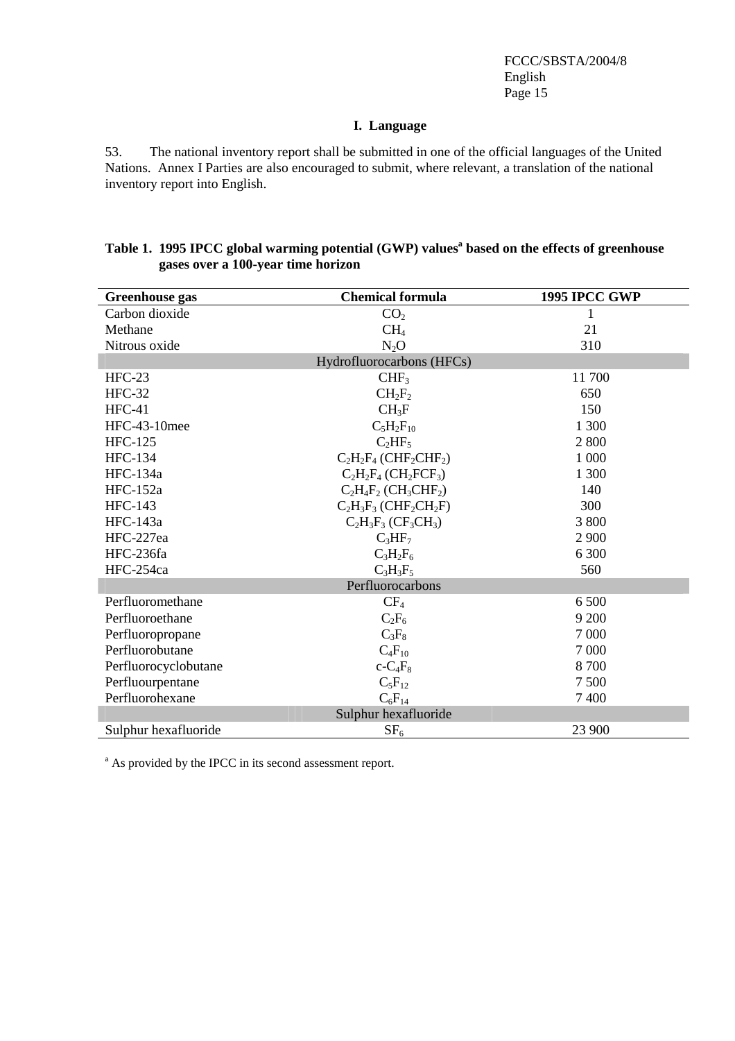### I. Language

53. The national inventory report shall be submitted in one of the official languages of the United Nations. Annex I Parties are also encouraged to submit, where relevant, a translation of the national inventory report into English.

**Table 1. 1995 IPCC global warming potential (GWP) values[a] based on the effects of greenhouse gases over a 100-year time horizon**

| Greenhouse gas | Chemical formula | 1995 IPCC GWP |
|---|---|---|
| Carbon dioxide | $CO_2$ | 1 |
| Methane | $CH_4$ | 21 |
| Nitrous oxide | $N_2O$ | 310 |
| | Hydrofluorocarbons (HFCs) | |
| HFC-23 | $CHF_3$ | 11 700 |
| HFC-32 | $CH_2F_2$ | 650 |
| HFC-41 | $CH_3F$ | 150 |
| HFC-43-10mee | $C_5H_2F_{10}$ | 1 300 |
| HFC-125 | $C_2HF_5$ | 2 800 |
| HFC-134 | $C_2H_2F_4$ ($CHF_2CHF_2$) | 1 000 |
| HFC-134a | $C_2H_2F_4$ ($CH_2FCF_3$) | 1 300 |
| HFC-152a | $C_2H_4F_2$ ($CH_3CHF_2$) | 140 |
| HFC-143 | $C_2H_3F_3$ ($CHF_2CH_2F$) | 300 |
| HFC-143a | $C_2H_3F_3$ ($CF_3CH_3$) | 3 800 |
| HFC-227ea | $C_3HF_7$ | 2 900 |
| HFC-236fa | $C_3H_2F_6$ | 6 300 |
| HFC-254ca | $C_3H_3F_5$ | 560 |
| | Perfluorocarbons | |
| Perfluoromethane | $CF_4$ | 6 500 |
| Perfluoroethane | $C_2F_6$ | 9 200 |
| Perfluoropropane | $C_3F_8$ | 7 000 |
| Perfluorobutane | $C_4F_{10}$ | 7 000 |
| Perfluorocyclobutane | c-$C_4F_8$ | 8 700 |
| Perfluourpentane | $C_5F_{12}$ | 7 500 |
| Perfluorohexane | $C_6F_{14}$ | 7 400 |
| | Sulphur hexafluoride | |
| Sulphur hexafluoride | $SF_6$ | 23 900 |

[a] As provided by the IPCC in its second assessment report.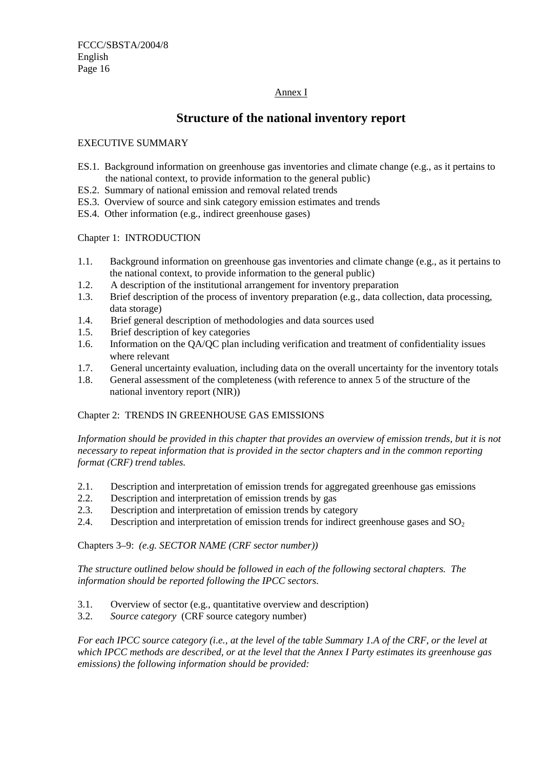Annex I

# Structure of the national inventory report

EXECUTIVE SUMMARY

ES.1. Background information on greenhouse gas inventories and climate change (e.g., as it pertains to the national context, to provide information to the general public)
ES.2. Summary of national emission and removal related trends
ES.3. Overview of source and sink category emission estimates and trends
ES.4. Other information (e.g., indirect greenhouse gases)

Chapter 1: INTRODUCTION

1.1. Background information on greenhouse gas inventories and climate change (e.g., as it pertains to the national context, to provide information to the general public)
1.2. A description of the institutional arrangement for inventory preparation
1.3. Brief description of the process of inventory preparation (e.g., data collection, data processing, data storage)
1.4. Brief general description of methodologies and data sources used
1.5. Brief description of key categories
1.6. Information on the QA/QC plan including verification and treatment of confidentiality issues where relevant
1.7. General uncertainty evaluation, including data on the overall uncertainty for the inventory totals
1.8. General assessment of the completeness (with reference to annex 5 of the structure of the national inventory report (NIR))

Chapter 2: TRENDS IN GREENHOUSE GAS EMISSIONS

*Information should be provided in this chapter that provides an overview of emission trends, but it is not necessary to repeat information that is provided in the sector chapters and in the common reporting format (CRF) trend tables.*

2.1. Description and interpretation of emission trends for aggregated greenhouse gas emissions
2.2. Description and interpretation of emission trends by gas
2.3. Description and interpretation of emission trends by category
2.4. Description and interpretation of emission trends for indirect greenhouse gases and $SO_2$

Chapters 3–9: *(e.g. SECTOR NAME (CRF sector number))*

*The structure outlined below should be followed in each of the following sectoral chapters. The information should be reported following the IPCC sectors.*

3.1. Overview of sector (e.g., quantitative overview and description)
3.2. *Source category* (CRF source category number)

*For each IPCC source category (i.e., at the level of the table Summary 1.A of the CRF, or the level at which IPCC methods are described, or at the level that the Annex I Party estimates its greenhouse gas emissions) the following information should be provided:*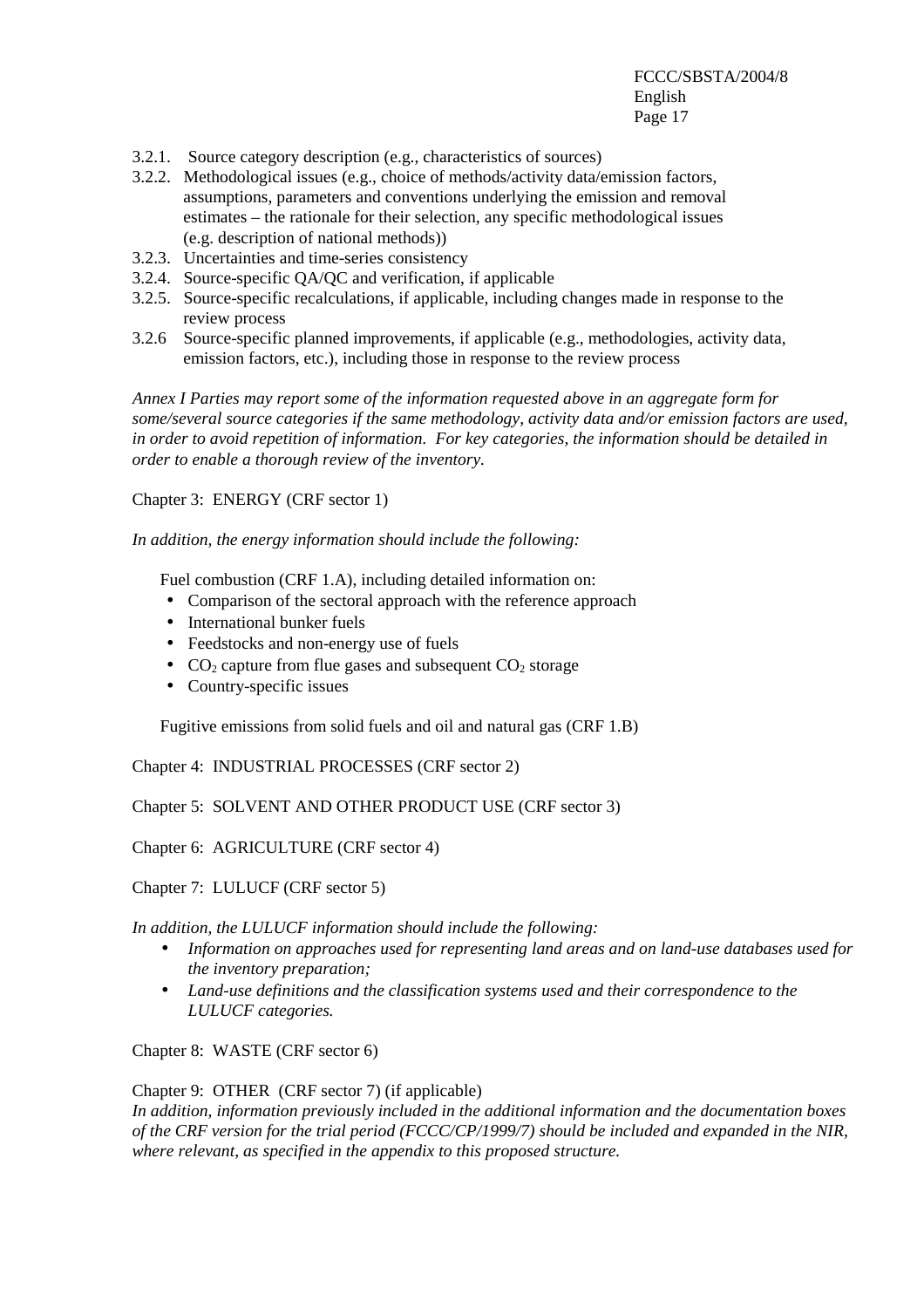3.2.1. Source category description (e.g., characteristics of sources)
3.2.2. Methodological issues (e.g., choice of methods/activity data/emission factors, assumptions, parameters and conventions underlying the emission and removal estimates – the rationale for their selection, any specific methodological issues (e.g. description of national methods))
3.2.3. Uncertainties and time-series consistency
3.2.4. Source-specific QA/QC and verification, if applicable
3.2.5. Source-specific recalculations, if applicable, including changes made in response to the review process
3.2.6 Source-specific planned improvements, if applicable (e.g., methodologies, activity data, emission factors, etc.), including those in response to the review process

*Annex I Parties may report some of the information requested above in an aggregate form for some/several source categories if the same methodology, activity data and/or emission factors are used, in order to avoid repetition of information. For key categories, the information should be detailed in order to enable a thorough review of the inventory.*

Chapter 3: ENERGY (CRF sector 1)

*In addition, the energy information should include the following:*

Fuel combustion (CRF 1.A), including detailed information on:

- Comparison of the sectoral approach with the reference approach
- International bunker fuels
- Feedstocks and non-energy use of fuels
- $CO_2$ capture from flue gases and subsequent $CO_2$ storage
- Country-specific issues

Fugitive emissions from solid fuels and oil and natural gas (CRF 1.B)

Chapter 4: INDUSTRIAL PROCESSES (CRF sector 2)

Chapter 5: SOLVENT AND OTHER PRODUCT USE (CRF sector 3)

Chapter 6: AGRICULTURE (CRF sector 4)

Chapter 7: LULUCF (CRF sector 5)

*In addition, the LULUCF information should include the following:*

- *Information on approaches used for representing land areas and on land-use databases used for the inventory preparation;*
- *Land-use definitions and the classification systems used and their correspondence to the LULUCF categories.*

Chapter 8: WASTE (CRF sector 6)

Chapter 9: OTHER (CRF sector 7) (if applicable)
*In addition, information previously included in the additional information and the documentation boxes of the CRF version for the trial period (FCCC/CP/1999/7) should be included and expanded in the NIR, where relevant, as specified in the appendix to this proposed structure.*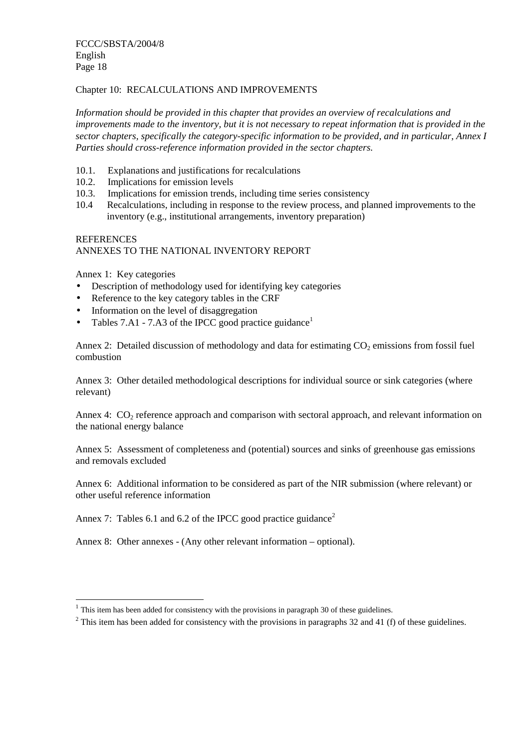## Chapter 10: RECALCULATIONS AND IMPROVEMENTS

*Information should be provided in this chapter that provides an overview of recalculations and improvements made to the inventory, but it is not necessary to repeat information that is provided in the sector chapters, specifically the category-specific information to be provided, and in particular, Annex I Parties should cross-reference information provided in the sector chapters.*

10.1. Explanations and justifications for recalculations
10.2. Implications for emission levels
10.3. Implications for emission trends, including time series consistency
10.4 Recalculations, including in response to the review process, and planned improvements to the inventory (e.g., institutional arrangements, inventory preparation)

## REFERENCES

## ANNEXES TO THE NATIONAL INVENTORY REPORT

Annex 1: Key categories

- Description of methodology used for identifying key categories
- Reference to the key category tables in the CRF
- Information on the level of disaggregation
- Tables 7.A1 - 7.A3 of the IPCC good practice guidance[1]

Annex 2: Detailed discussion of methodology and data for estimating $CO_2$ emissions from fossil fuel combustion

Annex 3: Other detailed methodological descriptions for individual source or sink categories (where relevant)

Annex 4: $CO_2$ reference approach and comparison with sectoral approach, and relevant information on the national energy balance

Annex 5: Assessment of completeness and (potential) sources and sinks of greenhouse gas emissions and removals excluded

Annex 6: Additional information to be considered as part of the NIR submission (where relevant) or other useful reference information

Annex 7: Tables 6.1 and 6.2 of the IPCC good practice guidance[2]

Annex 8: Other annexes - (Any other relevant information – optional).

---

[1] This item has been added for consistency with the provisions in paragraph 30 of these guidelines.

[2] This item has been added for consistency with the provisions in paragraphs 32 and 41 (f) of these guidelines.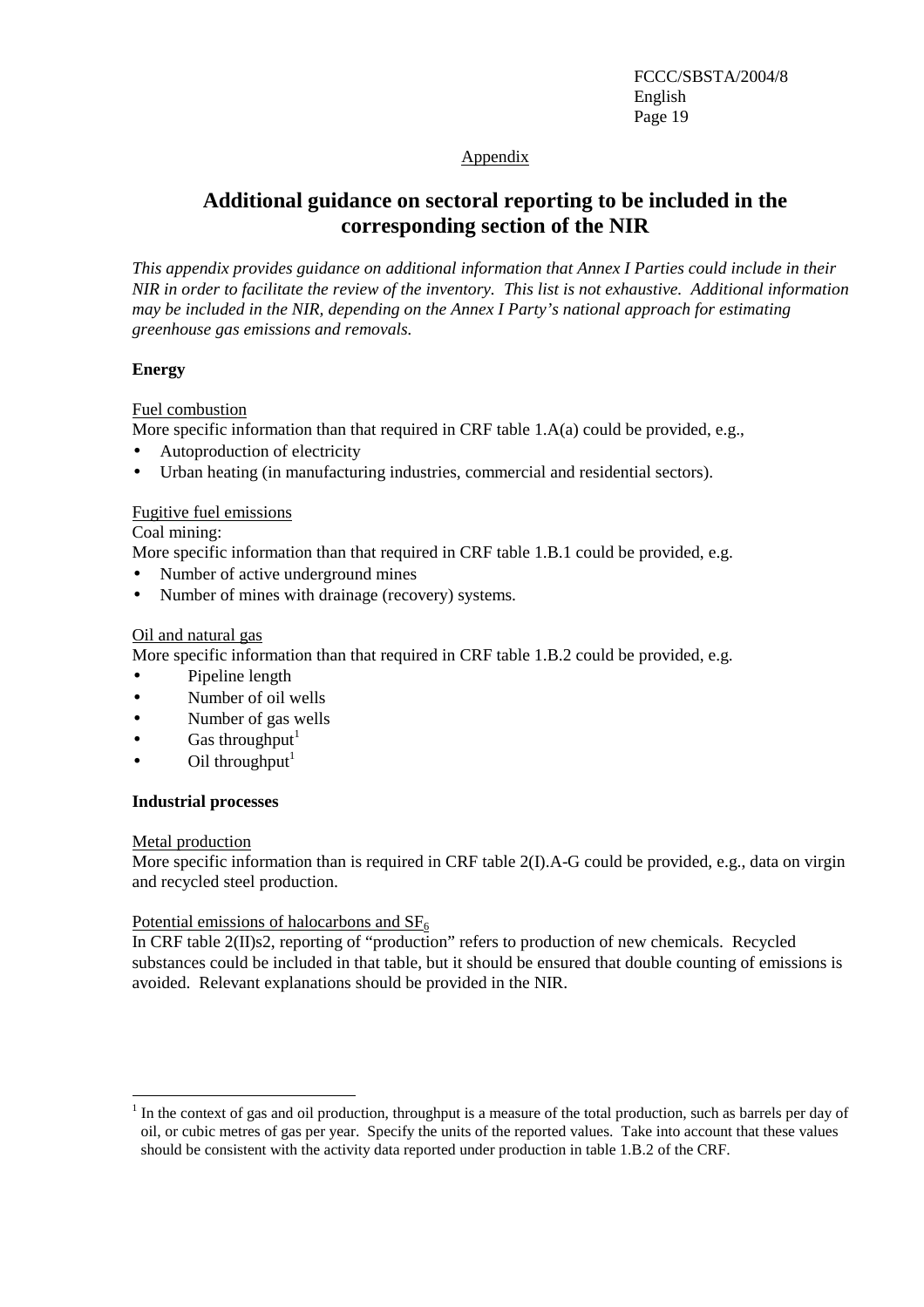Appendix

# Additional guidance on sectoral reporting to be included in the corresponding section of the NIR

*This appendix provides guidance on additional information that Annex I Parties could include in their NIR in order to facilitate the review of the inventory. This list is not exhaustive. Additional information may be included in the NIR, depending on the Annex I Party's national approach for estimating greenhouse gas emissions and removals.*

**Energy**

Fuel combustion

More specific information than that required in CRF table 1.A(a) could be provided, e.g.,

- Autoproduction of electricity
- Urban heating (in manufacturing industries, commercial and residential sectors).

Fugitive fuel emissions

Coal mining:

More specific information than that required in CRF table 1.B.1 could be provided, e.g.

- Number of active underground mines
- Number of mines with drainage (recovery) systems.

Oil and natural gas

More specific information than that required in CRF table 1.B.2 could be provided, e.g.

- Pipeline length
- Number of oil wells
- Number of gas wells
- Gas throughput[1]
- Oil throughput[1]

**Industrial processes**

Metal production

More specific information than is required in CRF table 2(I).A-G could be provided, e.g., data on virgin and recycled steel production.

Potential emissions of halocarbons and $SF_6$

In CRF table 2(II)s2, reporting of "production" refers to production of new chemicals. Recycled substances could be included in that table, but it should be ensured that double counting of emissions is avoided. Relevant explanations should be provided in the NIR.

[1] In the context of gas and oil production, throughput is a measure of the total production, such as barrels per day of oil, or cubic metres of gas per year. Specify the units of the reported values. Take into account that these values should be consistent with the activity data reported under production in table 1.B.2 of the CRF.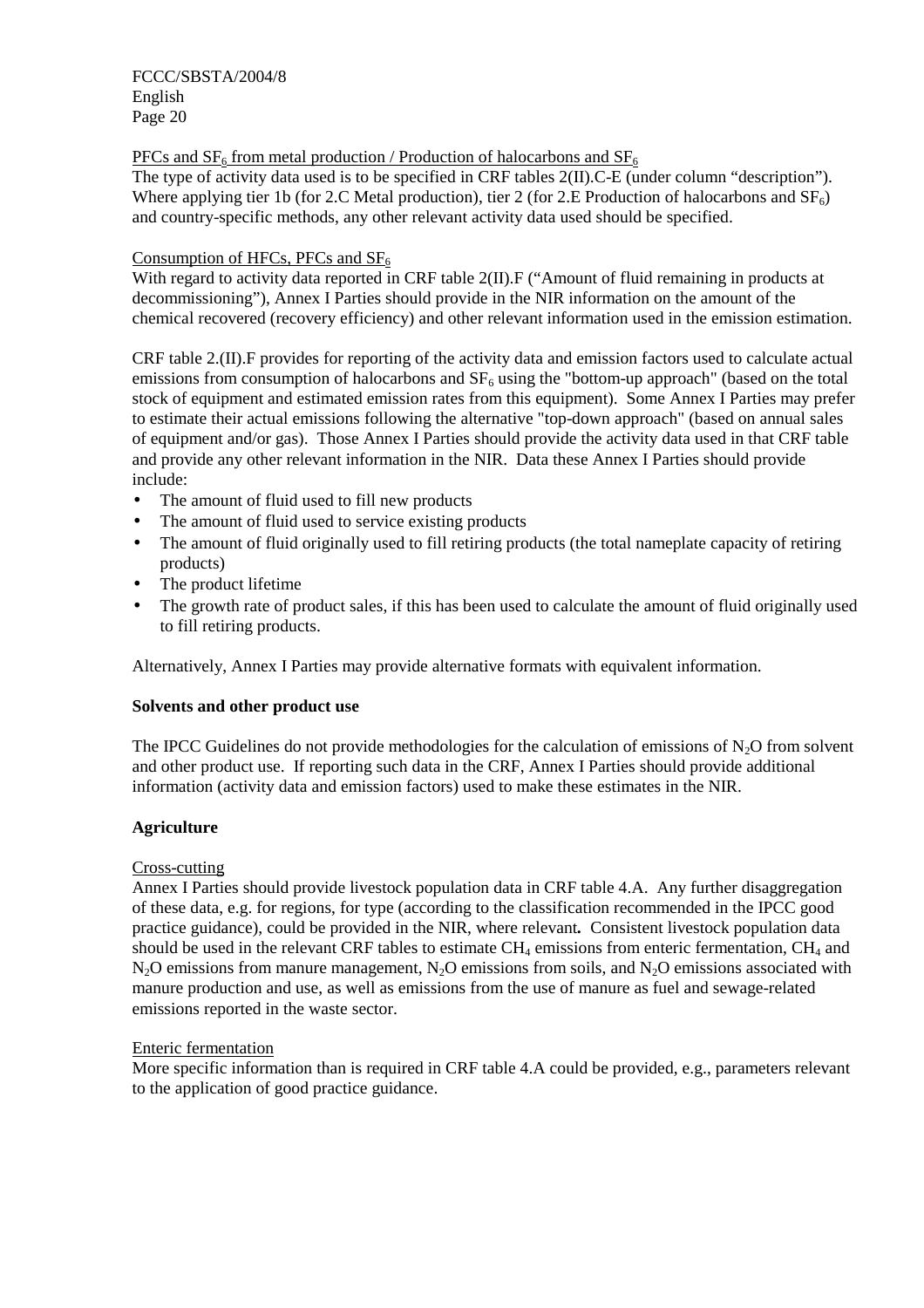PFCs and $SF_6$ from metal production / Production of halocarbons and $SF_6$

The type of activity data used is to be specified in CRF tables 2(II).C-E (under column “description”). Where applying tier 1b (for 2.C Metal production), tier 2 (for 2.E Production of halocarbons and $SF_6$) and country-specific methods, any other relevant activity data used should be specified.

Consumption of HFCs, PFCs and $SF_6$

With regard to activity data reported in CRF table 2(II).F (“Amount of fluid remaining in products at decommissioning”), Annex I Parties should provide in the NIR information on the amount of the chemical recovered (recovery efficiency) and other relevant information used in the emission estimation.

CRF table 2.(II).F provides for reporting of the activity data and emission factors used to calculate actual emissions from consumption of halocarbons and $SF_6$ using the "bottom-up approach" (based on the total stock of equipment and estimated emission rates from this equipment). Some Annex I Parties may prefer to estimate their actual emissions following the alternative "top-down approach" (based on annual sales of equipment and/or gas). Those Annex I Parties should provide the activity data used in that CRF table and provide any other relevant information in the NIR. Data these Annex I Parties should provide include:

- The amount of fluid used to fill new products
- The amount of fluid used to service existing products
- The amount of fluid originally used to fill retiring products (the total nameplate capacity of retiring products)
- The product lifetime
- The growth rate of product sales, if this has been used to calculate the amount of fluid originally used to fill retiring products.

Alternatively, Annex I Parties may provide alternative formats with equivalent information.

**Solvents and other product use**

The IPCC Guidelines do not provide methodologies for the calculation of emissions of $N_2O$ from solvent and other product use. If reporting such data in the CRF, Annex I Parties should provide additional information (activity data and emission factors) used to make these estimates in the NIR.

**Agriculture**

Cross-cutting

Annex I Parties should provide livestock population data in CRF table 4.A. Any further disaggregation of these data, e.g. for regions, for type (according to the classification recommended in the IPCC good practice guidance), could be provided in the NIR, where relevant**.** Consistent livestock population data should be used in the relevant CRF tables to estimate $CH_4$ emissions from enteric fermentation, $CH_4$ and $N_2O$ emissions from manure management, $N_2O$ emissions from soils, and $N_2O$ emissions associated with manure production and use, as well as emissions from the use of manure as fuel and sewage-related emissions reported in the waste sector.

Enteric fermentation

More specific information than is required in CRF table 4.A could be provided, e.g., parameters relevant to the application of good practice guidance.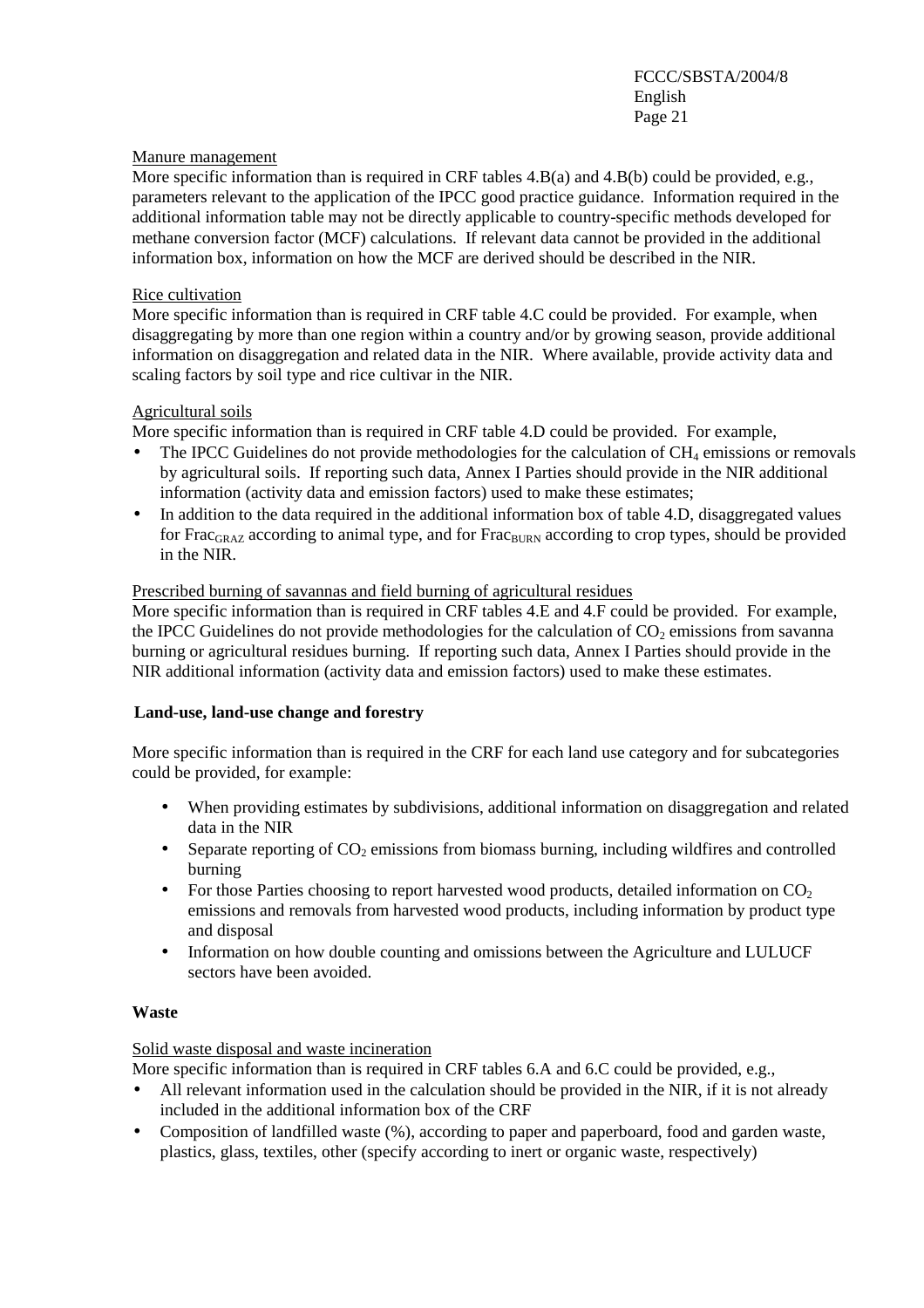Manure management

More specific information than is required in CRF tables 4.B(a) and 4.B(b) could be provided, e.g., parameters relevant to the application of the IPCC good practice guidance. Information required in the additional information table may not be directly applicable to country-specific methods developed for methane conversion factor (MCF) calculations. If relevant data cannot be provided in the additional information box, information on how the MCF are derived should be described in the NIR.

Rice cultivation

More specific information than is required in CRF table 4.C could be provided. For example, when disaggregating by more than one region within a country and/or by growing season, provide additional information on disaggregation and related data in the NIR. Where available, provide activity data and scaling factors by soil type and rice cultivar in the NIR.

Agricultural soils

More specific information than is required in CRF table 4.D could be provided. For example,

- The IPCC Guidelines do not provide methodologies for the calculation of $CH_4$ emissions or removals by agricultural soils. If reporting such data, Annex I Parties should provide in the NIR additional information (activity data and emission factors) used to make these estimates;
- In addition to the data required in the additional information box of table 4.D, disaggregated values for $Frac_{GRAZ}$ according to animal type, and for $Frac_{BURN}$ according to crop types, should be provided in the NIR.

Prescribed burning of savannas and field burning of agricultural residues

More specific information than is required in CRF tables 4.E and 4.F could be provided. For example, the IPCC Guidelines do not provide methodologies for the calculation of $CO_2$ emissions from savanna burning or agricultural residues burning. If reporting such data, Annex I Parties should provide in the NIR additional information (activity data and emission factors) used to make these estimates.

**Land-use, land-use change and forestry**

More specific information than is required in the CRF for each land use category and for subcategories could be provided, for example:

- When providing estimates by subdivisions, additional information on disaggregation and related data in the NIR
- Separate reporting of $CO_2$ emissions from biomass burning, including wildfires and controlled burning
- For those Parties choosing to report harvested wood products, detailed information on $CO_2$ emissions and removals from harvested wood products, including information by product type and disposal
- Information on how double counting and omissions between the Agriculture and LULUCF sectors have been avoided.

**Waste**

Solid waste disposal and waste incineration

More specific information than is required in CRF tables 6.A and 6.C could be provided, e.g.,

- All relevant information used in the calculation should be provided in the NIR, if it is not already included in the additional information box of the CRF
- Composition of landfilled waste (%), according to paper and paperboard, food and garden waste, plastics, glass, textiles, other (specify according to inert or organic waste, respectively)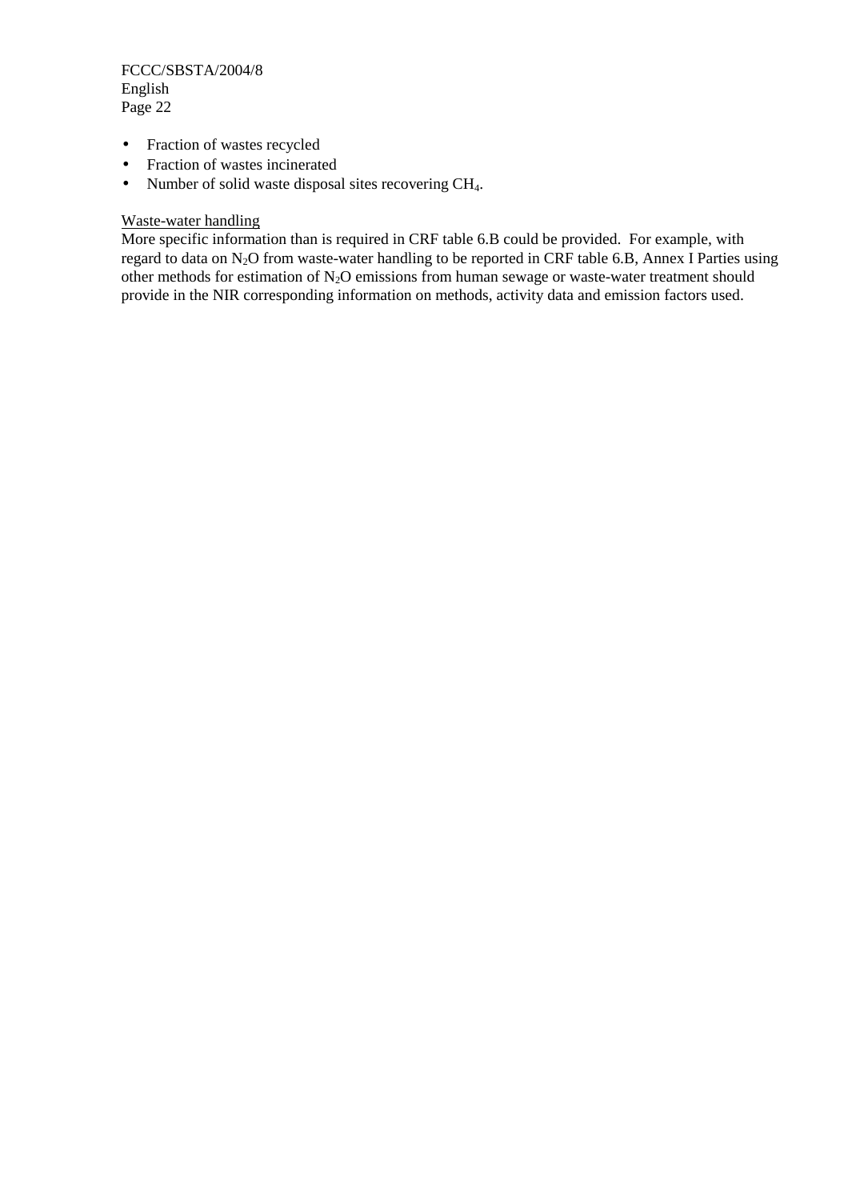- Fraction of wastes recycled
- Fraction of wastes incinerated
- Number of solid waste disposal sites recovering $CH_4$.

Waste-water handling

More specific information than is required in CRF table 6.B could be provided. For example, with regard to data on $N_2O$ from waste-water handling to be reported in CRF table 6.B, Annex I Parties using other methods for estimation of $N_2O$ emissions from human sewage or waste-water treatment should provide in the NIR corresponding information on methods, activity data and emission factors used.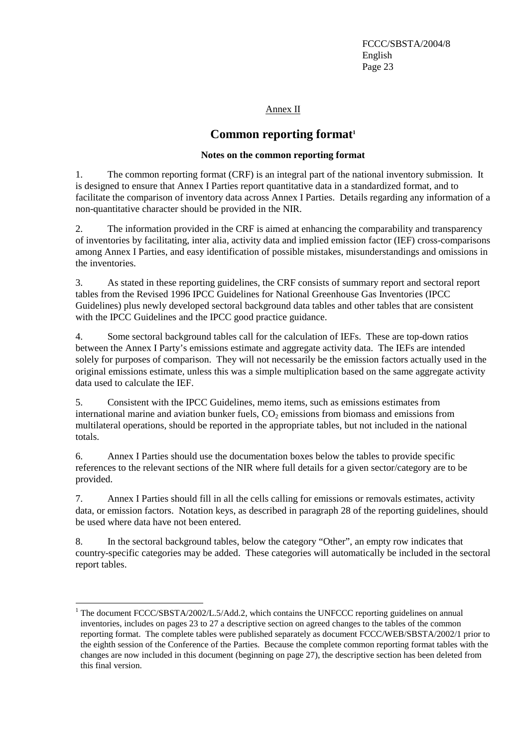Annex II

# Common reporting format[1]

### Notes on the common reporting format

1. The common reporting format (CRF) is an integral part of the national inventory submission. It is designed to ensure that Annex I Parties report quantitative data in a standardized format, and to facilitate the comparison of inventory data across Annex I Parties. Details regarding any information of a non-quantitative character should be provided in the NIR.

2. The information provided in the CRF is aimed at enhancing the comparability and transparency of inventories by facilitating, inter alia, activity data and implied emission factor (IEF) cross-comparisons among Annex I Parties, and easy identification of possible mistakes, misunderstandings and omissions in the inventories.

3. As stated in these reporting guidelines, the CRF consists of summary report and sectoral report tables from the Revised 1996 IPCC Guidelines for National Greenhouse Gas Inventories (IPCC Guidelines) plus newly developed sectoral background data tables and other tables that are consistent with the IPCC Guidelines and the IPCC good practice guidance.

4. Some sectoral background tables call for the calculation of IEFs. These are top-down ratios between the Annex I Party's emissions estimate and aggregate activity data. The IEFs are intended solely for purposes of comparison. They will not necessarily be the emission factors actually used in the original emissions estimate, unless this was a simple multiplication based on the same aggregate activity data used to calculate the IEF.

5. Consistent with the IPCC Guidelines, memo items, such as emissions estimates from international marine and aviation bunker fuels, $CO_2$ emissions from biomass and emissions from multilateral operations, should be reported in the appropriate tables, but not included in the national totals.

6. Annex I Parties should use the documentation boxes below the tables to provide specific references to the relevant sections of the NIR where full details for a given sector/category are to be provided.

7. Annex I Parties should fill in all the cells calling for emissions or removals estimates, activity data, or emission factors. Notation keys, as described in paragraph 28 of the reporting guidelines, should be used where data have not been entered.

8. In the sectoral background tables, below the category "Other", an empty row indicates that country-specific categories may be added. These categories will automatically be included in the sectoral report tables.

---

[1] The document FCCC/SBSTA/2002/L.5/Add.2, which contains the UNFCCC reporting guidelines on annual inventories, includes on pages 23 to 27 a descriptive section on agreed changes to the tables of the common reporting format. The complete tables were published separately as document FCCC/WEB/SBSTA/2002/1 prior to the eighth session of the Conference of the Parties. Because the complete common reporting format tables with the changes are now included in this document (beginning on page 27), the descriptive section has been deleted from this final version.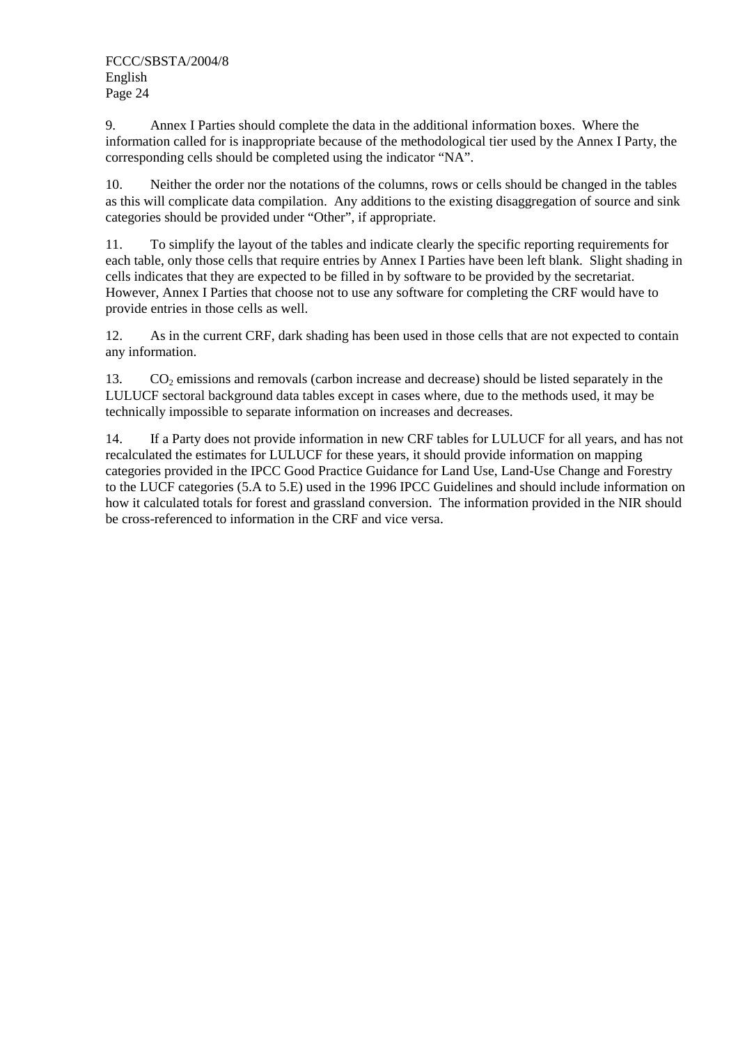9. Annex I Parties should complete the data in the additional information boxes. Where the information called for is inappropriate because of the methodological tier used by the Annex I Party, the corresponding cells should be completed using the indicator "NA".

10. Neither the order nor the notations of the columns, rows or cells should be changed in the tables as this will complicate data compilation. Any additions to the existing disaggregation of source and sink categories should be provided under "Other", if appropriate.

11. To simplify the layout of the tables and indicate clearly the specific reporting requirements for each table, only those cells that require entries by Annex I Parties have been left blank. Slight shading in cells indicates that they are expected to be filled in by software to be provided by the secretariat. However, Annex I Parties that choose not to use any software for completing the CRF would have to provide entries in those cells as well.

12. As in the current CRF, dark shading has been used in those cells that are not expected to contain any information.

13. $CO_2$ emissions and removals (carbon increase and decrease) should be listed separately in the LULUCF sectoral background data tables except in cases where, due to the methods used, it may be technically impossible to separate information on increases and decreases.

14. If a Party does not provide information in new CRF tables for LULUCF for all years, and has not recalculated the estimates for LULUCF for these years, it should provide information on mapping categories provided in the IPCC Good Practice Guidance for Land Use, Land-Use Change and Forestry to the LUCF categories (5.A to 5.E) used in the 1996 IPCC Guidelines and should include information on how it calculated totals for forest and grassland conversion. The information provided in the NIR should be cross-referenced to information in the CRF and vice versa.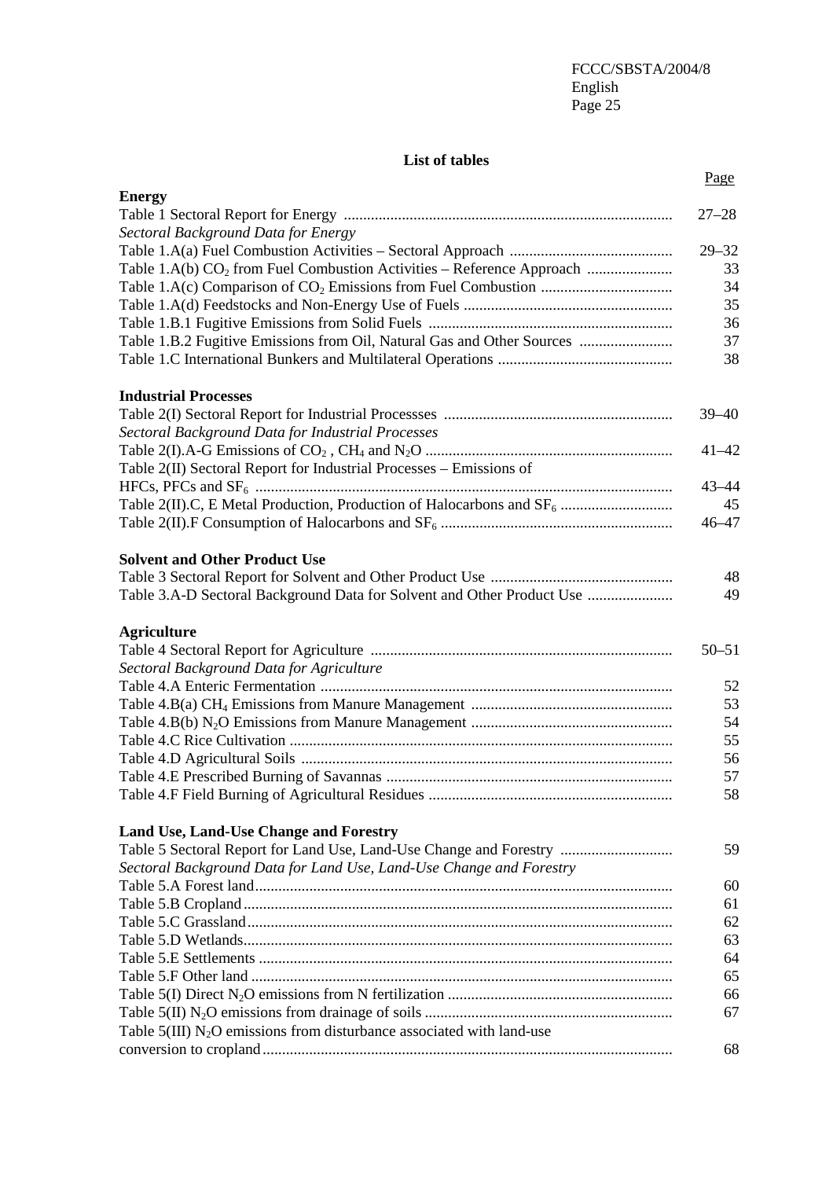## List of tables

| | Page |
|---|---|
| **Energy** | |
| Table 1 Sectoral Report for Energy | 27–28 |
| *Sectoral Background Data for Energy* | |
| Table 1.A(a) Fuel Combustion Activities – Sectoral Approach | 29–32 |
| Table 1.A(b) $CO_2$ from Fuel Combustion Activities – Reference Approach | 33 |
| Table 1.A(c) Comparison of $CO_2$ Emissions from Fuel Combustion | 34 |
| Table 1.A(d) Feedstocks and Non-Energy Use of Fuels | 35 |
| Table 1.B.1 Fugitive Emissions from Solid Fuels | 36 |
| Table 1.B.2 Fugitive Emissions from Oil, Natural Gas and Other Sources | 37 |
| Table 1.C International Bunkers and Multilateral Operations | 38 |
| **Industrial Processes** | |
| Table 2(I) Sectoral Report for Industrial Processses | 39–40 |
| *Sectoral Background Data for Industrial Processes* | |
| Table 2(I).A-G Emissions of $CO_2$ , $CH_4$ and $N_2O$ | 41–42 |
| Table 2(II) Sectoral Report for Industrial Processes – Emissions of HFCs, PFCs and $SF_6$ | 43–44 |
| Table 2(II).C, E Metal Production, Production of Halocarbons and $SF_6$ | 45 |
| Table 2(II).F Consumption of Halocarbons and $SF_6$ | 46–47 |
| **Solvent and Other Product Use** | |
| Table 3 Sectoral Report for Solvent and Other Product Use | 48 |
| Table 3.A-D Sectoral Background Data for Solvent and Other Product Use | 49 |
| **Agriculture** | |
| Table 4 Sectoral Report for Agriculture | 50–51 |
| *Sectoral Background Data for Agriculture* | |
| Table 4.A Enteric Fermentation | 52 |
| Table 4.B(a) $CH_4$ Emissions from Manure Management | 53 |
| Table 4.B(b) $N_2O$ Emissions from Manure Management | 54 |
| Table 4.C Rice Cultivation | 55 |
| Table 4.D Agricultural Soils | 56 |
| Table 4.E Prescribed Burning of Savannas | 57 |
| Table 4.F Field Burning of Agricultural Residues | 58 |
| **Land Use, Land-Use Change and Forestry** | |
| Table 5 Sectoral Report for Land Use, Land-Use Change and Forestry | 59 |
| *Sectoral Background Data for Land Use, Land-Use Change and Forestry* | |
| Table 5.A Forest land | 60 |
| Table 5.B Cropland | 61 |
| Table 5.C Grassland | 62 |
| Table 5.D Wetlands | 63 |
| Table 5.E Settlements | 64 |
| Table 5.F Other land | 65 |
| Table 5(I) Direct $N_2O$ emissions from N fertilization | 66 |
| Table 5(II) $N_2O$ emissions from drainage of soils | 67 |
| Table 5(III) $N_2O$ emissions from disturbance associated with land-use conversion to cropland | 68 |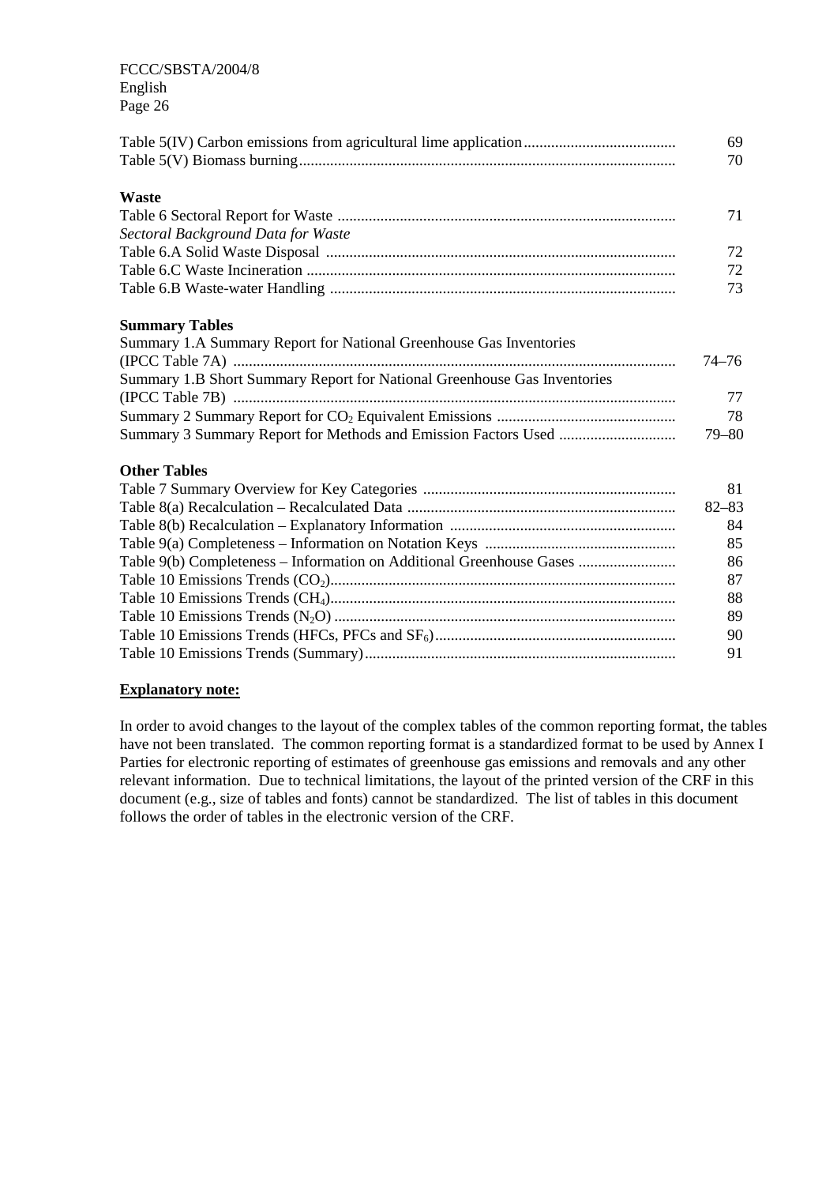| | |
|---|---|
| Table 5(IV) Carbon emissions from agricultural lime application | 69 |
| Table 5(V) Biomass burning | 70 |

**Waste**

| | |
|---|---|
| Table 6 Sectoral Report for Waste | 71 |
| *Sectoral Background Data for Waste* | |
| Table 6.A Solid Waste Disposal | 72 |
| Table 6.C Waste Incineration | 72 |
| Table 6.B Waste-water Handling | 73 |

**Summary Tables**

| | |
|---|---|
| Summary 1.A Summary Report for National Greenhouse Gas Inventories (IPCC Table 7A) | 74–76 |
| Summary 1.B Short Summary Report for National Greenhouse Gas Inventories (IPCC Table 7B) | 77 |
| Summary 2 Summary Report for $CO_2$ Equivalent Emissions | 78 |
| Summary 3 Summary Report for Methods and Emission Factors Used | 79–80 |

**Other Tables**

| | |
|---|---|
| Table 7 Summary Overview for Key Categories | 81 |
| Table 8(a) Recalculation – Recalculated Data | 82–83 |
| Table 8(b) Recalculation – Explanatory Information | 84 |
| Table 9(a) Completeness – Information on Notation Keys | 85 |
| Table 9(b) Completeness – Information on Additional Greenhouse Gases | 86 |
| Table 10 Emissions Trends ($CO_2$) | 87 |
| Table 10 Emissions Trends ($CH_4$) | 88 |
| Table 10 Emissions Trends ($N_2O$) | 89 |
| Table 10 Emissions Trends (HFCs, PFCs and $SF_6$) | 90 |
| Table 10 Emissions Trends (Summary) | 91 |

**Explanatory note:**

In order to avoid changes to the layout of the complex tables of the common reporting format, the tables have not been translated. The common reporting format is a standardized format to be used by Annex I Parties for electronic reporting of estimates of greenhouse gas emissions and removals and any other relevant information. Due to technical limitations, the layout of the printed version of the CRF in this document (e.g., size of tables and fonts) cannot be standardized. The list of tables in this document follows the order of tables in the electronic version of the CRF.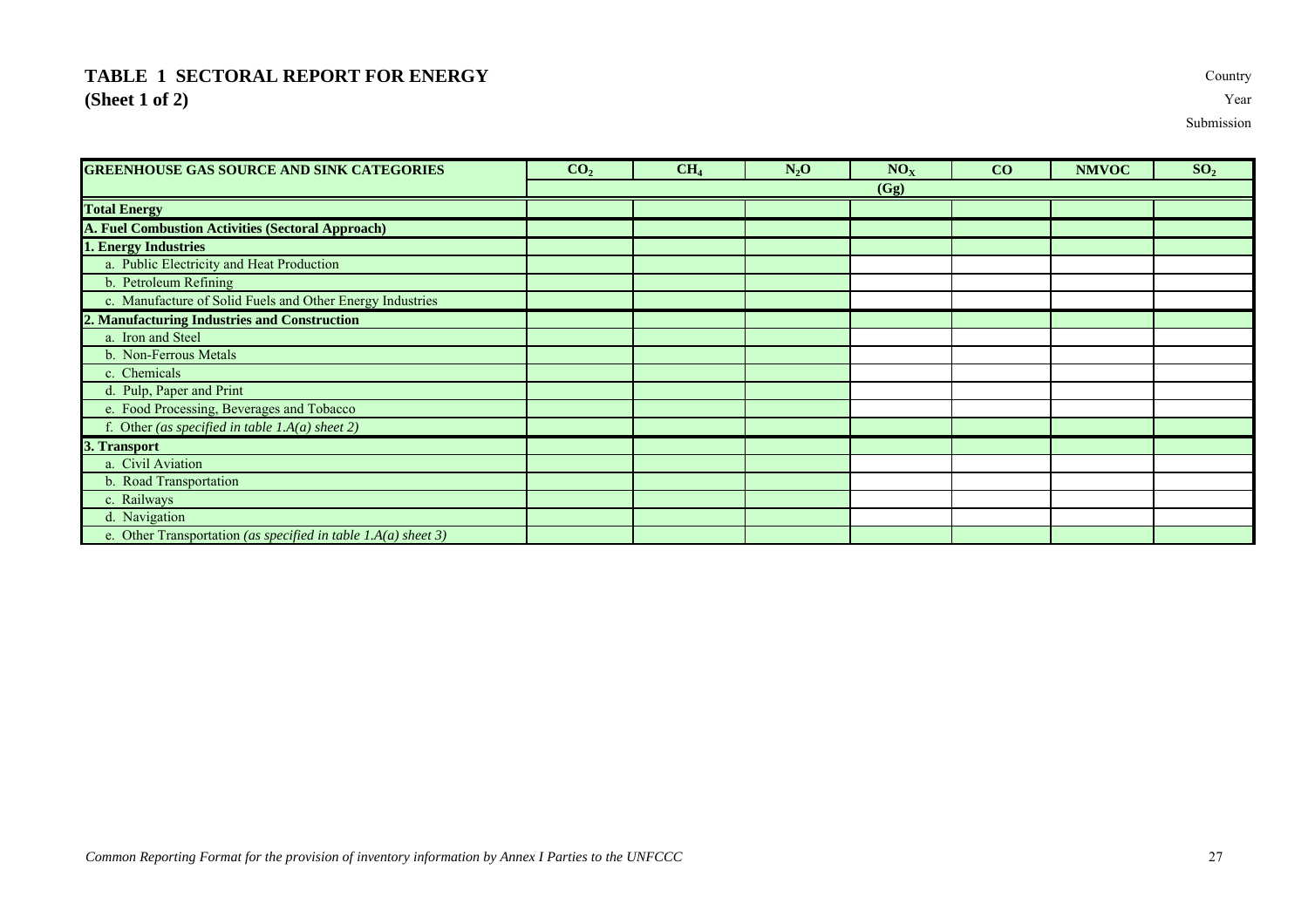# TABLE 1 SECTORAL REPORT FOR ENERGY
## (Sheet 1 of 2)

Country

Year

Submission

| GREENHOUSE GAS SOURCE AND SINK CATEGORIES | $CO_2$ | $CH_4$ | $N_2O$ | $NO_X$ | CO | NMVOC | $SO_2$ |
|---|---|---|---|---|---|---|---|
| | (Gg) | | | | | | |
| **Total Energy** | | | | | | | |
| **A. Fuel Combustion Activities (Sectoral Approach)** | | | | | | | |
| **1. Energy Industries** | | | | | | | |
| a. Public Electricity and Heat Production | | | | | | | |
| b. Petroleum Refining | | | | | | | |
| c. Manufacture of Solid Fuels and Other Energy Industries | | | | | | | |
| **2. Manufacturing Industries and Construction** | | | | | | | |
| a. Iron and Steel | | | | | | | |
| b. Non-Ferrous Metals | | | | | | | |
| c. Chemicals | | | | | | | |
| d. Pulp, Paper and Print | | | | | | | |
| e. Food Processing, Beverages and Tobacco | | | | | | | |
| f. Other *(as specified in table 1.A(a) sheet 2)* | | | | | | | |
| **3. Transport** | | | | | | | |
| a. Civil Aviation | | | | | | | |
| b. Road Transportation | | | | | | | |
| c. Railways | | | | | | | |
| d. Navigation | | | | | | | |
| e. Other Transportation *(as specified in table 1.A(a) sheet 3)* | | | | | | | |

*Common Reporting Format for the provision of inventory information by Annex I Parties to the UNFCCC*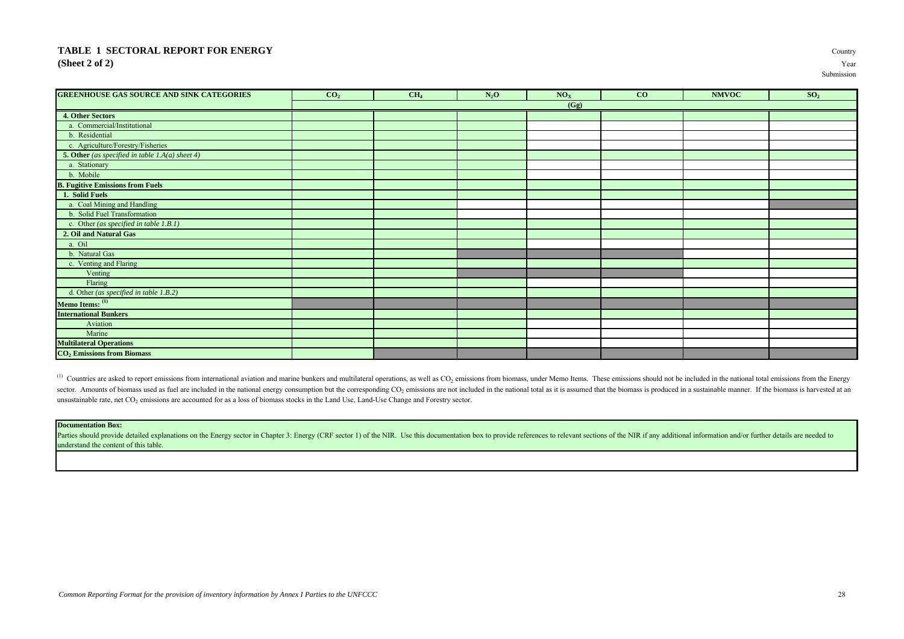## TABLE 1 SECTORAL REPORT FOR ENERGY
## (Sheet 2 of 2)

Country
Year
Submission

| GREENHOUSE GAS SOURCE AND SINK CATEGORIES | $CO_2$ | $CH_4$ | $N_2O$ | $NO_X$ | CO | NMVOC | $SO_2$ |
|---|---|---|---|---|---|---|---|
| | (Gg) | | | | | | |
| **4. Other Sectors** | | | | | | | |
| a. Commercial/Institutional | | | | | | | |
| b. Residential | | | | | | | |
| c. Agriculture/Forestry/Fisheries | | | | | | | |
| **5. Other** *(as specified in table 1.A(a) sheet 4)* | | | | | | | |
| a. Stationary | | | | | | | |
| b. Mobile | | | | | | | |
| **B. Fugitive Emissions from Fuels** | | | | | | | |
| **1. Solid Fuels** | | | | | | | |
| a. Coal Mining and Handling | | | | | | | |
| b. Solid Fuel Transformation | | | | | | | |
| c. Other *(as specified in table 1.B.1)* | | | | | | | |
| **2. Oil and Natural Gas** | | | | | | | |
| a. Oil | | | | | | | |
| b. Natural Gas | | | | | | | |
| c. Venting and Flaring | | | | | | | |
| Venting | | | | | | | |
| Flaring | | | | | | | |
| d. Other *(as specified in table 1.B.2)* | | | | | | | |
| **Memo Items:** [1] | | | | | | | |
| **International Bunkers** | | | | | | | |
| Aviation | | | | | | | |
| Marine | | | | | | | |
| **Multilateral Operations** | | | | | | | |
| **$CO_2$ Emissions from Biomass** | | | | | | | |

[1] Countries are asked to report emissions from international aviation and marine bunkers and multilateral operations, as well as $CO_2$ emissions from biomass, under Memo Items. These emissions should not be included in the national total emissions from the Energy sector. Amounts of biomass used as fuel are included in the national energy consumption but the corresponding $CO_2$ emissions are not included in the national total as it is assumed that the biomass is produced in a sustainable manner. If the biomass is harvested at an unsustainable rate, net $CO_2$ emissions are accounted for as a loss of biomass stocks in the Land Use, Land-Use Change and Forestry sector.

| **Documentation Box:** |
|---|
| Parties should provide detailed explanations on the Energy sector in Chapter 3: Energy (CRF sector 1) of the NIR. Use this documentation box to provide references to relevant sections of the NIR if any additional information and/or further details are needed to understand the content of this table. |
| |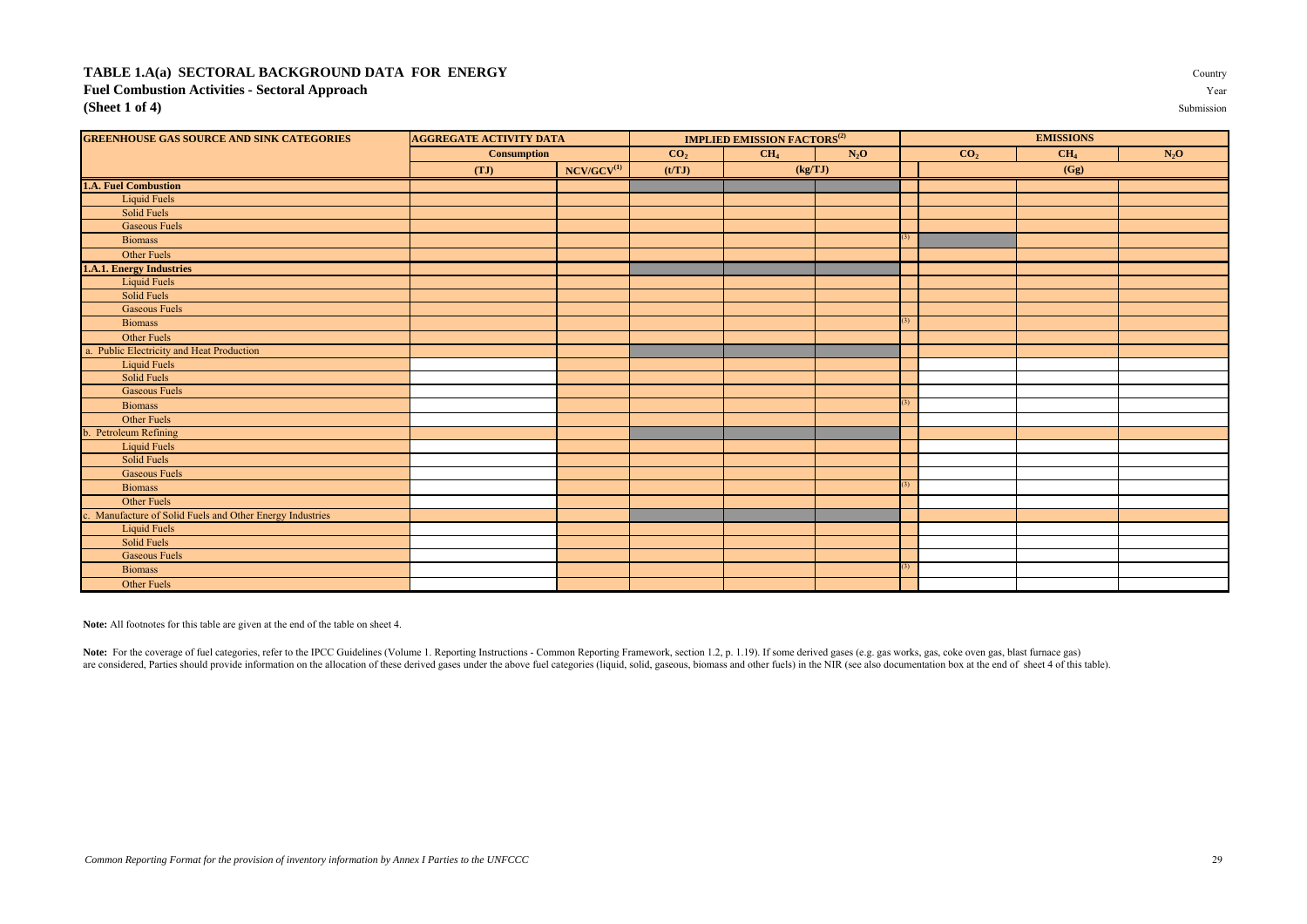# TABLE 1.A(a) SECTORAL BACKGROUND DATA FOR ENERGY

## Fuel Combustion Activities - Sectoral Approach

## (Sheet 1 of 4)

Country

Year

Submission

| GREENHOUSE GAS SOURCE AND SINK CATEGORIES | AGGREGATE ACTIVITY DATA | | IMPLIED EMISSION FACTORS[(2)] | | | | EMISSIONS | | |
|---|---|---|---|---|---|---|---|---|---|
| | Consumption | | $CO_2$ | $CH_4$ | $N_2O$ | | $CO_2$ | $CH_4$ | $N_2O$ |
| | (TJ) | NCV/GCV[(1)] | (t/TJ) | (kg/TJ) | | | (Gg) | | |
| **1.A. Fuel Combustion** | | | | | | | | | |
| Liquid Fuels | | | | | | | | | |
| Solid Fuels | | | | | | | | | |
| Gaseous Fuels | | | | | | | | | |
| Biomass | | | | | | (3) | | | |
| Other Fuels | | | | | | | | | |
| **1.A.1. Energy Industries** | | | | | | | | | |
| Liquid Fuels | | | | | | | | | |
| Solid Fuels | | | | | | | | | |
| Gaseous Fuels | | | | | | | | | |
| Biomass | | | | | | (3) | | | |
| Other Fuels | | | | | | | | | |
| a. Public Electricity and Heat Production | | | | | | | | | |
| Liquid Fuels | | | | | | | | | |
| Solid Fuels | | | | | | | | | |
| Gaseous Fuels | | | | | | | | | |
| Biomass | | | | | | (3) | | | |
| Other Fuels | | | | | | | | | |
| b. Petroleum Refining | | | | | | | | | |
| Liquid Fuels | | | | | | | | | |
| Solid Fuels | | | | | | | | | |
| Gaseous Fuels | | | | | | | | | |
| Biomass | | | | | | (3) | | | |
| Other Fuels | | | | | | | | | |
| c. Manufacture of Solid Fuels and Other Energy Industries | | | | | | | | | |
| Liquid Fuels | | | | | | | | | |
| Solid Fuels | | | | | | | | | |
| Gaseous Fuels | | | | | | | | | |
| Biomass | | | | | | (3) | | | |
| Other Fuels | | | | | | | | | |

**Note:** All footnotes for this table are given at the end of the table on sheet 4.

**Note:** For the coverage of fuel categories, refer to the IPCC Guidelines (Volume 1. Reporting Instructions - Common Reporting Framework, section 1.2, p. 1.19). If some derived gases (e.g. gas works, gas, coke oven gas, blast furnace gas) are considered, Parties should provide information on the allocation of these derived gases under the above fuel categories (liquid, solid, gaseous, biomass and other fuels) in the NIR (see also documentation box at the end of sheet 4 of this table).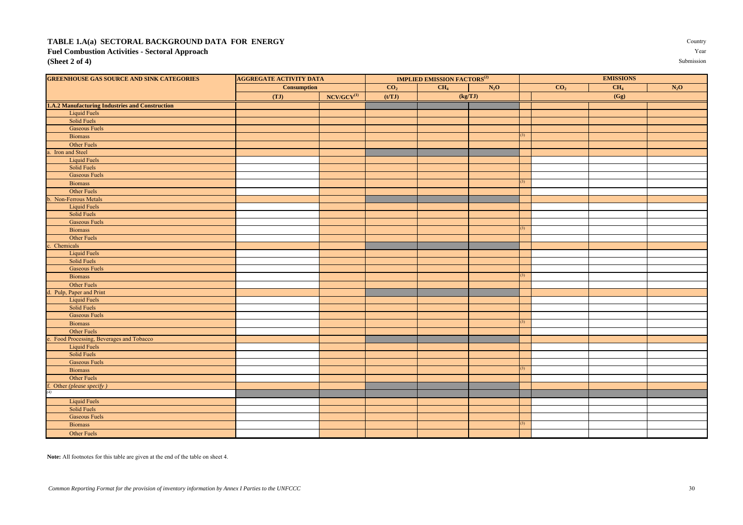# TABLE 1.A(a) SECTORAL BACKGROUND DATA FOR ENERGY

## Fuel Combustion Activities - Sectoral Approach

**(Sheet 2 of 4)**

Country
Year
Submission

| GREENHOUSE GAS SOURCE AND SINK CATEGORIES | AGGREGATE ACTIVITY DATA | | IMPLIED EMISSION FACTORS[(2)] | | | | EMISSIONS | | |
|---|---|---|---|---|---|---|---|---|---|
| | Consumption | | $CO_2$ | $CH_4$ | $N_2O$ | | $CO_2$ | $CH_4$ | $N_2O$ |
| | (TJ) | NCV/GCV[(1)] | (t/TJ) | (kg/TJ) | | | (Gg) | | |
| **1.A.2 Manufacturing Industries and Construction** | | | | | | | | | |
| Liquid Fuels | | | | | | | | | |
| Solid Fuels | | | | | | | | | |
| Gaseous Fuels | | | | | | | | | |
| Biomass | | | | | | (3) | | | |
| Other Fuels | | | | | | | | | |
| a. Iron and Steel | | | | | | | | | |
| Liquid Fuels | | | | | | | | | |
| Solid Fuels | | | | | | | | | |
| Gaseous Fuels | | | | | | | | | |
| Biomass | | | | | | (3) | | | |
| Other Fuels | | | | | | | | | |
| b. Non-Ferrous Metals | | | | | | | | | |
| Liquid Fuels | | | | | | | | | |
| Solid Fuels | | | | | | | | | |
| Gaseous Fuels | | | | | | | | | |
| Biomass | | | | | | (3) | | | |
| Other Fuels | | | | | | | | | |
| c. Chemicals | | | | | | | | | |
| Liquid Fuels | | | | | | | | | |
| Solid Fuels | | | | | | | | | |
| Gaseous Fuels | | | | | | | | | |
| Biomass | | | | | | (3) | | | |
| Other Fuels | | | | | | | | | |
| d. Pulp, Paper and Print | | | | | | | | | |
| Liquid Fuels | | | | | | | | | |
| Solid Fuels | | | | | | | | | |
| Gaseous Fuels | | | | | | | | | |
| Biomass | | | | | | (3) | | | |
| Other Fuels | | | | | | | | | |
| e. Food Processing, Beverages and Tobacco | | | | | | | | | |
| Liquid Fuels | | | | | | | | | |
| Solid Fuels | | | | | | | | | |
| Gaseous Fuels | | | | | | | | | |
| Biomass | | | | | | (3) | | | |
| Other Fuels | | | | | | | | | |
| f. Other *(please specify)* | | | | | | | | | |
| *(4)* | | | | | | | | | |
| Liquid Fuels | | | | | | | | | |
| Solid Fuels | | | | | | | | | |
| Gaseous Fuels | | | | | | | | | |
| Biomass | | | | | | (3) | | | |
| Other Fuels | | | | | | | | | |

**Note:** All footnotes for this table are given at the end of the table on sheet 4.

*Common Reporting Format for the provision of inventory information by Annex I Parties to the UNFCCC*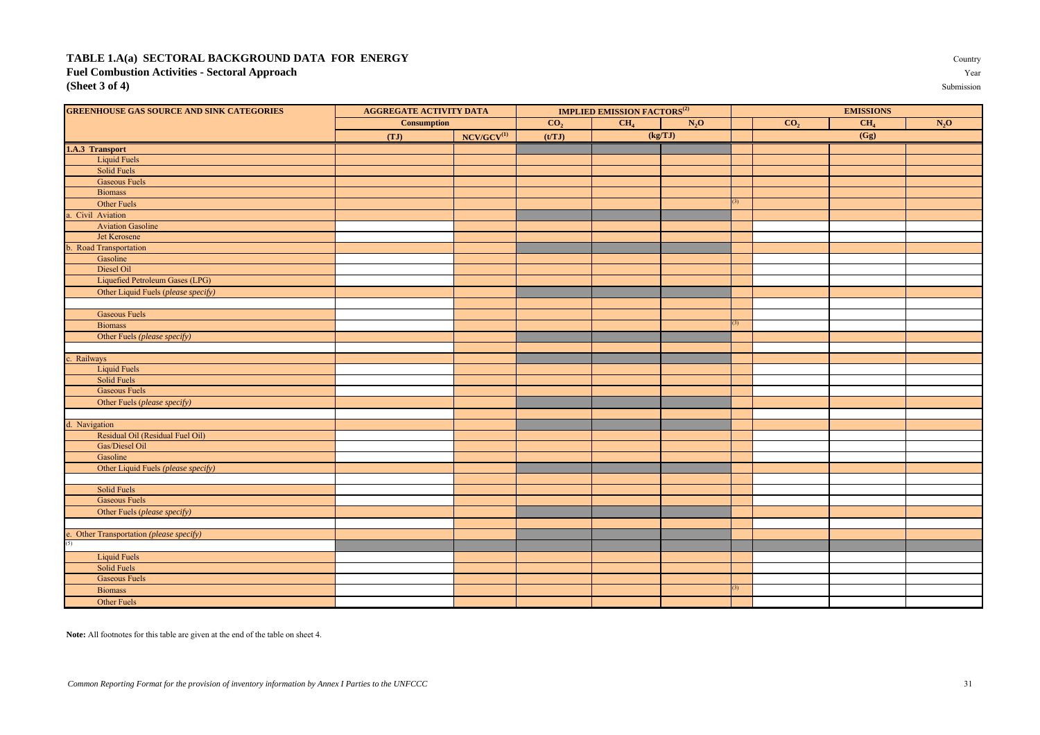# TABLE 1.A(a) SECTORAL BACKGROUND DATA FOR ENERGY

**Fuel Combustion Activities - Sectoral Approach**

**(Sheet 3 of 4)**

Country

Year

Submission

| GREENHOUSE GAS SOURCE AND SINK CATEGORIES | AGGREGATE ACTIVITY DATA | | IMPLIED EMISSION FACTORS[(2)] | | | | EMISSIONS | | |
|---|---|---|---|---|---|---|---|---|---|
| | Consumption | | $CO_2$ | $CH_4$ | $N_2O$ | | $CO_2$ | $CH_4$ | $N_2O$ |
| | (TJ) | NCV/GCV[(1)] | (t/TJ) | (kg/TJ) | | | (Gg) | | |
| **1.A.3 Transport** | | | | | | | | | |
| Liquid Fuels | | | | | | | | | |
| Solid Fuels | | | | | | | | | |
| Gaseous Fuels | | | | | | | | | |
| Biomass | | | | | | | | | |
| Other Fuels | | | | | | (3) | | | |
| a. Civil Aviation | | | | | | | | | |
| Aviation Gasoline | | | | | | | | | |
| Jet Kerosene | | | | | | | | | |
| b. Road Transportation | | | | | | | | | |
| Gasoline | | | | | | | | | |
| Diesel Oil | | | | | | | | | |
| Liquefied Petroleum Gases (LPG) | | | | | | | | | |
| Other Liquid Fuels *(please specify)* | | | | | | | | | |
| | | | | | | | | | |
| Gaseous Fuels | | | | | | | | | |
| Biomass | | | | | | (3) | | | |
| Other Fuels *(please specify)* | | | | | | | | | |
| | | | | | | | | | |
| c. Railways | | | | | | | | | |
| Liquid Fuels | | | | | | | | | |
| Solid Fuels | | | | | | | | | |
| Gaseous Fuels | | | | | | | | | |
| Other Fuels *(please specify)* | | | | | | | | | |
| | | | | | | | | | |
| d. Navigation | | | | | | | | | |
| Residual Oil (Residual Fuel Oil) | | | | | | | | | |
| Gas/Diesel Oil | | | | | | | | | |
| Gasoline | | | | | | | | | |
| Other Liquid Fuels *(please specify)* | | | | | | | | | |
| | | | | | | | | | |
| Solid Fuels | | | | | | | | | |
| Gaseous Fuels | | | | | | | | | |
| Other Fuels *(please specify)* | | | | | | | | | |
| | | | | | | | | | |
| e. Other Transportation *(please specify)* | | | | | | | | | |
| (5) | | | | | | | | | |
| Liquid Fuels | | | | | | | | | |
| Solid Fuels | | | | | | | | | |
| Gaseous Fuels | | | | | | | | | |
| Biomass | | | | | | (3) | | | |
| Other Fuels | | | | | | | | | |

**Note:** All footnotes for this table are given at the end of the table on sheet 4.

*Common Reporting Format for the provision of inventory information by Annex I Parties to the UNFCCC*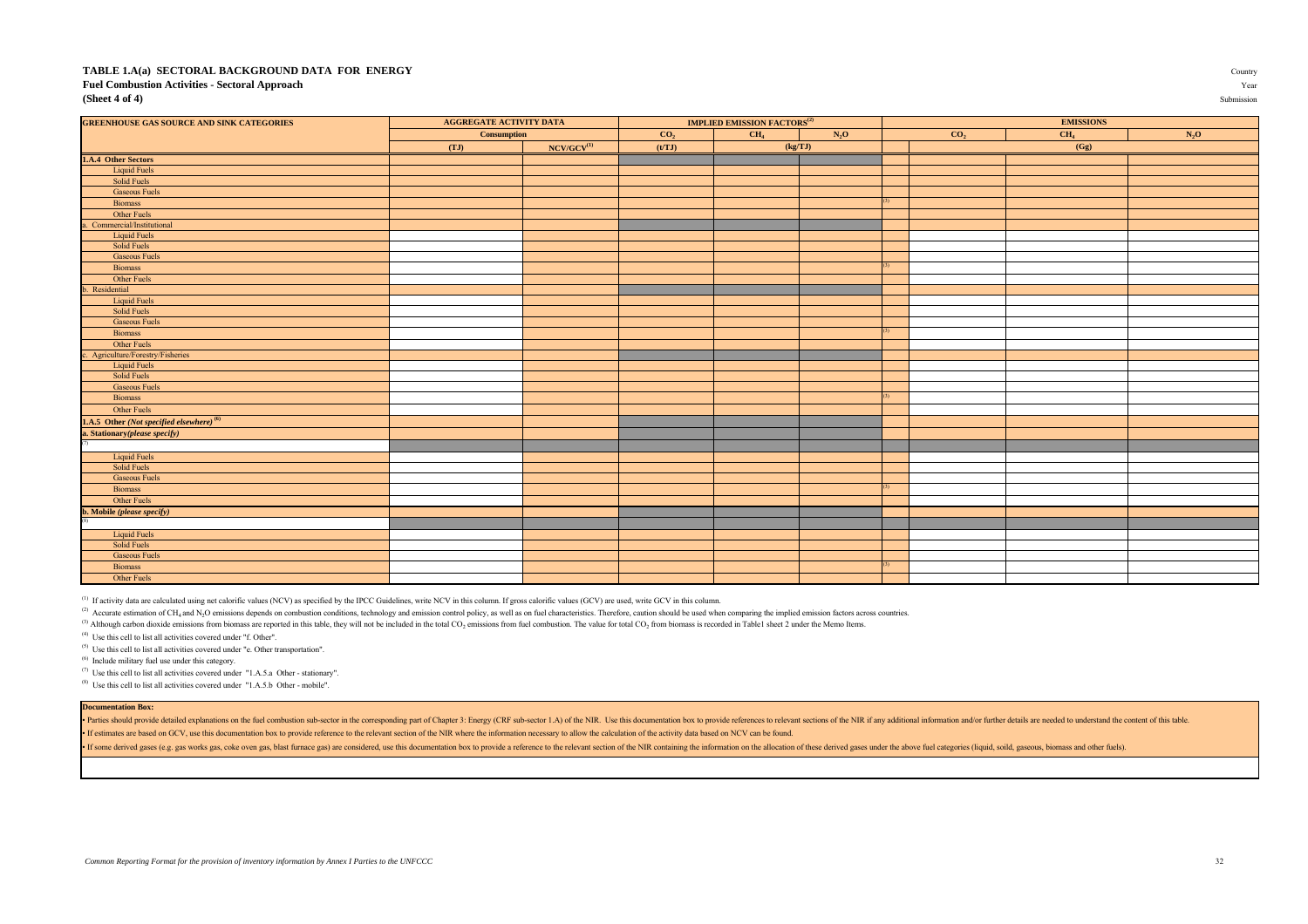**TABLE 1.A(a) SECTORAL BACKGROUND DATA FOR ENERGY**
**Fuel Combustion Activities - Sectoral Approach**
**(Sheet 4 of 4)**

Country
Year
Submission

| GREENHOUSE GAS SOURCE AND SINK CATEGORIES | AGGREGATE ACTIVITY DATA | | IMPLIED EMISSION FACTORS[2] | | | EMISSIONS | | |
|---|---|---|---|---|---|---|---|---|
| | Consumption | | $CO_2$ | $CH_4$ | $N_2O$ | $CO_2$ | $CH_4$ | $N_2O$ |
| | (TJ) | NCV/GCV[1] | (t/TJ) | (kg/TJ) | | (Gg) | | |
| **1.A.4 Other Sectors** | | | | | | | | |
| Liquid Fuels | | | | | | | | |
| Solid Fuels | | | | | | | | |
| Gaseous Fuels | | | | | | | | |
| Biomass | | | | | | [3] | | |
| Other Fuels | | | | | | | | |
| a. Commercial/Institutional | | | | | | | | |
| Liquid Fuels | | | | | | | | |
| Solid Fuels | | | | | | | | |
| Gaseous Fuels | | | | | | | | |
| Biomass | | | | | | [3] | | |
| Other Fuels | | | | | | | | |
| b. Residential | | | | | | | | |
| Liquid Fuels | | | | | | | | |
| Solid Fuels | | | | | | | | |
| Gaseous Fuels | | | | | | | | |
| Biomass | | | | | | [3] | | |
| Other Fuels | | | | | | | | |
| c. Agriculture/Forestry/Fisheries | | | | | | | | |
| Liquid Fuels | | | | | | | | |
| Solid Fuels | | | | | | | | |
| Gaseous Fuels | | | | | | | | |
| Biomass | | | | | | [3] | | |
| Other Fuels | | | | | | | | |
| **1.A.5 Other *(Not specified elsewhere)*** [6] | | | | | | | | |
| ***a. Stationary (please specify)*** | | | | | | | | |
| [7] | | | | | | | | |
| Liquid Fuels | | | | | | | | |
| Solid Fuels | | | | | | | | |
| Gaseous Fuels | | | | | | | | |
| Biomass | | | | | | [3] | | |
| Other Fuels | | | | | | | | |
| ***b. Mobile (please specify)*** | | | | | | | | |
| [8] | | | | | | | | |
| Liquid Fuels | | | | | | | | |
| Solid Fuels | | | | | | | | |
| Gaseous Fuels | | | | | | | | |
| Biomass | | | | | | [3] | | |
| Other Fuels | | | | | | | | |

[1] If activity data are calculated using net calorific values (NCV) as specified by the IPCC Guidelines, write NCV in this column. If gross calorific values (GCV) are used, write GCV in this column.

[2] Accurate estimation of $CH_4$ and $N_2O$ emissions depends on combustion conditions, technology and emission control policy, as well as on fuel characteristics. Therefore, caution should be used when comparing the implied emission factors across countries.

[3] Although carbon dioxide emissions from biomass are reported in this table, they will not be included in the total $CO_2$ emissions from fuel combustion. The value for total $CO_2$ from biomass is recorded in Table1 sheet 2 under the Memo Items.

[4] Use this cell to list all activities covered under "f. Other".

[5] Use this cell to list all activities covered under "e. Other transportation".

[6] Include military fuel use under this category.

[7] Use this cell to list all activities covered under "1.A.5.a Other - stationary".

[8] Use this cell to list all activities covered under "1.A.5.b Other - mobile".

**Documentation Box:**

- Parties should provide detailed explanations on the fuel combustion sub-sector in the corresponding part of Chapter 3: Energy (CRF sub-sector 1.A) of the NIR. Use this documentation box to provide references to relevant sections of the NIR if any additional information and/or further details are needed to understand the content of this table.
- If estimates are based on GCV, use this documentation box to provide reference to the relevant section of the NIR where the information necessary to allow the calculation of the activity data based on NCV can be found.
- If some derived gases (e.g. gas works gas, coke oven gas, blast furnace gas) are considered, use this documentation box to provide a reference to the relevant section of the NIR containing the information on the allocation of these derived gases under the above fuel categories (liquid, soild, gaseous, biomass and other fuels).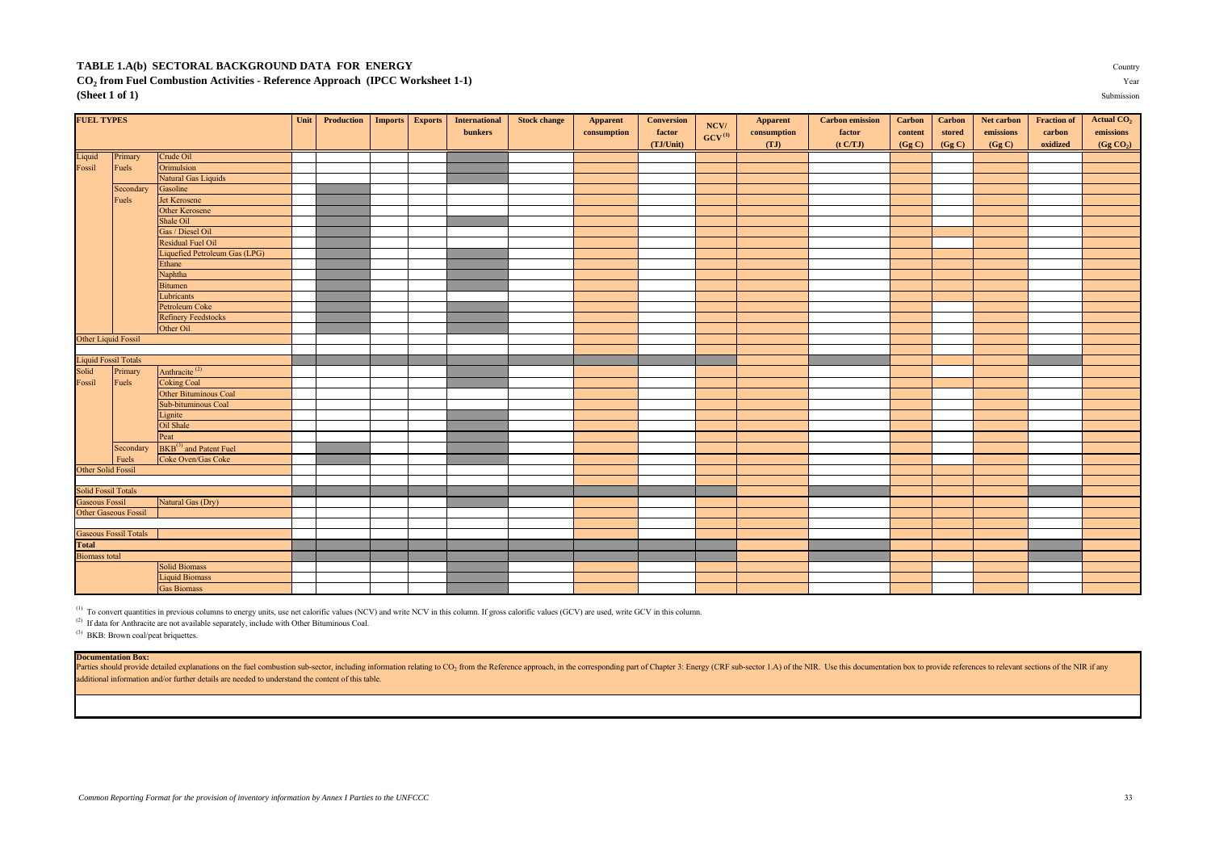# TABLE 1.A(b) SECTORAL BACKGROUND DATA FOR ENERGY

## $CO_2$ from Fuel Combustion Activities - Reference Approach (IPCC Worksheet 1-1)

**(Sheet 1 of 1)**

Country

Year

Submission

| FUEL TYPES | | | Unit | Production | Imports | Exports | International bunkers | Stock change | Apparent consumption | Conversion factor (TJ/Unit) | NCV/ GCV[1] | Apparent consumption (TJ) | Carbon emission factor (t C/TJ) | Carbon content (Gg C) | Carbon stored (Gg C) | Net carbon emissions (Gg C) | Fraction of carbon oxidized | Actual $CO_2$ emissions (Gg $CO_2$) |
|---|---|---|---|---|---|---|---|---|---|---|---|---|---|---|---|---|---|---|
| Liquid Fossil | Primary Fuels | Crude Oil | | | | | | | | | | | | | | | | |
| | | Orimulsion | | | | | | | | | | | | | | | | |
| | | Natural Gas Liquids | | | | | | | | | | | | | | | | |
| | Secondary Fuels | Gasoline | | | | | | | | | | | | | | | | |
| | | Jet Kerosene | | | | | | | | | | | | | | | | |
| | | Other Kerosene | | | | | | | | | | | | | | | | |
| | | Shale Oil | | | | | | | | | | | | | | | | |
| | | Gas / Diesel Oil | | | | | | | | | | | | | | | | |
| | | Residual Fuel Oil | | | | | | | | | | | | | | | | |
| | | Liquefied Petroleum Gas (LPG) | | | | | | | | | | | | | | | | |
| | | Ethane | | | | | | | | | | | | | | | | |
| | | Naphtha | | | | | | | | | | | | | | | | |
| | | Bitumen | | | | | | | | | | | | | | | | |
| | | Lubricants | | | | | | | | | | | | | | | | |
| | | Petroleum Coke | | | | | | | | | | | | | | | | |
| | | Refinery Feedstocks | | | | | | | | | | | | | | | | |
| | | Other Oil | | | | | | | | | | | | | | | | |
| Other Liquid Fossil | | | | | | | | | | | | | | | | | | |
| | | | | | | | | | | | | | | | | | | |
| Liquid Fossil Totals | | | | | | | | | | | | | | | | | | |
| Solid Fossil | Primary Fuels | Anthracite[2] | | | | | | | | | | | | | | | | |
| | | Coking Coal | | | | | | | | | | | | | | | | |
| | | Other Bituminous Coal | | | | | | | | | | | | | | | | |
| | | Sub-bituminous Coal | | | | | | | | | | | | | | | | |
| | | Lignite | | | | | | | | | | | | | | | | |
| | | Oil Shale | | | | | | | | | | | | | | | | |
| | | Peat | | | | | | | | | | | | | | | | |
| | Secondary Fuels | BKB[3] and Patent Fuel | | | | | | | | | | | | | | | | |
| | | Coke Oven/Gas Coke | | | | | | | | | | | | | | | | |
| Other Solid Fossil | | | | | | | | | | | | | | | | | | |
| | | | | | | | | | | | | | | | | | | |
| Solid Fossil Totals | | | | | | | | | | | | | | | | | | |
| Gaseous Fossil | | Natural Gas (Dry) | | | | | | | | | | | | | | | | |
| Other Gaseous Fossil | | | | | | | | | | | | | | | | | | |
| | | | | | | | | | | | | | | | | | | |
| Gaseous Fossil Totals | | | | | | | | | | | | | | | | | | |
| Total | | | | | | | | | | | | | | | | | | |
| Biomass total | | | | | | | | | | | | | | | | | | |
| | | Solid Biomass | | | | | | | | | | | | | | | | |
| | | Liquid Biomass | | | | | | | | | | | | | | | | |
| | | Gas Biomass | | | | | | | | | | | | | | | | |

[1] To convert quantities in previous columns to energy units, use net calorific values (NCV) and write NCV in this column. If gross calorific values (GCV) are used, write GCV in this column.

[2] If data for Anthracite are not available separately, include with Other Bituminous Coal.

[3] BKB: Brown coal/peat briquettes.

**Documentation Box:**

Parties should provide detailed explanations on the fuel combustion sub-sector, including information relating to $CO_2$ from the Reference approach, in the corresponding part of Chapter 3: Energy (CRF sub-sector 1.A) of the NIR. Use this documentation box to provide references to relevant sections of the NIR if any additional information and/or further details are needed to understand the content of this table.

*Common Reporting Format for the provision of inventory information by Annex I Parties to the UNFCCC*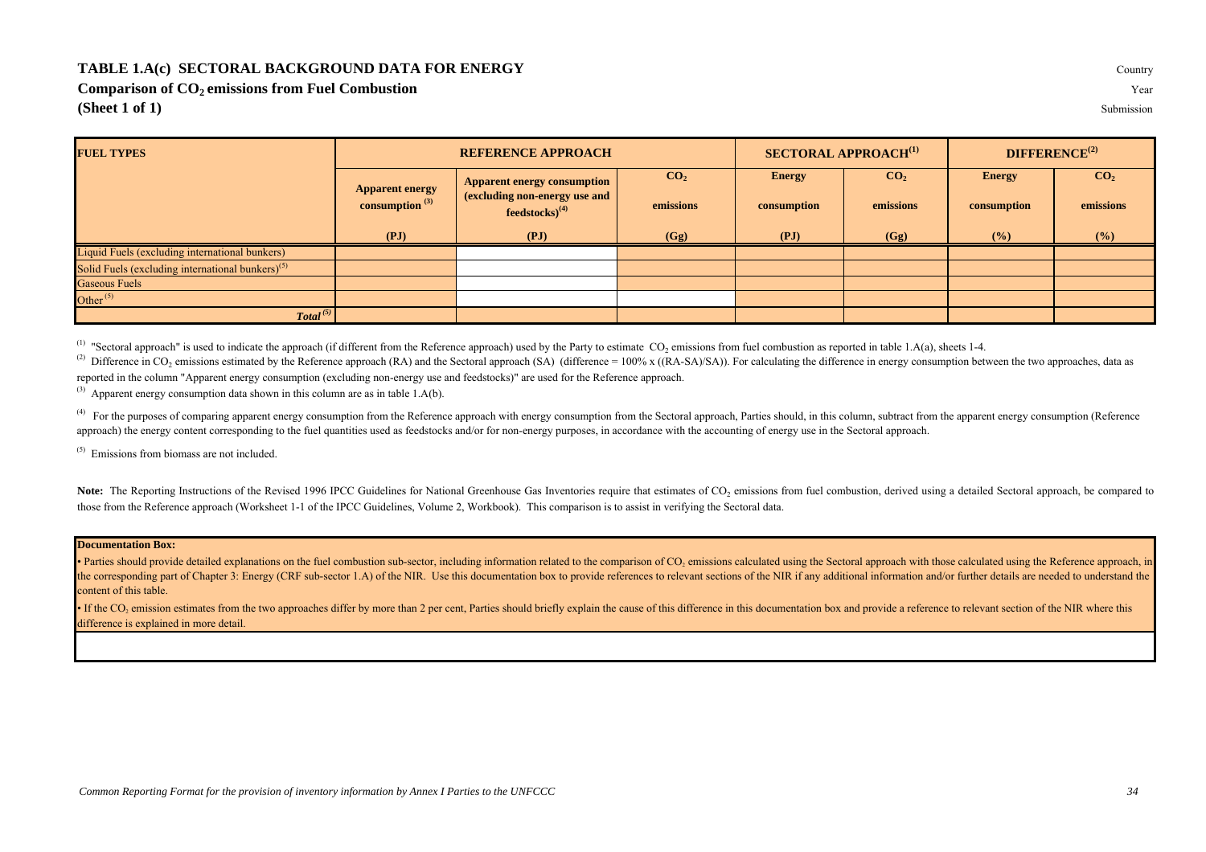# TABLE 1.A(c) SECTORAL BACKGROUND DATA FOR ENERGY

## Comparison of $CO_2$ emissions from Fuel Combustion

**(Sheet 1 of 1)**

Country

Year

Submission

| FUEL TYPES | REFERENCE APPROACH | | | SECTORAL APPROACH[1] | | DIFFERENCE[2] | |
|---|---|---|---|---|---|---|---|
| | Apparent energy consumption [3] | Apparent energy consumption (excluding non-energy use and feedstocks)[4] | $CO_2$ emissions | Energy consumption | $CO_2$ emissions | Energy consumption | $CO_2$ emissions |
| | (PJ) | (PJ) | (Gg) | (PJ) | (Gg) | (%) | (%) |
| Liquid Fuels (excluding international bunkers) | | | | | | | |
| Solid Fuels (excluding international bunkers)[5] | | | | | | | |
| Gaseous Fuels | | | | | | | |
| Other [5] | | | | | | | |
| *Total* [5] | | | | | | | |

[1] "Sectoral approach" is used to indicate the approach (if different from the Reference approach) used by the Party to estimate $CO_2$ emissions from fuel combustion as reported in table 1.A(a), sheets 1-4.

[2] Difference in $CO_2$ emissions estimated by the Reference approach (RA) and the Sectoral approach (SA) (difference = 100% x ((RA-SA)/SA)). For calculating the difference in energy consumption between the two approaches, data as reported in the column "Apparent energy consumption (excluding non-energy use and feedstocks)" are used for the Reference approach.

[3] Apparent energy consumption data shown in this column are as in table 1.A(b).

[4] For the purposes of comparing apparent energy consumption from the Reference approach with energy consumption from the Sectoral approach, Parties should, in this column, subtract from the apparent energy consumption (Reference approach) the energy content corresponding to the fuel quantities used as feedstocks and/or for non-energy purposes, in accordance with the accounting of energy use in the Sectoral approach.

[5] Emissions from biomass are not included.

**Note:** The Reporting Instructions of the Revised 1996 IPCC Guidelines for National Greenhouse Gas Inventories require that estimates of $CO_2$ emissions from fuel combustion, derived using a detailed Sectoral approach, be compared to those from the Reference approach (Worksheet 1-1 of the IPCC Guidelines, Volume 2, Workbook). This comparison is to assist in verifying the Sectoral data.

**Documentation Box:**

- Parties should provide detailed explanations on the fuel combustion sub-sector, including information related to the comparison of $CO_2$ emissions calculated using the Sectoral approach with those calculated using the Reference approach, in the corresponding part of Chapter 3: Energy (CRF sub-sector 1.A) of the NIR. Use this documentation box to provide references to relevant sections of the NIR if any additional information and/or further details are needed to understand the content of this table.
- If the $CO_2$ emission estimates from the two approaches differ by more than 2 per cent, Parties should briefly explain the cause of this difference in this documentation box and provide a reference to relevant section of the NIR where this difference is explained in more detail.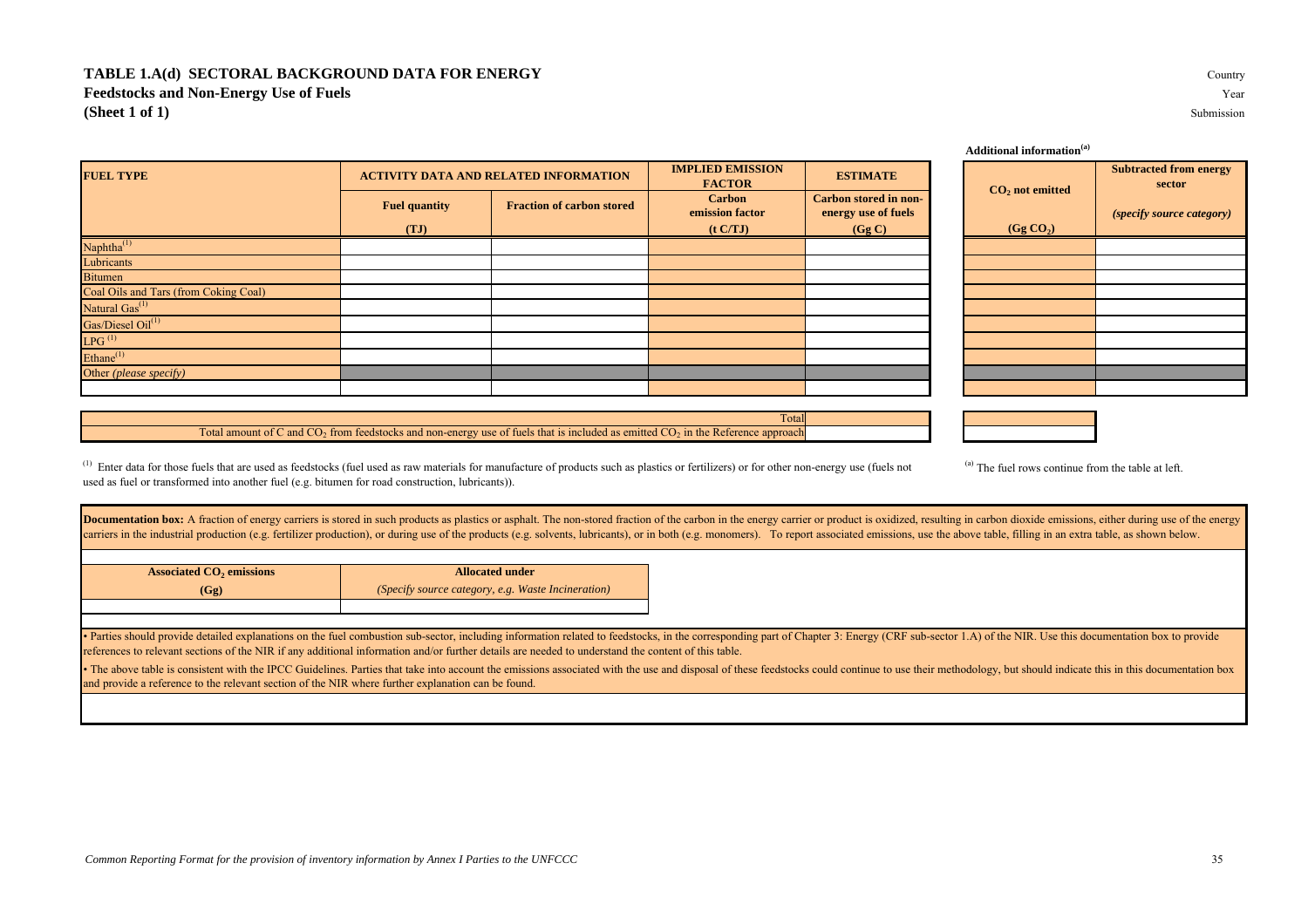# TABLE 1.A(d) SECTORAL BACKGROUND DATA FOR ENERGY

## Feedstocks and Non-Energy Use of Fuels

**(Sheet 1 of 1)**

Country

Year

Submission

Additional information[(a)]

| FUEL TYPE | ACTIVITY DATA AND RELATED INFORMATION | | IMPLIED EMISSION FACTOR | ESTIMATE | | $CO_2$ not emitted | Subtracted from energy sector |
|---|---|---|---|---|---|---|---|
| | Fuel quantity | Fraction of carbon stored | Carbon emission factor | Carbon stored in non-energy use of fuels | | | *(specify source category)* |
| | (TJ) | | (t C/TJ) | (Gg C) | | (Gg $CO_2$) | |
| Naphtha[(1)] | | | | | | | |
| Lubricants | | | | | | | |
| Bitumen | | | | | | | |
| Coal Oils and Tars (from Coking Coal) | | | | | | | |
| Natural Gas[(1)] | | | | | | | |
| Gas/Diesel Oil[(1)] | | | | | | | |
| LPG[(1)] | | | | | | | |
| Ethane[(1)] | | | | | | | |
| Other *(please specify)* | | | | | | | |
| | | | | | | | |

| | | | |
|---|---|---|---|
| Total | | | |
| Total amount of C and $CO_2$ from feedstocks and non-energy use of fuels that is included as emitted $CO_2$ in the Reference approach | | | |

[(1)] Enter data for those fuels that are used as feedstocks (fuel used as raw materials for manufacture of products such as plastics or fertilizers) or for other non-energy use (fuels not used as fuel or transformed into another fuel (e.g. bitumen for road construction, lubricants)).

[(a)] The fuel rows continue from the table at left.

**Documentation box:** A fraction of energy carriers is stored in such products as plastics or asphalt. The non-stored fraction of the carbon in the energy carrier or product is oxidized, resulting in carbon dioxide emissions, either during use of the energy carriers in the industrial production (e.g. fertilizer production), or during use of the products (e.g. solvents, lubricants), or in both (e.g. monomers). To report associated emissions, use the above table, filling in an extra table, as shown below.

| Associated $CO_2$ emissions (Gg) | Allocated under *(Specify source category, e.g. Waste Incineration)* |
|---|---|
| | |

- Parties should provide detailed explanations on the fuel combustion sub-sector, including information related to feedstocks, in the corresponding part of Chapter 3: Energy (CRF sub-sector 1.A) of the NIR. Use this documentation box to provide references to relevant sections of the NIR if any additional information and/or further details are needed to understand the content of this table.
- The above table is consistent with the IPCC Guidelines. Parties that take into account the emissions associated with the use and disposal of these feedstocks could continue to use their methodology, but should indicate this in this documentation box and provide a reference to the relevant section of the NIR where further explanation can be found.

*Common Reporting Format for the provision of inventory information by Annex I Parties to the UNFCCC*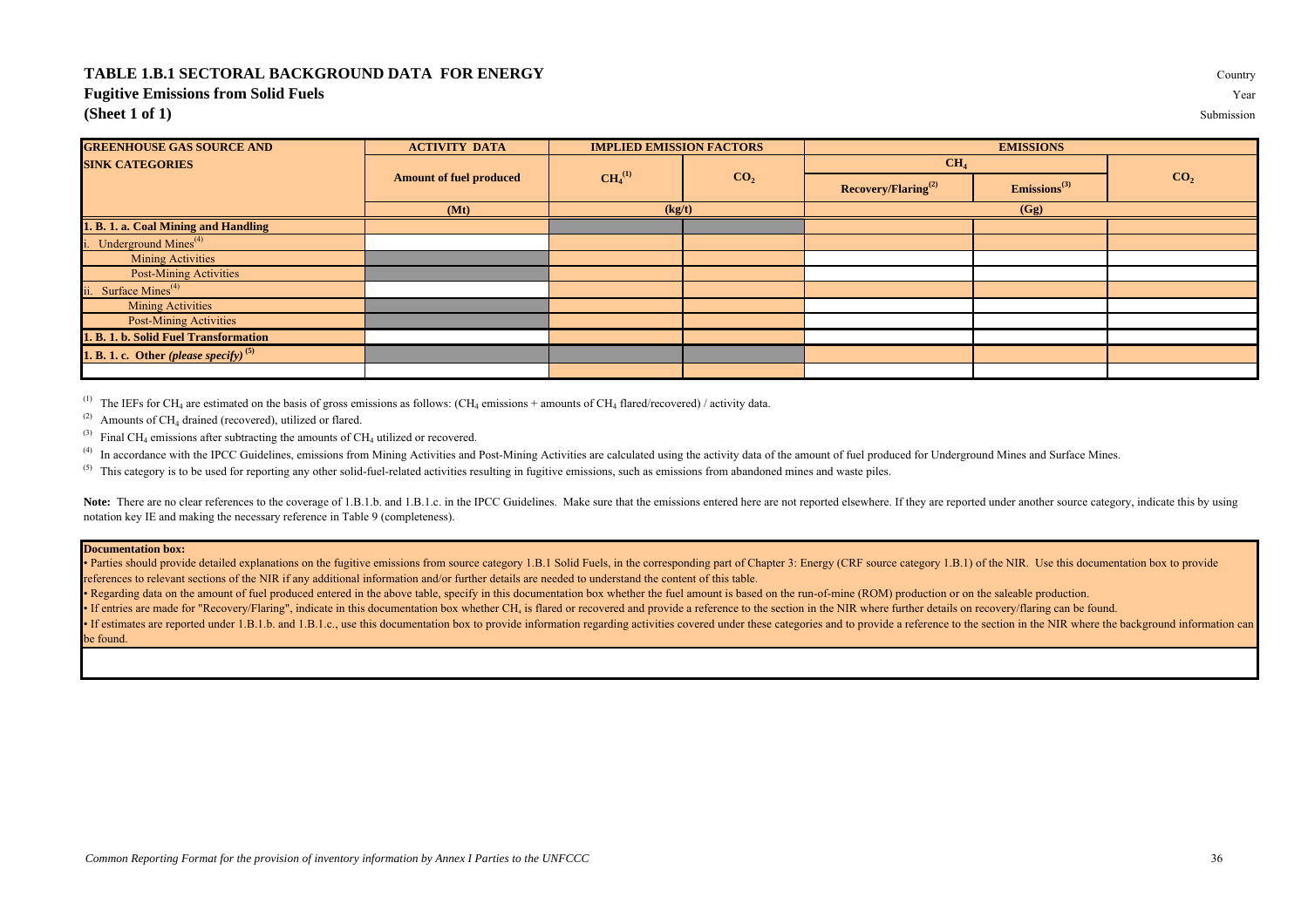# TABLE 1.B.1 SECTORAL BACKGROUND DATA FOR ENERGY

Country

## Fugitive Emissions from Solid Fuels

Year

**(Sheet 1 of 1)**

Submission

| GREENHOUSE GAS SOURCE AND SINK CATEGORIES | ACTIVITY DATA | IMPLIED EMISSION FACTORS | | EMISSIONS | | |
|---|---|---|---|---|---|---|
| | | | | $CH_4$ | | |
| | Amount of fuel produced | $CH_4$ [(1)] | $CO_2$ | Recovery/Flaring[(2)] | Emissions[(3)] | $CO_2$ |
| | (Mt) | (kg/t) | | (Gg) | | |
| **1. B. 1. a. Coal Mining and Handling** | | | | | | |
| i. Underground Mines[(4)] | | | | | | |
| Mining Activities | | | | | | |
| Post-Mining Activities | | | | | | |
| ii. Surface Mines[(4)] | | | | | | |
| Mining Activities | | | | | | |
| Post-Mining Activities | | | | | | |
| **1. B. 1. b. Solid Fuel Transformation** | | | | | | |
| **1. B. 1. c. Other *(please specify)*[(5)]** | | | | | | |
| | | | | | | |

(1) The IEFs for $CH_4$ are estimated on the basis of gross emissions as follows: ($CH_4$ emissions + amounts of $CH_4$ flared/recovered) / activity data.

(2) Amounts of $CH_4$ drained (recovered), utilized or flared.

(3) Final $CH_4$ emissions after subtracting the amounts of $CH_4$ utilized or recovered.

(4) In accordance with the IPCC Guidelines, emissions from Mining Activities and Post-Mining Activities are calculated using the activity data of the amount of fuel produced for Underground Mines and Surface Mines.

(5) This category is to be used for reporting any other solid-fuel-related activities resulting in fugitive emissions, such as emissions from abandoned mines and waste piles.

**Note:** There are no clear references to the coverage of 1.B.1.b. and 1.B.1.c. in the IPCC Guidelines. Make sure that the emissions entered here are not reported elsewhere. If they are reported under another source category, indicate this by using notation key IE and making the necessary reference in Table 9 (completeness).

**Documentation box:**

- Parties should provide detailed explanations on the fugitive emissions from source category 1.B.1 Solid Fuels, in the corresponding part of Chapter 3: Energy (CRF source category 1.B.1) of the NIR. Use this documentation box to provide references to relevant sections of the NIR if any additional information and/or further details are needed to understand the content of this table.
- Regarding data on the amount of fuel produced entered in the above table, specify in this documentation box whether the fuel amount is based on the run-of-mine (ROM) production or on the saleable production.
- If entries are made for "Recovery/Flaring", indicate in this documentation box whether $CH_4$ is flared or recovered and provide a reference to the section in the NIR where further details on recovery/flaring can be found.
- If estimates are reported under 1.B.1.b. and 1.B.1.c., use this documentation box to provide information regarding activities covered under these categories and to provide a reference to the section in the NIR where the background information can be found.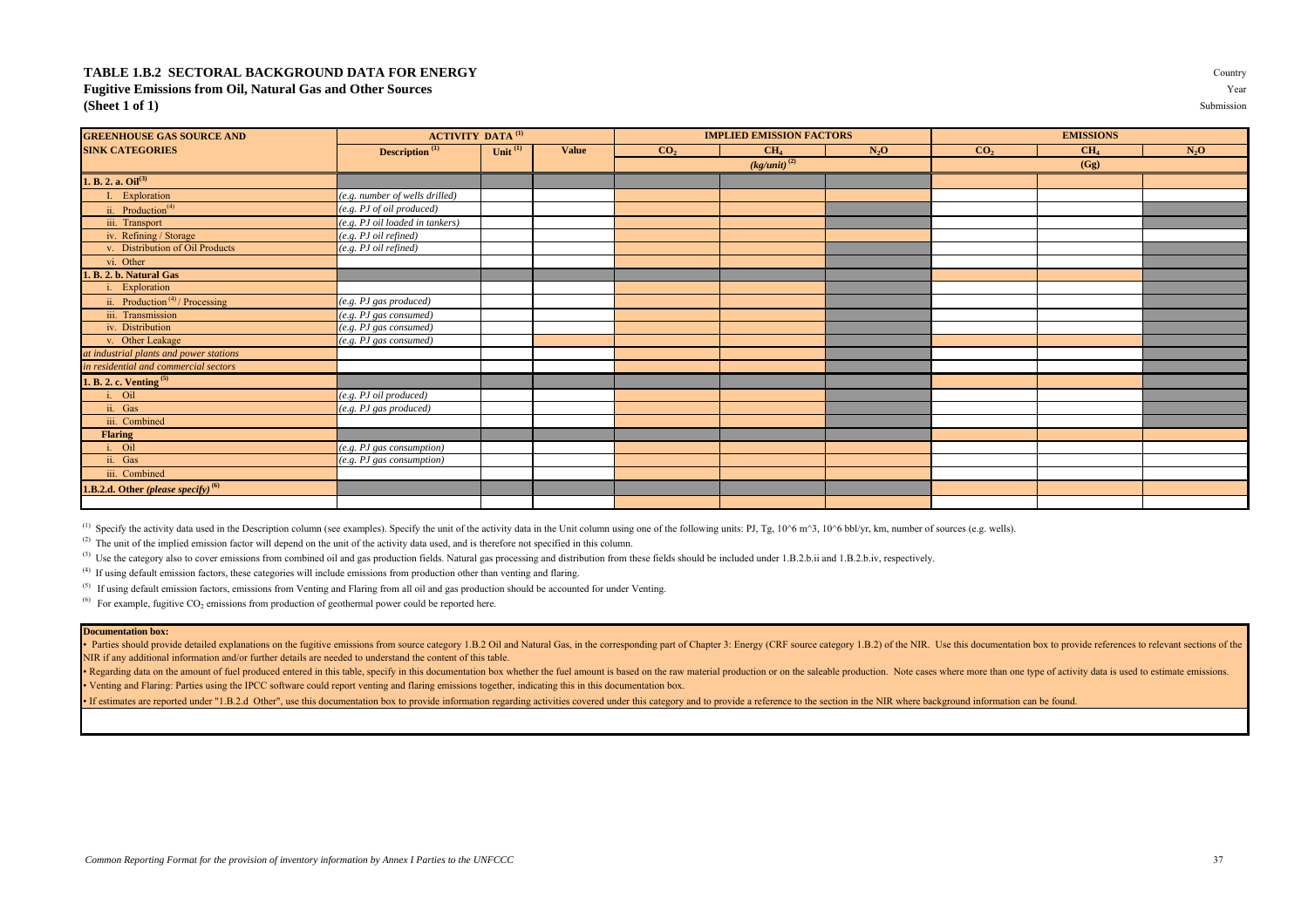# TABLE 1.B.2 SECTORAL BACKGROUND DATA FOR ENERGY

## Fugitive Emissions from Oil, Natural Gas and Other Sources

**(Sheet 1 of 1)**

Country
Year
Submission

| GREENHOUSE GAS SOURCE AND SINK CATEGORIES | ACTIVITY DATA [1] | | | IMPLIED EMISSION FACTORS | | | EMISSIONS | | |
|---|---|---|---|---|---|---|---|---|---|
| | Description [1] | Unit [1] | Value | $CO_2$ | $CH_4$ | $N_2O$ | $CO_2$ | $CH_4$ | $N_2O$ |
| | | | | *(kg/unit)* [2] | | | (Gg) | | |
| **1. B. 2. a. Oil** [3] | | | | | | | | | |
| I. Exploration | *(e.g. number of wells drilled)* | | | | | | | | |
| ii. Production [4] | *(e.g. PJ of oil produced)* | | | | | | | | |
| iii. Transport | *(e.g. PJ oil loaded in tankers)* | | | | | | | | |
| iv. Refining / Storage | *(e.g. PJ oil refined)* | | | | | | | | |
| v. Distribution of Oil Products | *(e.g. PJ oil refined)* | | | | | | | | |
| vi. Other | | | | | | | | | |
| **1. B. 2. b. Natural Gas** | | | | | | | | | |
| i. Exploration | | | | | | | | | |
| ii. Production [4] / Processing | *(e.g. PJ gas produced)* | | | | | | | | |
| iii. Transmission | *(e.g. PJ gas consumed)* | | | | | | | | |
| iv. Distribution | *(e.g. PJ gas consumed)* | | | | | | | | |
| v. Other Leakage | *(e.g. PJ gas consumed)* | | | | | | | | |
| *at industrial plants and power stations* | | | | | | | | | |
| *in residential and commercial sectors* | | | | | | | | | |
| **1. B. 2. c. Venting** [5] | | | | | | | | | |
| i. Oil | *(e.g. PJ oil produced)* | | | | | | | | |
| ii. Gas | *(e.g. PJ gas produced)* | | | | | | | | |
| iii. Combined | | | | | | | | | |
| **Flaring** | | | | | | | | | |
| i. Oil | *(e.g. PJ gas consumption)* | | | | | | | | |
| ii. Gas | *(e.g. PJ gas consumption)* | | | | | | | | |
| iii. Combined | | | | | | | | | |
| **1.B.2.d. Other *(please specify)*** [6] | | | | | | | | | |
| | | | | | | | | | |

[1] Specify the activity data used in the Description column (see examples). Specify the unit of the activity data in the Unit column using one of the following units: PJ, Tg, 10^6 m^3, 10^6 bbl/yr, km, number of sources (e.g. wells).

[2] The unit of the implied emission factor will depend on the unit of the activity data used, and is therefore not specified in this column.

[3] Use the category also to cover emissions from combined oil and gas production fields. Natural gas processing and distribution from these fields should be included under 1.B.2.b.ii and 1.B.2.b.iv, respectively.

[4] If using default emission factors, these categories will include emissions from production other than venting and flaring.

[5] If using default emission factors, emissions from Venting and Flaring from all oil and gas production should be accounted for under Venting.

[6] For example, fugitive $CO_2$ emissions from production of geothermal power could be reported here.

**Documentation box:**

- Parties should provide detailed explanations on the fugitive emissions from source category 1.B.2 Oil and Natural Gas, in the corresponding part of Chapter 3: Energy (CRF source category 1.B.2) of the NIR. Use this documentation box to provide references to relevant sections of the NIR if any additional information and/or further details are needed to understand the content of this table.
- Regarding data on the amount of fuel produced entered in this table, specify in this documentation box whether the fuel amount is based on the raw material production or on the saleable production. Note cases where more than one type of activity data is used to estimate emissions.
- Venting and Flaring: Parties using the IPCC software could report venting and flaring emissions together, indicating this in this documentation box.
- If estimates are reported under "1.B.2.d Other", use this documentation box to provide information regarding activities covered under this category and to provide a reference to the section in the NIR where background information can be found.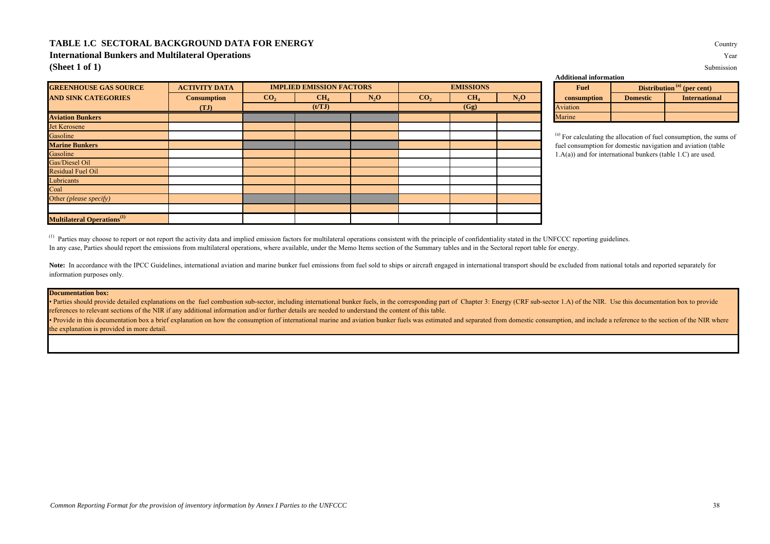# TABLE 1.C SECTORAL BACKGROUND DATA FOR ENERGY

## International Bunkers and Multilateral Operations

## (Sheet 1 of 1)

Country

Year

Submission

| GREENHOUSE GAS SOURCE AND SINK CATEGORIES | ACTIVITY DATA | IMPLIED EMISSION FACTORS | | | EMISSIONS | | |
|---|---|---|---|---|---|---|---|
| | Consumption | $CO_2$ | $CH_4$ | $N_2O$ | $CO_2$ | $CH_4$ | $N_2O$ |
| | (TJ) | (t/TJ) | | | (Gg) | | |
| **Aviation Bunkers** | | | | | | | |
| Jet Kerosene | | | | | | | |
| Gasoline | | | | | | | |
| **Marine Bunkers** | | | | | | | |
| Gasoline | | | | | | | |
| Gas/Diesel Oil | | | | | | | |
| Residual Fuel Oil | | | | | | | |
| Lubricants | | | | | | | |
| Coal | | | | | | | |
| Other *(please specify)* | | | | | | | |
| | | | | | | | |
| **Multilateral Operations**[1] | | | | | | | |

**Additional information**

| Fuel consumption | Distribution [(a)] (per cent) | |
|---|---|---|
| | Domestic | International |
| Aviation | | |
| Marine | | |

[(a)] For calculating the allocation of fuel consumption, the sums of fuel consumption for domestic navigation and aviation (table 1.A(a)) and for international bunkers (table 1.C) are used.

[1] Parties may choose to report or not report the activity data and implied emission factors for multilateral operations consistent with the principle of confidentiality stated in the UNFCCC reporting guidelines. In any case, Parties should report the emissions from multilateral operations, where available, under the Memo Items section of the Summary tables and in the Sectoral report table for energy.

**Note:** In accordance with the IPCC Guidelines, international aviation and marine bunker fuel emissions from fuel sold to ships or aircraft engaged in international transport should be excluded from national totals and reported separately for information purposes only.

**Documentation box:**

- Parties should provide detailed explanations on the fuel combustion sub-sector, including international bunker fuels, in the corresponding part of Chapter 3: Energy (CRF sub-sector 1.A) of the NIR. Use this documentation box to provide references to relevant sections of the NIR if any additional information and/or further details are needed to understand the content of this table.
- Provide in this documentation box a brief explanation on how the consumption of international marine and aviation bunker fuels was estimated and separated from domestic consumption, and include a reference to the section of the NIR where the explanation is provided in more detail.

*Common Reporting Format for the provision of inventory information by Annex I Parties to the UNFCCC*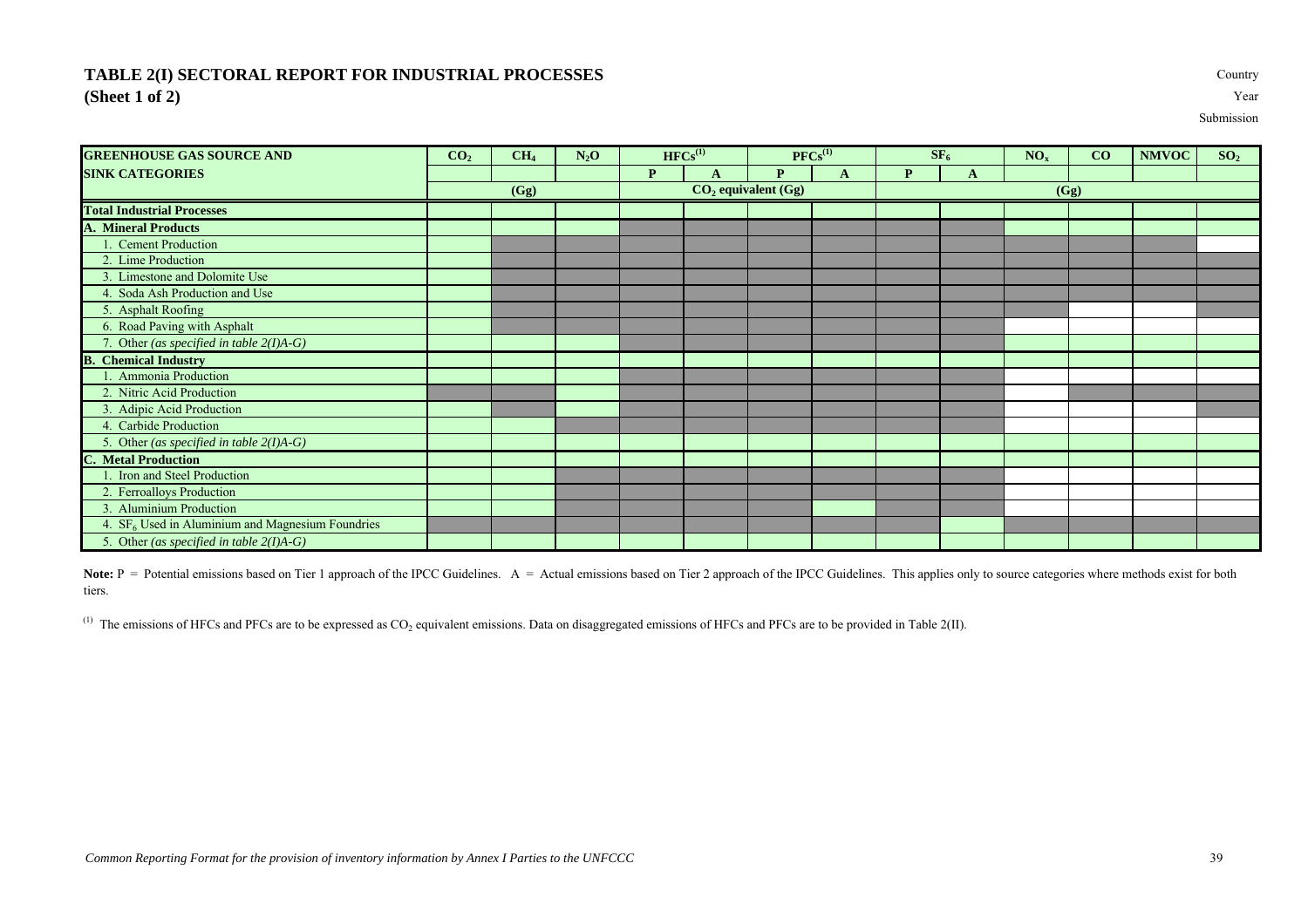# TABLE 2(I) SECTORAL REPORT FOR INDUSTRIAL PROCESSES
## (Sheet 1 of 2)

Country
Year
Submission

| GREENHOUSE GAS SOURCE AND SINK CATEGORIES | $CO_2$ | $CH_4$ | $N_2O$ | HFCs[1] | | PFCs[1] | | $SF_6$ | | $NO_x$ | CO | NMVOC | $SO_2$ |
|---|---|---|---|---|---|---|---|---|---|---|---|---|---|
| | | | | P | A | P | A | P | A | | | | |
| | (Gg) | | | $CO_2$ equivalent (Gg) | | | | (Gg) | | | | | |
| **Total Industrial Processes** | | | | | | | | | | | | | |
| **A. Mineral Products** | | | | | | | | | | | | | |
| 1. Cement Production | | | | | | | | | | | | | |
| 2. Lime Production | | | | | | | | | | | | | |
| 3. Limestone and Dolomite Use | | | | | | | | | | | | | |
| 4. Soda Ash Production and Use | | | | | | | | | | | | | |
| 5. Asphalt Roofing | | | | | | | | | | | | | |
| 6. Road Paving with Asphalt | | | | | | | | | | | | | |
| 7. Other *(as specified in table 2(I)A-G)* | | | | | | | | | | | | | |
| **B. Chemical Industry** | | | | | | | | | | | | | |
| 1. Ammonia Production | | | | | | | | | | | | | |
| 2. Nitric Acid Production | | | | | | | | | | | | | |
| 3. Adipic Acid Production | | | | | | | | | | | | | |
| 4. Carbide Production | | | | | | | | | | | | | |
| 5. Other *(as specified in table 2(I)A-G)* | | | | | | | | | | | | | |
| **C. Metal Production** | | | | | | | | | | | | | |
| 1. Iron and Steel Production | | | | | | | | | | | | | |
| 2. Ferroalloys Production | | | | | | | | | | | | | |
| 3. Aluminium Production | | | | | | | | | | | | | |
| 4. $SF_6$ Used in Aluminium and Magnesium Foundries | | | | | | | | | | | | | |
| 5. Other *(as specified in table 2(I)A-G)* | | | | | | | | | | | | | |

**Note:** P = Potential emissions based on Tier 1 approach of the IPCC Guidelines. A = Actual emissions based on Tier 2 approach of the IPCC Guidelines. This applies only to source categories where methods exist for both tiers.

[1] The emissions of HFCs and PFCs are to be expressed as $CO_2$ equivalent emissions. Data on disaggregated emissions of HFCs and PFCs are to be provided in Table 2(II).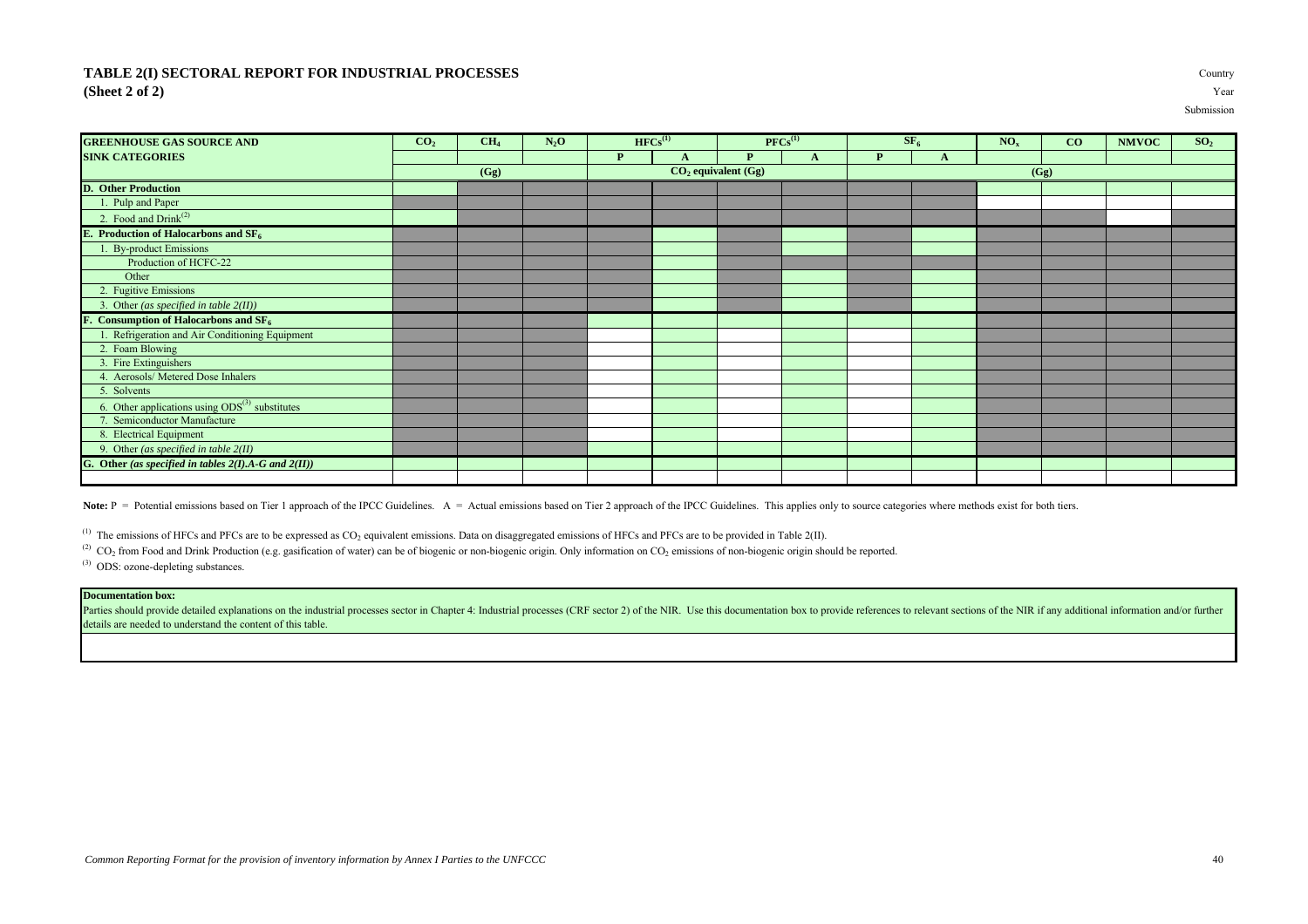# TABLE 2(I) SECTORAL REPORT FOR INDUSTRIAL PROCESSES
## (Sheet 2 of 2)

Country

Year

Submission

| GREENHOUSE GAS SOURCE AND SINK CATEGORIES | $CO_2$ | $CH_4$ | $N_2O$ | HFCs[1] | | PFCs[1] | | $SF_6$ | | $NO_x$ | CO | NMVOC | $SO_2$ |
|---|---|---|---|---|---|---|---|---|---|---|---|---|---|
| | | | | P | A | P | A | P | A | | | | |
| | (Gg) | | | $CO_2$ equivalent (Gg) | | | | (Gg) | | | | | |
| **D. Other Production** | | | | | | | | | | | | | |
| 1. Pulp and Paper | | | | | | | | | | | | | |
| 2. Food and Drink[2] | | | | | | | | | | | | | |
| **E. Production of Halocarbons and $SF_6$** | | | | | | | | | | | | | |
| 1. By-product Emissions | | | | | | | | | | | | | |
| Production of HCFC-22 | | | | | | | | | | | | | |
| Other | | | | | | | | | | | | | |
| 2. Fugitive Emissions | | | | | | | | | | | | | |
| 3. Other *(as specified in table 2(II))* | | | | | | | | | | | | | |
| **F. Consumption of Halocarbons and $SF_6$** | | | | | | | | | | | | | |
| 1. Refrigeration and Air Conditioning Equipment | | | | | | | | | | | | | |
| 2. Foam Blowing | | | | | | | | | | | | | |
| 3. Fire Extinguishers | | | | | | | | | | | | | |
| 4. Aerosols/ Metered Dose Inhalers | | | | | | | | | | | | | |
| 5. Solvents | | | | | | | | | | | | | |
| 6. Other applications using ODS[3] substitutes | | | | | | | | | | | | | |
| 7. Semiconductor Manufacture | | | | | | | | | | | | | |
| 8. Electrical Equipment | | | | | | | | | | | | | |
| 9. Other *(as specified in table 2(II)* | | | | | | | | | | | | | |
| **G. Other *(as specified in tables 2(I).A-G and 2(II))*** | | | | | | | | | | | | | |
| | | | | | | | | | | | | | |

**Note:** P = Potential emissions based on Tier 1 approach of the IPCC Guidelines. A = Actual emissions based on Tier 2 approach of the IPCC Guidelines. This applies only to source categories where methods exist for both tiers.

[1] The emissions of HFCs and PFCs are to be expressed as $CO_2$ equivalent emissions. Data on disaggregated emissions of HFCs and PFCs are to be provided in Table 2(II).

[2] $CO_2$ from Food and Drink Production (e.g. gasification of water) can be of biogenic or non-biogenic origin. Only information on $CO_2$ emissions of non-biogenic origin should be reported.

[3] ODS: ozone-depleting substances.

| **Documentation box:** |
|---|
| Parties should provide detailed explanations on the industrial processes sector in Chapter 4: Industrial processes (CRF sector 2) of the NIR. Use this documentation box to provide references to relevant sections of the NIR if any additional information and/or further details are needed to understand the content of this table. |
| |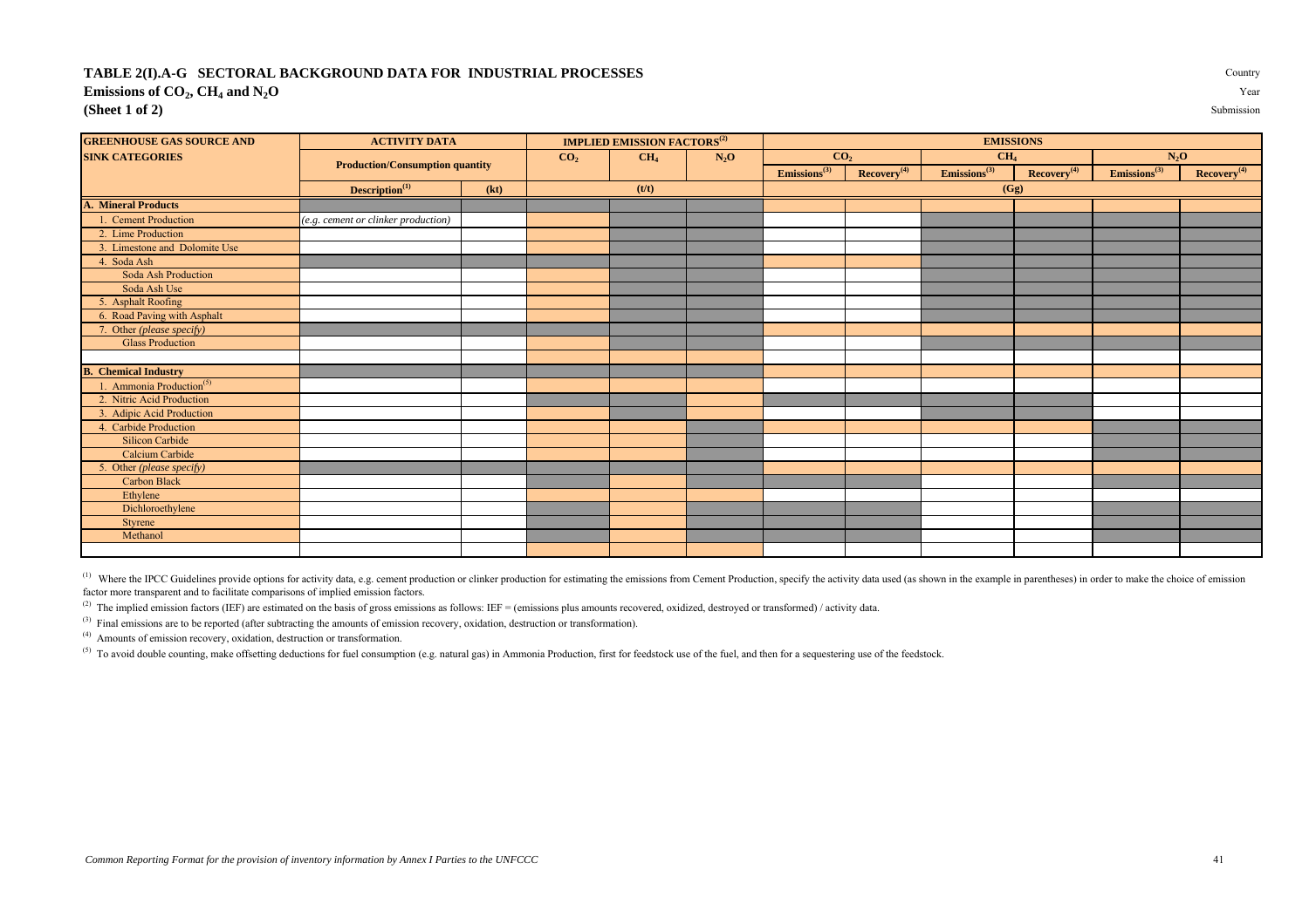# TABLE 2(I).A-G SECTORAL BACKGROUND DATA FOR INDUSTRIAL PROCESSES

**Emissions of $CO_2$, $CH_4$ and $N_2O$**
**(Sheet 1 of 2)**

Country
Year
Submission

| GREENHOUSE GAS SOURCE AND SINK CATEGORIES | ACTIVITY DATA | | IMPLIED EMISSION FACTORS[(2)] | | | EMISSIONS | | | | | |
|---|---|---|---|---|---|---|---|---|---|---|---|
| | Production/Consumption quantity | | $CO_2$ | $CH_4$ | $N_2O$ | $CO_2$ | | $CH_4$ | | $N_2O$ | |
| | | | | | | Emissions[(3)] | Recovery[(4)] | Emissions[(3)] | Recovery[(4)] | Emissions[(3)] | Recovery[(4)] |
| | Description[(1)] | (kt) | (t/t) | | | (Gg) | | | | | |
| A. Mineral Products | | | | | | | | | | | |
| 1. Cement Production | *(e.g. cement or clinker production)* | | | | | | | | | | |
| 2. Lime Production | | | | | | | | | | | |
| 3. Limestone and Dolomite Use | | | | | | | | | | | |
| 4. Soda Ash | | | | | | | | | | | |
| Soda Ash Production | | | | | | | | | | | |
| Soda Ash Use | | | | | | | | | | | |
| 5. Asphalt Roofing | | | | | | | | | | | |
| 6. Road Paving with Asphalt | | | | | | | | | | | |
| 7. Other *(please specify)* | | | | | | | | | | | |
| Glass Production | | | | | | | | | | | |
| | | | | | | | | | | | |
| B. Chemical Industry | | | | | | | | | | | |
| 1. Ammonia Production[(5)] | | | | | | | | | | | |
| 2. Nitric Acid Production | | | | | | | | | | | |
| 3. Adipic Acid Production | | | | | | | | | | | |
| 4. Carbide Production | | | | | | | | | | | |
| Silicon Carbide | | | | | | | | | | | |
| Calcium Carbide | | | | | | | | | | | |
| 5. Other *(please specify)* | | | | | | | | | | | |
| Carbon Black | | | | | | | | | | | |
| Ethylene | | | | | | | | | | | |
| Dichloroethylene | | | | | | | | | | | |
| Styrene | | | | | | | | | | | |
| Methanol | | | | | | | | | | | |
| | | | | | | | | | | | |

[(1)] Where the IPCC Guidelines provide options for activity data, e.g. cement production or clinker production for estimating the emissions from Cement Production, specify the activity data used (as shown in the example in parentheses) in order to make the choice of emission factor more transparent and to facilitate comparisons of implied emission factors.

[(2)] The implied emission factors (IEF) are estimated on the basis of gross emissions as follows: IEF = (emissions plus amounts recovered, oxidized, destroyed or transformed) / activity data.

[(3)] Final emissions are to be reported (after subtracting the amounts of emission recovery, oxidation, destruction or transformation).

[(4)] Amounts of emission recovery, oxidation, destruction or transformation.

[(5)] To avoid double counting, make offsetting deductions for fuel consumption (e.g. natural gas) in Ammonia Production, first for feedstock use of the fuel, and then for a sequestering use of the feedstock.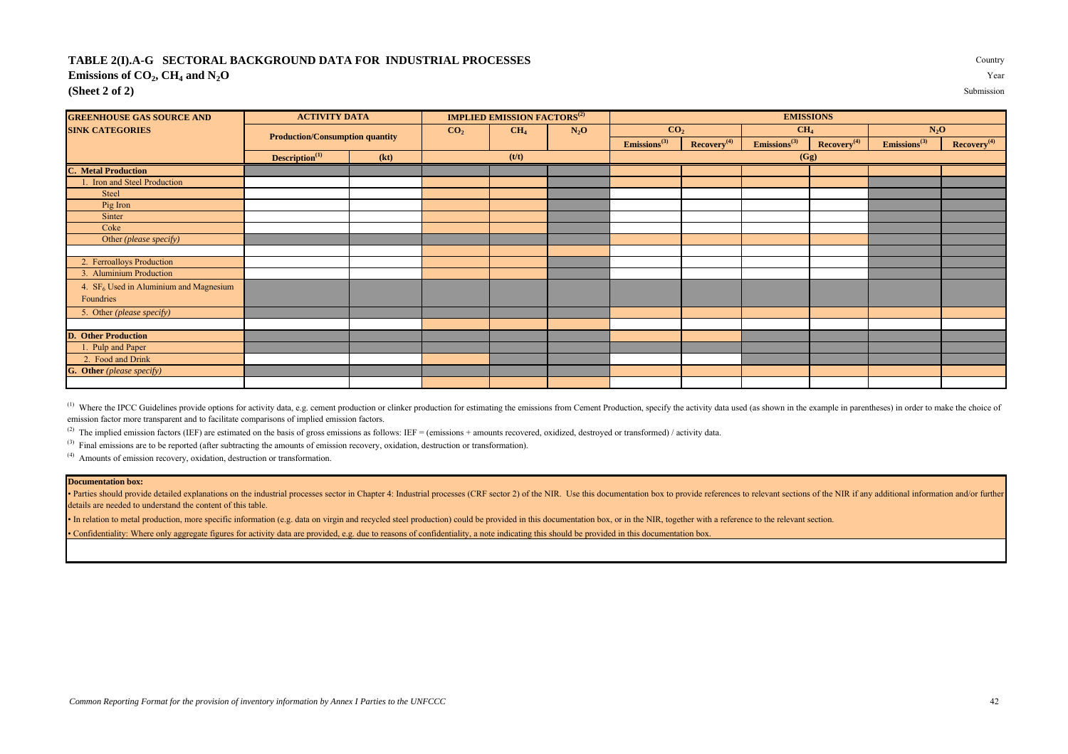# TABLE 2(I).A-G SECTORAL BACKGROUND DATA FOR INDUSTRIAL PROCESSES

**Emissions of $CO_2$, $CH_4$ and $N_2O$**

**(Sheet 2 of 2)**

Country

Year

Submission

| GREENHOUSE GAS SOURCE AND SINK CATEGORIES | ACTIVITY DATA | | IMPLIED EMISSION FACTORS[2] | | | EMISSIONS | | | | | |
|---|---|---|---|---|---|---|---|---|---|---|---|
| | Production/Consumption quantity | | $CO_2$ | $CH_4$ | $N_2O$ | $CO_2$ | | $CH_4$ | | $N_2O$ | |
| | | | | | | Emissions[3] | Recovery[4] | Emissions[3] | Recovery[4] | Emissions[3] | Recovery[4] |
| | Description[1] | (kt) | (t/t) | | | (Gg) | | | | | |
| **C. Metal Production** | | | | | | | | | | | |
| 1. Iron and Steel Production | | | | | | | | | | | |
| Steel | | | | | | | | | | | |
| Pig Iron | | | | | | | | | | | |
| Sinter | | | | | | | | | | | |
| Coke | | | | | | | | | | | |
| Other *(please specify)* | | | | | | | | | | | |
| | | | | | | | | | | | |
| 2. Ferroalloys Production | | | | | | | | | | | |
| 3. Aluminium Production | | | | | | | | | | | |
| 4. $SF_6$ Used in Aluminium and Magnesium Foundries | | | | | | | | | | | |
| 5. Other *(please specify)* | | | | | | | | | | | |
| | | | | | | | | | | | |
| **D. Other Production** | | | | | | | | | | | |
| 1. Pulp and Paper | | | | | | | | | | | |
| 2. Food and Drink | | | | | | | | | | | |
| **G. Other** *(please specify)* | | | | | | | | | | | |
| | | | | | | | | | | | |

[1] Where the IPCC Guidelines provide options for activity data, e.g. cement production or clinker production for estimating the emissions from Cement Production, specify the activity data used (as shown in the example in parentheses) in order to make the choice of emission factor more transparent and to facilitate comparisons of implied emission factors.

[2] The implied emission factors (IEF) are estimated on the basis of gross emissions as follows: IEF = (emissions + amounts recovered, oxidized, destroyed or transformed) / activity data.

[3] Final emissions are to be reported (after subtracting the amounts of emission recovery, oxidation, destruction or transformation).

[4] Amounts of emission recovery, oxidation, destruction or transformation.

**Documentation box:**

- Parties should provide detailed explanations on the industrial processes sector in Chapter 4: Industrial processes (CRF sector 2) of the NIR. Use this documentation box to provide references to relevant sections of the NIR if any additional information and/or further details are needed to understand the content of this table.
- In relation to metal production, more specific information (e.g. data on virgin and recycled steel production) could be provided in this documentation box, or in the NIR, together with a reference to the relevant section.
- Confidentiality: Where only aggregate figures for activity data are provided, e.g. due to reasons of confidentiality, a note indicating this should be provided in this documentation box.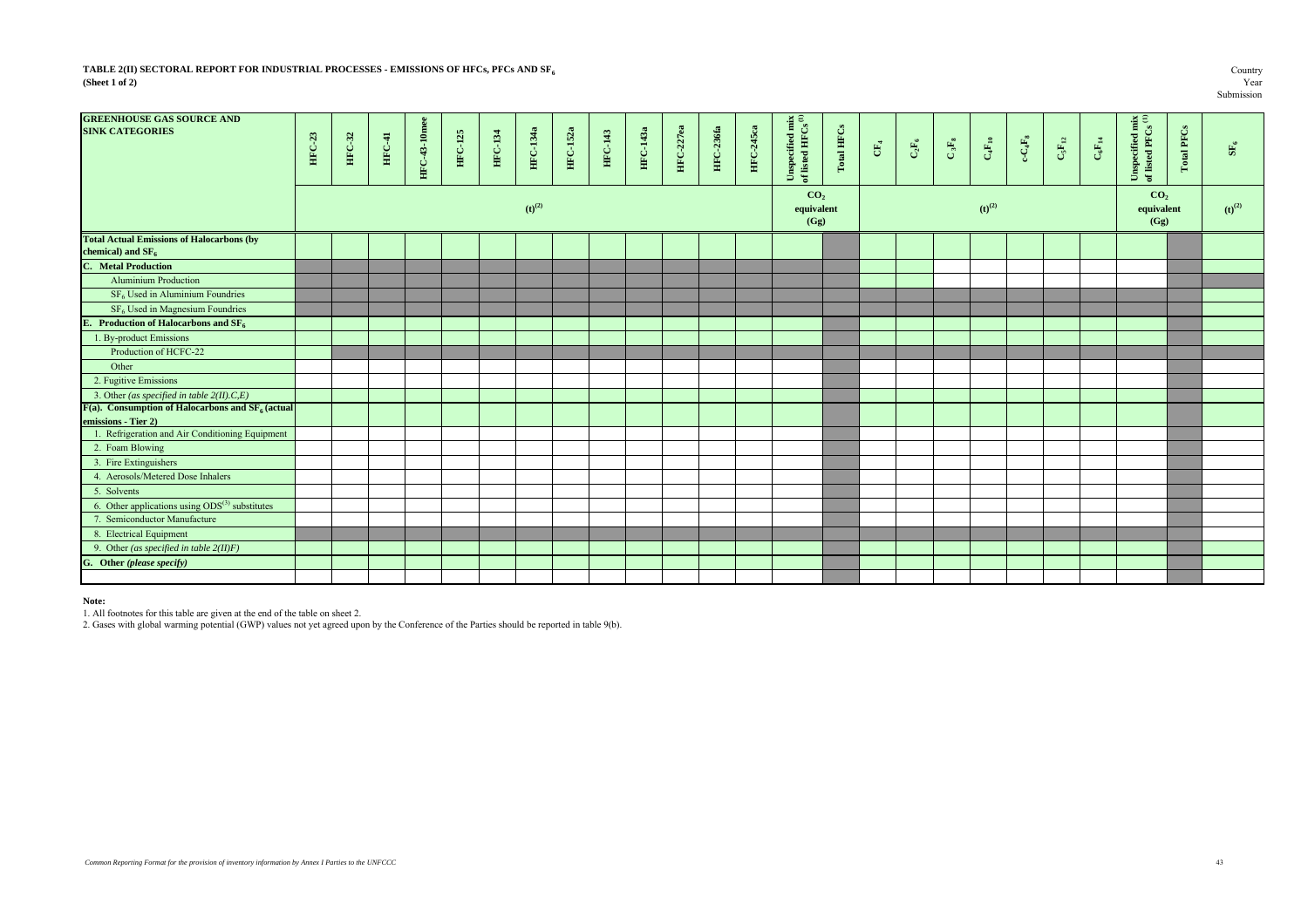**TABLE 2(II) SECTORAL REPORT FOR INDUSTRIAL PROCESSES - EMISSIONS OF HFCs, PFCs AND $SF_6$**
**(Sheet 1 of 2)**

Country
Year
Submission

| GREENHOUSE GAS SOURCE AND SINK CATEGORIES | HFC-23 | HFC-32 | HFC-41 | HFC-43-10mee | HFC-125 | HFC-134 | HFC-134a | HFC-152a | HFC-143 | HFC-143a | HFC-227ea | HFC-236fa | HFC-245ca | Unspecified mix of listed HFCs [(1)] | Total HFCs | $CF_4$ | $C_2F_6$ | $C_3F_8$ | $C_4F_{10}$ | $c\text{-}C_4F_8$ | $C_5F_{12}$ | $C_6F_{14}$ | Unspecified mix of listed PFCs [(1)] | Total PFCs | $SF_6$ |
|---|---|---|---|---|---|---|---|---|---|---|---|---|---|---|---|---|---|---|---|---|---|---|---|---|---|
| | (t)[(2)] | | | | | | | | | | | | | $CO_2$ equivalent (Gg) | | (t)[(2)] | | | | | | | $CO_2$ equivalent (Gg) | | (t)[(2)] |
| **Total Actual Emissions of Halocarbons (by chemical) and $SF_6$** | | | | | | | | | | | | | | | | | | | | | | | | | |
| **C. Metal Production** | | | | | | | | | | | | | | | | | | | | | | | | | |
| Aluminium Production | | | | | | | | | | | | | | | | | | | | | | | | | |
| $SF_6$ Used in Aluminium Foundries | | | | | | | | | | | | | | | | | | | | | | | | | |
| $SF_6$ Used in Magnesium Foundries | | | | | | | | | | | | | | | | | | | | | | | | | |
| **E. Production of Halocarbons and $SF_6$** | | | | | | | | | | | | | | | | | | | | | | | | | |
| 1. By-product Emissions | | | | | | | | | | | | | | | | | | | | | | | | | |
| Production of HCFC-22 | | | | | | | | | | | | | | | | | | | | | | | | | |
| Other | | | | | | | | | | | | | | | | | | | | | | | | | |
| 2. Fugitive Emissions | | | | | | | | | | | | | | | | | | | | | | | | | |
| 3. Other *(as specified in table 2(II).C,E)* | | | | | | | | | | | | | | | | | | | | | | | | | |
| **F(a). Consumption of Halocarbons and $SF_6$ (actual emissions - Tier 2)** | | | | | | | | | | | | | | | | | | | | | | | | | |
| 1. Refrigeration and Air Conditioning Equipment | | | | | | | | | | | | | | | | | | | | | | | | | |
| 2. Foam Blowing | | | | | | | | | | | | | | | | | | | | | | | | | |
| 3. Fire Extinguishers | | | | | | | | | | | | | | | | | | | | | | | | | |
| 4. Aerosols/Metered Dose Inhalers | | | | | | | | | | | | | | | | | | | | | | | | | |
| 5. Solvents | | | | | | | | | | | | | | | | | | | | | | | | | |
| 6. Other applications using ODS[(3)] substitutes | | | | | | | | | | | | | | | | | | | | | | | | | |
| 7. Semiconductor Manufacture | | | | | | | | | | | | | | | | | | | | | | | | | |
| 8. Electrical Equipment | | | | | | | | | | | | | | | | | | | | | | | | | |
| 9. Other *(as specified in table 2(II)F)* | | | | | | | | | | | | | | | | | | | | | | | | | |
| **G. Other *(please specify)*** | | | | | | | | | | | | | | | | | | | | | | | | | |
| | | | | | | | | | | | | | | | | | | | | | | | | | |

**Note:**

1. All footnotes for this table are given at the end of the table on sheet 2.
2. Gases with global warming potential (GWP) values not yet agreed upon by the Conference of the Parties should be reported in table 9(b).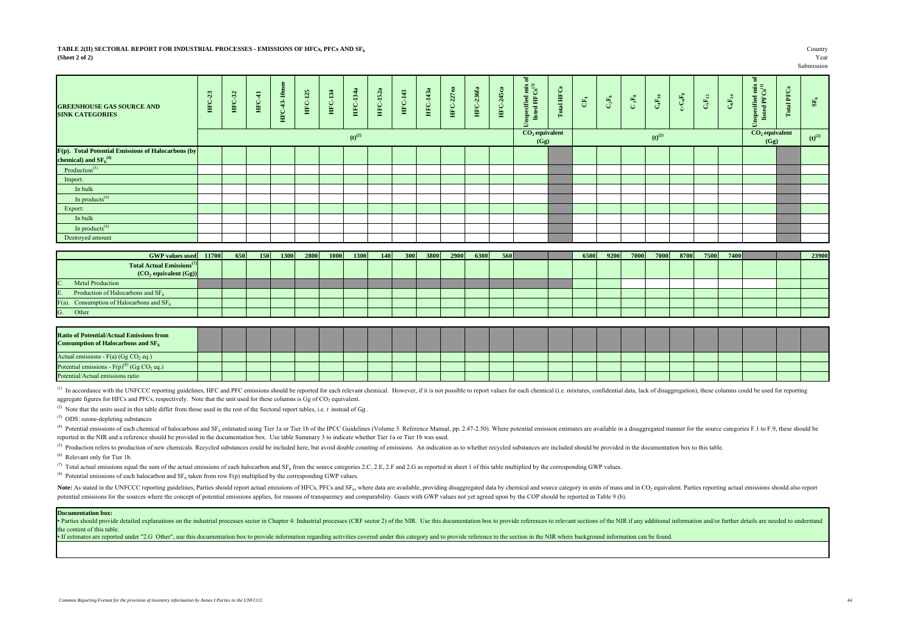**TABLE 2(II) SECTORAL REPORT FOR INDUSTRIAL PROCESSES - EMISSIONS OF HFCs, PFCs AND $SF_6$**
**(Sheet 2 of 2)**

Country
Year
Submission

| GREENHOUSE GAS SOURCE AND SINK CATEGORIES | HFC-23 | HFC-32 | HFC-41 | HFC-43-10mee | HFC-125 | HFC-134 | HFC-134a | HFC-152a | HFC-143 | HFC-143a | HFC-227ea | HFC-236fa | HFC-245ca | Unspecified mix of listed HFCs[1] | Total HFCs | $CF_4$ | $C_2F_6$ | $C_3F_8$ | $C_4F_{10}$ | $c\text{-}C_4F_8$ | $C_5F_{12}$ | $C_6F_{14}$ | Unspecified mix of listed PFCs[1] | Total PFCs | $SF_6$ |
|---|---|---|---|---|---|---|---|---|---|---|---|---|---|---|---|---|---|---|---|---|---|---|---|---|---|
| | (t)[2] | | | | | | | | | | | | | $CO_2$ equivalent (Gg) | | (t)[2] | | | | | | | $CO_2$ equivalent (Gg) | | (t)[2] |
| F(p). Total Potential Emissions of Halocarbons (by chemical) and $SF_6$[4] | | | | | | | | | | | | | | | | | | | | | | | | | |
| Production[5] | | | | | | | | | | | | | | | | | | | | | | | | | |
| Import: | | | | | | | | | | | | | | | | | | | | | | | | | |
| In bulk | | | | | | | | | | | | | | | | | | | | | | | | | |
| In products[6] | | | | | | | | | | | | | | | | | | | | | | | | | |
| Export: | | | | | | | | | | | | | | | | | | | | | | | | | |
| In bulk | | | | | | | | | | | | | | | | | | | | | | | | | |
| In products[6] | | | | | | | | | | | | | | | | | | | | | | | | | |
| Destroyed amount | | | | | | | | | | | | | | | | | | | | | | | | | |

| GWP values used | 11700 | 650 | 150 | 1300 | 2800 | 1000 | 1300 | 140 | 300 | 3800 | 2900 | 6300 | 560 | | | 6500 | 9200 | 7000 | 7000 | 8700 | 7500 | 7400 | | | 23900 |
|---|---|---|---|---|---|---|---|---|---|---|---|---|---|---|---|---|---|---|---|---|---|---|---|---|---|
| Total Actual Emissions[7] ($CO_2$ equivalent (Gg)) | | | | | | | | | | | | | | | | | | | | | | | | | |
| C. Metal Production | | | | | | | | | | | | | | | | | | | | | | | | | |
| E. Production of Halocarbons and $SF_6$ | | | | | | | | | | | | | | | | | | | | | | | | | |
| F(a). Consumption of Halocarbons and $SF_6$ | | | | | | | | | | | | | | | | | | | | | | | | | |
| G. Other | | | | | | | | | | | | | | | | | | | | | | | | | |

| Ratio of Potential/Actual Emissions from Consumption of Halocarbons and $SF_6$ | | | | | | | | | | | | | | | | | | | | | | | | | |
|---|---|---|---|---|---|---|---|---|---|---|---|---|---|---|---|---|---|---|---|---|---|---|---|---|---|
| Actual emissions - F(a) (Gg $CO_2$ eq.) | | | | | | | | | | | | | | | | | | | | | | | | | |
| Potential emissions - F(p)[8] (Gg $CO_2$ eq.) | | | | | | | | | | | | | | | | | | | | | | | | | |
| Potential/Actual emissions ratio | | | | | | | | | | | | | | | | | | | | | | | | | |

[1] In accordance with the UNFCCC reporting guidelines, HFC and PFC emissions should be reported for each relevant chemical. However, if it is not possible to report values for each chemical (i.e. mixtures, confidential data, lack of disaggregation), these columns could be used for reporting aggregate figures for HFCs and PFCs, respectively. Note that the unit used for these columns is Gg of $CO_2$ equivalent.

[2] Note that the units used in this table differ from those used in the rest of the Sectoral report tables, i.e. *t* instead of *Gg*.

[3] ODS: ozone-depleting substances

[4] Potential emissions of each chemical of halocarbons and $SF_6$ estimated using Tier 1a or Tier 1b of the IPCC Guidelines (Volume 3. Reference Manual, pp. 2.47-2.50). Where potential emission estimates are available in a disaggregated manner for the source categories F.1 to F.9, these should be reported in the NIR and a reference should be provided in the documentation box. Use table Summary 3 to indicate whether Tier 1a or Tier 1b was used.

[5] Production refers to production of new chemicals. Recycled substances could be included here, but avoid double counting of emissions. An indication as to whether recycled substances are included should be provided in the documentation box to this table.

[6] Relevant only for Tier 1b.

[7] Total actual emissions equal the sum of the actual emissions of each halocarbon and $SF_6$ from the source categories 2.C, 2.E, 2.F and 2.G as reported in sheet 1 of this table multiplied by the corresponding GWP values.

[8] Potential emissions of each halocarbon and $SF_6$ taken from row F(p) multiplied by the corresponding GWP values.

Note: As stated in the UNFCCC reporting guidelines, Parties should report actual emissions of HFCs, PFCs and $SF_6$, where data are available, providing disaggregated data by chemical and source category in units of mass and in $CO_2$ equivalent. Parties reporting actual emissions should also report potential emissions for the sources where the concept of potential emissions applies, for reasons of transparency and comparability. Gases with GWP values not yet agreed upon by the COP should be reported in Table 9 (b).

**Documentation box:**

• Parties should provide detailed explanations on the industrial processes sector in Chapter 4: Industrial processes (CRF sector 2) of the NIR. Use this documentation box to provide references to relevant sections of the NIR if any additional information and/or further details are needed to understand the content of this table.

• If estimates are reported under "2.G Other", use this documentation box to provide information regarding activities covered under this category and to provide reference to the section in the NIR where background information can be found.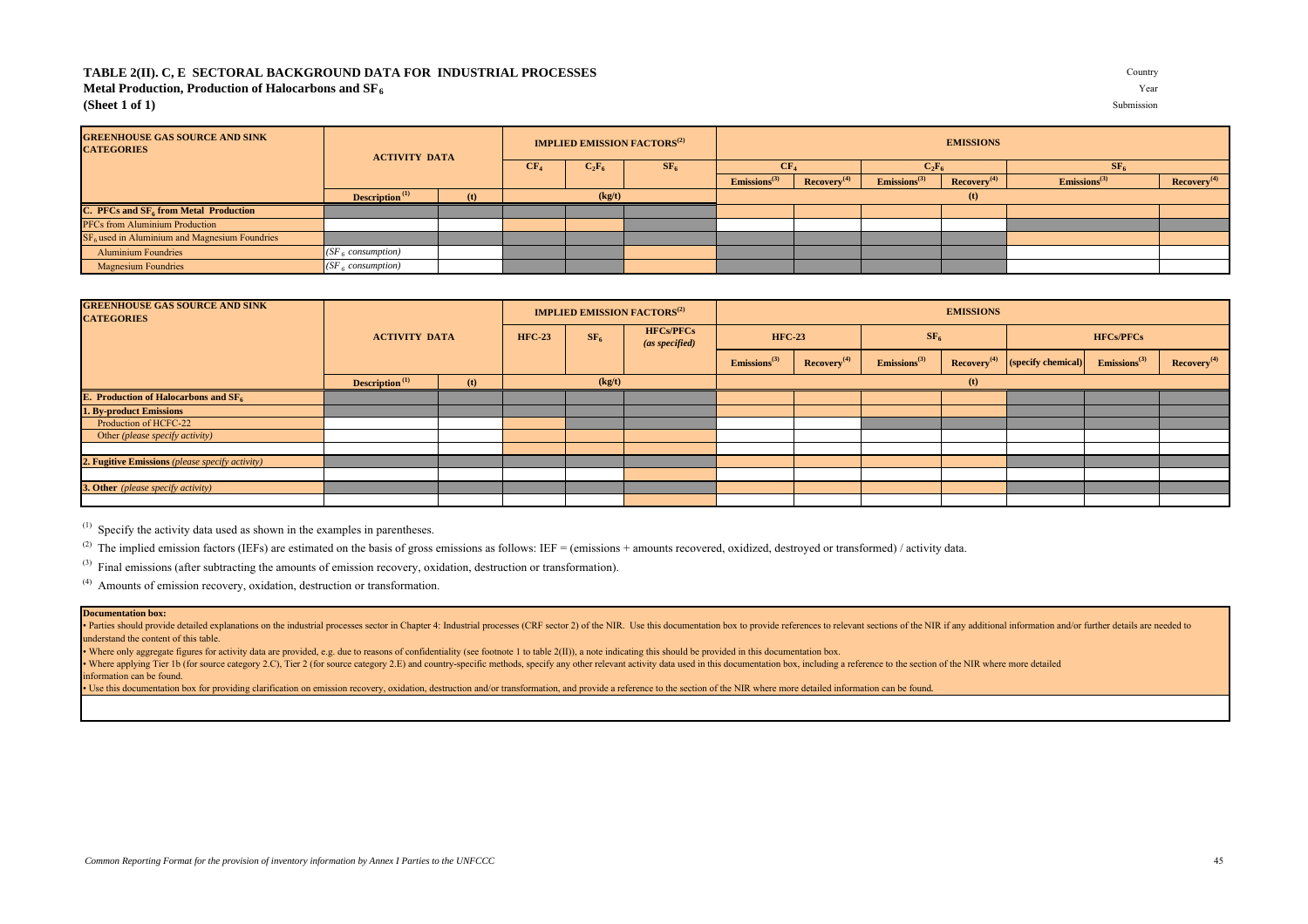# TABLE 2(II). C, E SECTORAL BACKGROUND DATA FOR INDUSTRIAL PROCESSES

**Metal Production, Production of Halocarbons and $SF_6$**

**(Sheet 1 of 1)**

Country

Year

Submission

| GREENHOUSE GAS SOURCE AND SINK CATEGORIES | ACTIVITY DATA | | IMPLIED EMISSION FACTORS[2] | | | EMISSIONS | | | | | |
|---|---|---|---|---|---|---|---|---|---|---|---|
| | | | $CF_4$ | $C_2F_6$ | $SF_6$ | $CF_4$ | | $C_2F_6$ | | $SF_6$ | |
| | | | | | | Emissions[3] | Recovery[4] | Emissions[3] | Recovery[4] | Emissions[3] | Recovery[4] |
| | Description[1] | (t) | (kg/t) | | | (t) | | | | | |
| **C. PFCs and $SF_6$ from Metal Production** | | | | | | | | | | | |
| PFCs from Aluminium Production | | | | | | | | | | | |
| $SF_6$ used in Aluminium and Magnesium Foundries | | | | | | | | | | | |
| Aluminium Foundries | *($SF_6$ consumption)* | | | | | | | | | | |
| Magnesium Foundries | *($SF_6$ consumption)* | | | | | | | | | | |

| GREENHOUSE GAS SOURCE AND SINK CATEGORIES | ACTIVITY DATA | | IMPLIED EMISSION FACTORS[2] | | | EMISSIONS | | | | | | |
|---|---|---|---|---|---|---|---|---|---|---|---|---|
| | | | HFC-23 | $SF_6$ | HFCs/PFCs *(as specified)* | HFC-23 | | $SF_6$ | | HFCs/PFCs | | |
| | | | | | | Emissions[3] | Recovery[4] | Emissions[3] | Recovery[4] | (specify chemical) | Emissions[3] | Recovery[4] |
| | Description[1] | (t) | (kg/t) | | | (t) | | | | | | |
| **E. Production of Halocarbons and $SF_6$** | | | | | | | | | | | | |
| **1. By-product Emissions** | | | | | | | | | | | | |
| Production of HCFC-22 | | | | | | | | | | | | |
| Other *(please specify activity)* | | | | | | | | | | | | |
| | | | | | | | | | | | | |
| **2. Fugitive Emissions** *(please specify activity)* | | | | | | | | | | | | |
| | | | | | | | | | | | | |
| **3. Other** *(please specify activity)* | | | | | | | | | | | | |
| | | | | | | | | | | | | |

[1] Specify the activity data used as shown in the examples in parentheses.

[2] The implied emission factors (IEFs) are estimated on the basis of gross emissions as follows: IEF = (emissions + amounts recovered, oxidized, destroyed or transformed) / activity data.

[3] Final emissions (after subtracting the amounts of emission recovery, oxidation, destruction or transformation).

[4] Amounts of emission recovery, oxidation, destruction or transformation.

**Documentation box:**

- Parties should provide detailed explanations on the industrial processes sector in Chapter 4: Industrial processes (CRF sector 2) of the NIR. Use this documentation box to provide references to relevant sections of the NIR if any additional information and/or further details are needed to understand the content of this table.
- Where only aggregate figures for activity data are provided, e.g. due to reasons of confidentiality (see footnote 1 to table 2(II)), a note indicating this should be provided in this documentation box.
- Where applying Tier 1b (for source category 2.C), Tier 2 (for source category 2.E) and country-specific methods, specify any other relevant activity data used in this documentation box, including a reference to the section of the NIR where more detailed information can be found.
- Use this documentation box for providing clarification on emission recovery, oxidation, destruction and/or transformation, and provide a reference to the section of the NIR where more detailed information can be found.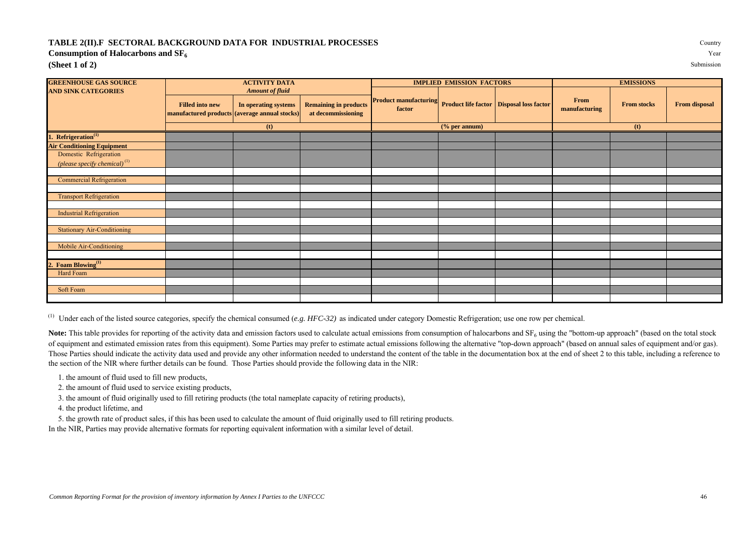# TABLE 2(II).F SECTORAL BACKGROUND DATA FOR INDUSTRIAL PROCESSES

**Consumption of Halocarbons and $SF_6$**

**(Sheet 1 of 2)**

Country

Year

Submission

| GREENHOUSE GAS SOURCE AND SINK CATEGORIES | ACTIVITY DATA *Amount of fluid* | | | IMPLIED EMISSION FACTORS | | | EMISSIONS | | |
|---|---|---|---|---|---|---|---|---|---|
| | Filled into new manufactured products | In operating systems (average annual stocks) | Remaining in products at decommissioning | Product manufacturing factor | Product life factor | Disposal loss factor | From manufacturing | From stocks | From disposal |
| | (t) | | | (% per annum) | | | (t) | | |
| 1. Refrigeration(1) | | | | | | | | | |
| Air Conditioning Equipment | | | | | | | | | |
| Domestic Refrigeration *(please specify chemical)* (1) | | | | | | | | | |
| | | | | | | | | | |
| Commercial Refrigeration | | | | | | | | | |
| | | | | | | | | | |
| Transport Refrigeration | | | | | | | | | |
| | | | | | | | | | |
| Industrial Refrigeration | | | | | | | | | |
| | | | | | | | | | |
| Stationary Air-Conditioning | | | | | | | | | |
| | | | | | | | | | |
| Mobile Air-Conditioning | | | | | | | | | |
| | | | | | | | | | |
| 2. Foam Blowing(1) | | | | | | | | | |
| Hard Foam | | | | | | | | | |
| | | | | | | | | | |
| Soft Foam | | | | | | | | | |
| | | | | | | | | | |

(1) Under each of the listed source categories, specify the chemical consumed (*e.g. HFC-32)* as indicated under category Domestic Refrigeration; use one row per chemical.

**Note:** This table provides for reporting of the activity data and emission factors used to calculate actual emissions from consumption of halocarbons and $SF_6$ using the "bottom-up approach" (based on the total stock of equipment and estimated emission rates from this equipment). Some Parties may prefer to estimate actual emissions following the alternative "top-down approach" (based on annual sales of equipment and/or gas). Those Parties should indicate the activity data used and provide any other information needed to understand the content of the table in the documentation box at the end of sheet 2 to this table, including a reference to the section of the NIR where further details can be found. Those Parties should provide the following data in the NIR:

1. the amount of fluid used to fill new products,
2. the amount of fluid used to service existing products,
3. the amount of fluid originally used to fill retiring products (the total nameplate capacity of retiring products),
4. the product lifetime, and
5. the growth rate of product sales, if this has been used to calculate the amount of fluid originally used to fill retiring products.

In the NIR, Parties may provide alternative formats for reporting equivalent information with a similar level of detail.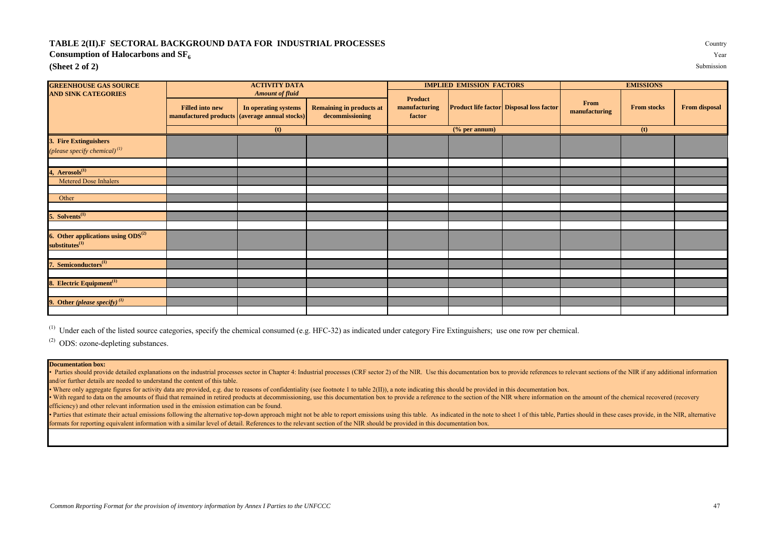# TABLE 2(II).F SECTORAL BACKGROUND DATA FOR INDUSTRIAL PROCESSES

**Consumption of Halocarbons and $SF_6$**

**(Sheet 2 of 2)**

Country
Year
Submission

| GREENHOUSE GAS SOURCE AND SINK CATEGORIES | ACTIVITY DATA *Amount of fluid* | | | IMPLIED EMISSION FACTORS | | | EMISSIONS | | |
|---|---|---|---|---|---|---|---|---|---|
| | Filled into new manufactured products | In operating systems (average annual stocks) | Remaining in products at decommissioning | Product manufacturing factor | Product life factor | Disposal loss factor | From manufacturing | From stocks | From disposal |
| | (t) | | | (% per annum) | | | (t) | | |
| **3. Fire Extinguishers** *(please specify chemical)* [1] | | | | | | | | | |
| | | | | | | | | | |
| **4, Aerosols** [1] | | | | | | | | | |
| Metered Dose Inhalers | | | | | | | | | |
| | | | | | | | | | |
| Other | | | | | | | | | |
| | | | | | | | | | |
| **5. Solvents** [1] | | | | | | | | | |
| | | | | | | | | | |
| **6. Other applications using ODS** [2] **substitutes** [1] | | | | | | | | | |
| | | | | | | | | | |
| **7. Semiconductors** [1] | | | | | | | | | |
| | | | | | | | | | |
| **8. Electric Equipment** [1] | | | | | | | | | |
| | | | | | | | | | |
| **9. Other** *(please specify)* [1] | | | | | | | | | |
| | | | | | | | | | |

[1] Under each of the listed source categories, specify the chemical consumed (e.g. HFC-32) as indicated under category Fire Extinguishers; use one row per chemical.

[2] ODS: ozone-depleting substances.

**Documentation box:**

- Parties should provide detailed explanations on the industrial processes sector in Chapter 4: Industrial processes (CRF sector 2) of the NIR. Use this documentation box to provide references to relevant sections of the NIR if any additional information and/or further details are needed to understand the content of this table.
- Where only aggregate figures for activity data are provided, e.g. due to reasons of confidentiality (see footnote 1 to table 2(II)), a note indicating this should be provided in this documentation box.
- With regard to data on the amounts of fluid that remained in retired products at decommissioning, use this documentation box to provide a reference to the section of the NIR where information on the amount of the chemical recovered (recovery efficiency) and other relevant information used in the emission estimation can be found.
- Parties that estimate their actual emissions following the alternative top-down approach might not be able to report emissions using this table. As indicated in the note to sheet 1 of this table, Parties should in these cases provide, in the NIR, alternative formats for reporting equivalent information with a similar level of detail. References to the relevant section of the NIR should be provided in this documentation box.

*Common Reporting Format for the provision of inventory information by Annex I Parties to the UNFCCC*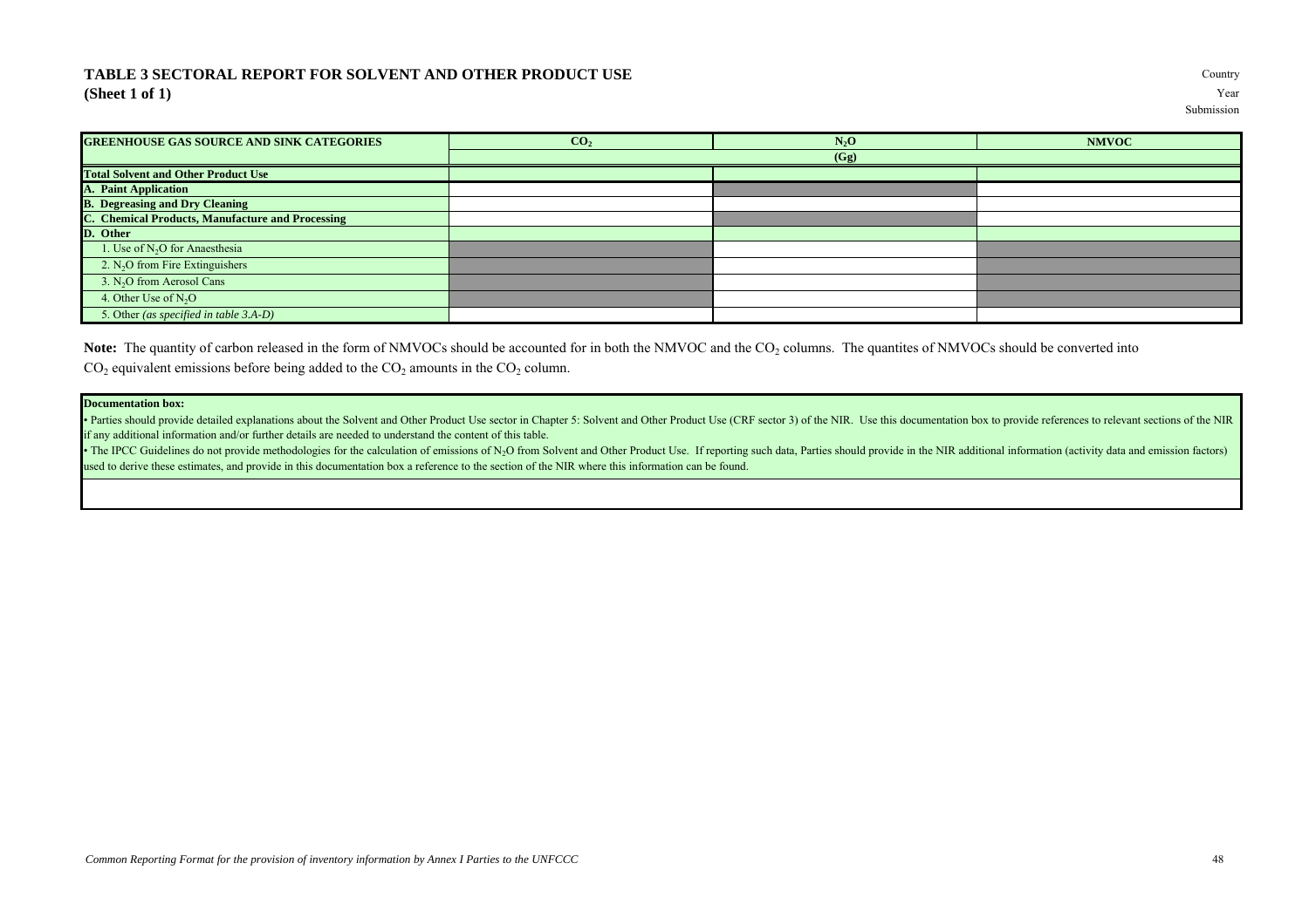# TABLE 3 SECTORAL REPORT FOR SOLVENT AND OTHER PRODUCT USE
## (Sheet 1 of 1)

Country
Year
Submission

| GREENHOUSE GAS SOURCE AND SINK CATEGORIES | $CO_2$ | $N_2O$ | NMVOC |
|---|---|---|---|
| | (Gg) | | |
| **Total Solvent and Other Product Use** | | | |
| **A. Paint Application** | | | |
| **B. Degreasing and Dry Cleaning** | | | |
| **C. Chemical Products, Manufacture and Processing** | | | |
| **D. Other** | | | |
| 1. Use of $N_2O$ for Anaesthesia | | | |
| 2. $N_2O$ from Fire Extinguishers | | | |
| 3. $N_2O$ from Aerosol Cans | | | |
| 4. Other Use of $N_2O$ | | | |
| 5. Other *(as specified in table 3.A-D)* | | | |

**Note:** The quantity of carbon released in the form of NMVOCs should be accounted for in both the NMVOC and the $CO_2$ columns. The quantites of NMVOCs should be converted into $CO_2$ equivalent emissions before being added to the $CO_2$ amounts in the $CO_2$ column.

**Documentation box:**

• Parties should provide detailed explanations about the Solvent and Other Product Use sector in Chapter 5: Solvent and Other Product Use (CRF sector 3) of the NIR. Use this documentation box to provide references to relevant sections of the NIR if any additional information and/or further details are needed to understand the content of this table.

• The IPCC Guidelines do not provide methodologies for the calculation of emissions of $N_2O$ from Solvent and Other Product Use. If reporting such data, Parties should provide in the NIR additional information (activity data and emission factors) used to derive these estimates, and provide in this documentation box a reference to the section of the NIR where this information can be found.

*Common Reporting Format for the provision of inventory information by Annex I Parties to the UNFCCC*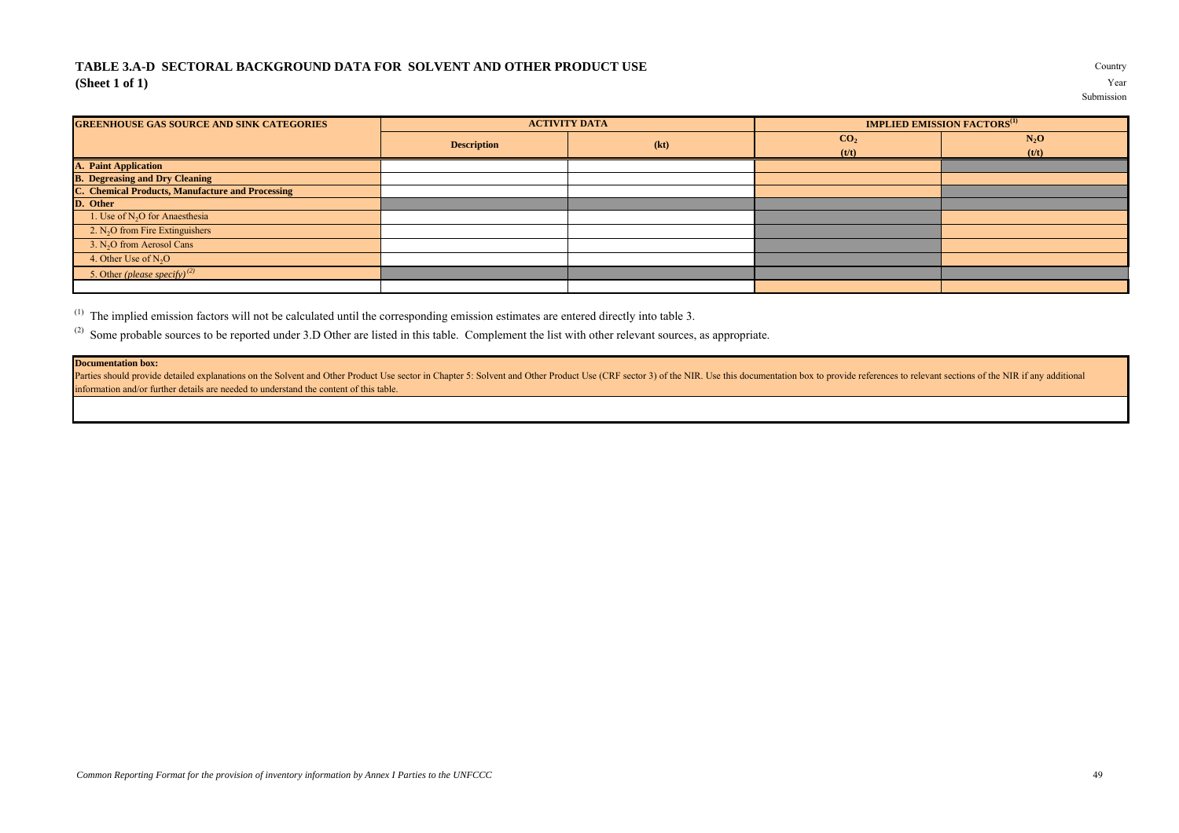# TABLE 3.A-D SECTORAL BACKGROUND DATA FOR SOLVENT AND OTHER PRODUCT USE

**(Sheet 1 of 1)**

Country
Year
Submission

| GREENHOUSE GAS SOURCE AND SINK CATEGORIES | ACTIVITY DATA | | IMPLIED EMISSION FACTORS[1] | |
|---|---|---|---|---|
| | Description | (kt) | $CO_2$ (t/t) | $N_2O$ (t/t) |
| **A. Paint Application** | | | | |
| **B. Degreasing and Dry Cleaning** | | | | |
| **C. Chemical Products, Manufacture and Processing** | | | | |
| **D. Other** | | | | |
| 1. Use of $N_2O$ for Anaesthesia | | | | |
| 2. $N_2O$ from Fire Extinguishers | | | | |
| 3. $N_2O$ from Aerosol Cans | | | | |
| 4. Other Use of $N_2O$ | | | | |
| 5. Other *(please specify)*[2] | | | | |
| | | | | |

[1] The implied emission factors will not be calculated until the corresponding emission estimates are entered directly into table 3.

[2] Some probable sources to be reported under 3.D Other are listed in this table. Complement the list with other relevant sources, as appropriate.

| **Documentation box:** Parties should provide detailed explanations on the Solvent and Other Product Use sector in Chapter 5: Solvent and Other Product Use (CRF sector 3) of the NIR. Use this documentation box to provide references to relevant sections of the NIR if any additional information and/or further details are needed to understand the content of this table. |
|---|
| |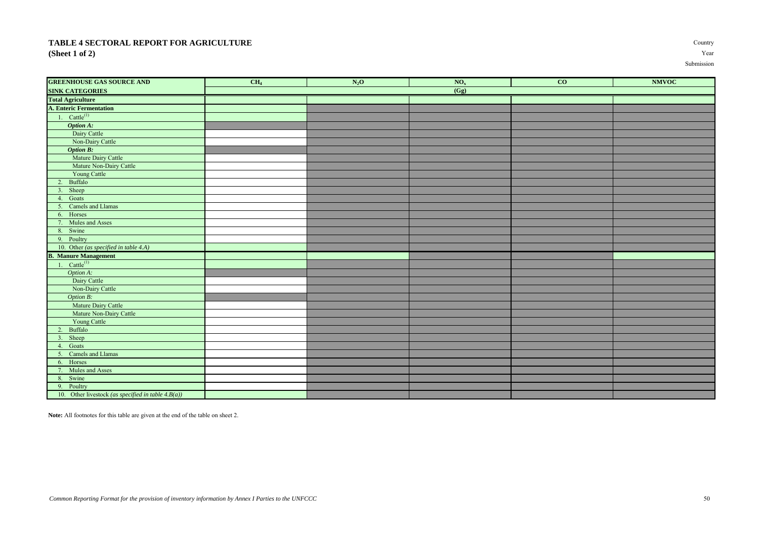# TABLE 4 SECTORAL REPORT FOR AGRICULTURE
## (Sheet 1 of 2)

Country
Year
Submission

| GREENHOUSE GAS SOURCE AND SINK CATEGORIES | $CH_4$ | $N_2O$ | $NO_x$ | CO | NMVOC |
|---|---|---|---|---|---|
| | (Gg) | | | | |
| **Total Agriculture** | | | | | |
| **A. Enteric Fermentation** | | | | | |
| 1. Cattle[1] | | | | | |
| ***Option A:*** | | | | | |
| Dairy Cattle | | | | | |
| Non-Dairy Cattle | | | | | |
| ***Option B:*** | | | | | |
| Mature Dairy Cattle | | | | | |
| Mature Non-Dairy Cattle | | | | | |
| Young Cattle | | | | | |
| 2. Buffalo | | | | | |
| 3. Sheep | | | | | |
| 4. Goats | | | | | |
| 5. Camels and Llamas | | | | | |
| 6. Horses | | | | | |
| 7. Mules and Asses | | | | | |
| 8. Swine | | | | | |
| 9. Poultry | | | | | |
| 10. Other *(as specified in table 4.A)* | | | | | |
| **B. Manure Management** | | | | | |
| 1. Cattle[1] | | | | | |
| *Option A:* | | | | | |
| Dairy Cattle | | | | | |
| Non-Dairy Cattle | | | | | |
| *Option B:* | | | | | |
| Mature Dairy Cattle | | | | | |
| Mature Non-Dairy Cattle | | | | | |
| Young Cattle | | | | | |
| 2. Buffalo | | | | | |
| 3. Sheep | | | | | |
| 4. Goats | | | | | |
| 5. Camels and Llamas | | | | | |
| 6. Horses | | | | | |
| 7. Mules and Asses | | | | | |
| 8. Swine | | | | | |
| 9. Poultry | | | | | |
| 10. Other livestock *(as specified in table 4.B(a))* | | | | | |

**Note:** All footnotes for this table are given at the end of the table on sheet 2.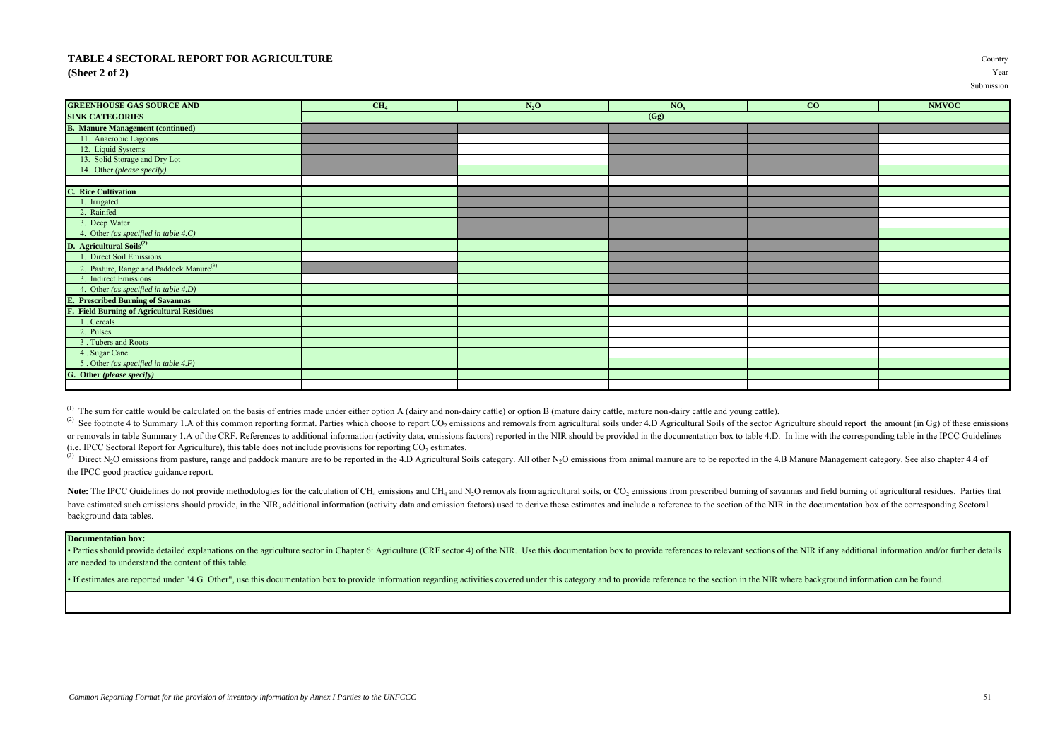# TABLE 4 SECTORAL REPORT FOR AGRICULTURE

**(Sheet 2 of 2)**

Country
Year
Submission

| GREENHOUSE GAS SOURCE AND SINK CATEGORIES | $CH_4$ | $N_2O$ | $NO_x$ | CO | NMVOC |
|---|---|---|---|---|---|
| | (Gg) | | | | |
| **B. Manure Management (continued)** | | | | | |
| 11. Anaerobic Lagoons | | | | | |
| 12. Liquid Systems | | | | | |
| 13. Solid Storage and Dry Lot | | | | | |
| 14. Other *(please specify)* | | | | | |
| | | | | | |
| **C. Rice Cultivation** | | | | | |
| 1. Irrigated | | | | | |
| 2. Rainfed | | | | | |
| 3. Deep Water | | | | | |
| 4. Other *(as specified in table 4.C)* | | | | | |
| **D. Agricultural Soils**[(2)] | | | | | |
| 1. Direct Soil Emissions | | | | | |
| 2. Pasture, Range and Paddock Manure[(3)] | | | | | |
| 3. Indirect Emissions | | | | | |
| 4. Other *(as specified in table 4.D)* | | | | | |
| **E. Prescribed Burning of Savannas** | | | | | |
| **F. Field Burning of Agricultural Residues** | | | | | |
| 1 . Cereals | | | | | |
| 2. Pulses | | | | | |
| 3 . Tubers and Roots | | | | | |
| 4 . Sugar Cane | | | | | |
| 5 . Other *(as specified in table 4.F)* | | | | | |
| **G. Other *(please specify)*** | | | | | |
| | | | | | |

(1) The sum for cattle would be calculated on the basis of entries made under either option A (dairy and non-dairy cattle) or option B (mature dairy cattle, mature non-dairy cattle and young cattle).

(2) See footnote 4 to Summary 1.A of this common reporting format. Parties which choose to report $CO_2$ emissions and removals from agricultural soils under 4.D Agricultural Soils of the sector Agriculture should report the amount (in Gg) of these emissions or removals in table Summary 1.A of the CRF. References to additional information (activity data, emissions factors) reported in the NIR should be provided in the documentation box to table 4.D. In line with the corresponding table in the IPCC Guidelines (i.e. IPCC Sectoral Report for Agriculture), this table does not include provisions for reporting $CO_2$ estimates.

(3) Direct $N_2O$ emissions from pasture, range and paddock manure are to be reported in the 4.D Agricultural Soils category. All other $N_2O$ emissions from animal manure are to be reported in the 4.B Manure Management category. See also chapter 4.4 of the IPCC good practice guidance report.

**Note:** The IPCC Guidelines do not provide methodologies for the calculation of $CH_4$ emissions and $CH_4$ and $N_2O$ removals from agricultural soils, or $CO_2$ emissions from prescribed burning of savannas and field burning of agricultural residues. Parties that have estimated such emissions should provide, in the NIR, additional information (activity data and emission factors) used to derive these estimates and include a reference to the section of the NIR in the documentation box of the corresponding Sectoral background data tables.

| **Documentation box:** |
|---|
| • Parties should provide detailed explanations on the agriculture sector in Chapter 6: Agriculture (CRF sector 4) of the NIR. Use this documentation box to provide references to relevant sections of the NIR if any additional information and/or further details are needed to understand the content of this table. • If estimates are reported under "4.G Other", use this documentation box to provide information regarding activities covered under this category and to provide reference to the section in the NIR where background information can be found. |
| |

*Common Reporting Format for the provision of inventory information by Annex I Parties to the UNFCCC*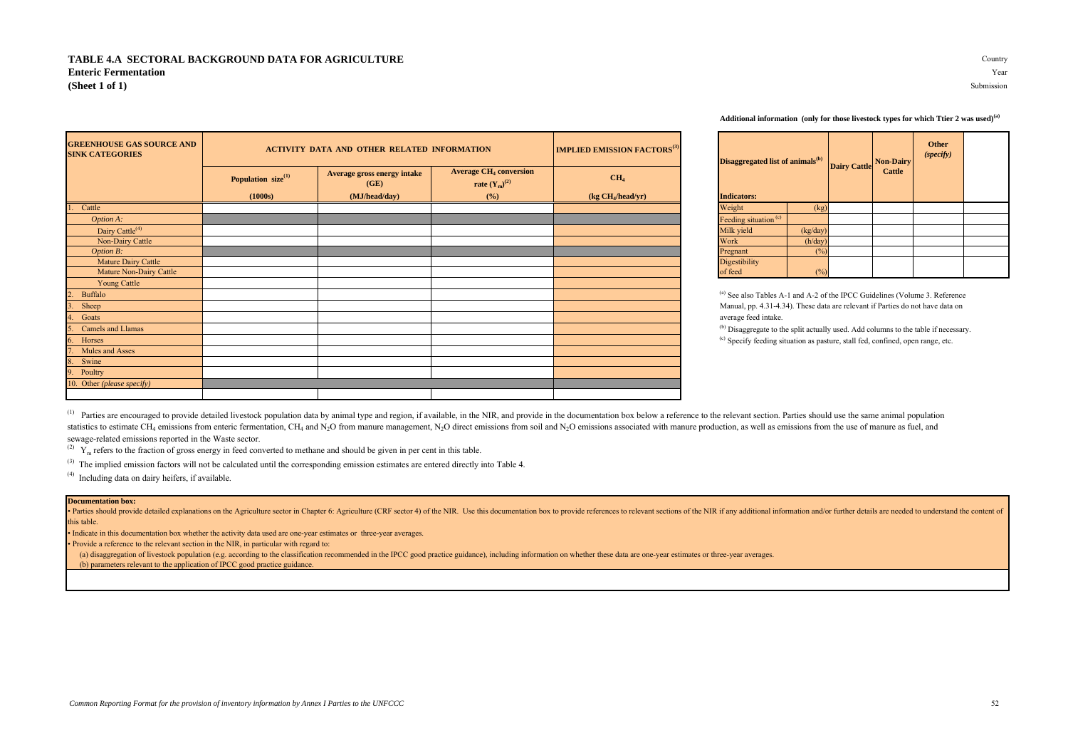# TABLE 4.A SECTORAL BACKGROUND DATA FOR AGRICULTURE
## Enteric Fermentation
## (Sheet 1 of 1)

Country
Year
Submission

| GREENHOUSE GAS SOURCE AND SINK CATEGORIES | ACTIVITY DATA AND OTHER RELATED INFORMATION | | | IMPLIED EMISSION FACTORS[3] |
|---|---|---|---|---|
| | Population size[1] | Average gross energy intake (GE) | Average $CH_4$ conversion rate ($Y_m$)[2] | $CH_4$ |
| | (1000s) | (MJ/head/day) | (%) | (kg $CH_4$/head/yr) |
| 1. Cattle | | | | |
| *Option A:* | | | | |
| Dairy Cattle[4] | | | | |
| Non-Dairy Cattle | | | | |
| *Option B:* | | | | |
| Mature Dairy Cattle | | | | |
| Mature Non-Dairy Cattle | | | | |
| Young Cattle | | | | |
| 2. Buffalo | | | | |
| 3. Sheep | | | | |
| 4. Goats | | | | |
| 5. Camels and Llamas | | | | |
| 6. Horses | | | | |
| 7. Mules and Asses | | | | |
| 8. Swine | | | | |
| 9. Poultry | | | | |
| 10. Other *(please specify)* | | | | |
| | | | | |

**Additional information (only for those livestock types for which Ttier 2 was used)[(a)]**

| Disaggregated list of animals[(b)] | | Dairy Cattle | Non-Dairy Cattle | Other *(specify)* | |
|---|---|---|---|---|---|
| **Indicators:** | | | | | |
| Weight | (kg) | | | | |
| Feeding situation [(c)] | | | | | |
| Milk yield | (kg/day) | | | | |
| Work | (h/day) | | | | |
| Pregnant | (%) | | | | |
| Digestibility of feed | (%) | | | | |

[(a)] See also Tables A-1 and A-2 of the IPCC Guidelines (Volume 3. Reference Manual, pp. 4.31-4.34). These data are relevant if Parties do not have data on average feed intake.

[(b)] Disaggregate to the split actually used. Add columns to the table if necessary.

[(c)] Specify feeding situation as pasture, stall fed, confined, open range, etc.

[(1)] Parties are encouraged to provide detailed livestock population data by animal type and region, if available, in the NIR, and provide in the documentation box below a reference to the relevant section. Parties should use the same animal population statistics to estimate $CH_4$ emissions from enteric fermentation, $CH_4$ and $N_2O$ from manure management, $N_2O$ direct emissions from soil and $N_2O$ emissions associated with manure production, as well as emissions from the use of manure as fuel, and sewage-related emissions reported in the Waste sector.

[(2)] $Y_m$ refers to the fraction of gross energy in feed converted to methane and should be given in per cent in this table.

[(3)] The implied emission factors will not be calculated until the corresponding emission estimates are entered directly into Table 4.

[(4)] Including data on dairy heifers, if available.

**Documentation box:**

- Parties should provide detailed explanations on the Agriculture sector in Chapter 6: Agriculture (CRF sector 4) of the NIR. Use this documentation box to provide references to relevant sections of the NIR if any additional information and/or further details are needed to understand the content of this table.
- Indicate in this documentation box whether the activity data used are one-year estimates or three-year averages.
- Provide a reference to the relevant section in the NIR, in particular with regard to:
  (a) disaggregation of livestock population (e.g. according to the classification recommended in the IPCC good practice guidance), including information on whether these data are one-year estimates or three-year averages.
  (b) parameters relevant to the application of IPCC good practice guidance.

*Common Reporting Format for the provision of inventory information by Annex I Parties to the UNFCCC*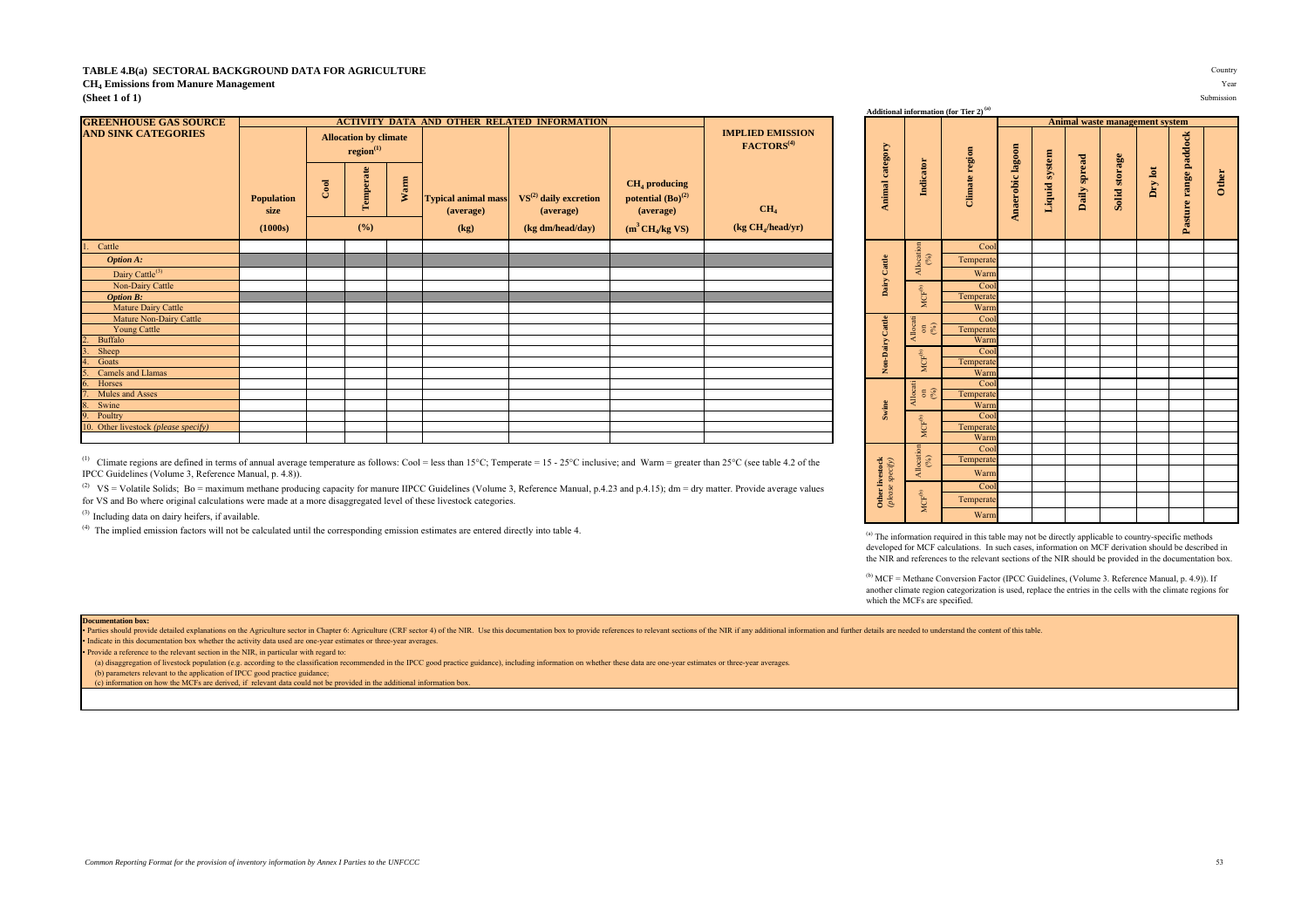**TABLE 4.B(a) SECTORAL BACKGROUND DATA FOR AGRICULTURE**

**$CH_4$ Emissions from Manure Management**

**(Sheet 1 of 1)**

Country

Year

Submission

| GREENHOUSE GAS SOURCE AND SINK CATEGORIES | ACTIVITY DATA AND OTHER RELATED INFORMATION | | | | | | | IMPLIED EMISSION FACTORS[(4)] |
|---|---|---|---|---|---|---|---|---|
| | Population size | Allocation by climate region[(1)] | | | Typical animal mass (average) | $VS^{(2)}$ daily excretion (average) | $CH_4$ producing potential $(Bo)^{(2)}$ (average) | $CH_4$ |
| | | Cool | Temperate | Warm | | | | |
| | (1000s) | (%) | | | (kg) | (kg dm/head/day) | ($m^3$ $CH_4$/kg VS) | (kg $CH_4$/head/yr) |
| 1. Cattle | | | | | | | | |
| *Option A:* | | | | | | | | |
| Dairy Cattle[(3)] | | | | | | | | |
| Non-Dairy Cattle | | | | | | | | |
| *Option B:* | | | | | | | | |
| Mature Dairy Cattle | | | | | | | | |
| Mature Non-Dairy Cattle | | | | | | | | |
| Young Cattle | | | | | | | | |
| 2. Buffalo | | | | | | | | |
| 3. Sheep | | | | | | | | |
| 4. Goats | | | | | | | | |
| 5. Camels and Llamas | | | | | | | | |
| 6. Horses | | | | | | | | |
| 7. Mules and Asses | | | | | | | | |
| 8. Swine | | | | | | | | |
| 9. Poultry | | | | | | | | |
| 10. Other livestock *(please specify)* | | | | | | | | |
| | | | | | | | | |

[(1)] Climate regions are defined in terms of annual average temperature as follows: Cool = less than 15°C; Temperate = 15 - 25°C inclusive; and Warm = greater than 25°C (see table 4.2 of the IPCC Guidelines (Volume 3, Reference Manual, p. 4.8)).

[(2)] VS = Volatile Solids; Bo = maximum methane producing capacity for manure IIPCC Guidelines (Volume 3, Reference Manual, p.4.23 and p.4.15); dm = dry matter. Provide average values for VS and Bo where original calculations were made at a more disaggregated level of these livestock categories.

[(3)] Including data on dairy heifers, if available.

[(4)] The implied emission factors will not be calculated until the corresponding emission estimates are entered directly into table 4.

**Additional information (for Tier 2)[(a)]**

| Animal category | Indicator | Climate region | Anaerobic lagoon | Liquid system | Daily spread | Solid storage | Dry lot | Pasture range paddock | Other |
|---|---|---|---|---|---|---|---|---|---|
| | | | **Animal waste management system** | | | | | | |
| Dairy Cattle | Allocation (%) | Cool | | | | | | | |
| | | Temperate | | | | | | | |
| | | Warm | | | | | | | |
| | $MCF^{(b)}$ | Cool | | | | | | | |
| | | Temperate | | | | | | | |
| | | Warm | | | | | | | |
| Non-Dairy Cattle | Allocation (%) | Cool | | | | | | | |
| | | Temperate | | | | | | | |
| | | Warm | | | | | | | |
| | $MCF^{(b)}$ | Cool | | | | | | | |
| | | Temperate | | | | | | | |
| | | Warm | | | | | | | |
| Swine | Allocation (%) | Cool | | | | | | | |
| | | Temperate | | | | | | | |
| | | Warm | | | | | | | |
| | $MCF^{(b)}$ | Cool | | | | | | | |
| | | Temperate | | | | | | | |
| | | Warm | | | | | | | |
| Other livestock *(please specify)* | Allocation (%) | Cool | | | | | | | |
| | | Temperate | | | | | | | |
| | | Warm | | | | | | | |
| | $MCF^{(b)}$ | Cool | | | | | | | |
| | | Temperate | | | | | | | |
| | | Warm | | | | | | | |

[(a)] The information required in this table may not be directly applicable to country-specific methods developed for MCF calculations. In such cases, information on MCF derivation should be described in the NIR and references to the relevant sections of the NIR should be provided in the documentation box.

[(b)] MCF = Methane Conversion Factor (IPCC Guidelines, (Volume 3. Reference Manual, p. 4.9)). If another climate region categorization is used, replace the entries in the cells with the climate regions for which the MCFs are specified.

**Documentation box:**

- Parties should provide detailed explanations on the Agriculture sector in Chapter 6: Agriculture (CRF sector 4) of the NIR. Use this documentation box to provide references to relevant sections of the NIR if any additional information and further details are needed to understand the content of this table.
- Indicate in this documentation box whether the activity data used are one-year estimates or three-year averages.
- Provide a reference to the relevant section in the NIR, in particular with regard to:
  - (a) disaggregation of livestock population (e.g. according to the classification recommended in the IPCC good practice guidance), including information on whether these data are one-year estimates or three-year averages.
  - (b) parameters relevant to the application of IPCC good practice guidance;
  - (c) information on how the MCFs are derived, if relevant data could not be provided in the additional information box.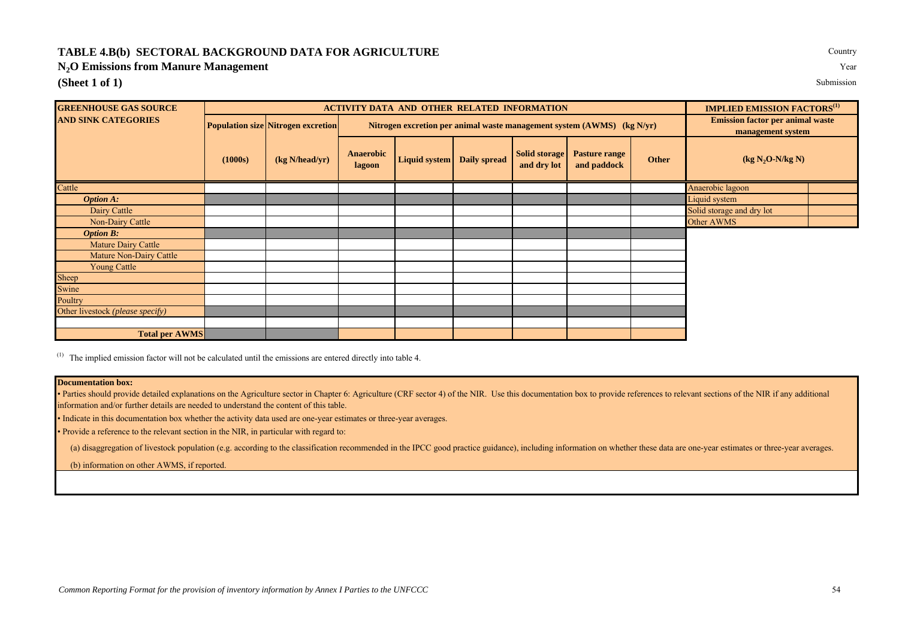# TABLE 4.B(b) SECTORAL BACKGROUND DATA FOR AGRICULTURE

## $N_2O$ Emissions from Manure Management

**(Sheet 1 of 1)**

Country

Year

Submission

| GREENHOUSE GAS SOURCE AND SINK CATEGORIES | ACTIVITY DATA AND OTHER RELATED INFORMATION | | | | | | | |
|---|---|---|---|---|---|---|---|---|
| | Population size | Nitrogen excretion | Nitrogen excretion per animal waste management system (AWMS) (kg N/yr) | | | | | |
| | (1000s) | (kg N/head/yr) | Anaerobic lagoon | Liquid system | Daily spread | Solid storage and dry lot | Pasture range and paddock | Other |
| Cattle | | | | | | | | |
| *Option A:* | | | | | | | | |
| Dairy Cattle | | | | | | | | |
| Non-Dairy Cattle | | | | | | | | |
| *Option B:* | | | | | | | | |
| Mature Dairy Cattle | | | | | | | | |
| Mature Non-Dairy Cattle | | | | | | | | |
| Young Cattle | | | | | | | | |
| Sheep | | | | | | | | |
| Swine | | | | | | | | |
| Poultry | | | | | | | | |
| Other livestock *(please specify)* | | | | | | | | |
| | | | | | | | | |
| **Total per AWMS** | | | | | | | | |

| IMPLIED EMISSION FACTORS[(1)] | |
|---|---|
| Emission factor per animal waste management system | |
| ($kg\ N_2O$-N/kg N) | |
| Anaerobic lagoon | |
| Liquid system | |
| Solid storage and dry lot | |
| Other AWMS | |

[(1)] The implied emission factor will not be calculated until the emissions are entered directly into table 4.

**Documentation box:**

• Parties should provide detailed explanations on the Agriculture sector in Chapter 6: Agriculture (CRF sector 4) of the NIR. Use this documentation box to provide references to relevant sections of the NIR if any additional information and/or further details are needed to understand the content of this table.

• Indicate in this documentation box whether the activity data used are one-year estimates or three-year averages.

• Provide a reference to the relevant section in the NIR, in particular with regard to:

(a) disaggregation of livestock population (e.g. according to the classification recommended in the IPCC good practice guidance), including information on whether these data are one-year estimates or three-year averages.

(b) information on other AWMS, if reported.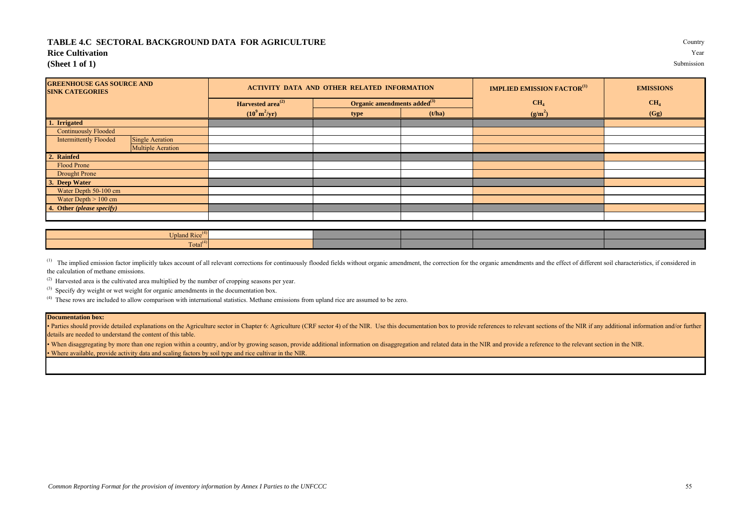# TABLE 4.C SECTORAL BACKGROUND DATA FOR AGRICULTURE

## Rice Cultivation

**(Sheet 1 of 1)**

Country
Year
Submission

| GREENHOUSE GAS SOURCE AND SINK CATEGORIES | | ACTIVITY DATA AND OTHER RELATED INFORMATION | | | IMPLIED EMISSION FACTOR[1] | EMISSIONS |
|---|---|---|---|---|---|---|
| | | Harvested area[2] | Organic amendments added[3] | | $CH_4$ | $CH_4$ |
| | | $(10^9 m^2/yr)$ | type | (t/ha) | $(g/m^2)$ | (Gg) |
| **1. Irrigated** | | | | | | |
| Continuously Flooded | | | | | | |
| Intermittently Flooded | Single Aeration | | | | | |
| | Multiple Aeration | | | | | |
| **2. Rainfed** | | | | | | |
| Flood Prone | | | | | | |
| Drought Prone | | | | | | |
| **3. Deep Water** | | | | | | |
| Water Depth 50-100 cm | | | | | | |
| Water Depth > 100 cm | | | | | | |
| **4. Other *(please specify)*** | | | | | | |
| | | | | | | |

| | | | | | |
|---|---|---|---|---|---|
| Upland Rice[4] | | | | | |
| Total[4] | | | | | |

[1] The implied emission factor implicitly takes account of all relevant corrections for continuously flooded fields without organic amendment, the correction for the organic amendments and the effect of different soil characteristics, if considered in the calculation of methane emissions.

[2] Harvested area is the cultivated area multiplied by the number of cropping seasons per year.

[3] Specify dry weight or wet weight for organic amendments in the documentation box.

[4] These rows are included to allow comparison with international statistics. Methane emissions from upland rice are assumed to be zero.

**Documentation box:**

- Parties should provide detailed explanations on the Agriculture sector in Chapter 6: Agriculture (CRF sector 4) of the NIR. Use this documentation box to provide references to relevant sections of the NIR if any additional information and/or further details are needed to understand the content of this table.
- When disaggregating by more than one region within a country, and/or by growing season, provide additional information on disaggregation and related data in the NIR and provide a reference to the relevant section in the NIR.
- Where available, provide activity data and scaling factors by soil type and rice cultivar in the NIR.

*Common Reporting Format for the provision of inventory information by Annex I Parties to the UNFCCC*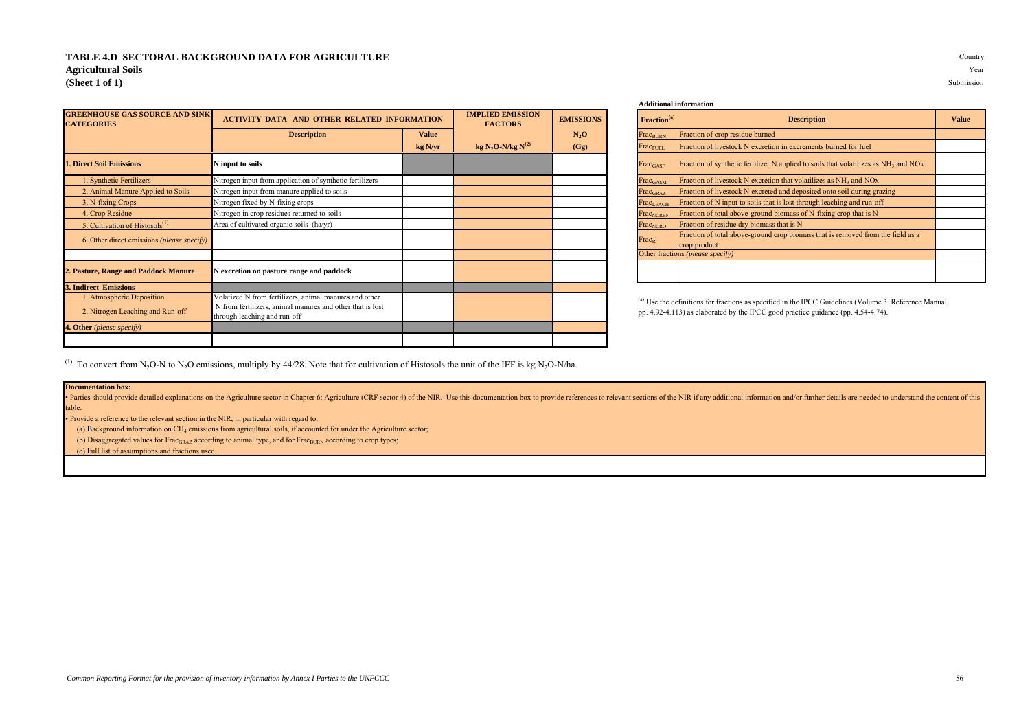# TABLE 4.D SECTORAL BACKGROUND DATA FOR AGRICULTURE

## Agricultural Soils

**(Sheet 1 of 1)**

Country

Year

Submission

| GREENHOUSE GAS SOURCE AND SINK CATEGORIES | ACTIVITY DATA AND OTHER RELATED INFORMATION | | IMPLIED EMISSION FACTORS | EMISSIONS |
|---|---|---|---|---|
| | Description | Value | | $N_2O$ |
| | | kg N/yr | kg $N_2O$-N/kg N[2] | (Gg) |
| **1. Direct Soil Emissions** | **N input to soils** | | | |
| 1. Synthetic Fertilizers | Nitrogen input from application of synthetic fertilizers | | | |
| 2. Animal Manure Applied to Soils | Nitrogen input from manure applied to soils | | | |
| 3. N-fixing Crops | Nitrogen fixed by N-fixing crops | | | |
| 4. Crop Residue | Nitrogen in crop residues returned to soils | | | |
| 5. Cultivation of Histosols[1] | Area of cultivated organic soils (ha/yr) | | | |
| 6. Other direct emissions *(please specify)* | | | | |
| | | | | |
| **2. Pasture, Range and Paddock Manure** | **N excretion on pasture range and paddock** | | | |
| **3. Indirect Emissions** | | | | |
| 1. Atmospheric Deposition | Volatized N from fertilizers, animal manures and other | | | |
| 2. Nitrogen Leaching and Run-off | N from fertilizers, animal manures and other that is lost through leaching and run-off | | | |
| **4. Other** *(please specify)* | | | | |
| | | | | |

[1] To convert from $N_2O$-N to $N_2O$ emissions, multiply by 44/28. Note that for cultivation of Histosols the unit of the IEF is kg $N_2O$-N/ha.

**Additional information**

| Fraction[(a)] | Description | Value |
|---|---|---|
| $Frac_{BURN}$ | Fraction of crop residue burned | |
| $Frac_{FUEL}$ | Fraction of livestock N excretion in excrements burned for fuel | |
| $Frac_{GASF}$ | Fraction of synthetic fertilizer N applied to soils that volatilizes as $NH_3$ and NOx | |
| $Frac_{GASM}$ | Fraction of livestock N excretion that volatilizes as $NH_3$ and NOx | |
| $Frac_{GRAZ}$ | Fraction of livestock N excreted and deposited onto soil during grazing | |
| $Frac_{LEACH}$ | Fraction of N input to soils that is lost through leaching and run-off | |
| $Frac_{NCRBF}$ | Fraction of total above-ground biomass of N-fixing crop that is N | |
| $Frac_{NCRO}$ | Fraction of residue dry biomass that is N | |
| $Frac_{R}$ | Fraction of total above-ground crop biomass that is removed from the field as a crop product | |
| Other fractions *(please specify)* | | |
| | | |

[(a)] Use the definitions for fractions as specified in the IPCC Guidelines (Volume 3. Reference Manual, pp. 4.92-4.113) as elaborated by the IPCC good practice guidance (pp. 4.54-4.74).

**Documentation box:**

• Parties should provide detailed explanations on the Agriculture sector in Chapter 6: Agriculture (CRF sector 4) of the NIR. Use this documentation box to provide references to relevant sections of the NIR if any additional information and/or further details are needed to understand the content of this table.

• Provide a reference to the relevant section in the NIR, in particular with regard to:

(a) Background information on $CH_4$ emissions from agricultural soils, if accounted for under the Agriculture sector;

(b) Disaggregated values for $Frac_{GRAZ}$ according to animal type, and for $Frac_{BURN}$ according to crop types;

(c) Full list of assumptions and fractions used.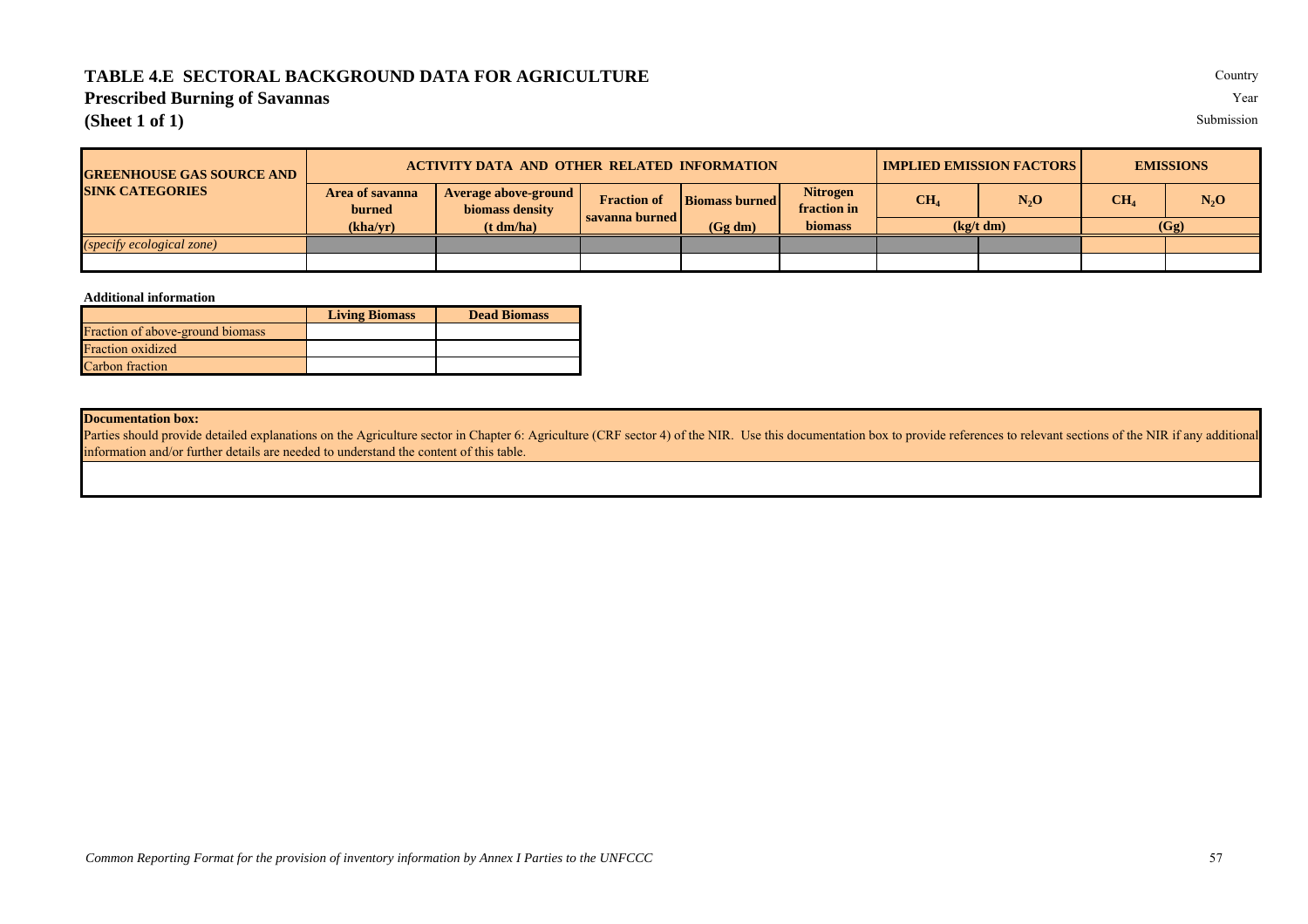# TABLE 4.E SECTORAL BACKGROUND DATA FOR AGRICULTURE

## Prescribed Burning of Savannas

## (Sheet 1 of 1)

Country

Year

Submission

| GREENHOUSE GAS SOURCE AND SINK CATEGORIES | ACTIVITY DATA AND OTHER RELATED INFORMATION | | | | | IMPLIED EMISSION FACTORS | | EMISSIONS | |
|---|---|---|---|---|---|---|---|---|---|
| | Area of savanna burned | Average above-ground biomass density | Fraction of savanna burned | Biomass burned | Nitrogen fraction in biomass | $CH_4$ | $N_2O$ | $CH_4$ | $N_2O$ |
| | (kha/yr) | (t dm/ha) | | (Gg dm) | | (kg/t dm) | | (Gg) | |
| *(specify ecological zone)* | | | | | | | | | |
| | | | | | | | | | |

**Additional information**

| | Living Biomass | Dead Biomass |
|---|---|---|
| Fraction of above-ground biomass | | |
| Fraction oxidized | | |
| Carbon fraction | | |

**Documentation box:**

Parties should provide detailed explanations on the Agriculture sector in Chapter 6: Agriculture (CRF sector 4) of the NIR. Use this documentation box to provide references to relevant sections of the NIR if any additional information and/or further details are needed to understand the content of this table.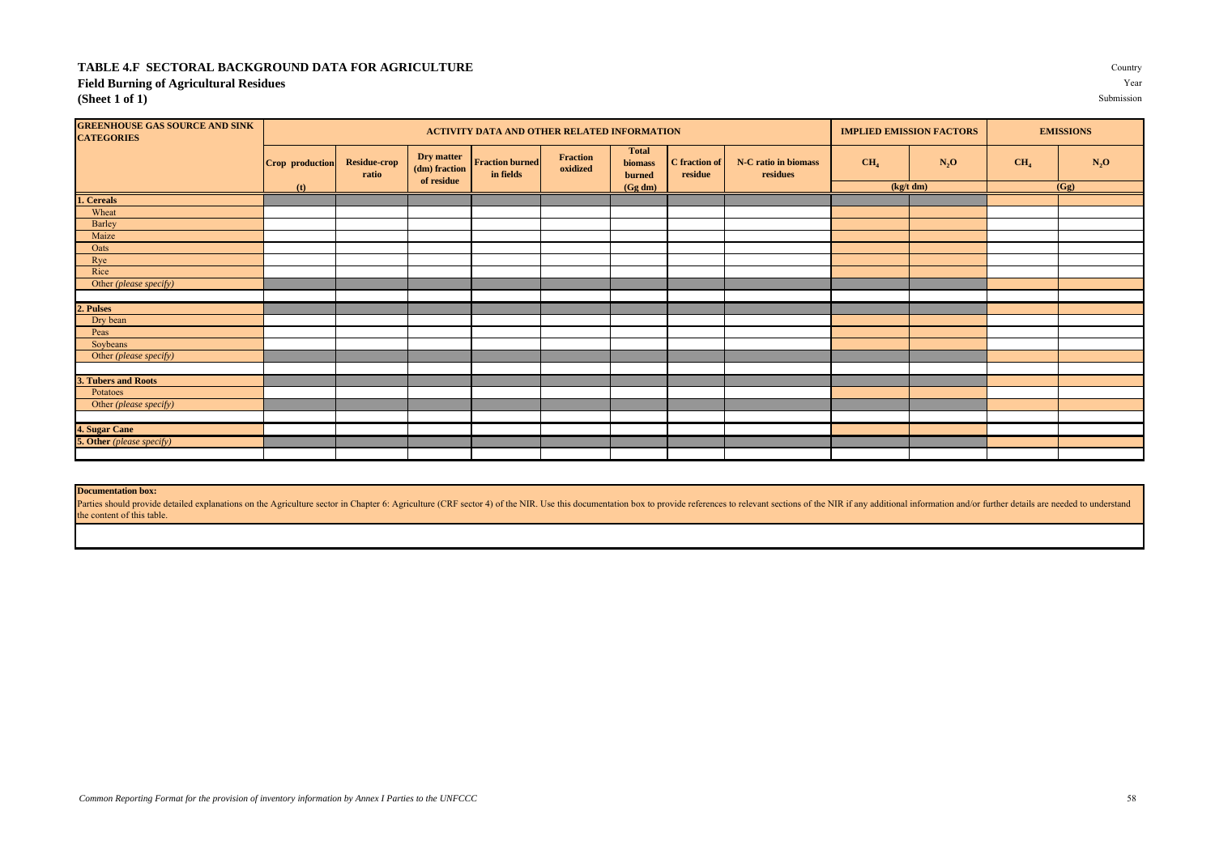# TABLE 4.F SECTORAL BACKGROUND DATA FOR AGRICULTURE

## Field Burning of Agricultural Residues

**(Sheet 1 of 1)**

Country

Year

Submission

| GREENHOUSE GAS SOURCE AND SINK CATEGORIES | ACTIVITY DATA AND OTHER RELATED INFORMATION | | | | | | | | IMPLIED EMISSION FACTORS | | EMISSIONS | |
|---|---|---|---|---|---|---|---|---|---|---|---|---|
| | Crop production | Residue-crop ratio | Dry matter (dm) fraction of residue | Fraction burned in fields | Fraction oxidized | Total biomass burned | C fraction of residue | N-C ratio in biomass residues | $CH_4$ | $N_2O$ | $CH_4$ | $N_2O$ |
| | (t) | | | | | (Gg dm) | | | (kg/t dm) | | (Gg) | |
| **1. Cereals** | | | | | | | | | | | | |
| Wheat | | | | | | | | | | | | |
| Barley | | | | | | | | | | | | |
| Maize | | | | | | | | | | | | |
| Oats | | | | | | | | | | | | |
| Rye | | | | | | | | | | | | |
| Rice | | | | | | | | | | | | |
| Other *(please specify)* | | | | | | | | | | | | |
| | | | | | | | | | | | | |
| **2. Pulses** | | | | | | | | | | | | |
| Dry bean | | | | | | | | | | | | |
| Peas | | | | | | | | | | | | |
| Soybeans | | | | | | | | | | | | |
| Other *(please specify)* | | | | | | | | | | | | |
| | | | | | | | | | | | | |
| **3. Tubers and Roots** | | | | | | | | | | | | |
| Potatoes | | | | | | | | | | | | |
| Other *(please specify)* | | | | | | | | | | | | |
| | | | | | | | | | | | | |
| **4. Sugar Cane** | | | | | | | | | | | | |
| **5. Other** *(please specify)* | | | | | | | | | | | | |
| | | | | | | | | | | | | |

**Documentation box:**

Parties should provide detailed explanations on the Agriculture sector in Chapter 6: Agriculture (CRF sector 4) of the NIR. Use this documentation box to provide references to relevant sections of the NIR if any additional information and/or further details are needed to understand the content of this table.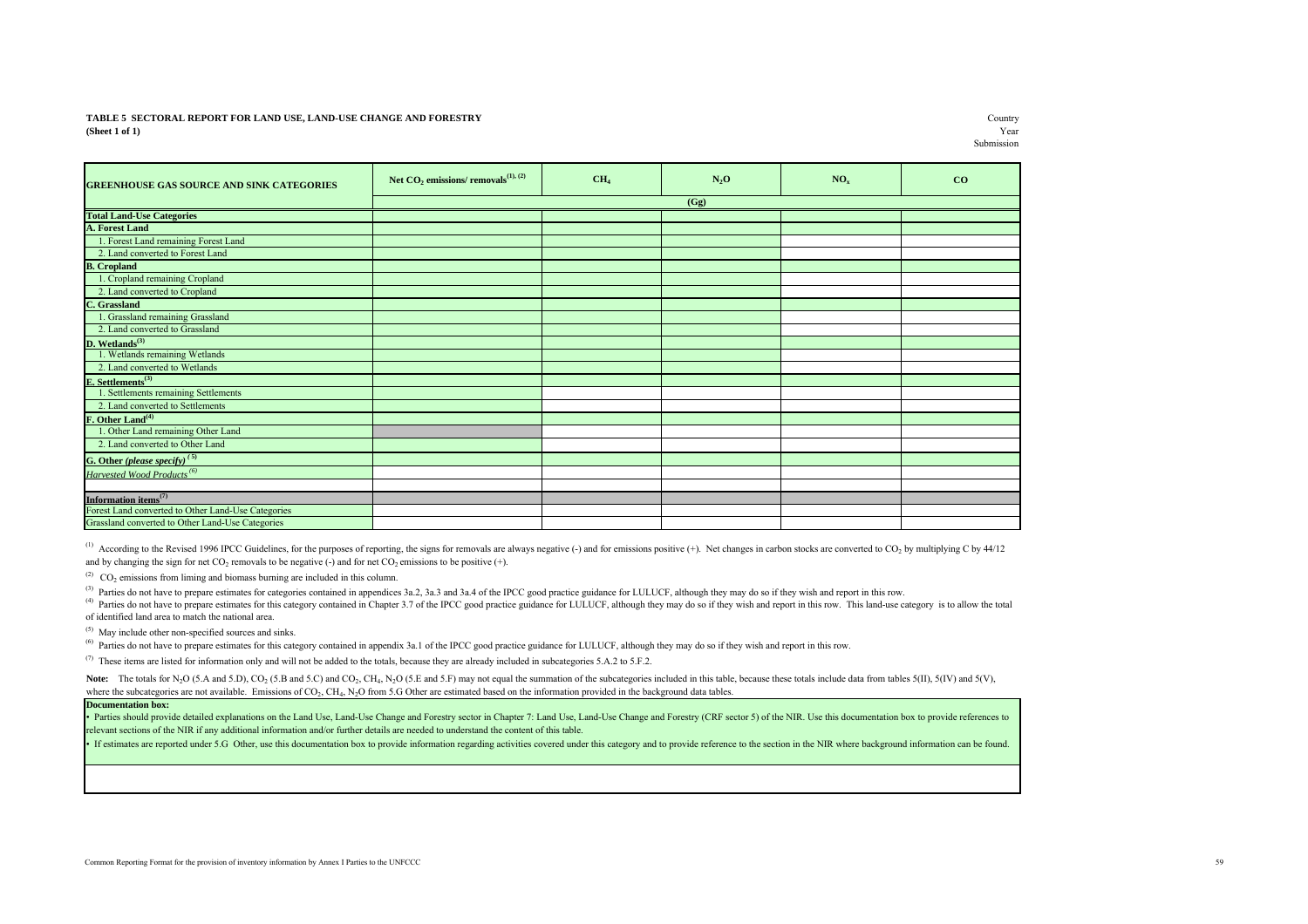**TABLE 5 SECTORAL REPORT FOR LAND USE, LAND-USE CHANGE AND FORESTRY**
**(Sheet 1 of 1)**

Country
Year
Submission

| GREENHOUSE GAS SOURCE AND SINK CATEGORIES | Net $CO_2$ emissions/ removals[(1), (2)] | $CH_4$ | $N_2O$ | $NO_x$ | CO |
|---|---|---|---|---|---|
| | (Gg) | | | | |
| **Total Land-Use Categories** | | | | | |
| **A. Forest Land** | | | | | |
| 1. Forest Land remaining Forest Land | | | | | |
| 2. Land converted to Forest Land | | | | | |
| **B. Cropland** | | | | | |
| 1. Cropland remaining Cropland | | | | | |
| 2. Land converted to Cropland | | | | | |
| **C. Grassland** | | | | | |
| 1. Grassland remaining Grassland | | | | | |
| 2. Land converted to Grassland | | | | | |
| **D. Wetlands[(3)]** | | | | | |
| 1. Wetlands remaining Wetlands | | | | | |
| 2. Land converted to Wetlands | | | | | |
| **E. Settlements[(3)]** | | | | | |
| 1. Settlements remaining Settlements | | | | | |
| 2. Land converted to Settlements | | | | | |
| **F. Other Land[(4)]** | | | | | |
| 1. Other Land remaining Other Land | | | | | |
| 2. Land converted to Other Land | | | | | |
| **G. Other *(please specify)*[(5)]** | | | | | |
| *Harvested Wood Products[(6)]* | | | | | |
| | | | | | |
| **Information items[(7)]** | | | | | |
| Forest Land converted to Other Land-Use Categories | | | | | |
| Grassland converted to Other Land-Use Categories | | | | | |

(1) According to the Revised 1996 IPCC Guidelines, for the purposes of reporting, the signs for removals are always negative (-) and for emissions positive (+). Net changes in carbon stocks are converted to $CO_2$ by multiplying C by 44/12 and by changing the sign for net $CO_2$ removals to be negative (-) and for net $CO_2$ emissions to be positive (+).

(2) $CO_2$ emissions from liming and biomass burning are included in this column.

(3) Parties do not have to prepare estimates for categories contained in appendices 3a.2, 3a.3 and 3a.4 of the IPCC good practice guidance for LULUCF, although they may do so if they wish and report in this row.

(4) Parties do not have to prepare estimates for this category contained in Chapter 3.7 of the IPCC good practice guidance for LULUCF, although they may do so if they wish and report in this row. This land-use category is to allow the total of identified land area to match the national area.

(5) May include other non-specified sources and sinks.

(6) Parties do not have to prepare estimates for this category contained in appendix 3a.1 of the IPCC good practice guidance for LULUCF, although they may do so if they wish and report in this row.

(7) These items are listed for information only and will not be added to the totals, because they are already included in subcategories 5.A.2 to 5.F.2.

**Note:** The totals for $N_2O$ (5.A and 5.D), $CO_2$ (5.B and 5.C) and $CO_2$, $CH_4$, $N_2O$ (5.E and 5.F) may not equal the summation of the subcategories included in this table, because these totals include data from tables 5(II), 5(IV) and 5(V), where the subcategories are not available. Emissions of $CO_2$, $CH_4$, $N_2O$ from 5.G Other are estimated based on the information provided in the background data tables.

**Documentation box:**

- Parties should provide detailed explanations on the Land Use, Land-Use Change and Forestry sector in Chapter 7: Land Use, Land-Use Change and Forestry (CRF sector 5) of the NIR. Use this documentation box to provide references to relevant sections of the NIR if any additional information and/or further details are needed to understand the content of this table.
- If estimates are reported under 5.G Other, use this documentation box to provide information regarding activities covered under this category and to provide reference to the section in the NIR where background information can be found.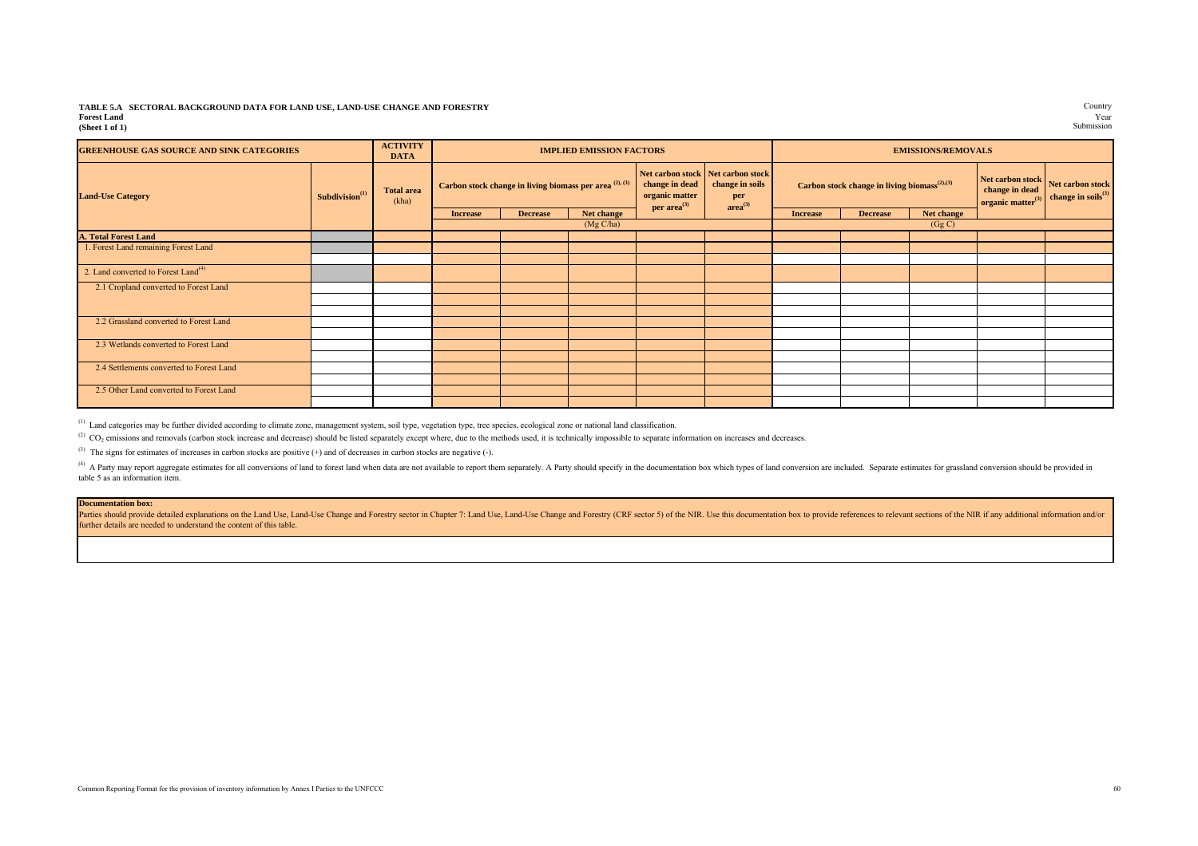**TABLE 5.A SECTORAL BACKGROUND DATA FOR LAND USE, LAND-USE CHANGE AND FORESTRY**
**Forest Land**
**(Sheet 1 of 1)**

Country
Year
Submission

| GREENHOUSE GAS SOURCE AND SINK CATEGORIES | | ACTIVITY DATA | IMPLIED EMISSION FACTORS | | | | | EMISSIONS/REMOVALS | | | | |
|---|---|---|---|---|---|---|---|---|---|---|---|---|
| Land-Use Category | Subdivision[1] | Total area (kha) | Carbon stock change in living biomass per area [2], [3] | | | Net carbon stock change in dead organic matter per area[3] | Net carbon stock change in soils per area[3] | Carbon stock change in living biomass[2],[3] | | | Net carbon stock change in dead organic matter[3] | Net carbon stock change in soils[3] |
| | | | Increase | Decrease | Net change | | | Increase | Decrease | Net change | | |
| | | | (Mg C/ha) | | | | | (Gg C) | | | | |
| **A. Total Forest Land** | | | | | | | | | | | | |
| 1. Forest Land remaining Forest Land | | | | | | | | | | | | |
| | | | | | | | | | | | | |
| 2. Land converted to Forest Land[4] | | | | | | | | | | | | |
| 2.1 Cropland converted to Forest Land | | | | | | | | | | | | |
| | | | | | | | | | | | | |
| | | | | | | | | | | | | |
| 2.2 Grassland converted to Forest Land | | | | | | | | | | | | |
| | | | | | | | | | | | | |
| 2.3 Wetlands converted to Forest Land | | | | | | | | | | | | |
| | | | | | | | | | | | | |
| 2.4 Settlements converted to Forest Land | | | | | | | | | | | | |
| | | | | | | | | | | | | |
| 2.5 Other Land converted to Forest Land | | | | | | | | | | | | |
| | | | | | | | | | | | | |

[1] Land categories may be further divided according to climate zone, management system, soil type, vegetation type, tree species, ecological zone or national land classification.

[2] $CO_2$ emissions and removals (carbon stock increase and decrease) should be listed separately except where, due to the methods used, it is technically impossible to separate information on increases and decreases.

[3] The signs for estimates of increases in carbon stocks are positive (+) and of decreases in carbon stocks are negative (-).

[4] A Party may report aggregate estimates for all conversions of land to forest land when data are not available to report them separately. A Party should specify in the documentation box which types of land conversion are included. Separate estimates for grassland conversion should be provided in table 5 as an information item.

**Documentation box:**
Parties should provide detailed explanations on the Land Use, Land-Use Change and Forestry sector in Chapter 7: Land Use, Land-Use Change and Forestry (CRF sector 5) of the NIR. Use this documentation box to provide references to relevant sections of the NIR if any additional information and/or further details are needed to understand the content of this table.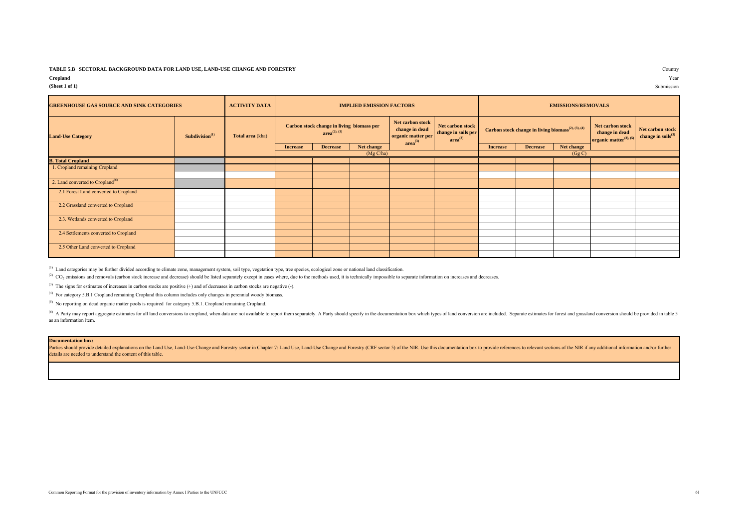**TABLE 5.B SECTORAL BACKGROUND DATA FOR LAND USE, LAND-USE CHANGE AND FORESTRY**

**Cropland**

**(Sheet 1 of 1)**

Country

Year

Submission

| GREENHOUSE GAS SOURCE AND SINK CATEGORIES | | ACTIVITY DATA | IMPLIED EMISSION FACTORS | | | | | EMISSIONS/REMOVALS | | | | |
|---|---|---|---|---|---|---|---|---|---|---|---|---|
| Land-Use Category | Subdivision(1) | Total area (kha) | Carbon stock change in living biomass per area(2), (3) | | | Net carbon stock change in dead organic matter per area(3) | Net carbon stock change in soils per area(3) | Carbon stock change in living biomass(2), (3), (4) | | | Net carbon stock change in dead organic matter(3), (5) | Net carbon stock change in soils(3) |
| | | | Increase | Decrease | Net change | | | Increase | Decrease | Net change | | |
| | | | (Mg C/ha) | | | | | (Gg C) | | | | |
| **B. Total Cropland** | | | | | | | | | | | | |
| 1. Cropland remaining Cropland | | | | | | | | | | | | |
| | | | | | | | | | | | | |
| 2. Land converted to Cropland(6) | | | | | | | | | | | | |
| 2.1 Forest Land converted to Cropland | | | | | | | | | | | | |
| | | | | | | | | | | | | |
| 2.2 Grassland converted to Cropland | | | | | | | | | | | | |
| | | | | | | | | | | | | |
| 2.3. Wetlands converted to Cropland | | | | | | | | | | | | |
| | | | | | | | | | | | | |
| 2.4 Settlements converted to Cropland | | | | | | | | | | | | |
| | | | | | | | | | | | | |
| 2.5 Other Land converted to Cropland | | | | | | | | | | | | |
| | | | | | | | | | | | | |

(1) Land categories may be further divided according to climate zone, management system, soil type, vegetation type, tree species, ecological zone or national land classification.

(2) $CO_2$ emissions and removals (carbon stock increase and decrease) should be listed separately except in cases where, due to the methods used, it is technically impossible to separate information on increases and decreases.

(3) The signs for estimates of increases in carbon stocks are positive (+) and of decreases in carbon stocks are negative (-).

(4) For category 5.B.1 Cropland remaining Cropland this column includes only changes in perennial woody biomass.

(5) No reporting on dead organic matter pools is required for category 5.B.1. Cropland remaining Cropland.

(6) A Party may report aggregate estimates for all land conversions to cropland, when data are not available to report them separately. A Party should specify in the documentation box which types of land conversion are included. Separate estimates for forest and grassland conversion should be provided in table 5 as an information item.

**Documentation box:**

Parties should provide detailed explanations on the Land Use, Land-Use Change and Forestry sector in Chapter 7: Land Use, Land-Use Change and Forestry (CRF sector 5) of the NIR. Use this documentation box to provide references to relevant sections of the NIR if any additional information and/or further details are needed to understand the content of this table.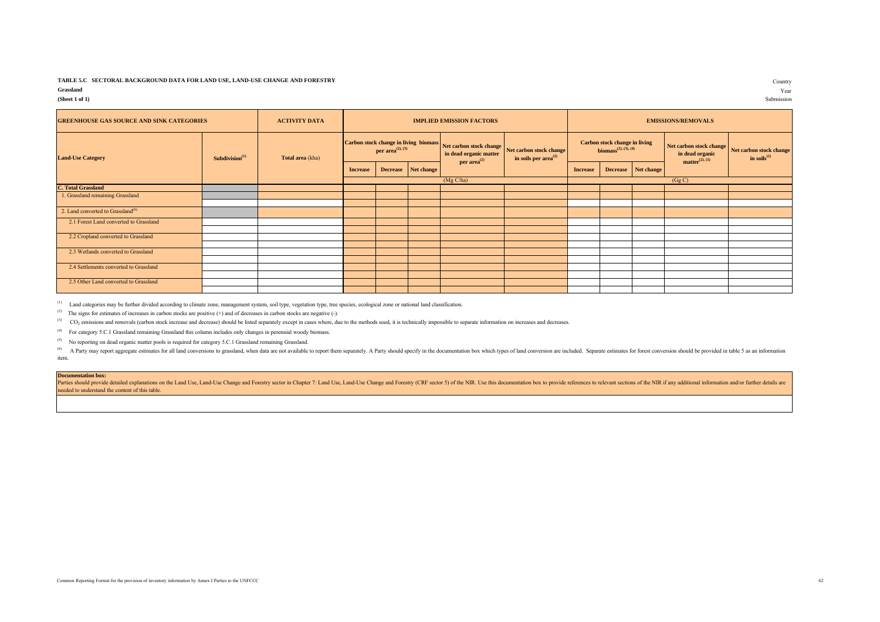**TABLE 5.C SECTORAL BACKGROUND DATA FOR LAND USE, LAND-USE CHANGE AND FORESTRY**

**Grassland**

**(Sheet 1 of 1)**

Country

Year

Submission

| GREENHOUSE GAS SOURCE AND SINK CATEGORIES | | ACTIVITY DATA | IMPLIED EMISSION FACTORS | | | | | EMISSIONS/REMOVALS | | | | |
|---|---|---|---|---|---|---|---|---|---|---|---|---|
| Land-Use Category | Subdivision[1] | Total area (kha) | Carbon stock change in living biomass per area[2], [3] | | | Net carbon stock change in dead organic matter per area[2] | Net carbon stock change in soils per area[2] | Carbon stock change in living biomass[2], [3], [4] | | | Net carbon stock change in dead organic matter[2], [5] | Net carbon stock change in soils[2] |
| | | | Increase | Decrease | Net change | | | Increase | Decrease | Net change | | |
| | | | (Mg C/ha) | | | | | (Gg C) | | | | |
| **C. Total Grassland** | | | | | | | | | | | | |
| 1. Grassland remaining Grassland | | | | | | | | | | | | |
| | | | | | | | | | | | | |
| 2. Land converted to Grassland[6] | | | | | | | | | | | | |
| 2.1 Forest Land converted to Grassland | | | | | | | | | | | | |
| | | | | | | | | | | | | |
| 2.2 Cropland converted to Grassland | | | | | | | | | | | | |
| | | | | | | | | | | | | |
| 2.3 Wetlands converted to Grassland | | | | | | | | | | | | |
| | | | | | | | | | | | | |
| 2.4 Settlements converted to Grassland | | | | | | | | | | | | |
| | | | | | | | | | | | | |
| 2.5 Other Land converted to Grassland | | | | | | | | | | | | |
| | | | | | | | | | | | | |

[1] Land categories may be further divided according to climate zone, management system, soil type, vegetation type, tree species, ecological zone or national land classification.

[2] The signs for estimates of increases in carbon stocks are positive (+) and of decreases in carbon stocks are negative (-).

[3] $CO_2$ emissions and removals (carbon stock increase and decrease) should be listed separately except in cases where, due to the methods used, it is technically impossible to separate information on increases and decreases.

[4] For category 5.C.1 Grassland remaining Grassland this column includes only changes in perennial woody biomass.

[5] No reporting on dead organic matter pools is required for category 5.C.1 Grassland remaining Grassland.

[6] A Party may report aggregate estimates for all land conversions to grassland, when data are not available to report them separately. A Party should specify in the documentation box which types of land conversion are included. Separate estimates for forest conversion should be provided in table 5 as an information item.

| **Documentation box:** Parties should provide detailed explanations on the Land Use, Land-Use Change and Forestry sector in Chapter 7: Land Use, Land-Use Change and Forestry (CRF sector 5) of the NIR. Use this documentation box to provide references to relevant sections of the NIR if any additional information and/or further details are needed to understand the content of this table. |
|---|
| |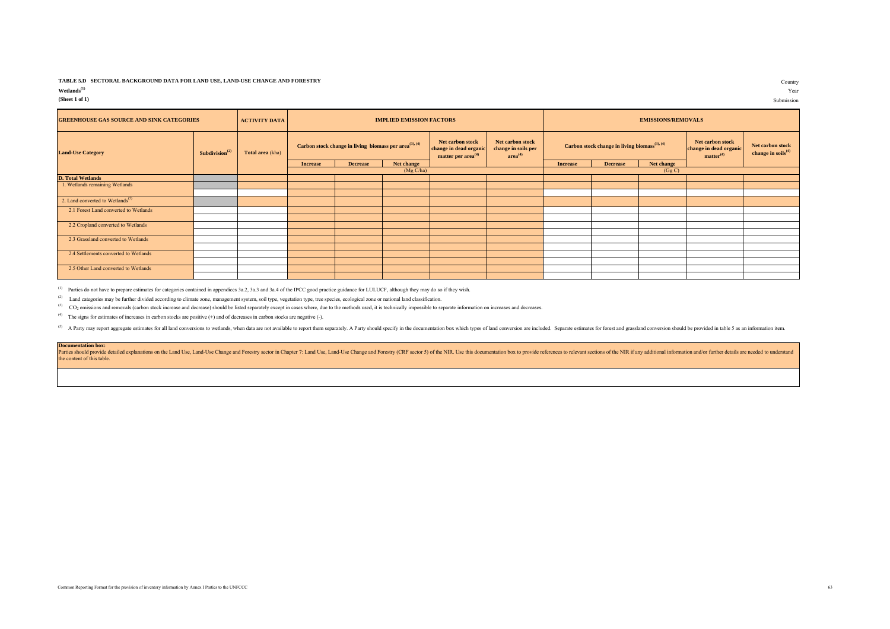**TABLE 5.D SECTORAL BACKGROUND DATA FOR LAND USE, LAND-USE CHANGE AND FORESTRY**

**Wetlands**[1]

**(Sheet 1 of 1)**

Country

Year

Submission

| GREENHOUSE GAS SOURCE AND SINK CATEGORIES | | ACTIVITY DATA | IMPLIED EMISSION FACTORS | | | | | EMISSIONS/REMOVALS | | | | |
|---|---|---|---|---|---|---|---|---|---|---|---|---|
| Land-Use Category | Subdivision[2] | Total area (kha) | Carbon stock change in living biomass per area[3], [4] | | | Net carbon stock change in dead organic matter per area[4] | Net carbon stock change in soils per area[4] | Carbon stock change in living biomass[3], [4] | | | Net carbon stock change in dead organic matter[4] | Net carbon stock change in soils[4] |
| | | | Increase | Decrease | Net change | | | Increase | Decrease | Net change | | |
| | | | (Mg C/ha) | | | | | (Gg C) | | | | |
| **D. Total Wetlands** | | | | | | | | | | | | |
| 1. Wetlands remaining Wetlands | | | | | | | | | | | | |
| | | | | | | | | | | | | |
| 2. Land converted to Wetlands[5] | | | | | | | | | | | | |
| 2.1 Forest Land converted to Wetlands | | | | | | | | | | | | |
| | | | | | | | | | | | | |
| 2.2 Cropland converted to Wetlands | | | | | | | | | | | | |
| | | | | | | | | | | | | |
| 2.3 Grassland converted to Wetlands | | | | | | | | | | | | |
| | | | | | | | | | | | | |
| 2.4 Settlements converted to Wetlands | | | | | | | | | | | | |
| | | | | | | | | | | | | |
| 2.5 Other Land converted to Wetlands | | | | | | | | | | | | |
| | | | | | | | | | | | | |

[1] Parties do not have to prepare estimates for categories contained in appendices 3a.2, 3a.3 and 3a.4 of the IPCC good practice guidance for LULUCF, although they may do so if they wish.

[2] Land categories may be further divided according to climate zone, management system, soil type, vegetation type, tree species, ecological zone or national land classification.

[3] $CO_2$ emissions and removals (carbon stock increase and decrease) should be listed separately except in cases where, due to the methods used, it is technically impossible to separate information on increases and decreases.

[4] The signs for estimates of increases in carbon stocks are positive (+) and of decreases in carbon stocks are negative (-).

[5] A Party may report aggregate estimates for all land conversions to wetlands, when data are not available to report them separately. A Party should specify in the documentation box which types of land conversion are included. Separate estimates for forest and grassland conversion should be provided in table 5 as an information item.

**Documentation box:**
Parties should provide detailed explanations on the Land Use, Land-Use Change and Forestry sector in Chapter 7: Land Use, Land-Use Change and Forestry (CRF sector 5) of the NIR. Use this documentation box to provide references to relevant sections of the NIR if any additional information and/or further details are needed to understand the content of this table.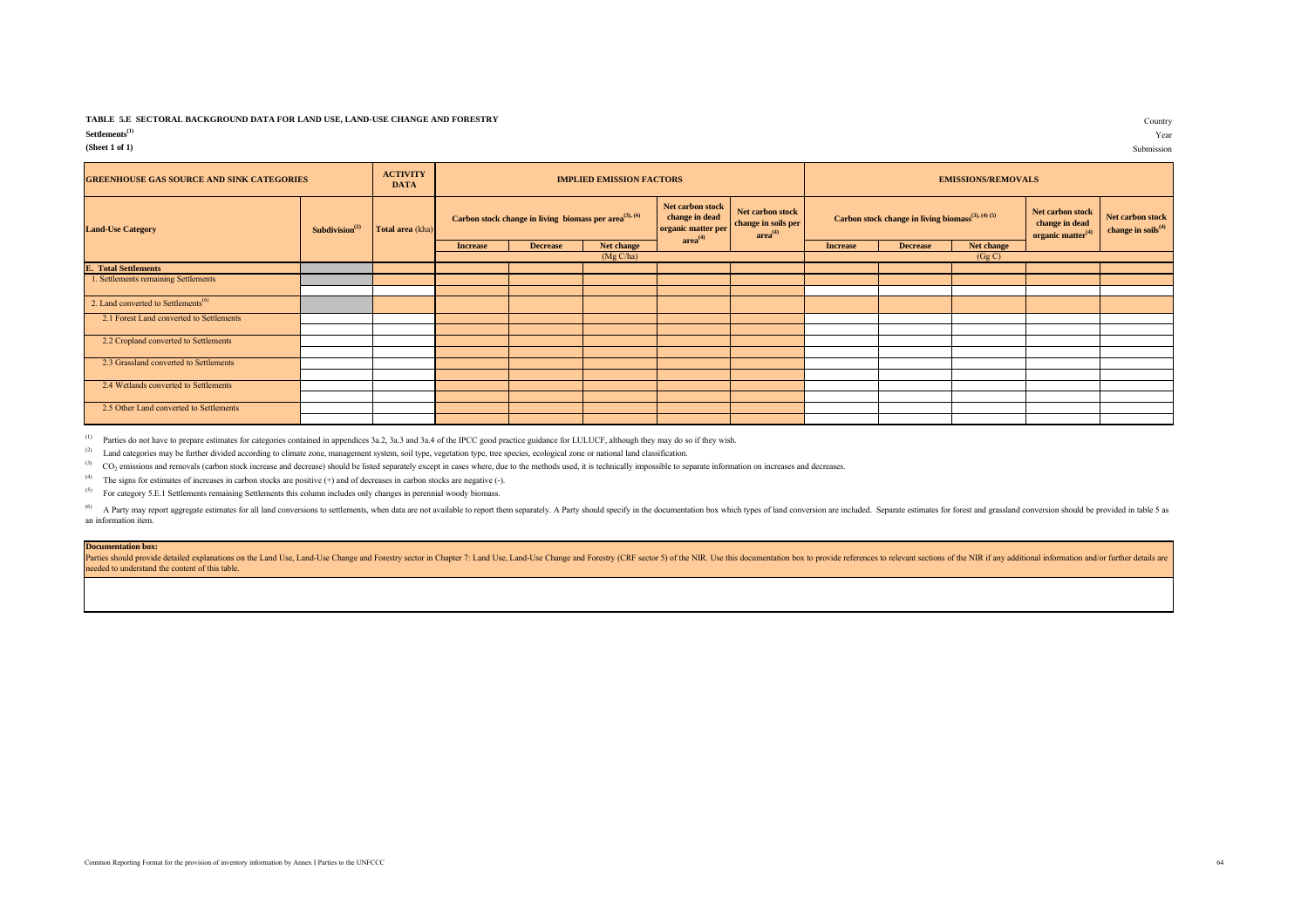**TABLE 5.E SECTORAL BACKGROUND DATA FOR LAND USE, LAND-USE CHANGE AND FORESTRY**

**Settlements[1]**

**(Sheet 1 of 1)**

Country

Year

Submission

| GREENHOUSE GAS SOURCE AND SINK CATEGORIES | | ACTIVITY DATA | IMPLIED EMISSION FACTORS | | | | | EMISSIONS/REMOVALS | | | | |
|---|---|---|---|---|---|---|---|---|---|---|---|---|
| Land-Use Category | Subdivision[2] | Total area (kha) | Carbon stock change in living biomass per area[3], [4] | | | Net carbon stock change in dead organic matter per area[4] | Net carbon stock change in soils per area[4] | Carbon stock change in living biomass[3], [4] [5] | | | Net carbon stock change in dead organic matter[4] | Net carbon stock change in soils[4] |
| | | | Increase | Decrease | Net change | | | Increase | Decrease | Net change | | |
| | | | (Mg C/ha) | | | | | (Gg C) | | | | |
| **E. Total Settlements** | | | | | | | | | | | | |
| 1. Settlements remaining Settlements | | | | | | | | | | | | |
| | | | | | | | | | | | | |
| 2. Land converted to Settlements[6] | | | | | | | | | | | | |
| 2.1 Forest Land converted to Settlements | | | | | | | | | | | | |
| | | | | | | | | | | | | |
| 2.2 Cropland converted to Settlements | | | | | | | | | | | | |
| | | | | | | | | | | | | |
| 2.3 Grassland converted to Settlements | | | | | | | | | | | | |
| | | | | | | | | | | | | |
| 2.4 Wetlands converted to Settlements | | | | | | | | | | | | |
| | | | | | | | | | | | | |
| 2.5 Other Land converted to Settlements | | | | | | | | | | | | |
| | | | | | | | | | | | | |

[1] Parties do not have to prepare estimates for categories contained in appendices 3a.2, 3a.3 and 3a.4 of the IPCC good practice guidance for LULUCF, although they may do so if they wish.

[2] Land categories may be further divided according to climate zone, management system, soil type, vegetation type, tree species, ecological zone or national land classification.

[3] $CO_2$ emissions and removals (carbon stock increase and decrease) should be listed separately except in cases where, due to the methods used, it is technically impossible to separate information on increases and decreases.

[4] The signs for estimates of increases in carbon stocks are positive (+) and of decreases in carbon stocks are negative (-).

[5] For category 5.E.1 Settlements remaining Settlements this column includes only changes in perennial woody biomass.

[6] A Party may report aggregate estimates for all land conversions to settlements, when data are not available to report them separately. A Party should specify in the documentation box which types of land conversion are included. Separate estimates for forest and grassland conversion should be provided in table 5 as an information item.

| **Documentation box:** |
|---|
| Parties should provide detailed explanations on the Land Use, Land-Use Change and Forestry sector in Chapter 7: Land Use, Land-Use Change and Forestry (CRF sector 5) of the NIR. Use this documentation box to provide references to relevant sections of the NIR if any additional information and/or further details are needed to understand the content of this table. |
| |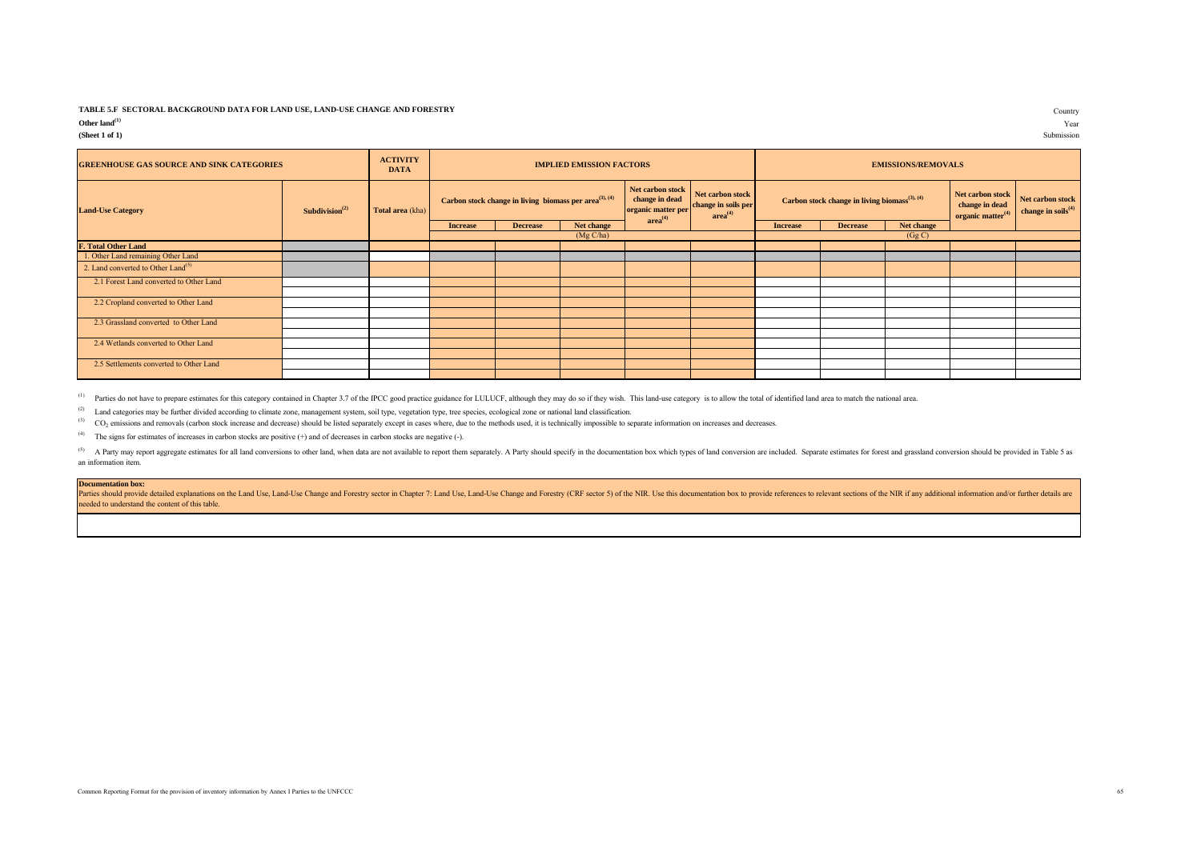**TABLE 5.F SECTORAL BACKGROUND DATA FOR LAND USE, LAND-USE CHANGE AND FORESTRY**

**Other land**[1]

**(Sheet 1 of 1)**

Country

Year

Submission

| GREENHOUSE GAS SOURCE AND SINK CATEGORIES | | ACTIVITY DATA | IMPLIED EMISSION FACTORS | | | | | EMISSIONS/REMOVALS | | | | |
|---|---|---|---|---|---|---|---|---|---|---|---|---|
| Land-Use Category | Subdivision[2] | Total area (kha) | Carbon stock change in living biomass per area[3], [4] | | | Net carbon stock change in dead organic matter per area[4] | Net carbon stock change in soils per area[4] | Carbon stock change in living biomass[3], [4] | | | Net carbon stock change in dead organic matter[4] | Net carbon stock change in soils[4] |
| | | | Increase | Decrease | Net change | | | Increase | Decrease | Net change | | |
| | | | | | (Mg C/ha) | | | | | (Gg C) | | |
| F. Total Other Land | | | | | | | | | | | | |
| 1. Other Land remaining Other Land | | | | | | | | | | | | |
| 2. Land converted to Other Land[5] | | | | | | | | | | | | |
| 2.1 Forest Land converted to Other Land | | | | | | | | | | | | |
| | | | | | | | | | | | | |
| 2.2 Cropland converted to Other Land | | | | | | | | | | | | |
| | | | | | | | | | | | | |
| 2.3 Grassland converted to Other Land | | | | | | | | | | | | |
| | | | | | | | | | | | | |
| 2.4 Wetlands converted to Other Land | | | | | | | | | | | | |
| | | | | | | | | | | | | |
| 2.5 Settlements converted to Other Land | | | | | | | | | | | | |
| | | | | | | | | | | | | |

[1] Parties do not have to prepare estimates for this category contained in Chapter 3.7 of the IPCC good practice guidance for LULUCF, although they may do so if they wish. This land-use category is to allow the total of identified land area to match the national area.

[2] Land categories may be further divided according to climate zone, management system, soil type, vegetation type, tree species, ecological zone or national land classification.

[3] $CO_2$ emissions and removals (carbon stock increase and decrease) should be listed separately except in cases where, due to the methods used, it is technically impossible to separate information on increases and decreases.

[4] The signs for estimates of increases in carbon stocks are positive (+) and of decreases in carbon stocks are negative (-).

[5] A Party may report aggregate estimates for all land conversions to other land, when data are not available to report them separately. A Party should specify in the documentation box which types of land conversion are included. Separate estimates for forest and grassland conversion should be provided in Table 5 as an information item.

**Documentation box:**

Parties should provide detailed explanations on the Land Use, Land-Use Change and Forestry sector in Chapter 7: Land Use, Land-Use Change and Forestry (CRF sector 5) of the NIR. Use this documentation box to provide references to relevant sections of the NIR if any additional information and/or further details are needed to understand the content of this table.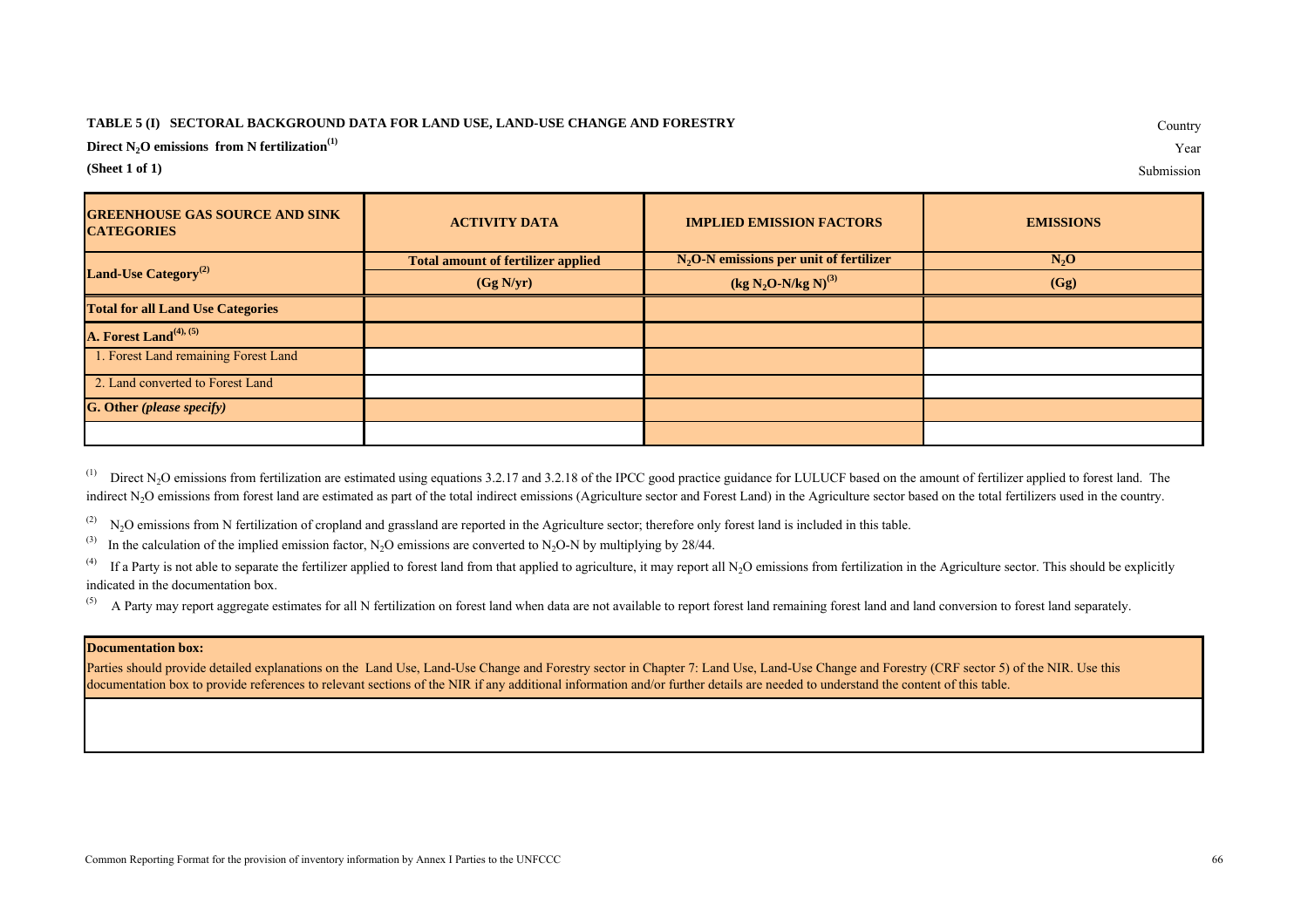**TABLE 5 (I) SECTORAL BACKGROUND DATA FOR LAND USE, LAND-USE CHANGE AND FORESTRY**

Country

**Direct $N_2O$ emissions from N fertilization[1]**

Year

**(Sheet 1 of 1)**

Submission

| GREENHOUSE GAS SOURCE AND SINK CATEGORIES | ACTIVITY DATA | IMPLIED EMISSION FACTORS | EMISSIONS |
|---|---|---|---|
| **Land-Use Category[2]** | **Total amount of fertilizer applied** | **$N_2O$-N emissions per unit of fertilizer** | **$N_2O$** |
| | **(Gg N/yr)** | **(kg $N_2O$-N/kg N)[3]** | **(Gg)** |
| **Total for all Land Use Categories** | | | |
| **A. Forest Land[4], [5]** | | | |
| 1. Forest Land remaining Forest Land | | | |
| 2. Land converted to Forest Land | | | |
| **G. Other *(please specify)*** | | | |
| | | | |

[1] Direct $N_2O$ emissions from fertilization are estimated using equations 3.2.17 and 3.2.18 of the IPCC good practice guidance for LULUCF based on the amount of fertilizer applied to forest land. The indirect $N_2O$ emissions from forest land are estimated as part of the total indirect emissions (Agriculture sector and Forest Land) in the Agriculture sector based on the total fertilizers used in the country.

[2] $N_2O$ emissions from N fertilization of cropland and grassland are reported in the Agriculture sector; therefore only forest land is included in this table.

[3] In the calculation of the implied emission factor, $N_2O$ emissions are converted to $N_2O$-N by multiplying by 28/44.

[4] If a Party is not able to separate the fertilizer applied to forest land from that applied to agriculture, it may report all $N_2O$ emissions from fertilization in the Agriculture sector. This should be explicitly indicated in the documentation box.

[5] A Party may report aggregate estimates for all N fertilization on forest land when data are not available to report forest land remaining forest land and land conversion to forest land separately.

| **Documentation box:** |
|---|
| Parties should provide detailed explanations on the Land Use, Land-Use Change and Forestry sector in Chapter 7: Land Use, Land-Use Change and Forestry (CRF sector 5) of the NIR. Use this documentation box to provide references to relevant sections of the NIR if any additional information and/or further details are needed to understand the content of this table. |
| |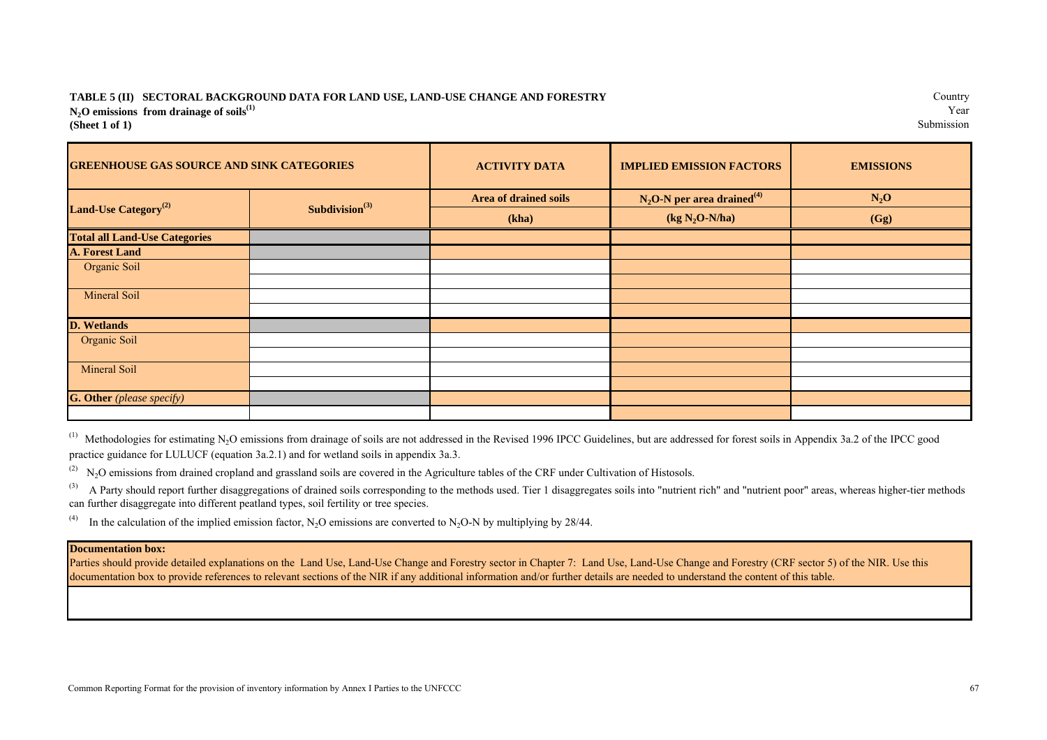**TABLE 5 (II) SECTORAL BACKGROUND DATA FOR LAND USE, LAND-USE CHANGE AND FORESTRY**
**$N_2O$ emissions from drainage of soils[1]**
**(Sheet 1 of 1)**

Country
Year
Submission

| GREENHOUSE GAS SOURCE AND SINK CATEGORIES | | ACTIVITY DATA | IMPLIED EMISSION FACTORS | EMISSIONS |
|---|---|---|---|---|
| Land-Use Category[2] | Subdivision[3] | Area of drained soils | $N_2O$-N per area drained[4] | $N_2O$ |
| | | (kha) | (kg $N_2O$-N/ha) | (Gg) |
| **Total all Land-Use Categories** | | | | |
| **A. Forest Land** | | | | |
| Organic Soil | | | | |
| | | | | |
| Mineral Soil | | | | |
| | | | | |
| **D. Wetlands** | | | | |
| Organic Soil | | | | |
| | | | | |
| Mineral Soil | | | | |
| | | | | |
| **G. Other** *(please specify)* | | | | |
| | | | | |

(1) Methodologies for estimating $N_2O$ emissions from drainage of soils are not addressed in the Revised 1996 IPCC Guidelines, but are addressed for forest soils in Appendix 3a.2 of the IPCC good practice guidance for LULUCF (equation 3a.2.1) and for wetland soils in appendix 3a.3.

(2) $N_2O$ emissions from drained cropland and grassland soils are covered in the Agriculture tables of the CRF under Cultivation of Histosols.

(3) A Party should report further disaggregations of drained soils corresponding to the methods used. Tier 1 disaggregates soils into "nutrient rich" and "nutrient poor" areas, whereas higher-tier methods can further disaggregate into different peatland types, soil fertility or tree species.

(4) In the calculation of the implied emission factor, $N_2O$ emissions are converted to $N_2O$-N by multiplying by 28/44.

| **Documentation box:** Parties should provide detailed explanations on the Land Use, Land-Use Change and Forestry sector in Chapter 7: Land Use, Land-Use Change and Forestry (CRF sector 5) of the NIR. Use this documentation box to provide references to relevant sections of the NIR if any additional information and/or further details are needed to understand the content of this table. |
|---|
| |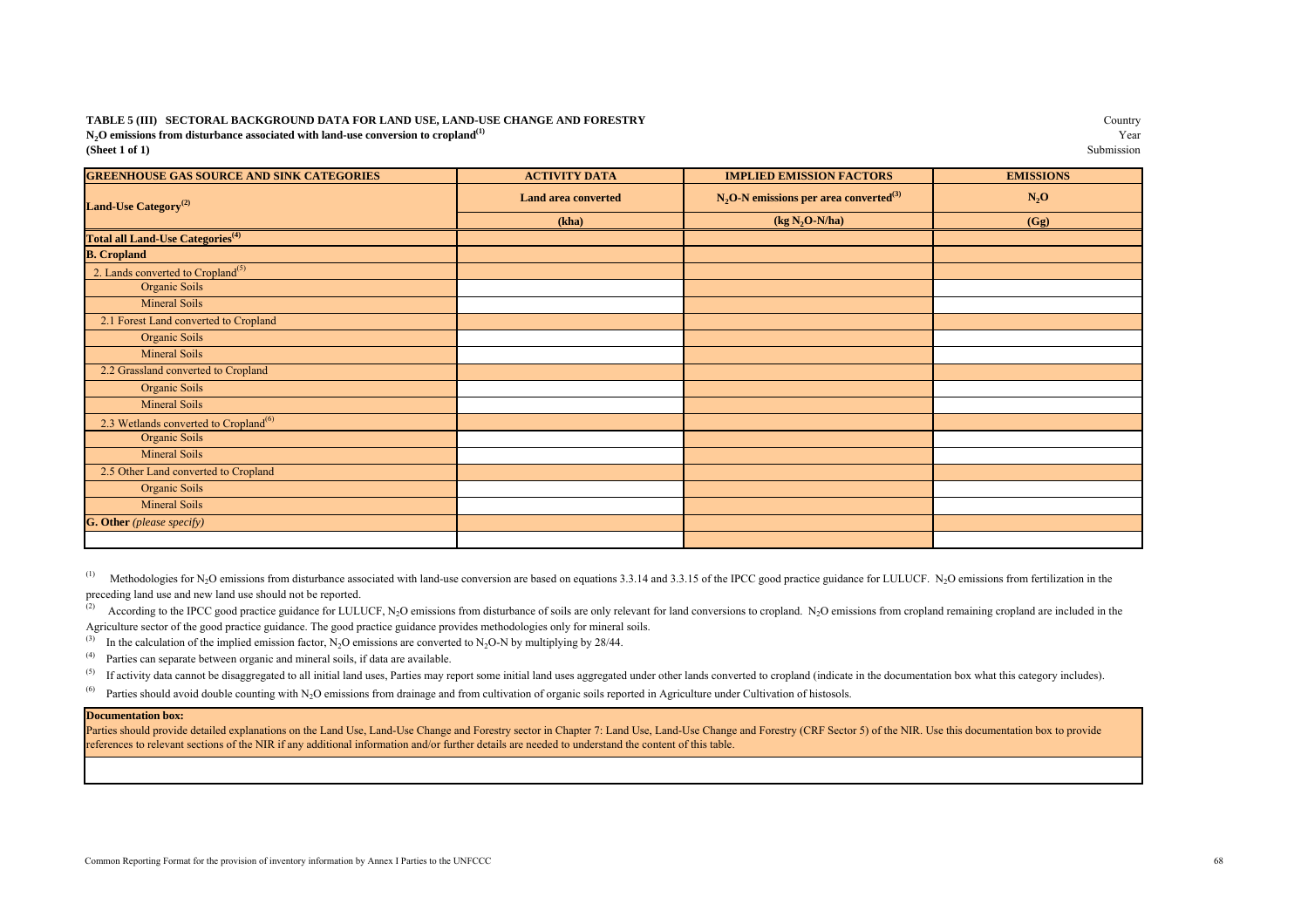**TABLE 5 (III) SECTORAL BACKGROUND DATA FOR LAND USE, LAND-USE CHANGE AND FORESTRY**
**$N_2O$ emissions from disturbance associated with land-use conversion to cropland[(1)]**
**(Sheet 1 of 1)**

Country
Year
Submission

| GREENHOUSE GAS SOURCE AND SINK CATEGORIES | ACTIVITY DATA | IMPLIED EMISSION FACTORS | EMISSIONS |
|---|---|---|---|
| Land-Use Category[(2)] | Land area converted | $N_2O$-N emissions per area converted[(3)] | $N_2O$ |
| | (kha) | (kg $N_2O$-N/ha) | (Gg) |
| **Total all Land-Use Categories[(4)]** | | | |
| **B. Cropland** | | | |
| 2. Lands converted to Cropland[(5)] | | | |
| Organic Soils | | | |
| Mineral Soils | | | |
| 2.1 Forest Land converted to Cropland | | | |
| Organic Soils | | | |
| Mineral Soils | | | |
| 2.2 Grassland converted to Cropland | | | |
| Organic Soils | | | |
| Mineral Soils | | | |
| 2.3 Wetlands converted to Cropland[(6)] | | | |
| Organic Soils | | | |
| Mineral Soils | | | |
| 2.5 Other Land converted to Cropland | | | |
| Organic Soils | | | |
| Mineral Soils | | | |
| **G. Other** *(please specify)* | | | |
| | | | |

[(1)] Methodologies for $N_2O$ emissions from disturbance associated with land-use conversion are based on equations 3.3.14 and 3.3.15 of the IPCC good practice guidance for LULUCF. $N_2O$ emissions from fertilization in the preceding land use and new land use should not be reported.

[(2)] According to the IPCC good practice guidance for LULUCF, $N_2O$ emissions from disturbance of soils are only relevant for land conversions to cropland. $N_2O$ emissions from cropland remaining cropland are included in the Agriculture sector of the good practice guidance. The good practice guidance provides methodologies only for mineral soils.

[(3)] In the calculation of the implied emission factor, $N_2O$ emissions are converted to $N_2O$-N by multiplying by 28/44.

[(4)] Parties can separate between organic and mineral soils, if data are available.

[(5)] If activity data cannot be disaggregated to all initial land uses, Parties may report some initial land uses aggregated under other lands converted to cropland (indicate in the documentation box what this category includes).

[(6)] Parties should avoid double counting with $N_2O$ emissions from drainage and from cultivation of organic soils reported in Agriculture under Cultivation of histosols.

| **Documentation box:** |
|---|
| Parties should provide detailed explanations on the Land Use, Land-Use Change and Forestry sector in Chapter 7: Land Use, Land-Use Change and Forestry (CRF Sector 5) of the NIR. Use this documentation box to provide references to relevant sections of the NIR if any additional information and/or further details are needed to understand the content of this table. |
| |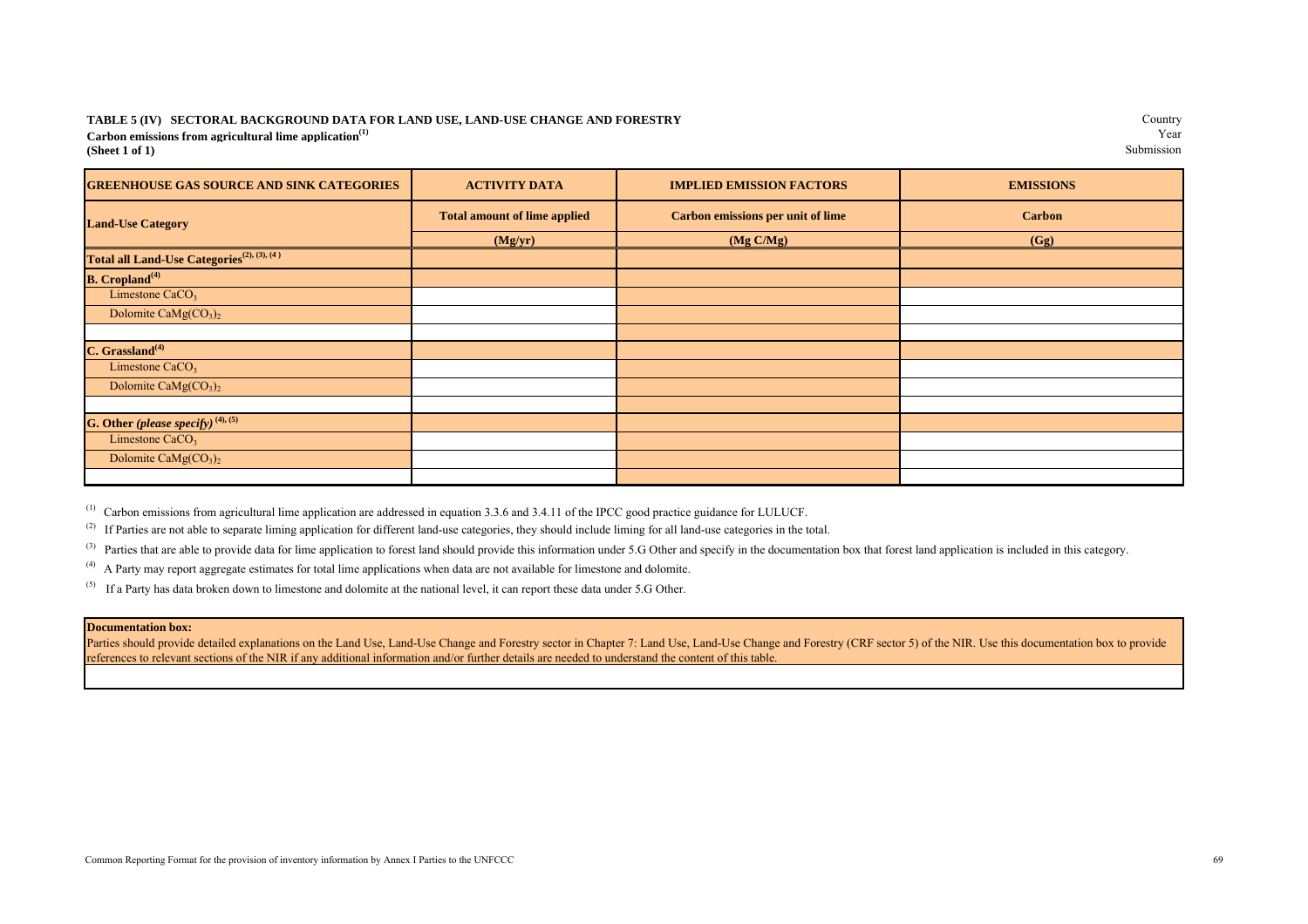**TABLE 5 (IV) SECTORAL BACKGROUND DATA FOR LAND USE, LAND-USE CHANGE AND FORESTRY**
**Carbon emissions from agricultural lime application[(1)]**
**(Sheet 1 of 1)**

Country
Year
Submission

| GREENHOUSE GAS SOURCE AND SINK CATEGORIES | ACTIVITY DATA | IMPLIED EMISSION FACTORS | EMISSIONS |
|---|---|---|---|
| **Land-Use Category** | **Total amount of lime applied** | **Carbon emissions per unit of lime** | **Carbon** |
| | **(Mg/yr)** | **(Mg C/Mg)** | **(Gg)** |
| **Total all Land-Use Categories[(2), (3), (4)]** | | | |
| **B. Cropland[(4)]** | | | |
| Limestone $CaCO_3$ | | | |
| Dolomite $CaMg(CO_3)_2$ | | | |
| | | | |
| **C. Grassland[(4)]** | | | |
| Limestone $CaCO_3$ | | | |
| Dolomite $CaMg(CO_3)_2$ | | | |
| | | | |
| **G. Other *(please specify)* [(4), (5)]** | | | |
| Limestone $CaCO_3$ | | | |
| Dolomite $CaMg(CO_3)_2$ | | | |
| | | | |

[(1)] Carbon emissions from agricultural lime application are addressed in equation 3.3.6 and 3.4.11 of the IPCC good practice guidance for LULUCF.

[(2)] If Parties are not able to separate liming application for different land-use categories, they should include liming for all land-use categories in the total.

[(3)] Parties that are able to provide data for lime application to forest land should provide this information under 5.G Other and specify in the documentation box that forest land application is included in this category.

[(4)] A Party may report aggregate estimates for total lime applications when data are not available for limestone and dolomite.

[(5)] If a Party has data broken down to limestone and dolomite at the national level, it can report these data under 5.G Other.

**Documentation box:**

Parties should provide detailed explanations on the Land Use, Land-Use Change and Forestry sector in Chapter 7: Land Use, Land-Use Change and Forestry (CRF sector 5) of the NIR. Use this documentation box to provide references to relevant sections of the NIR if any additional information and/or further details are needed to understand the content of this table.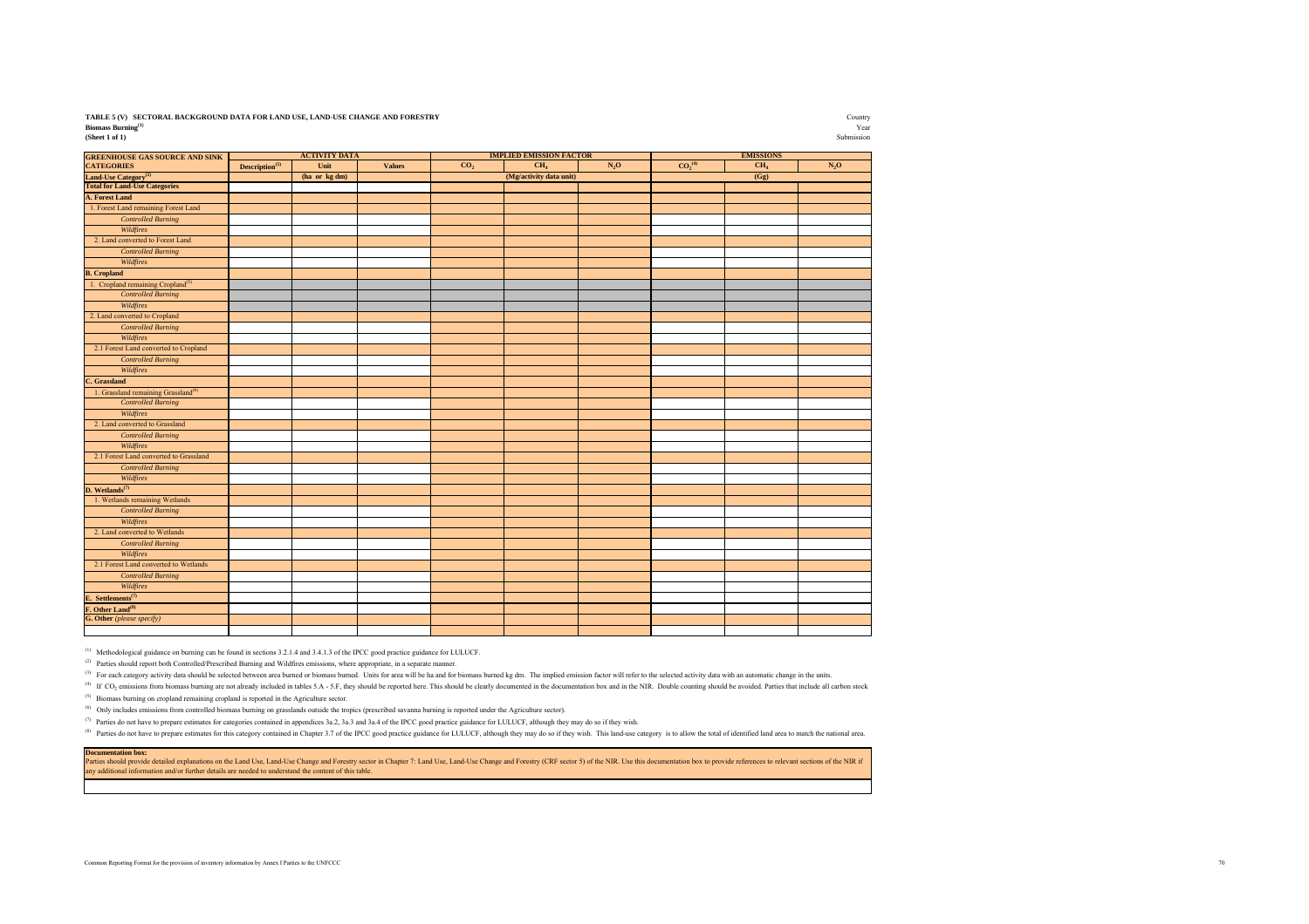**TABLE 5 (V) SECTORAL BACKGROUND DATA FOR LAND USE, LAND-USE CHANGE AND FORESTRY**
**Biomass Burning**[1]
**(Sheet 1 of 1)**

Country
Year
Submission

| GREENHOUSE GAS SOURCE AND SINK CATEGORIES | ACTIVITY DATA | | | IMPLIED EMISSION FACTOR | | | EMISSIONS | | |
|---|---|---|---|---|---|---|---|---|---|
| | Description[3] | Unit | Values | $CO_2$ | $CH_4$ | $N_2O$ | $CO_2$[4] | $CH_4$ | $N_2O$ |
| Land-Use Category[2] | | (ha or kg dm) | | (Mg/activity data unit) | | | (Gg) | | |
| Total for Land-Use Categories | | | | | | | | | |
| A. Forest Land | | | | | | | | | |
| 1. Forest Land remaining Forest Land | | | | | | | | | |
| *Controlled Burning* | | | | | | | | | |
| *Wildfires* | | | | | | | | | |
| 2. Land converted to Forest Land | | | | | | | | | |
| *Controlled Burning* | | | | | | | | | |
| *Wildfires* | | | | | | | | | |
| B. Cropland | | | | | | | | | |
| 1. Cropland remaining Cropland[5] | | | | | | | | | |
| *Controlled Burning* | | | | | | | | | |
| *Wildfires* | | | | | | | | | |
| 2. Land converted to Cropland | | | | | | | | | |
| *Controlled Burning* | | | | | | | | | |
| *Wildfires* | | | | | | | | | |
| 2.1 Forest Land converted to Cropland | | | | | | | | | |
| *Controlled Burning* | | | | | | | | | |
| *Wildfires* | | | | | | | | | |
| C. Grassland | | | | | | | | | |
| 1. Grassland remaining Grassland[6] | | | | | | | | | |
| *Controlled Burning* | | | | | | | | | |
| *Wildfires* | | | | | | | | | |
| 2. Land converted to Grassland | | | | | | | | | |
| *Controlled Burning* | | | | | | | | | |
| *Wildfires* | | | | | | | | | |
| 2.1 Forest Land converted to Grassland | | | | | | | | | |
| *Controlled Burning* | | | | | | | | | |
| *Wildfires* | | | | | | | | | |
| D. Wetlands[7] | | | | | | | | | |
| 1. Wetlands remaining Wetlands | | | | | | | | | |
| *Controlled Burning* | | | | | | | | | |
| *Wildfires* | | | | | | | | | |
| 2. Land converted to Wetlands | | | | | | | | | |
| *Controlled Burning* | | | | | | | | | |
| *Wildfires* | | | | | | | | | |
| 2.1 Forest Land converted to Wetlands | | | | | | | | | |
| *Controlled Burning* | | | | | | | | | |
| *Wildfires* | | | | | | | | | |
| E. Settlements[7] | | | | | | | | | |
| F. Other Land[8] | | | | | | | | | |
| G. Other *(please specify)* | | | | | | | | | |
| | | | | | | | | | |

[1] Methodological guidance on burning can be found in sections 3.2.1.4 and 3.4.1.3 of the IPCC good practice guidance for LULUCF.

[2] Parties should report both Controlled/Prescribed Burning and Wildfires emissions, where appropriate, in a separate manner.

[3] For each category activity data should be selected between area burned or biomass burned. Units for area will be ha and for biomass burned kg dm. The implied emission factor will refer to the selected activity data with an automatic change in the units.

[4] If $CO_2$ emissions from biomass burning are not already included in tables 5.A - 5.F, they should be reported here. This should be clearly documented in the documentation box and in the NIR. Double counting should be avoided. Parties that include all carbon stock

[5] Biomass burning on cropland remaining cropland is reported in the Agriculture sector.

[6] Only includes emissions from controlled biomass burning on grasslands outside the tropics (prescribed savanna burning is reported under the Agriculture sector).

[7] Parties do not have to prepare estimates for categories contained in appendices 3a.2, 3a.3 and 3a.4 of the IPCC good practice guidance for LULUCF, although they may do so if they wish.

[8] Parties do not have to prepare estimates for this category contained in Chapter 3.7 of the IPCC good practice guidance for LULUCF, although they may do so if they wish. This land-use category is to allow the total of identified land area to match the national area.

| Documentation box: |
|---|
| Parties should provide detailed explanations on the Land Use, Land-Use Change and Forestry sector in Chapter 7: Land Use, Land-Use Change and Forestry (CRF sector 5) of the NIR. Use this documentation box to provide references to relevant sections of the NIR if any additional information and/or further details are needed to understand the content of this table. |
| |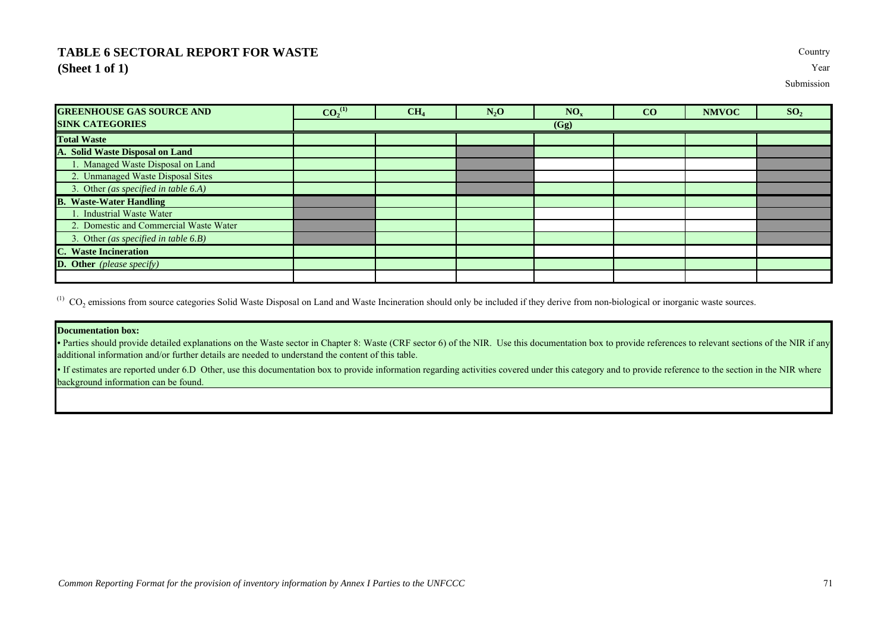# TABLE 6 SECTORAL REPORT FOR WASTE
## (Sheet 1 of 1)

Country

Year

Submission

| GREENHOUSE GAS SOURCE AND SINK CATEGORIES | $CO_2$ [(1)] | $CH_4$ | $N_2O$ | $NO_x$ | CO | NMVOC | $SO_2$ |
|---|---|---|---|---|---|---|---|
| | (Gg) | | | | | | |
| **Total Waste** | | | | | | | |
| **A. Solid Waste Disposal on Land** | | | | | | | |
| 1. Managed Waste Disposal on Land | | | | | | | |
| 2. Unmanaged Waste Disposal Sites | | | | | | | |
| 3. Other *(as specified in table 6.A)* | | | | | | | |
| **B. Waste-Water Handling** | | | | | | | |
| 1. Industrial Waste Water | | | | | | | |
| 2. Domestic and Commercial Waste Water | | | | | | | |
| 3. Other *(as specified in table 6.B)* | | | | | | | |
| **C. Waste Incineration** | | | | | | | |
| **D. Other** *(please specify)* | | | | | | | |
| | | | | | | | |

[(1)] $CO_2$ emissions from source categories Solid Waste Disposal on Land and Waste Incineration should only be included if they derive from non-biological or inorganic waste sources.

**Documentation box:**

- Parties should provide detailed explanations on the Waste sector in Chapter 8: Waste (CRF sector 6) of the NIR. Use this documentation box to provide references to relevant sections of the NIR if any additional information and/or further details are needed to understand the content of this table.
- If estimates are reported under 6.D Other, use this documentation box to provide information regarding activities covered under this category and to provide reference to the section in the NIR where background information can be found.

*Common Reporting Format for the provision of inventory information by Annex I Parties to the UNFCCC*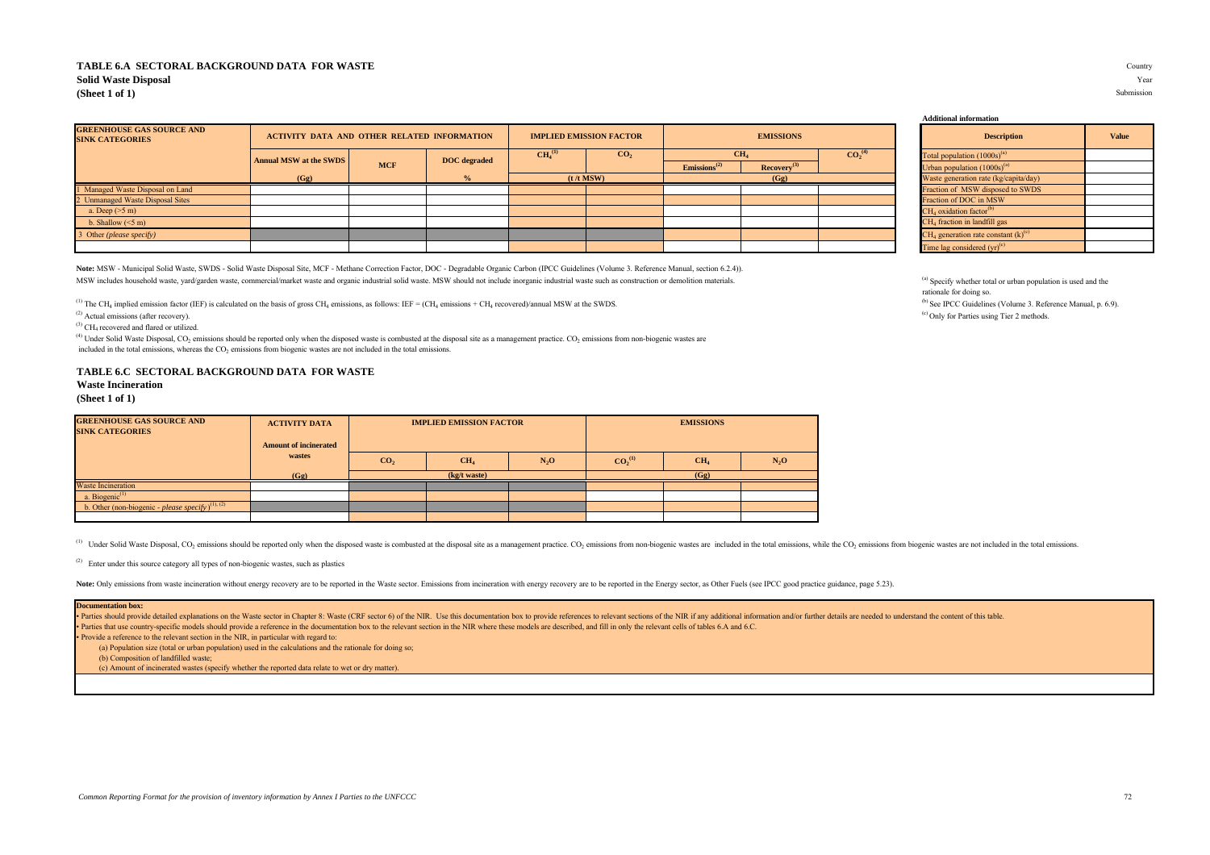## TABLE 6.A SECTORAL BACKGROUND DATA FOR WASTE

**Solid Waste Disposal**

**(Sheet 1 of 1)**

Country

Year

Submission

| GREENHOUSE GAS SOURCE AND SINK CATEGORIES | ACTIVITY DATA AND OTHER RELATED INFORMATION | | | IMPLIED EMISSION FACTOR | | EMISSIONS | | |
|---|---|---|---|---|---|---|---|---|
| | Annual MSW at the SWDS | MCF | DOC degraded | $CH_4$ [1] | $CO_2$ | $CH_4$ | | $CO_2$ [4] |
| | | | | | | Emissions[2] | Recovery[3] | |
| | (Gg) | | % | (t/t MSW) | | (Gg) | | |
| 1 Managed Waste Disposal on Land | | | | | | | | |
| 2 Unmanaged Waste Disposal Sites | | | | | | | | |
| a. Deep (>5 m) | | | | | | | | |
| b. Shallow (<5 m) | | | | | | | | |
| 3 Other *(please specify)* | | | | | | | | |
| | | | | | | | | |

**Additional information**

| Description | Value |
|---|---|
| Total population (1000s)[a] | |
| Urban population (1000s)[a] | |
| Waste generation rate (kg/capita/day) | |
| Fraction of MSW disposed to SWDS | |
| Fraction of DOC in MSW | |
| $CH_4$ oxidation factor[b] | |
| $CH_4$ fraction in landfill gas | |
| $CH_4$ generation rate constant (k)[c] | |
| Time lag considered (yr)[c] | |

**Note:** MSW - Municipal Solid Waste, SWDS - Solid Waste Disposal Site, MCF - Methane Correction Factor, DOC - Degradable Organic Carbon (IPCC Guidelines (Volume 3. Reference Manual, section 6.2.4)).

MSW includes household waste, yard/garden waste, commercial/market waste and organic industrial solid waste. MSW should not include inorganic industrial waste such as construction or demolition materials.

[1] The $CH_4$ implied emission factor (IEF) is calculated on the basis of gross $CH_4$ emissions, as follows: IEF = ($CH_4$ emissions + $CH_4$ recovered)/annual MSW at the SWDS.

[2] Actual emissions (after recovery).

[3] $CH_4$ recovered and flared or utilized.

[4] Under Solid Waste Disposal, $CO_2$ emissions should be reported only when the disposed waste is combusted at the disposal site as a management practice. $CO_2$ emissions from non-biogenic wastes are included in the total emissions, whereas the $CO_2$ emissions from biogenic wastes are not included in the total emissions.

[a] Specify whether total or urban population is used and the rationale for doing so.

[b] See IPCC Guidelines (Volume 3. Reference Manual, p. 6.9).

[c] Only for Parties using Tier 2 methods.

## TABLE 6.C SECTORAL BACKGROUND DATA FOR WASTE

**Waste Incineration**

**(Sheet 1 of 1)**

| GREENHOUSE GAS SOURCE AND SINK CATEGORIES | ACTIVITY DATA | IMPLIED EMISSION FACTOR | | | EMISSIONS | | |
|---|---|---|---|---|---|---|---|
| | Amount of incinerated wastes | $CO_2$ | $CH_4$ | $N_2O$ | $CO_2$ [1] | $CH_4$ | $N_2O$ |
| | (Gg) | (kg/t waste) | | | (Gg) | | |
| Waste Incineration | | | | | | | |
| a. Biogenic[1] | | | | | | | |
| b. Other (non-biogenic - *please specify*)[1], [2] | | | | | | | |
| | | | | | | | |

[1] Under Solid Waste Disposal, $CO_2$ emissions should be reported only when the disposed waste is combusted at the disposal site as a management practice. $CO_2$ emissions from non-biogenic wastes are included in the total emissions, while the $CO_2$ emissions from biogenic wastes are not included in the total emissions.

[2] Enter under this source category all types of non-biogenic wastes, such as plastics

**Note:** Only emissions from waste incineration without energy recovery are to be reported in the Waste sector. Emissions from incineration with energy recovery are to be reported in the Energy sector, as Other Fuels (see IPCC good practice guidance, page 5.23).

**Documentation box:**

- Parties should provide detailed explanations on the Waste sector in Chapter 8: Waste (CRF sector 6) of the NIR. Use this documentation box to provide references to relevant sections of the NIR if any additional information and/or further details are needed to understand the content of this table.
- Parties that use country-specific models should provide a reference in the documentation box to the relevant section in the NIR where these models are described, and fill in only the relevant cells of tables 6.A and 6.C.
- Provide a reference to the relevant section in the NIR, in particular with regard to:
  - (a) Population size (total or urban population) used in the calculations and the rationale for doing so;
  - (b) Composition of landfilled waste;
  - (c) Amount of incinerated wastes (specify whether the reported data relate to wet or dry matter).

*Common Reporting Format for the provision of inventory information by Annex I Parties to the UNFCCC*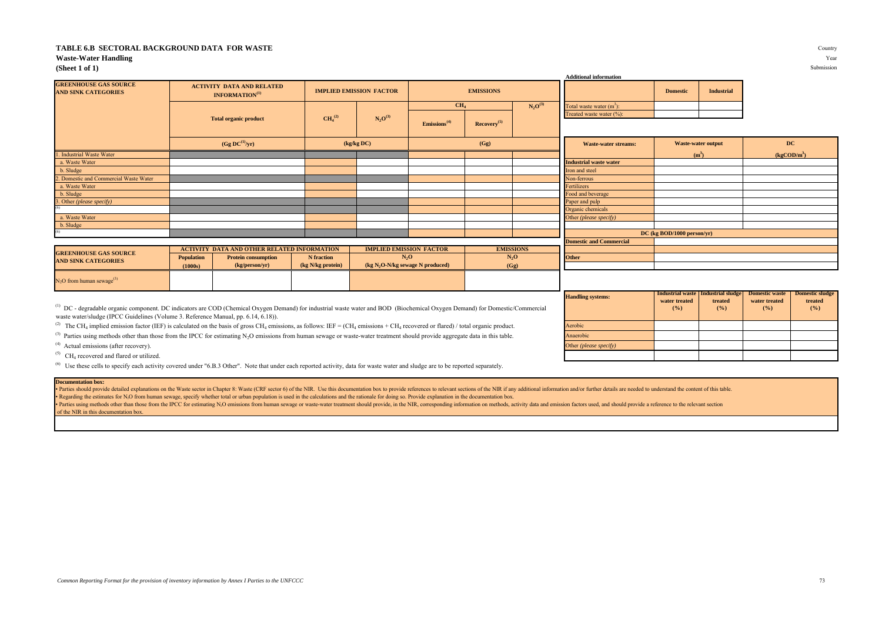# TABLE 6.B SECTORAL BACKGROUND DATA FOR WASTE

## Waste-Water Handling

**(Sheet 1 of 1)**

Country

Year

Submission

| GREENHOUSE GAS SOURCE AND SINK CATEGORIES | ACTIVITY DATA AND RELATED INFORMATION[1] | IMPLIED EMISSION FACTOR | | EMISSIONS | | |
|---|---|---|---|---|---|---|
| | | | | $CH_4$ | | $N_2O$[3] |
| | Total organic product | $CH_4$[2] | $N_2O$[3] | Emissions[4] | Recovery[5] | |
| | (Gg DC[1]/yr) | (kg/kg DC) | | (Gg) | | |
| 1. Industrial Waste Water | | | | | | |
| a. Waste Water | | | | | | |
| b. Sludge | | | | | | |
| 2. Domestic and Commercial Waste Water | | | | | | |
| a. Waste Water | | | | | | |
| b. Sludge | | | | | | |
| 3. Other *(please specify)* | | | | | | |
| [6] | | | | | | |
| a. Waste Water | | | | | | |
| b. Sludge | | | | | | |
| [6] | | | | | | |

| GREENHOUSE GAS SOURCE AND SINK CATEGORIES | ACTIVITY DATA AND OTHER RELATED INFORMATION | | | IMPLIED EMISSION FACTOR | EMISSIONS |
|---|---|---|---|---|---|
| | Population (1000s) | Protein consumption (kg/person/yr) | N fraction (kg N/kg protein) | $N_2O$ (kg $N_2O$-N/kg sewage N produced) | $N_2O$ (Gg) |
| $N_2O$ from human sewage[3] | | | | | |

[1] DC - degradable organic component. DC indicators are COD (Chemical Oxygen Demand) for industrial waste water and BOD (Biochemical Oxygen Demand) for Domestic/Commercial waste water/sludge (IPCC Guidelines (Volume 3. Reference Manual, pp. 6.14, 6.18)).

[2] The $CH_4$ implied emission factor (IEF) is calculated on the basis of gross $CH_4$ emissions, as follows: IEF = ($CH_4$ emissions + $CH_4$ recovered or flared) / total organic product.

[3] Parties using methods other than those from the IPCC for estimating $N_2O$ emissions from human sewage or waste-water treatment should provide aggregate data in this table.

[4] Actual emissions (after recovery).

[5] $CH_4$ recovered and flared or utilized.

[6] Use these cells to specify each activity covered under "6.B.3 Other". Note that under each reported activity, data for waste water and sludge are to be reported separately.

**Additional information**

| | Domestic | Industrial |
|---|---|---|
| Total waste water ($m^3$): | | |
| Treated waste water (%): | | |

| Waste-water streams: | Waste-water output ($m^3$) | DC ($kgCOD/m^3$) |
|---|---|---|
| **Industrial waste water** | | |
| Iron and steel | | |
| Non-ferrous | | |
| Fertilizers | | |
| Food and beverage | | |
| Paper and pulp | | |
| Organic chemicals | | |
| Other *(please specify)* | | |
| | | |
| | DC (kg BOD/1000 person/yr) | |
| **Domestic and Commercial** | | |
| | | |
| **Other** | | |
| | | |

| Handling systems: | Industrial waste water treated (%) | Industrial sludge treated (%) | Domestic waste water treated (%) | Domestic sludge treated (%) |
|---|---|---|---|---|
| Aerobic | | | | |
| Anaerobic | | | | |
| Other *(please specify)* | | | | |
| | | | | |

**Documentation box:**

- Parties should provide detailed explanations on the Waste sector in Chapter 8: Waste (CRF sector 6) of the NIR. Use this documentation box to provide references to relevant sections of the NIR if any additional information and/or further details are needed to understand the content of this table.
- Regarding the estimates for $N_2O$ from human sewage, specify whether total or urban population is used in the calculations and the rationale for doing so. Provide explanation in the documentation box.
- Parties using methods other than those from the IPCC for estimating $N_2O$ emissions from human sewage or waste-water treatment should provide, in the NIR, corresponding information on methods, activity data and emission factors used, and should provide a reference to the relevant section of the NIR in this documentation box.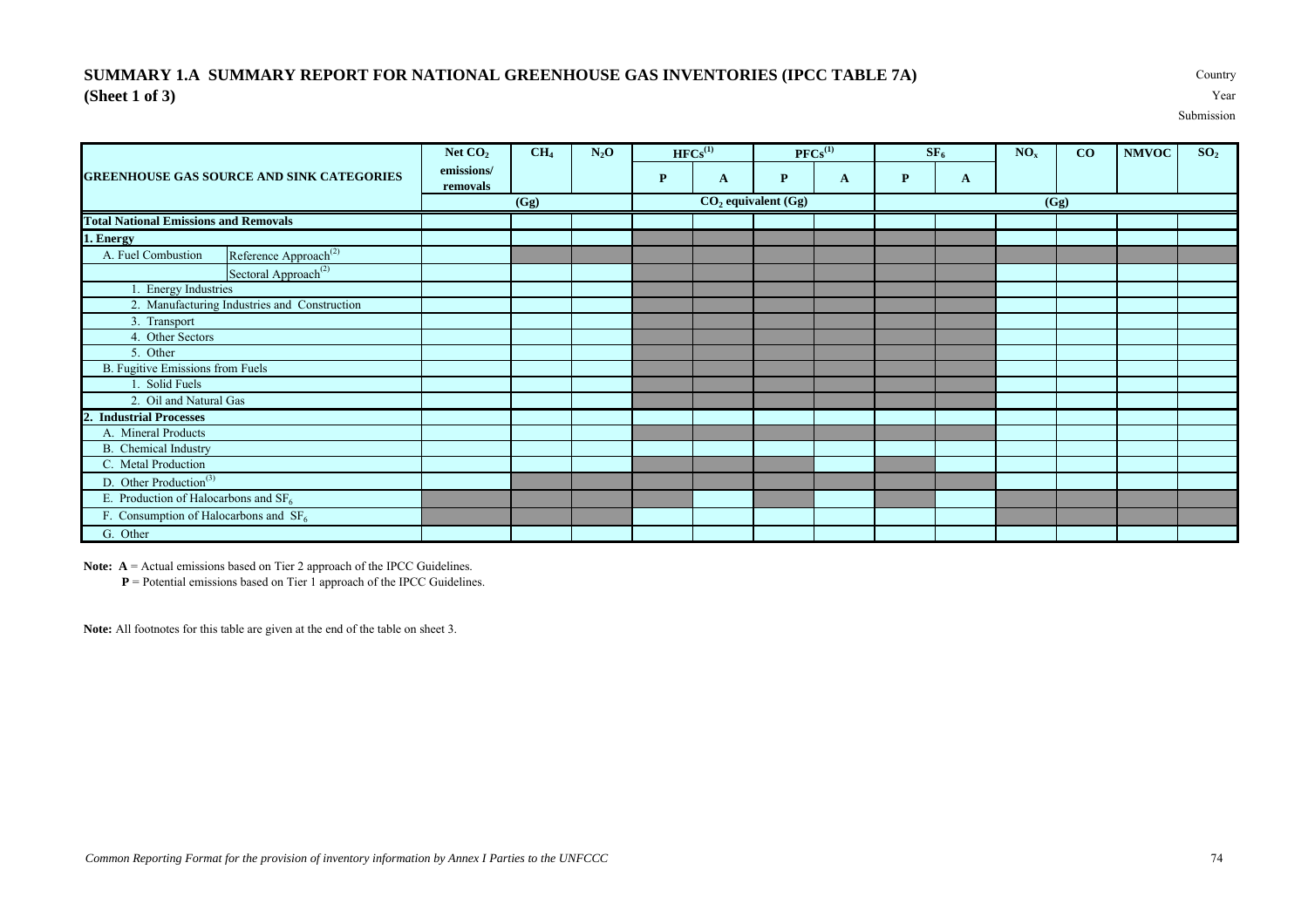## SUMMARY 1.A SUMMARY REPORT FOR NATIONAL GREENHOUSE GAS INVENTORIES (IPCC TABLE 7A)
**(Sheet 1 of 3)**

Country
Year
Submission

| GREENHOUSE GAS SOURCE AND SINK CATEGORIES | | Net $CO_2$ emissions/ removals | $CH_4$ | $N_2O$ | $HFCs$[1] | | $PFCs$[1] | | $SF_6$ | | $NO_x$ | CO | NMVOC | $SO_2$ |
|---|---|---|---|---|---|---|---|---|---|---|---|---|---|---|
| | | | | | P | A | P | A | P | A | | | | |
| | | (Gg) | | | $CO_2$ equivalent (Gg) | | | | | | (Gg) | | | |
| **Total National Emissions and Removals** | | | | | | | | | | | | | | |
| **1. Energy** | | | | | | | | | | | | | | |
| A. Fuel Combustion | Reference Approach[2] | | | | | | | | | | | | | |
| | Sectoral Approach[2] | | | | | | | | | | | | | |
| 1. Energy Industries | | | | | | | | | | | | | | |
| 2. Manufacturing Industries and Construction | | | | | | | | | | | | | | |
| 3. Transport | | | | | | | | | | | | | | |
| 4. Other Sectors | | | | | | | | | | | | | | |
| 5. Other | | | | | | | | | | | | | | |
| B. Fugitive Emissions from Fuels | | | | | | | | | | | | | | |
| 1. Solid Fuels | | | | | | | | | | | | | | |
| 2. Oil and Natural Gas | | | | | | | | | | | | | | |
| **2. Industrial Processes** | | | | | | | | | | | | | | |
| A. Mineral Products | | | | | | | | | | | | | | |
| B. Chemical Industry | | | | | | | | | | | | | | |
| C. Metal Production | | | | | | | | | | | | | | |
| D. Other Production[3] | | | | | | | | | | | | | | |
| E. Production of Halocarbons and $SF_6$ | | | | | | | | | | | | | | |
| F. Consumption of Halocarbons and $SF_6$ | | | | | | | | | | | | | | |
| G. Other | | | | | | | | | | | | | | |

**Note:** **A** = Actual emissions based on Tier 2 approach of the IPCC Guidelines.
**P** = Potential emissions based on Tier 1 approach of the IPCC Guidelines.

**Note:** All footnotes for this table are given at the end of the table on sheet 3.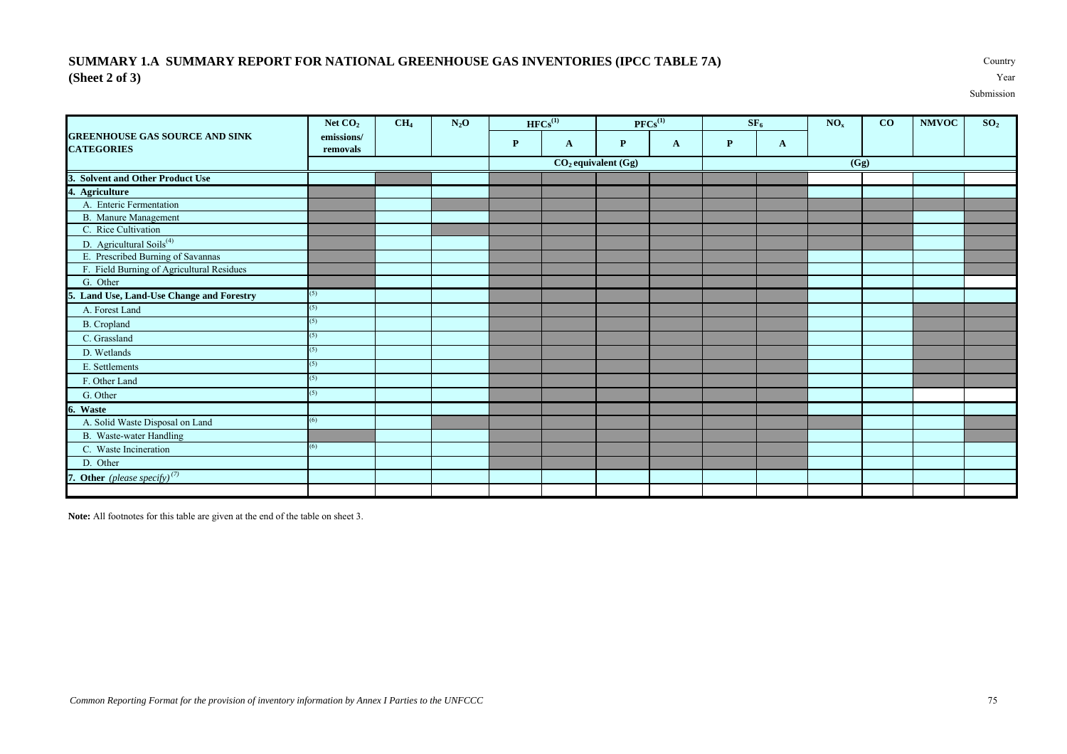# SUMMARY 1.A SUMMARY REPORT FOR NATIONAL GREENHOUSE GAS INVENTORIES (IPCC TABLE 7A)
## (Sheet 2 of 3)

Country
Year
Submission

| GREENHOUSE GAS SOURCE AND SINK CATEGORIES | Net $CO_2$ emissions/ removals | $CH_4$ | $N_2O$ | HFCs(1) | | PFCs(1) | | $SF_6$ | | $NO_x$ | CO | NMVOC | $SO_2$ |
|---|---|---|---|---|---|---|---|---|---|---|---|---|---|
| | | | | P | A | P | A | P | A | | | | |
| | | | | $CO_2$ equivalent (Gg) | | | | (Gg) | | | | | |
| **3. Solvent and Other Product Use** | | | | | | | | | | | | | |
| **4. Agriculture** | | | | | | | | | | | | | |
| A. Enteric Fermentation | | | | | | | | | | | | | |
| B. Manure Management | | | | | | | | | | | | | |
| C. Rice Cultivation | | | | | | | | | | | | | |
| D. Agricultural Soils(4) | | | | | | | | | | | | | |
| E. Prescribed Burning of Savannas | | | | | | | | | | | | | |
| F. Field Burning of Agricultural Residues | | | | | | | | | | | | | |
| G. Other | | | | | | | | | | | | | |
| **5. Land Use, Land-Use Change and Forestry** | (5) | | | | | | | | | | | | |
| A. Forest Land | (5) | | | | | | | | | | | | |
| B. Cropland | (5) | | | | | | | | | | | | |
| C. Grassland | (5) | | | | | | | | | | | | |
| D. Wetlands | (5) | | | | | | | | | | | | |
| E. Settlements | (5) | | | | | | | | | | | | |
| F. Other Land | (5) | | | | | | | | | | | | |
| G. Other | (5) | | | | | | | | | | | | |
| **6. Waste** | | | | | | | | | | | | | |
| A. Solid Waste Disposal on Land | (6) | | | | | | | | | | | | |
| B. Waste-water Handling | | | | | | | | | | | | | |
| C. Waste Incineration | (6) | | | | | | | | | | | | |
| D. Other | | | | | | | | | | | | | |
| **7. Other** *(please specify)*(7) | | | | | | | | | | | | | |
| | | | | | | | | | | | | | |

**Note:** All footnotes for this table are given at the end of the table on sheet 3.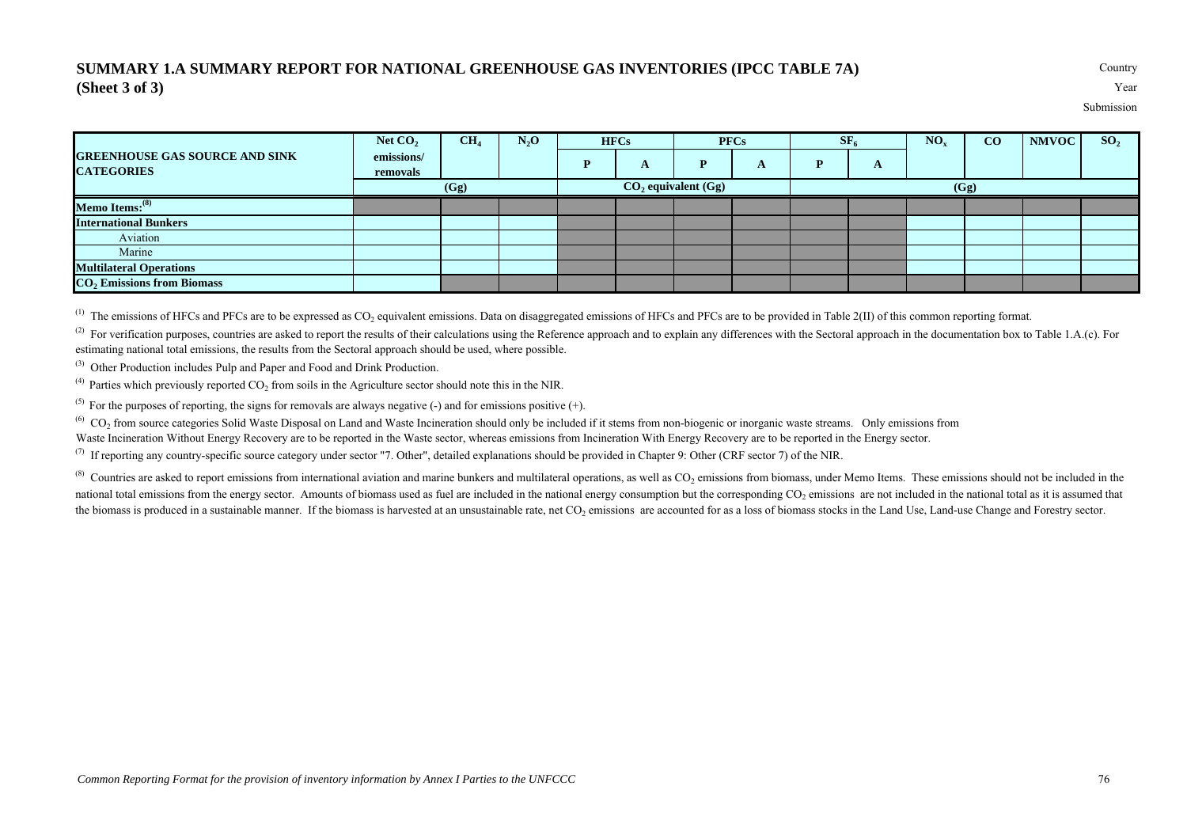# SUMMARY 1.A SUMMARY REPORT FOR NATIONAL GREENHOUSE GAS INVENTORIES (IPCC TABLE 7A)
## (Sheet 3 of 3)

Country
Year
Submission

| GREENHOUSE GAS SOURCE AND SINK CATEGORIES | Net $CO_2$ emissions/ removals | $CH_4$ | $N_2O$ | HFCs | | PFCs | | $SF_6$ | | $NO_x$ | CO | NMVOC | $SO_2$ |
|---|---|---|---|---|---|---|---|---|---|---|---|---|---|
| | | | | P | A | P | A | P | A | | | | |
| | (Gg) | | | $CO_2$ equivalent (Gg) | | | | (Gg) | | | | | |
| **Memo Items:**[(8)] | | | | | | | | | | | | | |
| **International Bunkers** | | | | | | | | | | | | | |
| Aviation | | | | | | | | | | | | | |
| Marine | | | | | | | | | | | | | |
| **Multilateral Operations** | | | | | | | | | | | | | |
| **$CO_2$ Emissions from Biomass** | | | | | | | | | | | | | |

[(1)] The emissions of HFCs and PFCs are to be expressed as $CO_2$ equivalent emissions. Data on disaggregated emissions of HFCs and PFCs are to be provided in Table 2(II) of this common reporting format.

[(2)] For verification purposes, countries are asked to report the results of their calculations using the Reference approach and to explain any differences with the Sectoral approach in the documentation box to Table 1.A.(c). For estimating national total emissions, the results from the Sectoral approach should be used, where possible.

[(3)] Other Production includes Pulp and Paper and Food and Drink Production.

[(4)] Parties which previously reported $CO_2$ from soils in the Agriculture sector should note this in the NIR.

[(5)] For the purposes of reporting, the signs for removals are always negative (-) and for emissions positive (+).

[(6)] $CO_2$ from source categories Solid Waste Disposal on Land and Waste Incineration should only be included if it stems from non-biogenic or inorganic waste streams. Only emissions from Waste Incineration Without Energy Recovery are to be reported in the Waste sector, whereas emissions from Incineration With Energy Recovery are to be reported in the Energy sector.

[(7)] If reporting any country-specific source category under sector "7. Other", detailed explanations should be provided in Chapter 9: Other (CRF sector 7) of the NIR.

[(8)] Countries are asked to report emissions from international aviation and marine bunkers and multilateral operations, as well as $CO_2$ emissions from biomass, under Memo Items. These emissions should not be included in the national total emissions from the energy sector. Amounts of biomass used as fuel are included in the national energy consumption but the corresponding $CO_2$ emissions are not included in the national total as it is assumed that the biomass is produced in a sustainable manner. If the biomass is harvested at an unsustainable rate, net $CO_2$ emissions are accounted for as a loss of biomass stocks in the Land Use, Land-use Change and Forestry sector.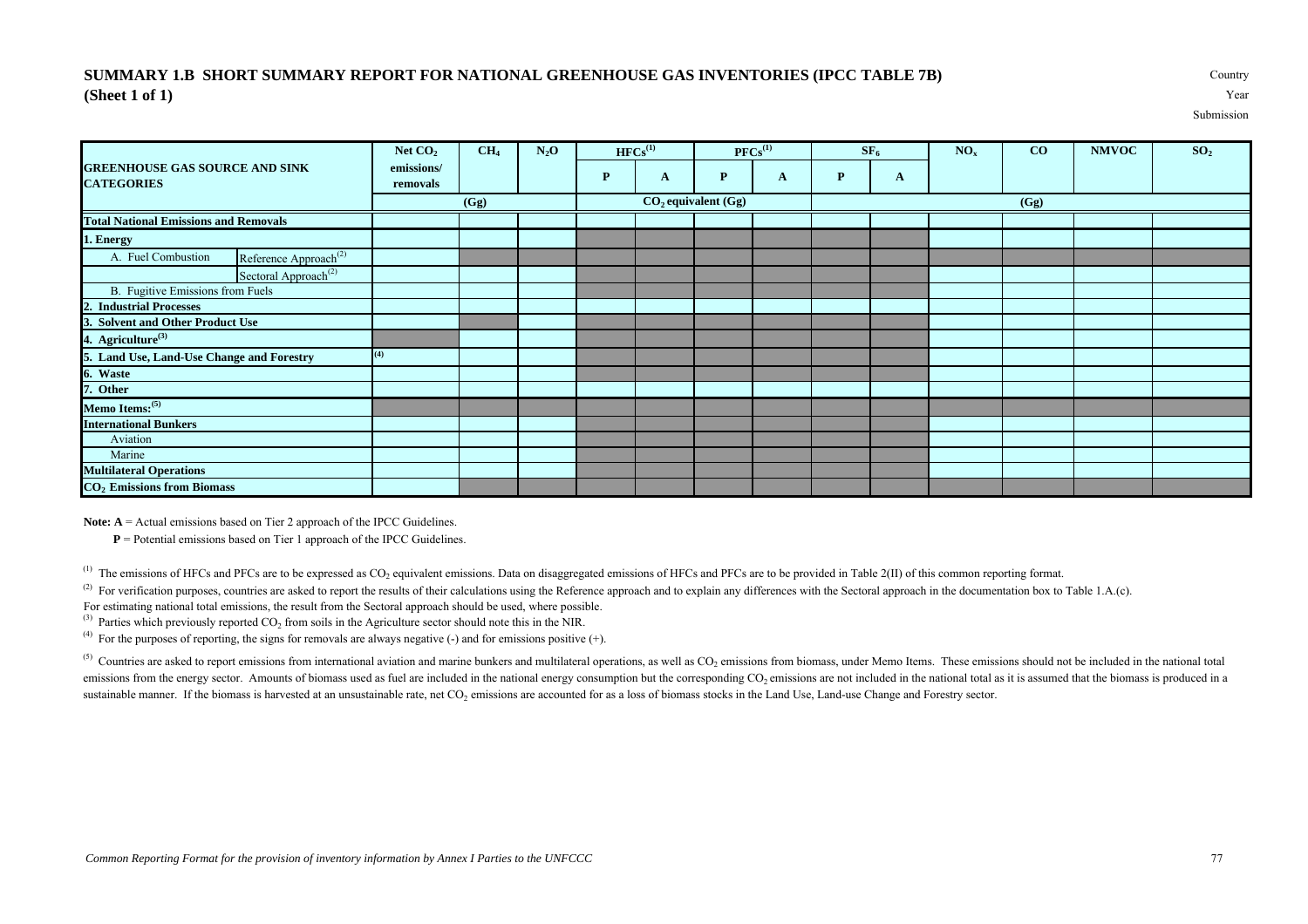## SUMMARY 1.B SHORT SUMMARY REPORT FOR NATIONAL GREENHOUSE GAS INVENTORIES (IPCC TABLE 7B)
**(Sheet 1 of 1)**

Country
Year
Submission

| GREENHOUSE GAS SOURCE AND SINK CATEGORIES | | Net $CO_2$ emissions/ removals | $CH_4$ | $N_2O$ | $HFCs$ [1] | | $PFCs$ [1] | | $SF_6$ | | $NO_x$ | CO | NMVOC | $SO_2$ |
|---|---|---|---|---|---|---|---|---|---|---|---|---|---|---|
| | | | | | P | A | P | A | P | A | | | | |
| | | (Gg) | | | $CO_2$ equivalent (Gg) | | | | (Gg) | | | | | |
| **Total National Emissions and Removals** | | | | | | | | | | | | | | |
| **1. Energy** | | | | | | | | | | | | | | |
| A. Fuel Combustion | Reference Approach[2] | | | | | | | | | | | | | |
| | Sectoral Approach[2] | | | | | | | | | | | | | |
| B. Fugitive Emissions from Fuels | | | | | | | | | | | | | | |
| **2. Industrial Processes** | | | | | | | | | | | | | | |
| **3. Solvent and Other Product Use** | | | | | | | | | | | | | | |
| **4. Agriculture**[3] | | | | | | | | | | | | | | |
| **5. Land Use, Land-Use Change and Forestry** | | [4] | | | | | | | | | | | | |
| **6. Waste** | | | | | | | | | | | | | | |
| **7. Other** | | | | | | | | | | | | | | |
| **Memo Items:**[5] | | | | | | | | | | | | | | |
| **International Bunkers** | | | | | | | | | | | | | | |
| Aviation | | | | | | | | | | | | | | |
| Marine | | | | | | | | | | | | | | |
| **Multilateral Operations** | | | | | | | | | | | | | | |
| **$CO_2$ Emissions from Biomass** | | | | | | | | | | | | | | |

**Note: A** = Actual emissions based on Tier 2 approach of the IPCC Guidelines.

**P** = Potential emissions based on Tier 1 approach of the IPCC Guidelines.

[1] The emissions of HFCs and PFCs are to be expressed as $CO_2$ equivalent emissions. Data on disaggregated emissions of HFCs and PFCs are to be provided in Table 2(II) of this common reporting format.

[2] For verification purposes, countries are asked to report the results of their calculations using the Reference approach and to explain any differences with the Sectoral approach in the documentation box to Table 1.A.(c).
For estimating national total emissions, the result from the Sectoral approach should be used, where possible.

[3] Parties which previously reported $CO_2$ from soils in the Agriculture sector should note this in the NIR.

[4] For the purposes of reporting, the signs for removals are always negative (-) and for emissions positive (+).

[5] Countries are asked to report emissions from international aviation and marine bunkers and multilateral operations, as well as $CO_2$ emissions from biomass, under Memo Items. These emissions should not be included in the national total emissions from the energy sector. Amounts of biomass used as fuel are included in the national energy consumption but the corresponding $CO_2$ emissions are not included in the national total as it is assumed that the biomass is produced in a sustainable manner. If the biomass is harvested at an unsustainable rate, net $CO_2$ emissions are accounted for as a loss of biomass stocks in the Land Use, Land-use Change and Forestry sector.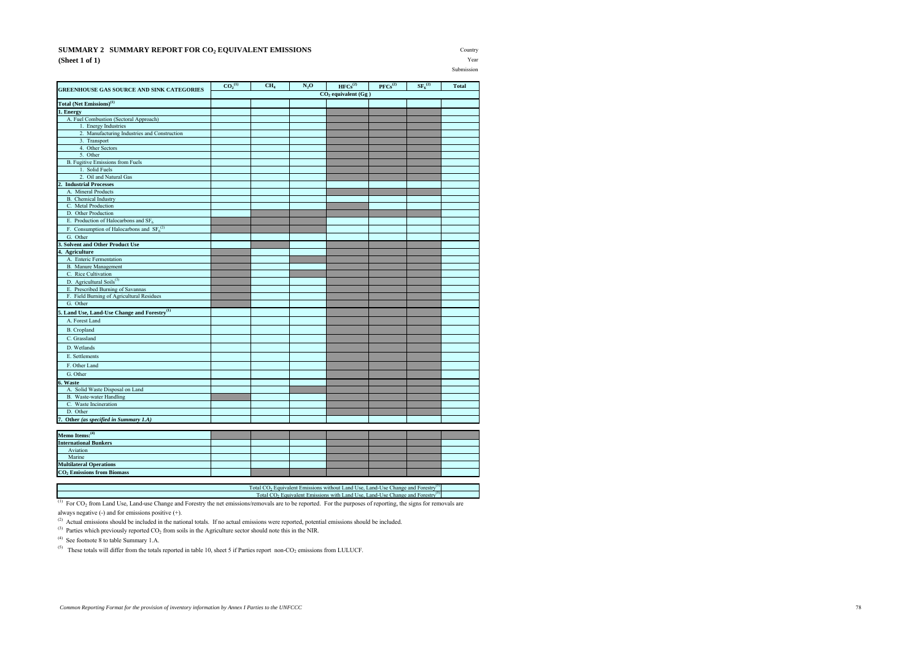# SUMMARY 2 SUMMARY REPORT FOR $CO_2$ EQUIVALENT EMISSIONS

**(Sheet 1 of 1)**

Country
Year
Submission

| GREENHOUSE GAS SOURCE AND SINK CATEGORIES | $CO_2$ [1] | $CH_4$ | $N_2O$ | HFCs [2] | PFCs [2] | $SF_6$ [2] | Total |
|---|---|---|---|---|---|---|---|
| | $CO_2$ equivalent (Gg) | | | | | | |
| **Total (Net Emissions)** [1] | | | | | | | |
| **1. Energy** | | | | | | | |
| A. Fuel Combustion (Sectoral Approach) | | | | | | | |
| 1. Energy Industries | | | | | | | |
| 2. Manufacturing Industries and Construction | | | | | | | |
| 3. Transport | | | | | | | |
| 4. Other Sectors | | | | | | | |
| 5. Other | | | | | | | |
| B. Fugitive Emissions from Fuels | | | | | | | |
| 1. Solid Fuels | | | | | | | |
| 2. Oil and Natural Gas | | | | | | | |
| **2. Industrial Processes** | | | | | | | |
| A. Mineral Products | | | | | | | |
| B. Chemical Industry | | | | | | | |
| C. Metal Production | | | | | | | |
| D. Other Production | | | | | | | |
| E. Production of Halocarbons and $SF_6$ | | | | | | | |
| F. Consumption of Halocarbons and $SF_6$ [2] | | | | | | | |
| G. Other | | | | | | | |
| **3. Solvent and Other Product Use** | | | | | | | |
| **4. Agriculture** | | | | | | | |
| A. Enteric Fermentation | | | | | | | |
| B. Manure Management | | | | | | | |
| C. Rice Cultivation | | | | | | | |
| D. Agricultural Soils [3] | | | | | | | |
| E. Prescribed Burning of Savannas | | | | | | | |
| F. Field Burning of Agricultural Residues | | | | | | | |
| G. Other | | | | | | | |
| **5. Land Use, Land-Use Change and Forestry** [1] | | | | | | | |
| A. Forest Land | | | | | | | |
| B. Cropland | | | | | | | |
| C. Grassland | | | | | | | |
| D. Wetlands | | | | | | | |
| E. Settlements | | | | | | | |
| F. Other Land | | | | | | | |
| G. Other | | | | | | | |
| **6. Waste** | | | | | | | |
| A. Solid Waste Disposal on Land | | | | | | | |
| B. Waste-water Handling | | | | | | | |
| C. Waste Incineration | | | | | | | |
| D. Other | | | | | | | |
| **7. Other** *(as specified in Summary 1.A)* | | | | | | | |

| | | | | | | | |
|---|---|---|---|---|---|---|---|
| **Memo Items:** [4] | | | | | | | |
| **International Bunkers** | | | | | | | |
| Aviation | | | | | | | |
| Marine | | | | | | | |
| **Multilateral Operations** | | | | | | | |
| **$CO_2$ Emissions from Biomass** | | | | | | | |

| | |
|---|---|
| Total $CO_2$ Equivalent Emissions without Land Use, Land-Use Change and Forestry [5] | |
| Total $CO_2$ Equivalent Emissions with Land Use, Land-Use Change and Forestry [5] | |

[1] For $CO_2$ from Land Use, Land-use Change and Forestry the net emissions/removals are to be reported. For the purposes of reporting, the signs for removals are always negative (-) and for emissions positive (+).

[2] Actual emissions should be included in the national totals. If no actual emissions were reported, potential emissions should be included.

[3] Parties which previously reported $CO_2$ from soils in the Agriculture sector should note this in the NIR.

[4] See footnote 8 to table Summary 1.A.

[5] These totals will differ from the totals reported in table 10, sheet 5 if Parties report non-$CO_2$ emissions from LULUCF.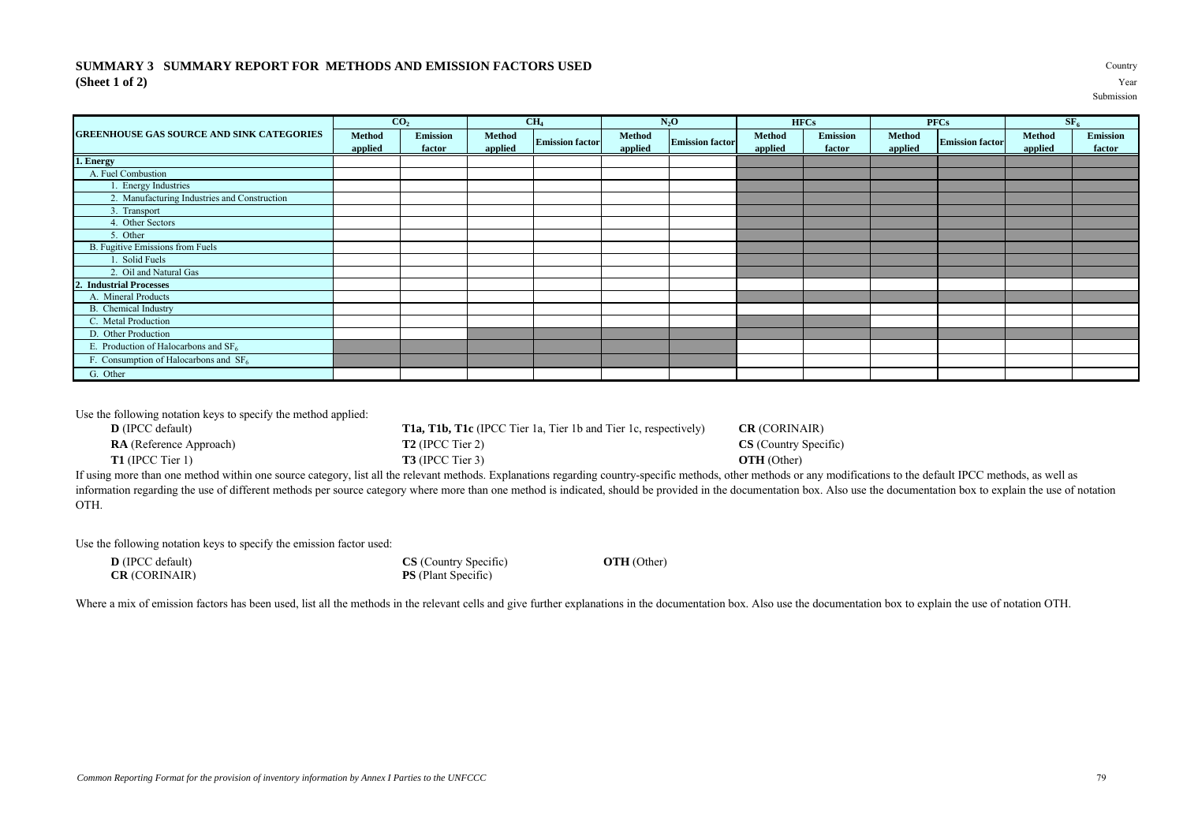## SUMMARY 3 SUMMARY REPORT FOR METHODS AND EMISSION FACTORS USED
**(Sheet 1 of 2)**

Country
Year
Submission

| GREENHOUSE GAS SOURCE AND SINK CATEGORIES | $CO_2$ | | $CH_4$ | | $N_2O$ | | HFCs | | PFCs | | $SF_6$ | |
|---|---|---|---|---|---|---|---|---|---|---|---|---|
| | Method applied | Emission factor | Method applied | Emission factor | Method applied | Emission factor | Method applied | Emission factor | Method applied | Emission factor | Method applied | Emission factor |
| **1. Energy** | | | | | | | | | | | | |
| A. Fuel Combustion | | | | | | | | | | | | |
| 1. Energy Industries | | | | | | | | | | | | |
| 2. Manufacturing Industries and Construction | | | | | | | | | | | | |
| 3. Transport | | | | | | | | | | | | |
| 4. Other Sectors | | | | | | | | | | | | |
| 5. Other | | | | | | | | | | | | |
| B. Fugitive Emissions from Fuels | | | | | | | | | | | | |
| 1. Solid Fuels | | | | | | | | | | | | |
| 2. Oil and Natural Gas | | | | | | | | | | | | |
| **2. Industrial Processes** | | | | | | | | | | | | |
| A. Mineral Products | | | | | | | | | | | | |
| B. Chemical Industry | | | | | | | | | | | | |
| C. Metal Production | | | | | | | | | | | | |
| D. Other Production | | | | | | | | | | | | |
| E. Production of Halocarbons and $SF_6$ | | | | | | | | | | | | |
| F. Consumption of Halocarbons and $SF_6$ | | | | | | | | | | | | |
| G. Other | | | | | | | | | | | | |

Use the following notation keys to specify the method applied:

**D** (IPCC default) **T1a, T1b, T1c** (IPCC Tier 1a, Tier 1b and Tier 1c, respectively) **CR** (CORINAIR)
**RA** (Reference Approach) **T2** (IPCC Tier 2) **CS** (Country Specific)
**T1** (IPCC Tier 1) **T3** (IPCC Tier 3) **OTH** (Other)

If using more than one method within one source category, list all the relevant methods. Explanations regarding country-specific methods, other methods or any modifications to the default IPCC methods, as well as information regarding the use of different methods per source category where more than one method is indicated, should be provided in the documentation box. Also use the documentation box to explain the use of notation OTH.

Use the following notation keys to specify the emission factor used:

**D** (IPCC default) **CS** (Country Specific) **OTH** (Other)
**CR** (CORINAIR) **PS** (Plant Specific)

Where a mix of emission factors has been used, list all the methods in the relevant cells and give further explanations in the documentation box. Also use the documentation box to explain the use of notation OTH.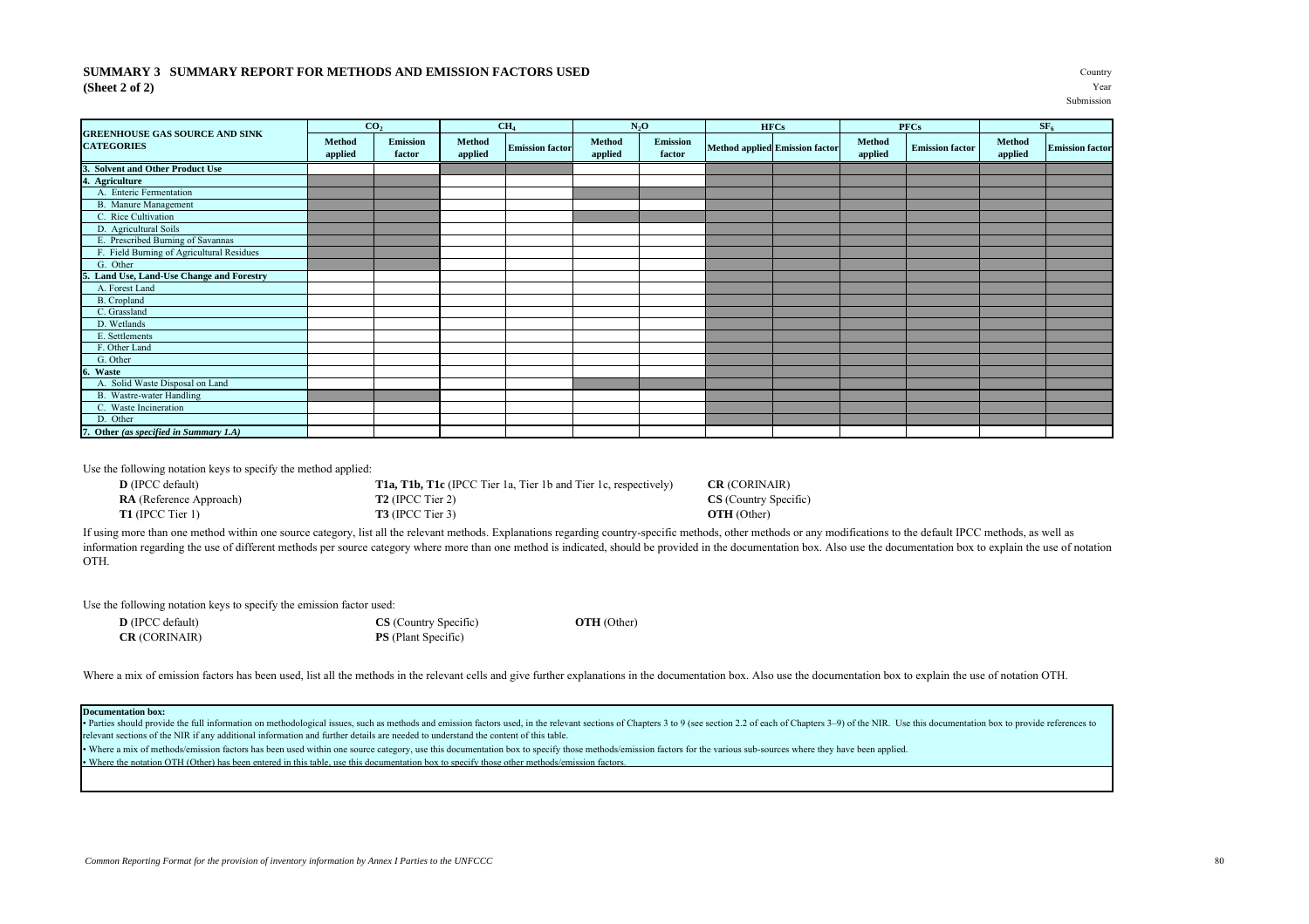## SUMMARY 3 SUMMARY REPORT FOR METHODS AND EMISSION FACTORS USED
## (Sheet 2 of 2)

Country
Year
Submission

| GREENHOUSE GAS SOURCE AND SINK CATEGORIES | $CO_2$ | | $CH_4$ | | $N_2O$ | | HFCs | | PFCs | | $SF_6$ | |
|---|---|---|---|---|---|---|---|---|---|---|---|---|
| | Method applied | Emission factor | Method applied | Emission factor | Method applied | Emission factor | Method applied | Emission factor | Method applied | Emission factor | Method applied | Emission factor |
| **3. Solvent and Other Product Use** | | | | | | | | | | | | |
| **4. Agriculture** | | | | | | | | | | | | |
| A. Enteric Fermentation | | | | | | | | | | | | |
| B. Manure Management | | | | | | | | | | | | |
| C. Rice Cultivation | | | | | | | | | | | | |
| D. Agricultural Soils | | | | | | | | | | | | |
| E. Prescribed Burning of Savannas | | | | | | | | | | | | |
| F. Field Burning of Agricultural Residues | | | | | | | | | | | | |
| G. Other | | | | | | | | | | | | |
| **5. Land Use, Land-Use Change and Forestry** | | | | | | | | | | | | |
| A. Forest Land | | | | | | | | | | | | |
| B. Cropland | | | | | | | | | | | | |
| C. Grassland | | | | | | | | | | | | |
| D. Wetlands | | | | | | | | | | | | |
| E. Settlements | | | | | | | | | | | | |
| F. Other Land | | | | | | | | | | | | |
| G. Other | | | | | | | | | | | | |
| **6. Waste** | | | | | | | | | | | | |
| A. Solid Waste Disposal on Land | | | | | | | | | | | | |
| B. Wastre-water Handling | | | | | | | | | | | | |
| C. Waste Incineration | | | | | | | | | | | | |
| D. Other | | | | | | | | | | | | |
| **7. Other** ***(as specified in Summary 1.A)*** | | | | | | | | | | | | |

Use the following notation keys to specify the method applied:

| | | |
|---|---|---|
| **D** (IPCC default) | **T1a, T1b, T1c** (IPCC Tier 1a, Tier 1b and Tier 1c, respectively) | **CR** (CORINAIR) |
| **RA** (Reference Approach) | **T2** (IPCC Tier 2) | **CS** (Country Specific) |
| **T1** (IPCC Tier 1) | **T3** (IPCC Tier 3) | **OTH** (Other) |

If using more than one method within one source category, list all the relevant methods. Explanations regarding country-specific methods, other methods or any modifications to the default IPCC methods, as well as information regarding the use of different methods per source category where more than one method is indicated, should be provided in the documentation box. Also use the documentation box to explain the use of notation OTH.

Use the following notation keys to specify the emission factor used:

| | | |
|---|---|---|
| **D** (IPCC default) | **CS** (Country Specific) | **OTH** (Other) |
| **CR** (CORINAIR) | **PS** (Plant Specific) | |

Where a mix of emission factors has been used, list all the methods in the relevant cells and give further explanations in the documentation box. Also use the documentation box to explain the use of notation OTH.

**Documentation box:**

- Parties should provide the full information on methodological issues, such as methods and emission factors used, in the relevant sections of Chapters 3 to 9 (see section 2.2 of each of Chapters 3–9) of the NIR. Use this documentation box to provide references to relevant sections of the NIR if any additional information and further details are needed to understand the content of this table.
- Where a mix of methods/emission factors has been used within one source category, use this documentation box to specify those methods/emission factors for the various sub-sources where they have been applied.
- Where the notation OTH (Other) has been entered in this table, use this documentation box to specify those other methods/emission factors.

*Common Reporting Format for the provision of inventory information by Annex I Parties to the UNFCCC*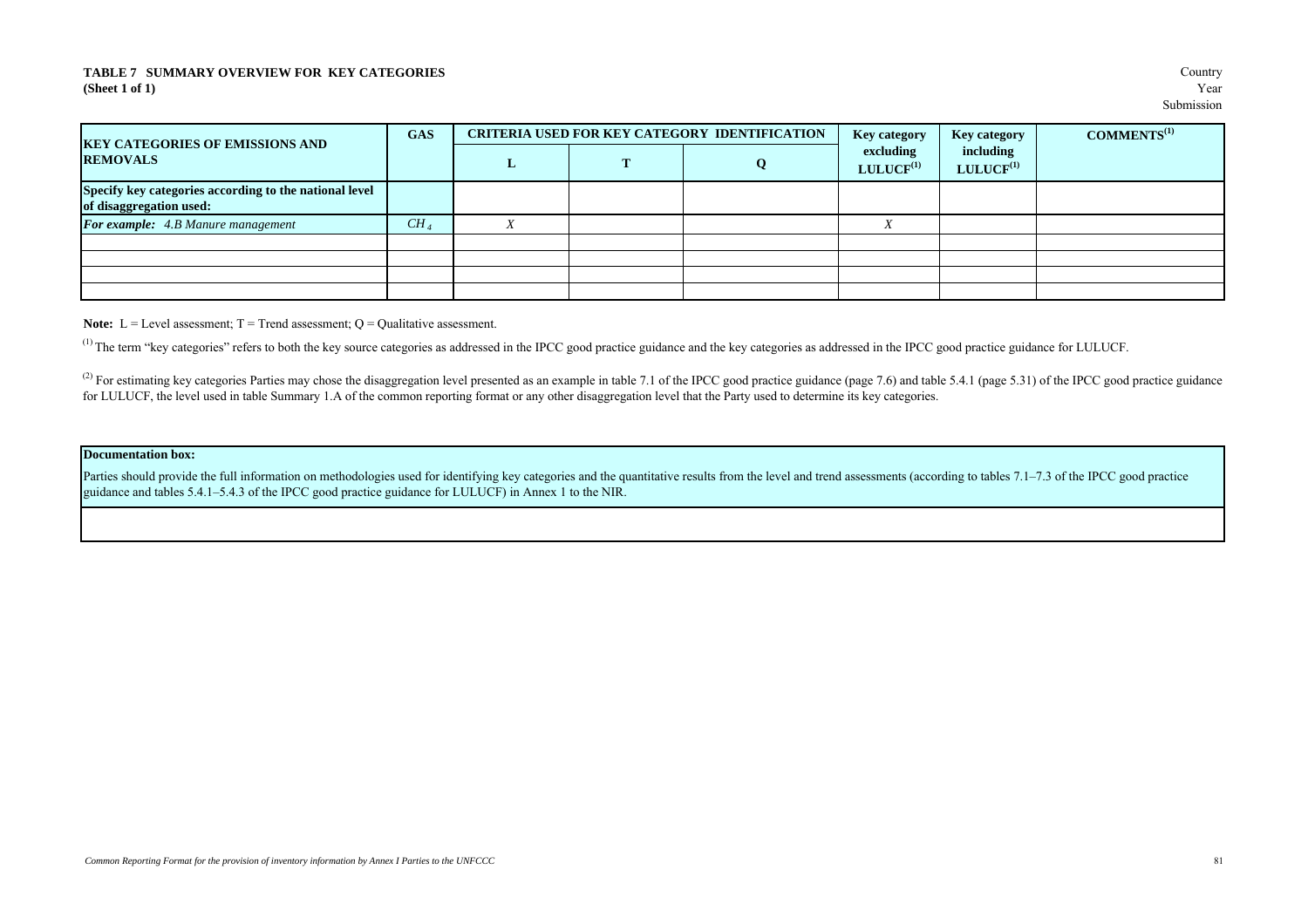**TABLE 7 SUMMARY OVERVIEW FOR KEY CATEGORIES**
**(Sheet 1 of 1)**

Country
Year
Submission

| KEY CATEGORIES OF EMISSIONS AND REMOVALS | GAS | CRITERIA USED FOR KEY CATEGORY IDENTIFICATION | | | Key category excluding LULUCF[1] | Key category including LULUCF[1] | COMMENTS[1] |
|---|---|---|---|---|---|---|---|
| | | L | T | Q | | | |
| **Specify key categories according to the national level of disaggregation used:** | | | | | | | |
| ***For example:*** *4.B Manure management* | $CH_4$ | *X* | | | *X* | | |
| | | | | | | | |
| | | | | | | | |
| | | | | | | | |
| | | | | | | | |

**Note:** L = Level assessment; T = Trend assessment; Q = Qualitative assessment.

[1] The term "key categories" refers to both the key source categories as addressed in the IPCC good practice guidance and the key categories as addressed in the IPCC good practice guidance for LULUCF.

[2] For estimating key categories Parties may chose the disaggregation level presented as an example in table 7.1 of the IPCC good practice guidance (page 7.6) and table 5.4.1 (page 5.31) of the IPCC good practice guidance for LULUCF, the level used in table Summary 1.A of the common reporting format or any other disaggregation level that the Party used to determine its key categories.

| **Documentation box:** |
|---|
| Parties should provide the full information on methodologies used for identifying key categories and the quantitative results from the level and trend assessments (according to tables 7.1–7.3 of the IPCC good practice guidance and tables 5.4.1–5.4.3 of the IPCC good practice guidance for LULUCF) in Annex 1 to the NIR. |
| |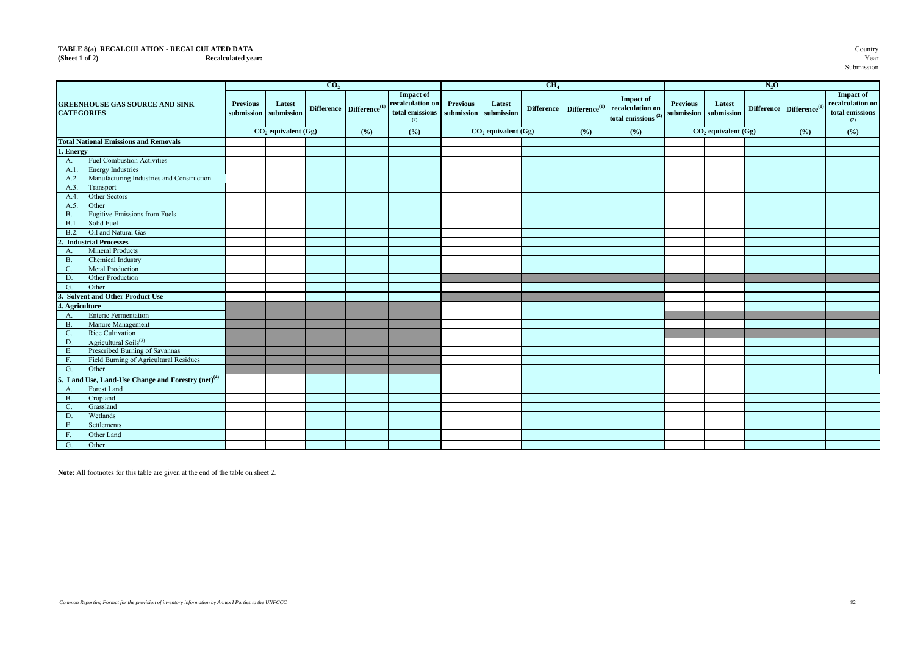**TABLE 8(a) RECALCULATION - RECALCULATED DATA**
**(Sheet 1 of 2)** **Recalculated year:**

Country
Year
Submission

| GREENHOUSE GAS SOURCE AND SINK CATEGORIES | $CO_2$ | | | | | $CH_4$ | | | | | $N_2O$ | | | | |
|---|---|---|---|---|---|---|---|---|---|---|---|---|---|---|---|
| | Previous submission | Latest submission | Difference | Difference[1] | Impact of recalculation on total emissions [2] | Previous submission | Latest submission | Difference | Difference[1] | Impact of recalculation on total emissions [2] | Previous submission | Latest submission | Difference | Difference[1] | Impact of recalculation on total emissions [2] |
| | $CO_2$ equivalent (Gg) | | | (%) | (%) | $CO_2$ equivalent (Gg) | | | (%) | (%) | $CO_2$ equivalent (Gg) | | | (%) | (%) |
| **Total National Emissions and Removals** | | | | | | | | | | | | | | | |
| **1. Energy** | | | | | | | | | | | | | | | |
| A. Fuel Combustion Activities | | | | | | | | | | | | | | | |
| A.1. Energy Industries | | | | | | | | | | | | | | | |
| A.2. Manufacturing Industries and Construction | | | | | | | | | | | | | | | |
| A.3. Transport | | | | | | | | | | | | | | | |
| A.4. Other Sectors | | | | | | | | | | | | | | | |
| A.5. Other | | | | | | | | | | | | | | | |
| B. Fugitive Emissions from Fuels | | | | | | | | | | | | | | | |
| B.1. Solid Fuel | | | | | | | | | | | | | | | |
| B.2. Oil and Natural Gas | | | | | | | | | | | | | | | |
| **2. Industrial Processes** | | | | | | | | | | | | | | | |
| A. Mineral Products | | | | | | | | | | | | | | | |
| B. Chemical Industry | | | | | | | | | | | | | | | |
| C. Metal Production | | | | | | | | | | | | | | | |
| D. Other Production | | | | | | | | | | | | | | | |
| G. Other | | | | | | | | | | | | | | | |
| **3. Solvent and Other Product Use** | | | | | | | | | | | | | | | |
| **4. Agriculture** | | | | | | | | | | | | | | | |
| A. Enteric Fermentation | | | | | | | | | | | | | | | |
| B. Manure Management | | | | | | | | | | | | | | | |
| C. Rice Cultivation | | | | | | | | | | | | | | | |
| D. Agricultural Soils[3] | | | | | | | | | | | | | | | |
| E. Prescribed Burning of Savannas | | | | | | | | | | | | | | | |
| F. Field Burning of Agricultural Residues | | | | | | | | | | | | | | | |
| G. Other | | | | | | | | | | | | | | | |
| **5. Land Use, Land-Use Change and Forestry (net)[4]** | | | | | | | | | | | | | | | |
| A. Forest Land | | | | | | | | | | | | | | | |
| B. Cropland | | | | | | | | | | | | | | | |
| C. Grassland | | | | | | | | | | | | | | | |
| D. Wetlands | | | | | | | | | | | | | | | |
| E. Settlements | | | | | | | | | | | | | | | |
| F. Other Land | | | | | | | | | | | | | | | |
| G. Other | | | | | | | | | | | | | | | |

**Note:** All footnotes for this table are given at the end of the table on sheet 2.

*Common Reporting Format for the provision of inventory information by Annex I Parties to the UNFCCC*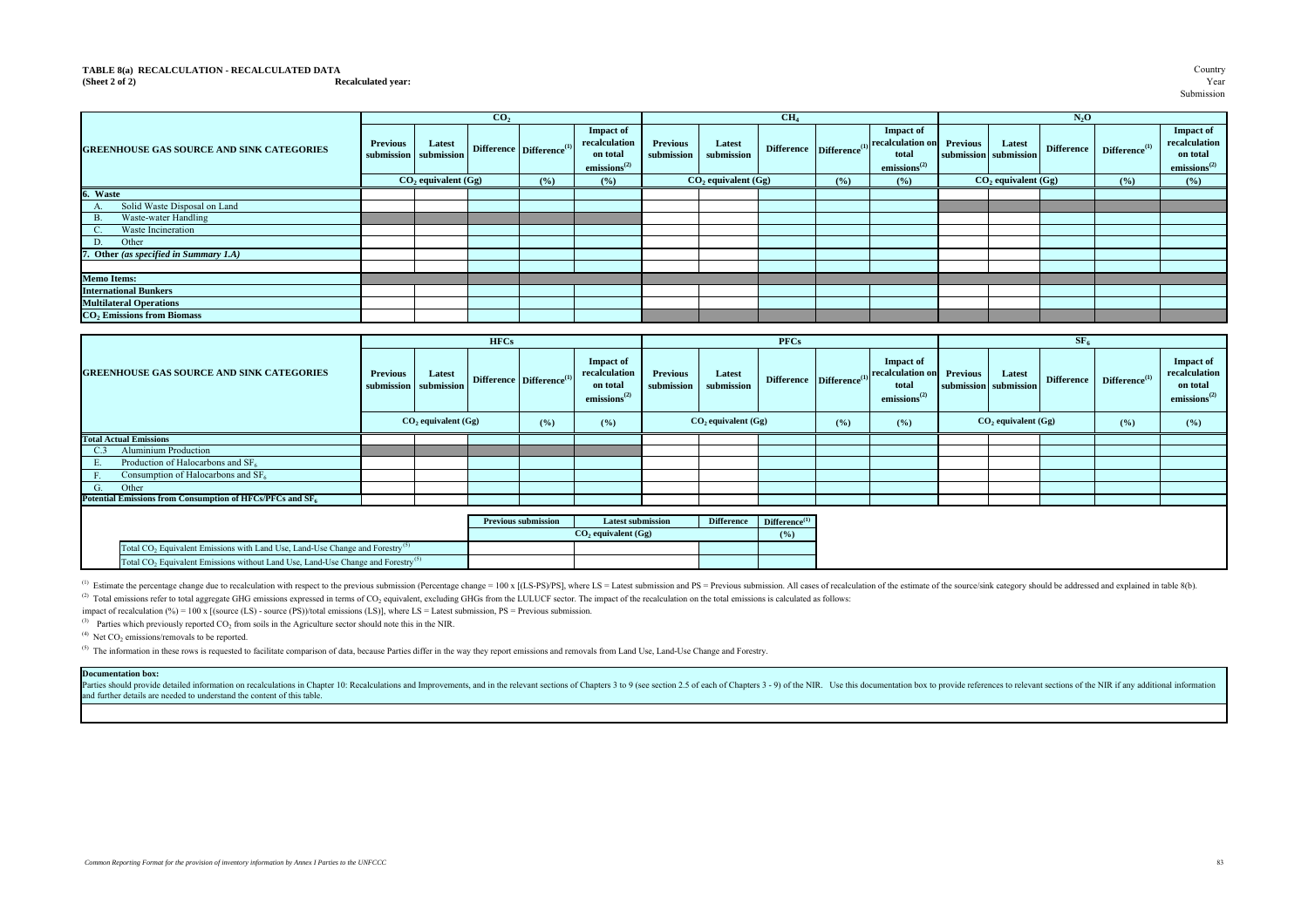**TABLE 8(a) RECALCULATION - RECALCULATED DATA**
**(Sheet 2 of 2)** **Recalculated year:**

Country
Year
Submission

| GREENHOUSE GAS SOURCE AND SINK CATEGORIES | $CO_2$ | | | | | $CH_4$ | | | | | $N_2O$ | | | | |
|---|---|---|---|---|---|---|---|---|---|---|---|---|---|---|---|
| | Previous submission | Latest submission | Difference | Difference[(1)] | Impact of recalculation on total emissions[(2)] | Previous submission | Latest submission | Difference | Difference[(1)] | Impact of recalculation on total emissions[(2)] | Previous submission | Latest submission | Difference | Difference[(1)] | Impact of recalculation on total emissions[(2)] |
| | $CO_2$ equivalent (Gg) | | | (%) | (%) | $CO_2$ equivalent (Gg) | | | (%) | (%) | $CO_2$ equivalent (Gg) | | | (%) | (%) |
| **6. Waste** | | | | | | | | | | | | | | | |
| A. Solid Waste Disposal on Land | | | | | | | | | | | | | | | |
| B. Waste-water Handling | | | | | | | | | | | | | | | |
| C. Waste Incineration | | | | | | | | | | | | | | | |
| D. Other | | | | | | | | | | | | | | | |
| **7. Other *(as specified in Summary 1.A)*** | | | | | | | | | | | | | | | |
| | | | | | | | | | | | | | | | |
| **Memo Items:** | | | | | | | | | | | | | | | |
| **International Bunkers** | | | | | | | | | | | | | | | |
| **Multilateral Operations** | | | | | | | | | | | | | | | |
| **$CO_2$ Emissions from Biomass** | | | | | | | | | | | | | | | |

| GREENHOUSE GAS SOURCE AND SINK CATEGORIES | HFCs | | | | | PFCs | | | | | $SF_6$ | | | | |
|---|---|---|---|---|---|---|---|---|---|---|---|---|---|---|---|
| | Previous submission | Latest submission | Difference | Difference[(1)] | Impact of recalculation on total emissions[(2)] | Previous submission | Latest submission | Difference | Difference[(1)] | Impact of recalculation on total emissions[(2)] | Previous submission | Latest submission | Difference | Difference[(1)] | Impact of recalculation on total emissions[(2)] |
| | $CO_2$ equivalent (Gg) | | | (%) | (%) | $CO_2$ equivalent (Gg) | | | (%) | (%) | $CO_2$ equivalent (Gg) | | | (%) | (%) |
| **Total Actual Emissions** | | | | | | | | | | | | | | | |
| C.3 Aluminium Production | | | | | | | | | | | | | | | |
| E. Production of Halocarbons and $SF_6$ | | | | | | | | | | | | | | | |
| F. Consumption of Halocarbons and $SF_6$ | | | | | | | | | | | | | | | |
| G. Other | | | | | | | | | | | | | | | |
| **Potential Emissions from Consumption of HFCs/PFCs and $SF_6$** | | | | | | | | | | | | | | | |

| | Previous submission | Latest submission | Difference | Difference[(1)] |
|---|---|---|---|---|
| | $CO_2$ equivalent (Gg) | | | (%) |
| Total $CO_2$ Equivalent Emissions with Land Use, Land-Use Change and Forestry[(5)] | | | | |
| Total $CO_2$ Equivalent Emissions without Land Use, Land-Use Change and Forestry[(5)] | | | | |

[(1)] Estimate the percentage change due to recalculation with respect to the previous submission (Percentage change = 100 x [(LS-PS)/PS], where LS = Latest submission and PS = Previous submission. All cases of recalculation of the estimate of the source/sink category should be addressed and explained in table 8(b).

[(2)] Total emissions refer to total aggregate GHG emissions expressed in terms of $CO_2$ equivalent, excluding GHGs from the LULUCF sector. The impact of the recalculation on the total emissions is calculated as follows:

impact of recalculation (%) = 100 x [(source (LS) - source (PS))/total emissions (LS)], where LS = Latest submission, PS = Previous submission.

[(3)] Parties which previously reported $CO_2$ from soils in the Agriculture sector should note this in the NIR.

[(4)] Net $CO_2$ emissions/removals to be reported.

[(5)] The information in these rows is requested to facilitate comparison of data, because Parties differ in the way they report emissions and removals from Land Use, Land-Use Change and Forestry.

**Documentation box:**

Parties should provide detailed information on recalculations in Chapter 10: Recalculations and Improvements, and in the relevant sections of Chapters 3 to 9 (see section 2.5 of each of Chapters 3 - 9) of the NIR. Use this documentation box to provide references to relevant sections of the NIR if any additional information and further details are needed to understand the content of this table.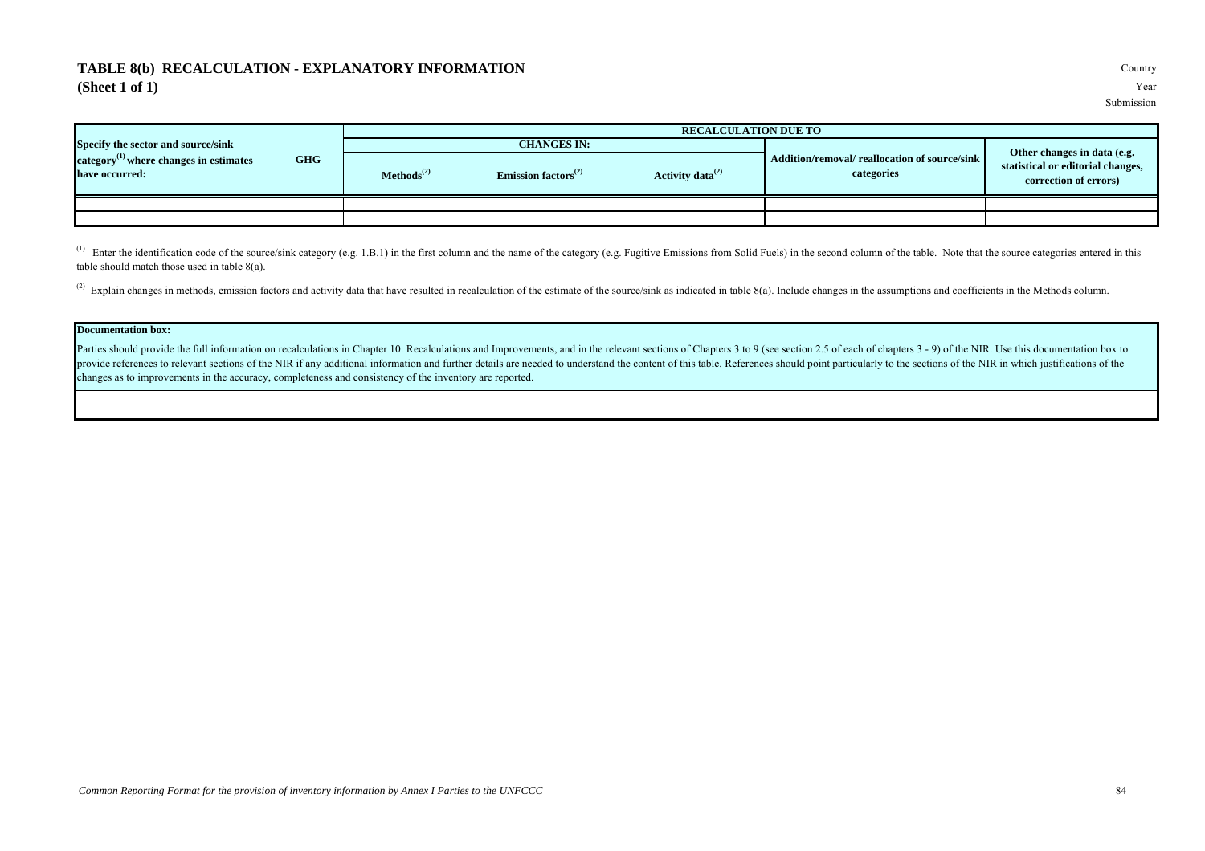# TABLE 8(b) RECALCULATION - EXPLANATORY INFORMATION
**(Sheet 1 of 1)**

Country
Year
Submission

| Specify the sector and source/sink category[1] where changes in estimates have occurred: | | GHG | RECALCULATION DUE TO | | | | |
|---|---|---|---|---|---|---|---|
| | | | CHANGES IN: | | | Addition/removal/ reallocation of source/sink categories | Other changes in data (e.g. statistical or editorial changes, correction of errors) |
| | | | Methods[2] | Emission factors[2] | Activity data[2] | | |
| | | | | | | | |
| | | | | | | | |

[1] Enter the identification code of the source/sink category (e.g. 1.B.1) in the first column and the name of the category (e.g. Fugitive Emissions from Solid Fuels) in the second column of the table. Note that the source categories entered in this table should match those used in table 8(a).

[2] Explain changes in methods, emission factors and activity data that have resulted in recalculation of the estimate of the source/sink as indicated in table 8(a). Include changes in the assumptions and coefficients in the Methods column.

| Documentation box: |
|---|
| Parties should provide the full information on recalculations in Chapter 10: Recalculations and Improvements, and in the relevant sections of Chapters 3 to 9 (see section 2.5 of each of chapters 3 - 9) of the NIR. Use this documentation box to provide references to relevant sections of the NIR if any additional information and further details are needed to understand the content of this table. References should point particularly to the sections of the NIR in which justifications of the changes as to improvements in the accuracy, completeness and consistency of the inventory are reported. |
| |

*Common Reporting Format for the provision of inventory information by Annex I Parties to the UNFCCC*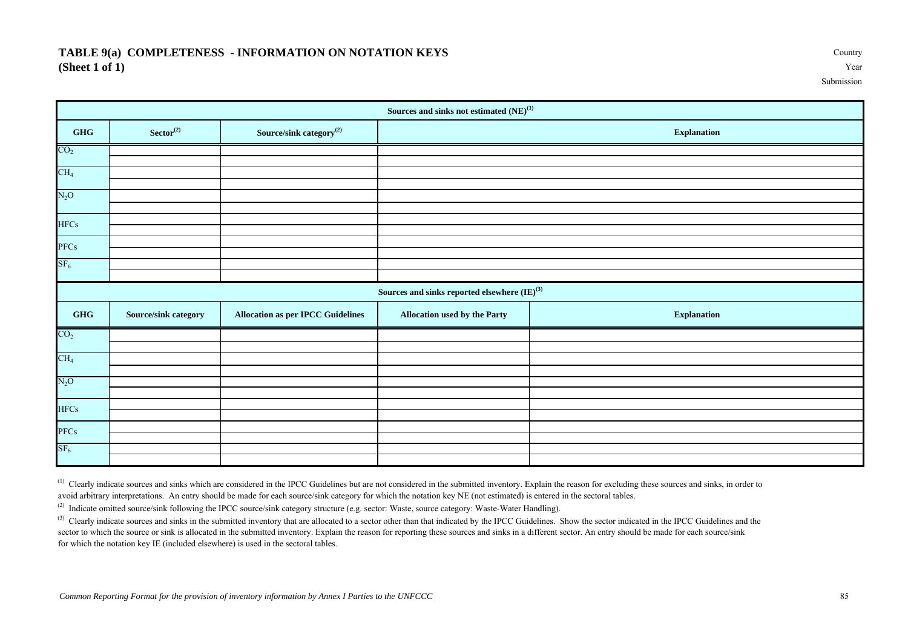# TABLE 9(a) COMPLETENESS - INFORMATION ON NOTATION KEYS
## (Sheet 1 of 1)

Country

Year

Submission

| Sources and sinks not estimated (NE)[1] | | | |
|---|---|---|---|
| **GHG** | **Sector[2]** | **Source/sink category[2]** | **Explanation** |
| $CO_2$ | | | |
| | | | |
| $CH_4$ | | | |
| | | | |
| $N_2O$ | | | |
| | | | |
| HFCs | | | |
| | | | |
| PFCs | | | |
| | | | |
| $SF_6$ | | | |
| | | | |

| Sources and sinks reported elsewhere (IE)[3] | | | | |
|---|---|---|---|---|
| **GHG** | **Source/sink category** | **Allocation as per IPCC Guidelines** | **Allocation used by the Party** | **Explanation** |
| $CO_2$ | | | | |
| | | | | |
| $CH_4$ | | | | |
| | | | | |
| $N_2O$ | | | | |
| | | | | |
| HFCs | | | | |
| | | | | |
| PFCs | | | | |
| | | | | |
| $SF_6$ | | | | |
| | | | | |

[1] Clearly indicate sources and sinks which are considered in the IPCC Guidelines but are not considered in the submitted inventory. Explain the reason for excluding these sources and sinks, in order to avoid arbitrary interpretations. An entry should be made for each source/sink category for which the notation key NE (not estimated) is entered in the sectoral tables.

[2] Indicate omitted source/sink following the IPCC source/sink category structure (e.g. sector: Waste, source category: Waste-Water Handling).

[3] Clearly indicate sources and sinks in the submitted inventory that are allocated to a sector other than that indicated by the IPCC Guidelines. Show the sector indicated in the IPCC Guidelines and the sector to which the source or sink is allocated in the submitted inventory. Explain the reason for reporting these sources and sinks in a different sector. An entry should be made for each source/sink for which the notation key IE (included elsewhere) is used in the sectoral tables.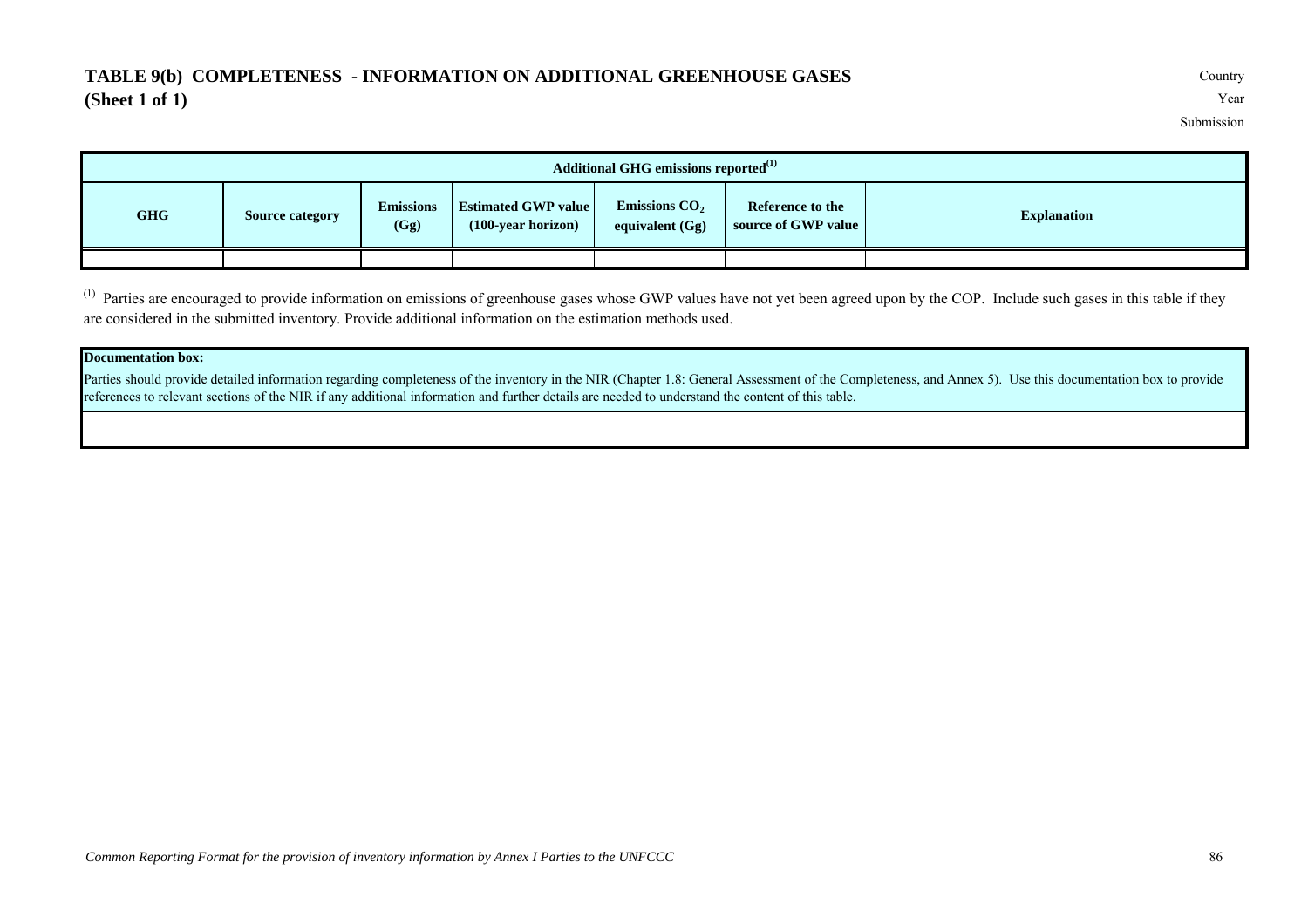# TABLE 9(b) COMPLETENESS - INFORMATION ON ADDITIONAL GREENHOUSE GASES
## (Sheet 1 of 1)

Country

Year

Submission

| Additional GHG emissions reported[1] | | | | | | |
|---|---|---|---|---|---|---|
| GHG | Source category | Emissions (Gg) | Estimated GWP value (100-year horizon) | Emissions $CO_2$ equivalent (Gg) | Reference to the source of GWP value | Explanation |
| | | | | | | |

[1] Parties are encouraged to provide information on emissions of greenhouse gases whose GWP values have not yet been agreed upon by the COP. Include such gases in this table if they are considered in the submitted inventory. Provide additional information on the estimation methods used.

| **Documentation box:** |
|---|
| Parties should provide detailed information regarding completeness of the inventory in the NIR (Chapter 1.8: General Assessment of the Completeness, and Annex 5). Use this documentation box to provide references to relevant sections of the NIR if any additional information and further details are needed to understand the content of this table. |
| |

*Common Reporting Format for the provision of inventory information by Annex I Parties to the UNFCCC*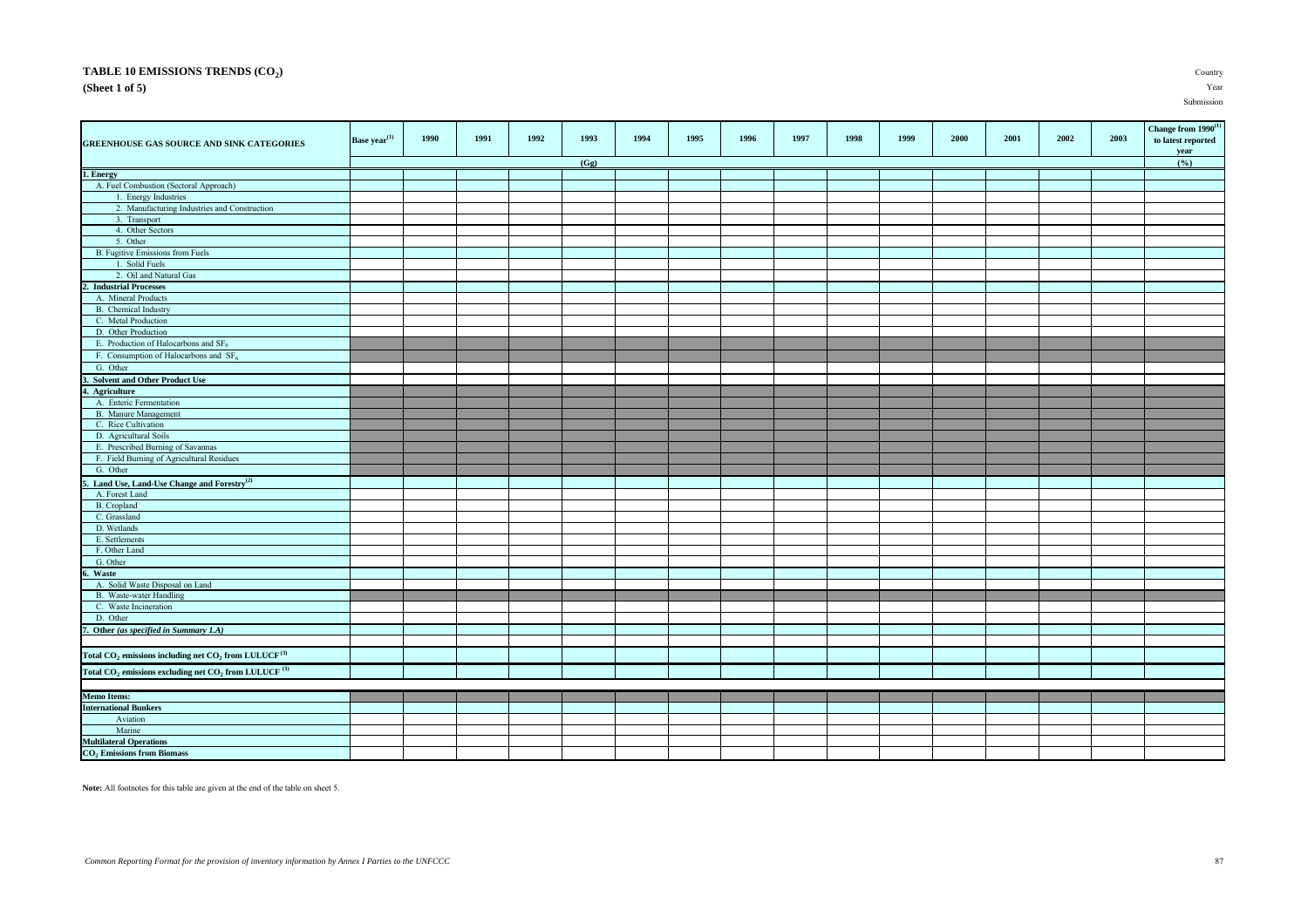# TABLE 10 EMISSIONS TRENDS ($CO_2$)

**(Sheet 1 of 5)**

Country

Year

Submission

| GREENHOUSE GAS SOURCE AND SINK CATEGORIES | Base year[(1)] | 1990 | 1991 | 1992 | 1993 | 1994 | 1995 | 1996 | 1997 | 1998 | 1999 | 2000 | 2001 | 2002 | 2003 | Change from 1990[(1)] to latest reported year |
|---|---|---|---|---|---|---|---|---|---|---|---|---|---|---|---|---|
| | (Gg) | | | | | | | | | | | | | | | (%) |
| **1. Energy** | | | | | | | | | | | | | | | | |
| A. Fuel Combustion (Sectoral Approach) | | | | | | | | | | | | | | | | |
| 1. Energy Industries | | | | | | | | | | | | | | | | |
| 2. Manufacturing Industries and Construction | | | | | | | | | | | | | | | | |
| 3. Transport | | | | | | | | | | | | | | | | |
| 4. Other Sectors | | | | | | | | | | | | | | | | |
| 5. Other | | | | | | | | | | | | | | | | |
| B. Fugitive Emissions from Fuels | | | | | | | | | | | | | | | | |
| 1. Solid Fuels | | | | | | | | | | | | | | | | |
| 2. Oil and Natural Gas | | | | | | | | | | | | | | | | |
| **2. Industrial Processes** | | | | | | | | | | | | | | | | |
| A. Mineral Products | | | | | | | | | | | | | | | | |
| B. Chemical Industry | | | | | | | | | | | | | | | | |
| C. Metal Production | | | | | | | | | | | | | | | | |
| D. Other Production | | | | | | | | | | | | | | | | |
| E. Production of Halocarbons and $SF_6$ | | | | | | | | | | | | | | | | |
| F. Consumption of Halocarbons and $SF_6$ | | | | | | | | | | | | | | | | |
| G. Other | | | | | | | | | | | | | | | | |
| **3. Solvent and Other Product Use** | | | | | | | | | | | | | | | | |
| **4. Agriculture** | | | | | | | | | | | | | | | | |
| A. Enteric Fermentation | | | | | | | | | | | | | | | | |
| B. Manure Management | | | | | | | | | | | | | | | | |
| C. Rice Cultivation | | | | | | | | | | | | | | | | |
| D. Agricultural Soils | | | | | | | | | | | | | | | | |
| E. Prescribed Burning of Savannas | | | | | | | | | | | | | | | | |
| F. Field Burning of Agricultural Residues | | | | | | | | | | | | | | | | |
| G. Other | | | | | | | | | | | | | | | | |
| **5. Land Use, Land-Use Change and Forestry[(2)]** | | | | | | | | | | | | | | | | |
| A. Forest Land | | | | | | | | | | | | | | | | |
| B. Cropland | | | | | | | | | | | | | | | | |
| C. Grassland | | | | | | | | | | | | | | | | |
| D. Wetlands | | | | | | | | | | | | | | | | |
| E. Settlements | | | | | | | | | | | | | | | | |
| F. Other Land | | | | | | | | | | | | | | | | |
| G. Other | | | | | | | | | | | | | | | | |
| **6. Waste** | | | | | | | | | | | | | | | | |
| A. Solid Waste Disposal on Land | | | | | | | | | | | | | | | | |
| B. Waste-water Handling | | | | | | | | | | | | | | | | |
| C. Waste Incineration | | | | | | | | | | | | | | | | |
| D. Other | | | | | | | | | | | | | | | | |
| **7. Other** ***(as specified in Summary 1.A)*** | | | | | | | | | | | | | | | | |
| | | | | | | | | | | | | | | | | |
| **Total $CO_2$ emissions including net $CO_2$ from LULUCF[(3)]** | | | | | | | | | | | | | | | | |
| **Total $CO_2$ emissions excluding net $CO_2$ from LULUCF[(3)]** | | | | | | | | | | | | | | | | |
| | | | | | | | | | | | | | | | | |
| **Memo Items:** | | | | | | | | | | | | | | | | |
| **International Bunkers** | | | | | | | | | | | | | | | | |
| Aviation | | | | | | | | | | | | | | | | |
| Marine | | | | | | | | | | | | | | | | |
| **Multilateral Operations** | | | | | | | | | | | | | | | | |
| **$CO_2$ Emissions from Biomass** | | | | | | | | | | | | | | | | |

**Note:** All footnotes for this table are given at the end of the table on sheet 5.

*Common Reporting Format for the provision of inventory information by Annex I Parties to the UNFCCC*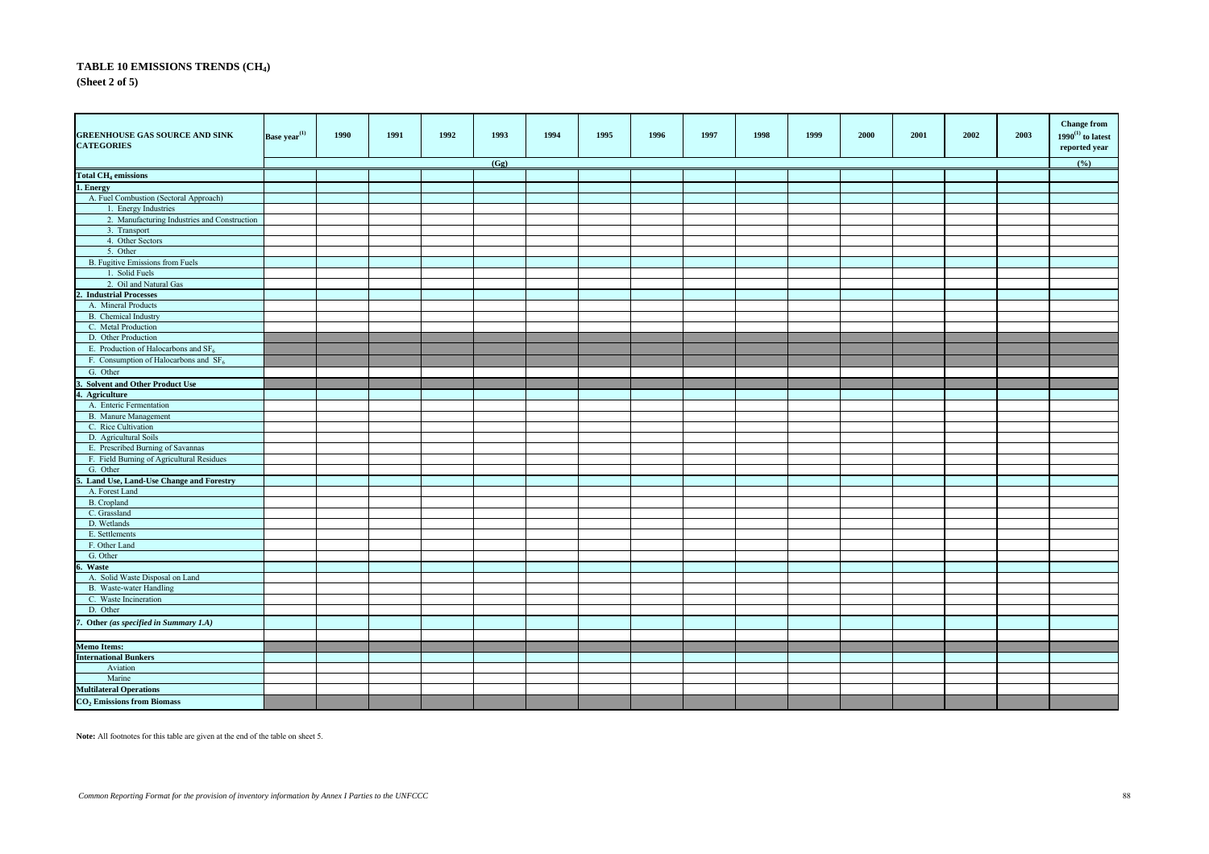## TABLE 10 EMISSIONS TRENDS ($CH_4$)

**(Sheet 2 of 5)**

| GREENHOUSE GAS SOURCE AND SINK CATEGORIES | Base year[(1)] | 1990 | 1991 | 1992 | 1993 | 1994 | 1995 | 1996 | 1997 | 1998 | 1999 | 2000 | 2001 | 2002 | 2003 | Change from 1990[(1)] to latest reported year |
|---|---|---|---|---|---|---|---|---|---|---|---|---|---|---|---|---|
| | | | | | (Gg) | | | | | | | | | | | (%) |
| **Total $CH_4$ emissions** | | | | | | | | | | | | | | | | |
| **1. Energy** | | | | | | | | | | | | | | | | |
| A. Fuel Combustion (Sectoral Approach) | | | | | | | | | | | | | | | | |
| 1. Energy Industries | | | | | | | | | | | | | | | | |
| 2. Manufacturing Industries and Construction | | | | | | | | | | | | | | | | |
| 3. Transport | | | | | | | | | | | | | | | | |
| 4. Other Sectors | | | | | | | | | | | | | | | | |
| 5. Other | | | | | | | | | | | | | | | | |
| B. Fugitive Emissions from Fuels | | | | | | | | | | | | | | | | |
| 1. Solid Fuels | | | | | | | | | | | | | | | | |
| 2. Oil and Natural Gas | | | | | | | | | | | | | | | | |
| **2. Industrial Processes** | | | | | | | | | | | | | | | | |
| A. Mineral Products | | | | | | | | | | | | | | | | |
| B. Chemical Industry | | | | | | | | | | | | | | | | |
| C. Metal Production | | | | | | | | | | | | | | | | |
| D. Other Production | | | | | | | | | | | | | | | | |
| E. Production of Halocarbons and $SF_6$ | | | | | | | | | | | | | | | | |
| F. Consumption of Halocarbons and $SF_6$ | | | | | | | | | | | | | | | | |
| G. Other | | | | | | | | | | | | | | | | |
| **3. Solvent and Other Product Use** | | | | | | | | | | | | | | | | |
| **4. Agriculture** | | | | | | | | | | | | | | | | |
| A. Enteric Fermentation | | | | | | | | | | | | | | | | |
| B. Manure Management | | | | | | | | | | | | | | | | |
| C. Rice Cultivation | | | | | | | | | | | | | | | | |
| D. Agricultural Soils | | | | | | | | | | | | | | | | |
| E. Prescribed Burning of Savannas | | | | | | | | | | | | | | | | |
| F. Field Burning of Agricultural Residues | | | | | | | | | | | | | | | | |
| G. Other | | | | | | | | | | | | | | | | |
| **5. Land Use, Land-Use Change and Forestry** | | | | | | | | | | | | | | | | |
| A. Forest Land | | | | | | | | | | | | | | | | |
| B. Cropland | | | | | | | | | | | | | | | | |
| C. Grassland | | | | | | | | | | | | | | | | |
| D. Wetlands | | | | | | | | | | | | | | | | |
| E. Settlements | | | | | | | | | | | | | | | | |
| F. Other Land | | | | | | | | | | | | | | | | |
| G. Other | | | | | | | | | | | | | | | | |
| **6. Waste** | | | | | | | | | | | | | | | | |
| A. Solid Waste Disposal on Land | | | | | | | | | | | | | | | | |
| B. Waste-water Handling | | | | | | | | | | | | | | | | |
| C. Waste Incineration | | | | | | | | | | | | | | | | |
| D. Other | | | | | | | | | | | | | | | | |
| **7. Other** ***(as specified in Summary 1.A)*** | | | | | | | | | | | | | | | | |
| | | | | | | | | | | | | | | | | |
| **Memo Items:** | | | | | | | | | | | | | | | | |
| **International Bunkers** | | | | | | | | | | | | | | | | |
| Aviation | | | | | | | | | | | | | | | | |
| Marine | | | | | | | | | | | | | | | | |
| **Multilateral Operations** | | | | | | | | | | | | | | | | |
| **$CO_2$ Emissions from Biomass** | | | | | | | | | | | | | | | | |

**Note:** All footnotes for this table are given at the end of the table on sheet 5.

*Common Reporting Format for the provision of inventory information by Annex I Parties to the UNFCCC*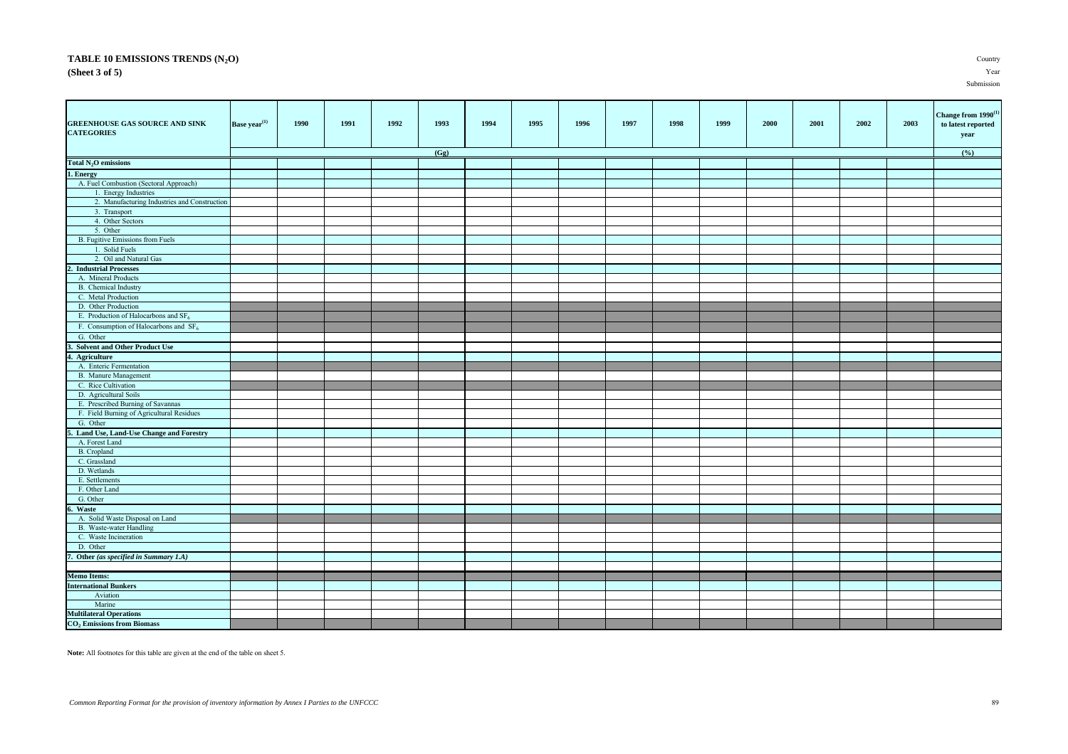# TABLE 10 EMISSIONS TRENDS ($N_2O$)

## (Sheet 3 of 5)

Country

Year

Submission

| GREENHOUSE GAS SOURCE AND SINK CATEGORIES | Base year[1] | 1990 | 1991 | 1992 | 1993 | 1994 | 1995 | 1996 | 1997 | 1998 | 1999 | 2000 | 2001 | 2002 | 2003 | Change from 1990[1] to latest reported year |
|---|---|---|---|---|---|---|---|---|---|---|---|---|---|---|---|---|
| | (Gg) | | | | | | | | | | | | | | | (%) |
| Total $N_2O$ emissions | | | | | | | | | | | | | | | | |
| 1. Energy | | | | | | | | | | | | | | | | |
| A. Fuel Combustion (Sectoral Approach) | | | | | | | | | | | | | | | | |
| 1. Energy Industries | | | | | | | | | | | | | | | | |
| 2. Manufacturing Industries and Construction | | | | | | | | | | | | | | | | |
| 3. Transport | | | | | | | | | | | | | | | | |
| 4. Other Sectors | | | | | | | | | | | | | | | | |
| 5. Other | | | | | | | | | | | | | | | | |
| B. Fugitive Emissions from Fuels | | | | | | | | | | | | | | | | |
| 1. Solid Fuels | | | | | | | | | | | | | | | | |
| 2. Oil and Natural Gas | | | | | | | | | | | | | | | | |
| 2. Industrial Processes | | | | | | | | | | | | | | | | |
| A. Mineral Products | | | | | | | | | | | | | | | | |
| B. Chemical Industry | | | | | | | | | | | | | | | | |
| C. Metal Production | | | | | | | | | | | | | | | | |
| D. Other Production | | | | | | | | | | | | | | | | |
| E. Production of Halocarbons and $SF_6$ | | | | | | | | | | | | | | | | |
| F. Consumption of Halocarbons and $SF_6$ | | | | | | | | | | | | | | | | |
| G. Other | | | | | | | | | | | | | | | | |
| 3. Solvent and Other Product Use | | | | | | | | | | | | | | | | |
| 4. Agriculture | | | | | | | | | | | | | | | | |
| A. Enteric Fermentation | | | | | | | | | | | | | | | | |
| B. Manure Management | | | | | | | | | | | | | | | | |
| C. Rice Cultivation | | | | | | | | | | | | | | | | |
| D. Agricultural Soils | | | | | | | | | | | | | | | | |
| E. Prescribed Burning of Savannas | | | | | | | | | | | | | | | | |
| F. Field Burning of Agricultural Residues | | | | | | | | | | | | | | | | |
| G. Other | | | | | | | | | | | | | | | | |
| 5. Land Use, Land-Use Change and Forestry | | | | | | | | | | | | | | | | |
| A. Forest Land | | | | | | | | | | | | | | | | |
| B. Cropland | | | | | | | | | | | | | | | | |
| C. Grassland | | | | | | | | | | | | | | | | |
| D. Wetlands | | | | | | | | | | | | | | | | |
| E. Settlements | | | | | | | | | | | | | | | | |
| F. Other Land | | | | | | | | | | | | | | | | |
| G. Other | | | | | | | | | | | | | | | | |
| 6. Waste | | | | | | | | | | | | | | | | |
| A. Solid Waste Disposal on Land | | | | | | | | | | | | | | | | |
| B. Waste-water Handling | | | | | | | | | | | | | | | | |
| C. Waste Incineration | | | | | | | | | | | | | | | | |
| D. Other | | | | | | | | | | | | | | | | |
| 7. Other *(as specified in Summary 1.A)* | | | | | | | | | | | | | | | | |
| | | | | | | | | | | | | | | | | |
| Memo Items: | | | | | | | | | | | | | | | | |
| International Bunkers | | | | | | | | | | | | | | | | |
| Aviation | | | | | | | | | | | | | | | | |
| Marine | | | | | | | | | | | | | | | | |
| Multilateral Operations | | | | | | | | | | | | | | | | |
| $CO_2$ Emissions from Biomass | | | | | | | | | | | | | | | | |

**Note:** All footnotes for this table are given at the end of the table on sheet 5.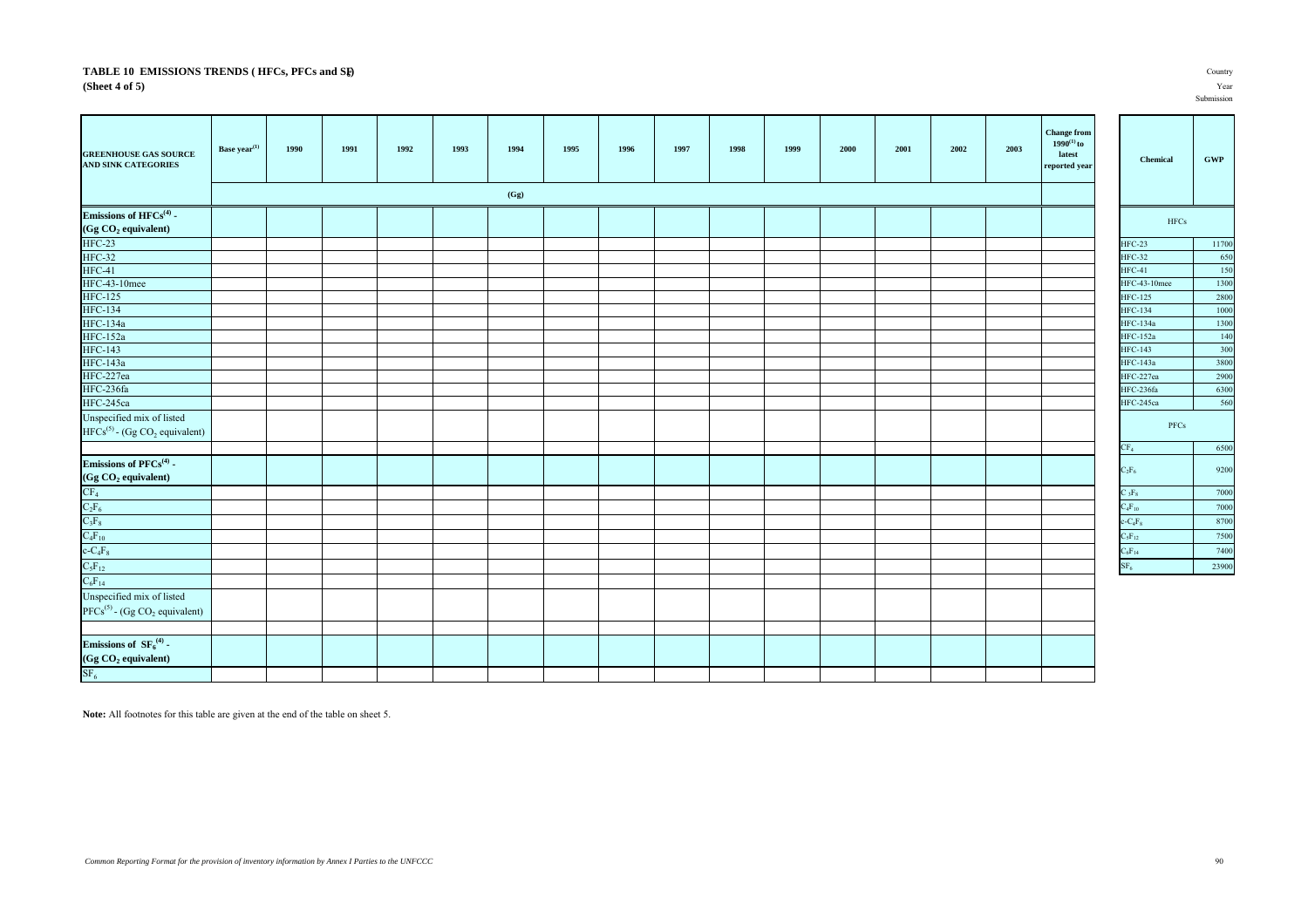# TABLE 10 EMISSIONS TRENDS ( HFCs, PFCs and $SF_6$)

**(Sheet 4 of 5)**

Country

Year

Submission

| GREENHOUSE GAS SOURCE AND SINK CATEGORIES | Base year[1] | 1990 | 1991 | 1992 | 1993 | 1994 | 1995 | 1996 | 1997 | 1998 | 1999 | 2000 | 2001 | 2002 | 2003 | Change from 1990[1] to latest reported year |
|---|---|---|---|---|---|---|---|---|---|---|---|---|---|---|---|---|
| | (Gg) | | | | | | | | | | | | | | | |
| **Emissions of HFCs[4] - ($Gg\ CO_2$ equivalent)** | | | | | | | | | | | | | | | | |
| HFC-23 | | | | | | | | | | | | | | | | |
| HFC-32 | | | | | | | | | | | | | | | | |
| HFC-41 | | | | | | | | | | | | | | | | |
| HFC-43-10mee | | | | | | | | | | | | | | | | |
| HFC-125 | | | | | | | | | | | | | | | | |
| HFC-134 | | | | | | | | | | | | | | | | |
| HFC-134a | | | | | | | | | | | | | | | | |
| HFC-152a | | | | | | | | | | | | | | | | |
| HFC-143 | | | | | | | | | | | | | | | | |
| HFC-143a | | | | | | | | | | | | | | | | |
| HFC-227ea | | | | | | | | | | | | | | | | |
| HFC-236fa | | | | | | | | | | | | | | | | |
| HFC-245ca | | | | | | | | | | | | | | | | |
| Unspecified mix of listed HFCs[5] - ($Gg\ CO_2$ equivalent) | | | | | | | | | | | | | | | | |
| | | | | | | | | | | | | | | | | |
| **Emissions of PFCs[4] - ($Gg\ CO_2$ equivalent)** | | | | | | | | | | | | | | | | |
| $CF_4$ | | | | | | | | | | | | | | | | |
| $C_2F_6$ | | | | | | | | | | | | | | | | |
| $C_3F_8$ | | | | | | | | | | | | | | | | |
| $C_4F_{10}$ | | | | | | | | | | | | | | | | |
| $c\text{-}C_4F_8$ | | | | | | | | | | | | | | | | |
| $C_5F_{12}$ | | | | | | | | | | | | | | | | |
| $C_6F_{14}$ | | | | | | | | | | | | | | | | |
| Unspecified mix of listed PFCs[5] - ($Gg\ CO_2$ equivalent) | | | | | | | | | | | | | | | | |
| | | | | | | | | | | | | | | | | |
| **Emissions of $SF_6$[4] - ($Gg\ CO_2$ equivalent)** | | | | | | | | | | | | | | | | |
| $SF_6$ | | | | | | | | | | | | | | | | |

| Chemical | GWP |
|---|---|
| HFCs | |
| HFC-23 | 11700 |
| HFC-32 | 650 |
| HFC-41 | 150 |
| HFC-43-10mee | 1300 |
| HFC-125 | 2800 |
| HFC-134 | 1000 |
| HFC-134a | 1300 |
| HFC-152a | 140 |
| HFC-143 | 300 |
| HFC-143a | 3800 |
| HFC-227ea | 2900 |
| HFC-236fa | 6300 |
| HFC-245ca | 560 |
| PFCs | |
| $CF_4$ | 6500 |
| $C_2F_6$ | 9200 |
| $C_3F_8$ | 7000 |
| $C_4F_{10}$ | 7000 |
| $c\text{-}C_4F_8$ | 8700 |
| $C_5F_{12}$ | 7500 |
| $C_6F_{14}$ | 7400 |
| $SF_6$ | 23900 |

**Note:** All footnotes for this table are given at the end of the table on sheet 5.

*Common Reporting Format for the provision of inventory information by Annex I Parties to the UNFCCC*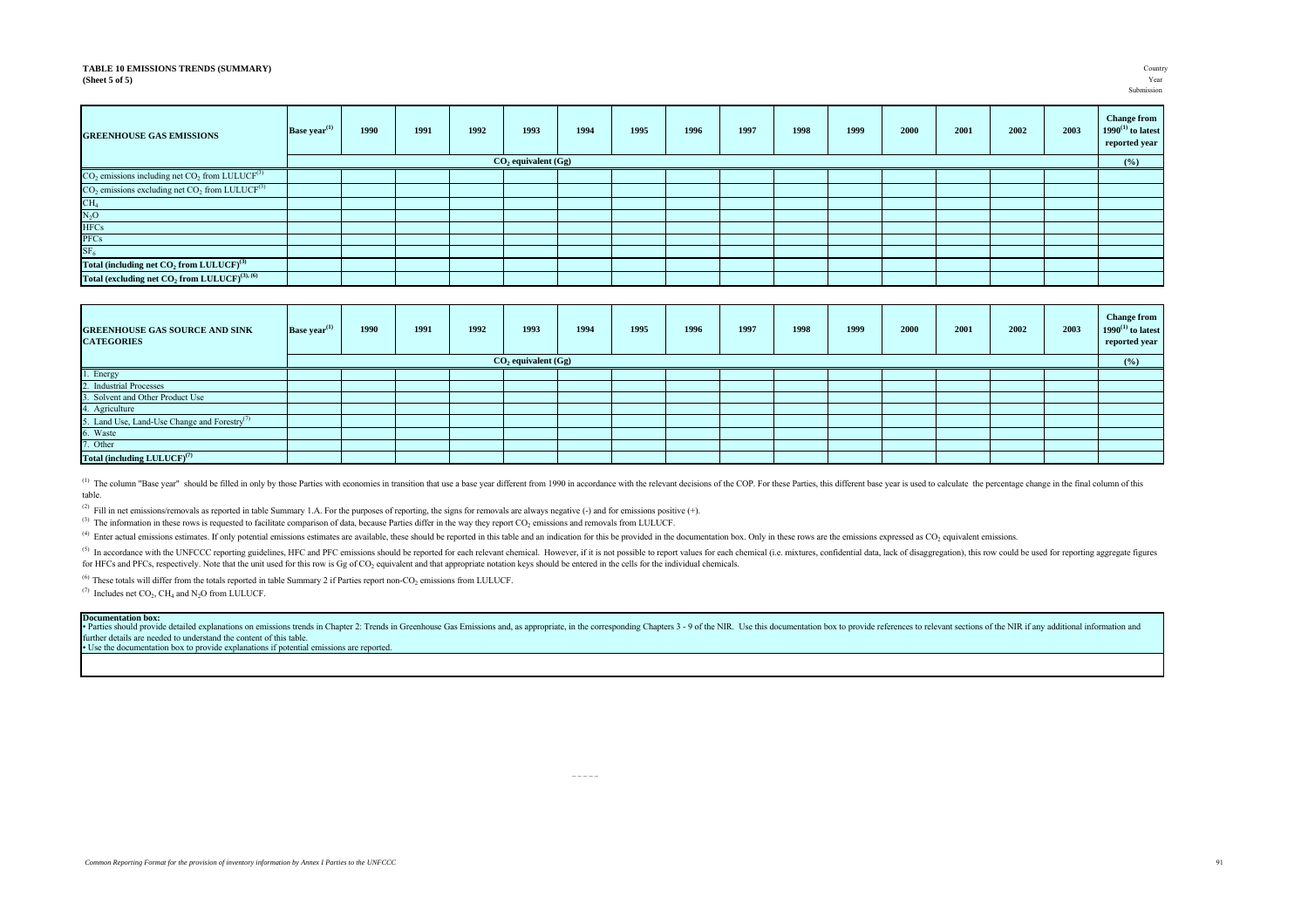**TABLE 10 EMISSIONS TRENDS (SUMMARY)**
**(Sheet 5 of 5)**

Country
Year
Submission

| GREENHOUSE GAS EMISSIONS | Base year[1] | 1990 | 1991 | 1992 | 1993 | 1994 | 1995 | 1996 | 1997 | 1998 | 1999 | 2000 | 2001 | 2002 | 2003 | Change from 1990[1] to latest reported year |
|---|---|---|---|---|---|---|---|---|---|---|---|---|---|---|---|---|
| | $CO_2$ equivalent (Gg) | | | | | | | | | | | | | | | (%) |
| $CO_2$ emissions including net $CO_2$ from LULUCF[3] | | | | | | | | | | | | | | | | |
| $CO_2$ emissions excluding net $CO_2$ from LULUCF[3] | | | | | | | | | | | | | | | | |
| $CH_4$ | | | | | | | | | | | | | | | | |
| $N_2O$ | | | | | | | | | | | | | | | | |
| HFCs | | | | | | | | | | | | | | | | |
| PFCs | | | | | | | | | | | | | | | | |
| $SF_6$ | | | | | | | | | | | | | | | | |
| **Total (including net $CO_2$ from LULUCF)[3]** | | | | | | | | | | | | | | | | |
| **Total (excluding net $CO_2$ from LULUCF)[3], [6]** | | | | | | | | | | | | | | | | |

| GREENHOUSE GAS SOURCE AND SINK CATEGORIES | Base year[1] | 1990 | 1991 | 1992 | 1993 | 1994 | 1995 | 1996 | 1997 | 1998 | 1999 | 2000 | 2001 | 2002 | 2003 | Change from 1990[1] to latest reported year |
|---|---|---|---|---|---|---|---|---|---|---|---|---|---|---|---|---|
| | $CO_2$ equivalent (Gg) | | | | | | | | | | | | | | | (%) |
| 1. Energy | | | | | | | | | | | | | | | | |
| 2. Industrial Processes | | | | | | | | | | | | | | | | |
| 3. Solvent and Other Product Use | | | | | | | | | | | | | | | | |
| 4. Agriculture | | | | | | | | | | | | | | | | |
| 5. Land Use, Land-Use Change and Forestry[7] | | | | | | | | | | | | | | | | |
| 6. Waste | | | | | | | | | | | | | | | | |
| 7. Other | | | | | | | | | | | | | | | | |
| **Total (including LULUCF)[7]** | | | | | | | | | | | | | | | | |

[1] The column "Base year" should be filled in only by those Parties with economies in transition that use a base year different from 1990 in accordance with the relevant decisions of the COP. For these Parties, this different base year is used to calculate the percentage change in the final column of this table.

[2] Fill in net emissions/removals as reported in table Summary 1.A. For the purposes of reporting, the signs for removals are always negative (-) and for emissions positive (+).

[3] The information in these rows is requested to facilitate comparison of data, because Parties differ in the way they report $CO_2$ emissions and removals from LULUCF.

[4] Enter actual emissions estimates. If only potential emissions estimates are available, these should be reported in this table and an indication for this be provided in the documentation box. Only in these rows are the emissions expressed as $CO_2$ equivalent emissions.

[5] In accordance with the UNFCCC reporting guidelines, HFC and PFC emissions should be reported for each relevant chemical. However, if it is not possible to report values for each chemical (i.e. mixtures, confidential data, lack of disaggregation), this row could be used for reporting aggregate figures for HFCs and PFCs, respectively. Note that the unit used for this row is Gg of $CO_2$ equivalent and that appropriate notation keys should be entered in the cells for the individual chemicals.

[6] These totals will differ from the totals reported in table Summary 2 if Parties report non-$CO_2$ emissions from LULUCF.

[7] Includes net $CO_2$, $CH_4$ and $N_2O$ from LULUCF.

**Documentation box:**
• Parties should provide detailed explanations on emissions trends in Chapter 2: Trends in Greenhouse Gas Emissions and, as appropriate, in the corresponding Chapters 3 - 9 of the NIR. Use this documentation box to provide references to relevant sections of the NIR if any additional information and further details are needed to understand the content of this table.
• Use the documentation box to provide explanations if potential emissions are reported.

- - - - -